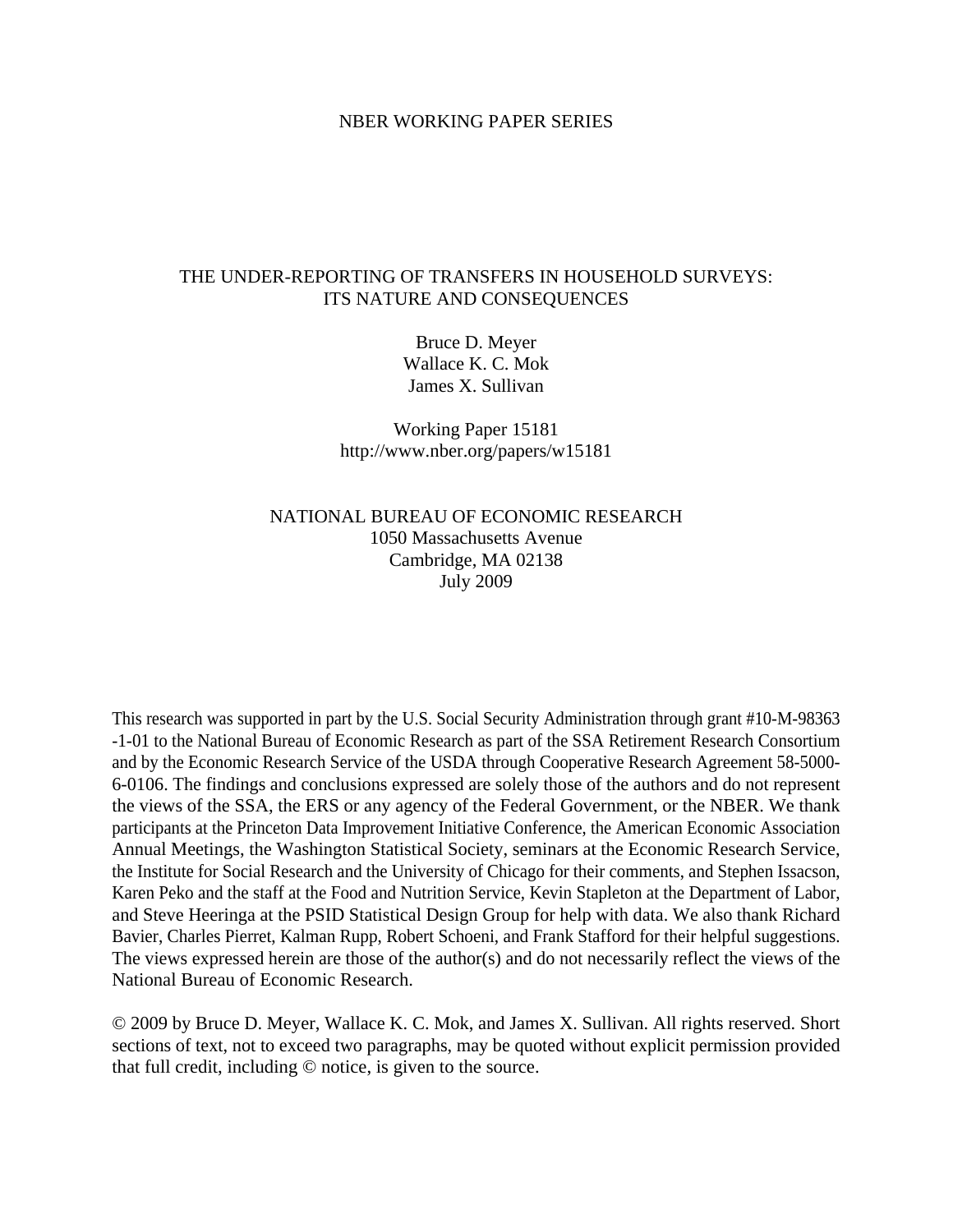NBER WORKING PAPER SERIES

# THE UNDER-REPORTING OF TRANSFERS IN HOUSEHOLD SURVEYS: ITS NATURE AND CONSEQUENCES

Bruce D. Meyer
Wallace K. C. Mok
James X. Sullivan

Working Paper 15181
http://www.nber.org/papers/w15181

NATIONAL BUREAU OF ECONOMIC RESEARCH
1050 Massachusetts Avenue
Cambridge, MA 02138
July 2009

This research was supported in part by the U.S. Social Security Administration through grant #10-M-98363-1-01 to the National Bureau of Economic Research as part of the SSA Retirement Research Consortium and by the Economic Research Service of the USDA through Cooperative Research Agreement 58-5000-6-0106. The findings and conclusions expressed are solely those of the authors and do not represent the views of the SSA, the ERS or any agency of the Federal Government, or the NBER. We thank participants at the Princeton Data Improvement Initiative Conference, the American Economic Association Annual Meetings, the Washington Statistical Society, seminars at the Economic Research Service, the Institute for Social Research and the University of Chicago for their comments, and Stephen Issacson, Karen Peko and the staff at the Food and Nutrition Service, Kevin Stapleton at the Department of Labor, and Steve Heeringa at the PSID Statistical Design Group for help with data. We also thank Richard Bavier, Charles Pierret, Kalman Rupp, Robert Schoeni, and Frank Stafford for their helpful suggestions. The views expressed herein are those of the author(s) and do not necessarily reflect the views of the National Bureau of Economic Research.

© 2009 by Bruce D. Meyer, Wallace K. C. Mok, and James X. Sullivan. All rights reserved. Short sections of text, not to exceed two paragraphs, may be quoted without explicit permission provided that full credit, including © notice, is given to the source.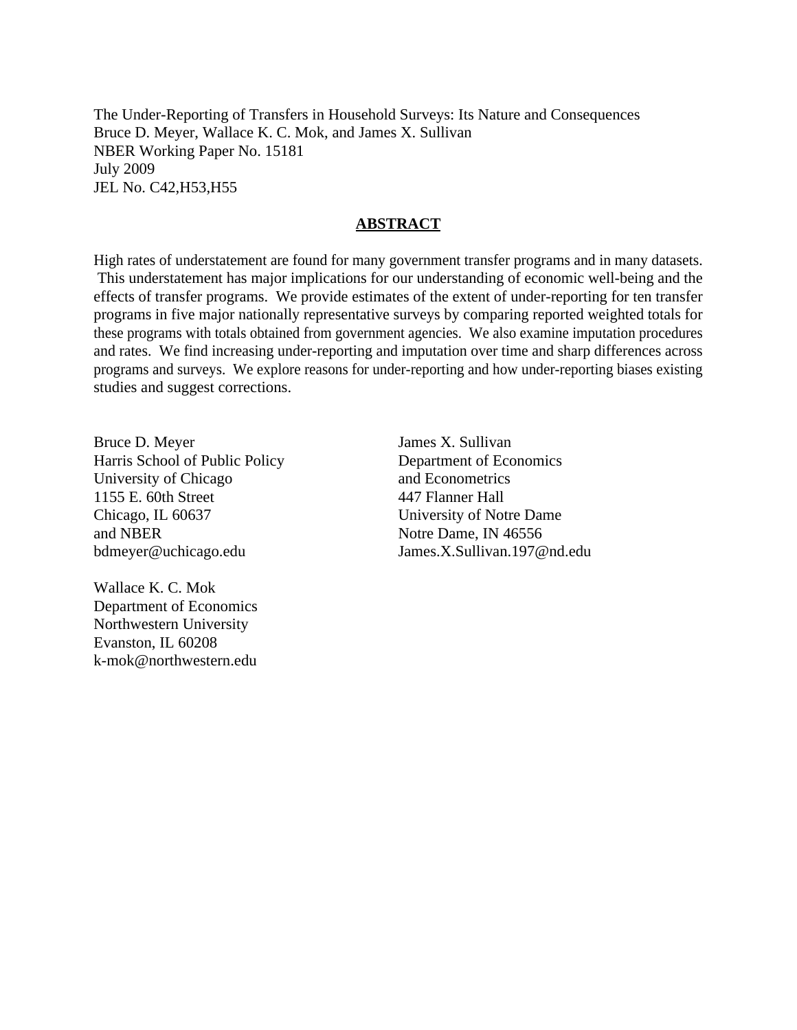The Under-Reporting of Transfers in Household Surveys: Its Nature and Consequences
Bruce D. Meyer, Wallace K. C. Mok, and James X. Sullivan
NBER Working Paper No. 15181
July 2009
JEL No. C42,H53,H55

## **ABSTRACT**

High rates of understatement are found for many government transfer programs and in many datasets. This understatement has major implications for our understanding of economic well-being and the effects of transfer programs. We provide estimates of the extent of under-reporting for ten transfer programs in five major nationally representative surveys by comparing reported weighted totals for these programs with totals obtained from government agencies. We also examine imputation procedures and rates. We find increasing under-reporting and imputation over time and sharp differences across programs and surveys. We explore reasons for under-reporting and how under-reporting biases existing studies and suggest corrections.

Bruce D. Meyer
Harris School of Public Policy
University of Chicago
1155 E. 60th Street
Chicago, IL 60637
and NBER
bdmeyer@uchicago.edu

Wallace K. C. Mok
Department of Economics
Northwestern University
Evanston, IL 60208
k-mok@northwestern.edu

James X. Sullivan
Department of Economics
and Econometrics
447 Flanner Hall
University of Notre Dame
Notre Dame, IN 46556
James.X.Sullivan.197@nd.edu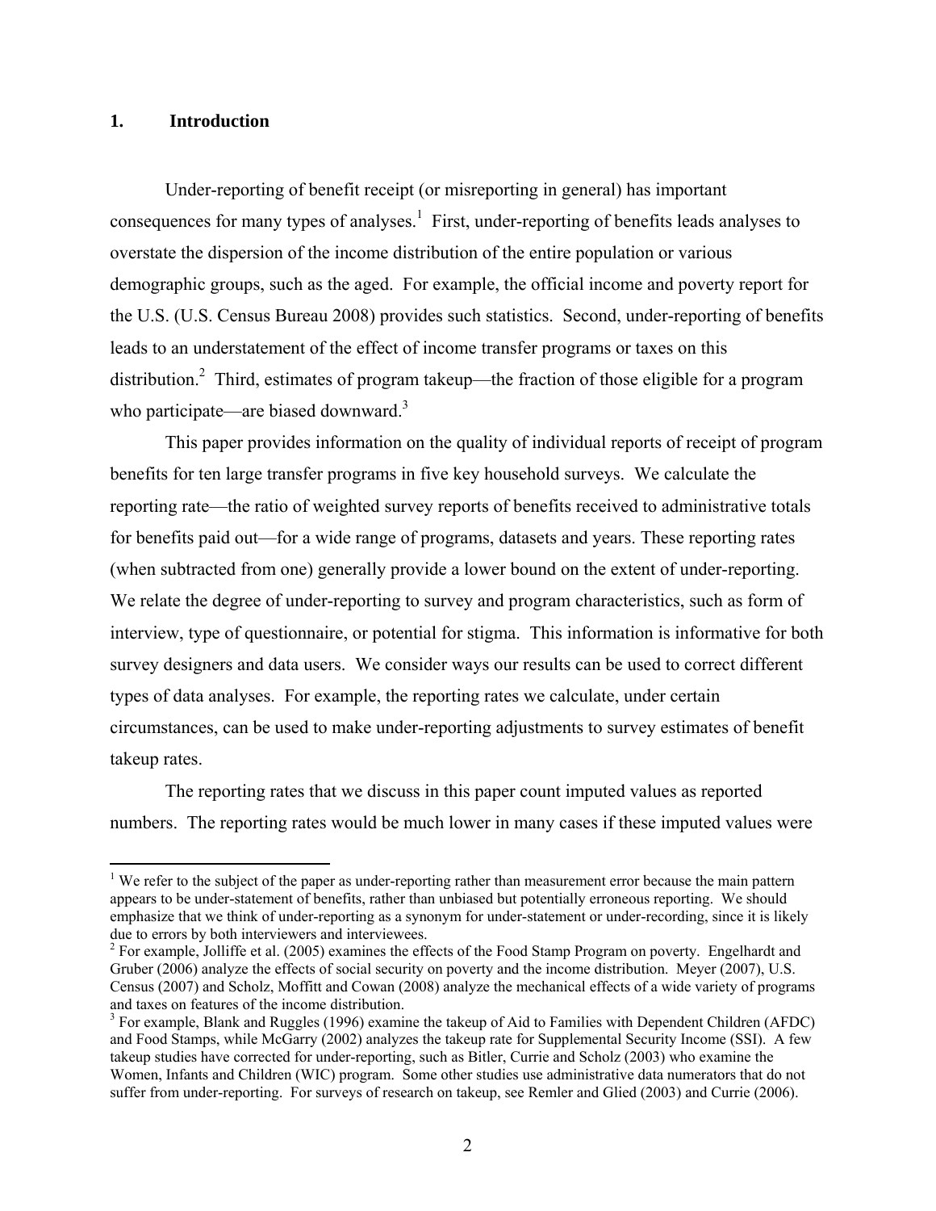## 1. Introduction

Under-reporting of benefit receipt (or misreporting in general) has important consequences for many types of analyses.[1] First, under-reporting of benefits leads analyses to overstate the dispersion of the income distribution of the entire population or various demographic groups, such as the aged. For example, the official income and poverty report for the U.S. (U.S. Census Bureau 2008) provides such statistics. Second, under-reporting of benefits leads to an understatement of the effect of income transfer programs or taxes on this distribution.[2] Third, estimates of program takeup—the fraction of those eligible for a program who participate—are biased downward.[3]

This paper provides information on the quality of individual reports of receipt of program benefits for ten large transfer programs in five key household surveys. We calculate the reporting rate—the ratio of weighted survey reports of benefits received to administrative totals for benefits paid out—for a wide range of programs, datasets and years. These reporting rates (when subtracted from one) generally provide a lower bound on the extent of under-reporting. We relate the degree of under-reporting to survey and program characteristics, such as form of interview, type of questionnaire, or potential for stigma. This information is informative for both survey designers and data users. We consider ways our results can be used to correct different types of data analyses. For example, the reporting rates we calculate, under certain circumstances, can be used to make under-reporting adjustments to survey estimates of benefit takeup rates.

The reporting rates that we discuss in this paper count imputed values as reported numbers. The reporting rates would be much lower in many cases if these imputed values were

---

[1] We refer to the subject of the paper as under-reporting rather than measurement error because the main pattern appears to be under-statement of benefits, rather than unbiased but potentially erroneous reporting. We should emphasize that we think of under-reporting as a synonym for under-statement or under-recording, since it is likely due to errors by both interviewers and interviewees.

[2] For example, Jolliffe et al. (2005) examines the effects of the Food Stamp Program on poverty. Engelhardt and Gruber (2006) analyze the effects of social security on poverty and the income distribution. Meyer (2007), U.S. Census (2007) and Scholz, Moffitt and Cowan (2008) analyze the mechanical effects of a wide variety of programs and taxes on features of the income distribution.

[3] For example, Blank and Ruggles (1996) examine the takeup of Aid to Families with Dependent Children (AFDC) and Food Stamps, while McGarry (2002) analyzes the takeup rate for Supplemental Security Income (SSI). A few takeup studies have corrected for under-reporting, such as Bitler, Currie and Scholz (2003) who examine the Women, Infants and Children (WIC) program. Some other studies use administrative data numerators that do not suffer from under-reporting. For surveys of research on takeup, see Remler and Glied (2003) and Currie (2006).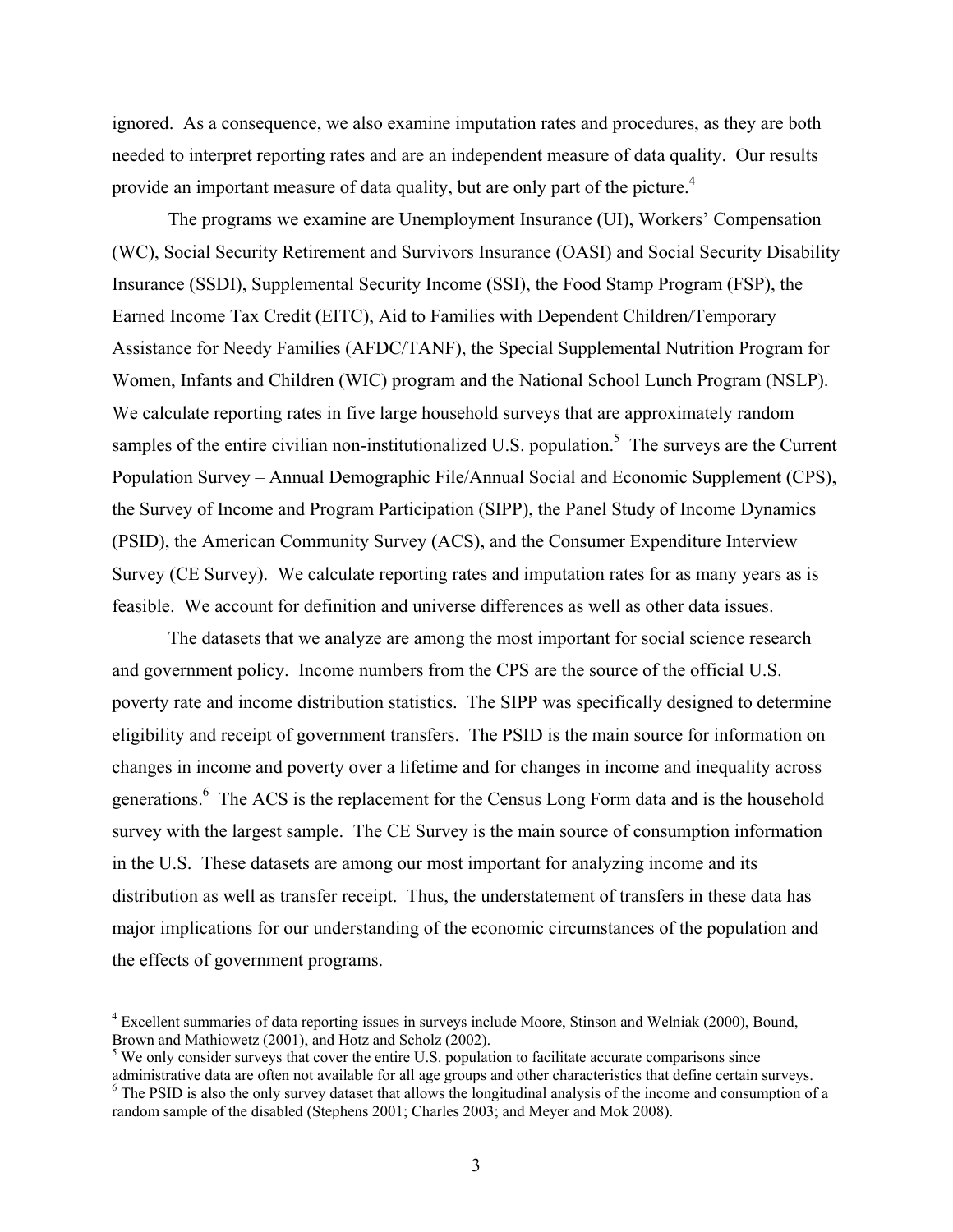ignored. As a consequence, we also examine imputation rates and procedures, as they are both needed to interpret reporting rates and are an independent measure of data quality. Our results provide an important measure of data quality, but are only part of the picture.[4]

The programs we examine are Unemployment Insurance (UI), Workers' Compensation (WC), Social Security Retirement and Survivors Insurance (OASI) and Social Security Disability Insurance (SSDI), Supplemental Security Income (SSI), the Food Stamp Program (FSP), the Earned Income Tax Credit (EITC), Aid to Families with Dependent Children/Temporary Assistance for Needy Families (AFDC/TANF), the Special Supplemental Nutrition Program for Women, Infants and Children (WIC) program and the National School Lunch Program (NSLP). We calculate reporting rates in five large household surveys that are approximately random samples of the entire civilian non-institutionalized U.S. population.[5] The surveys are the Current Population Survey – Annual Demographic File/Annual Social and Economic Supplement (CPS), the Survey of Income and Program Participation (SIPP), the Panel Study of Income Dynamics (PSID), the American Community Survey (ACS), and the Consumer Expenditure Interview Survey (CE Survey). We calculate reporting rates and imputation rates for as many years as is feasible. We account for definition and universe differences as well as other data issues.

The datasets that we analyze are among the most important for social science research and government policy. Income numbers from the CPS are the source of the official U.S. poverty rate and income distribution statistics. The SIPP was specifically designed to determine eligibility and receipt of government transfers. The PSID is the main source for information on changes in income and poverty over a lifetime and for changes in income and inequality across generations.[6] The ACS is the replacement for the Census Long Form data and is the household survey with the largest sample. The CE Survey is the main source of consumption information in the U.S. These datasets are among our most important for analyzing income and its distribution as well as transfer receipt. Thus, the understatement of transfers in these data has major implications for our understanding of the economic circumstances of the population and the effects of government programs.

---

[4] Excellent summaries of data reporting issues in surveys include Moore, Stinson and Welniak (2000), Bound, Brown and Mathiowetz (2001), and Hotz and Scholz (2002).

[5] We only consider surveys that cover the entire U.S. population to facilitate accurate comparisons since administrative data are often not available for all age groups and other characteristics that define certain surveys.

[6] The PSID is also the only survey dataset that allows the longitudinal analysis of the income and consumption of a random sample of the disabled (Stephens 2001; Charles 2003; and Meyer and Mok 2008).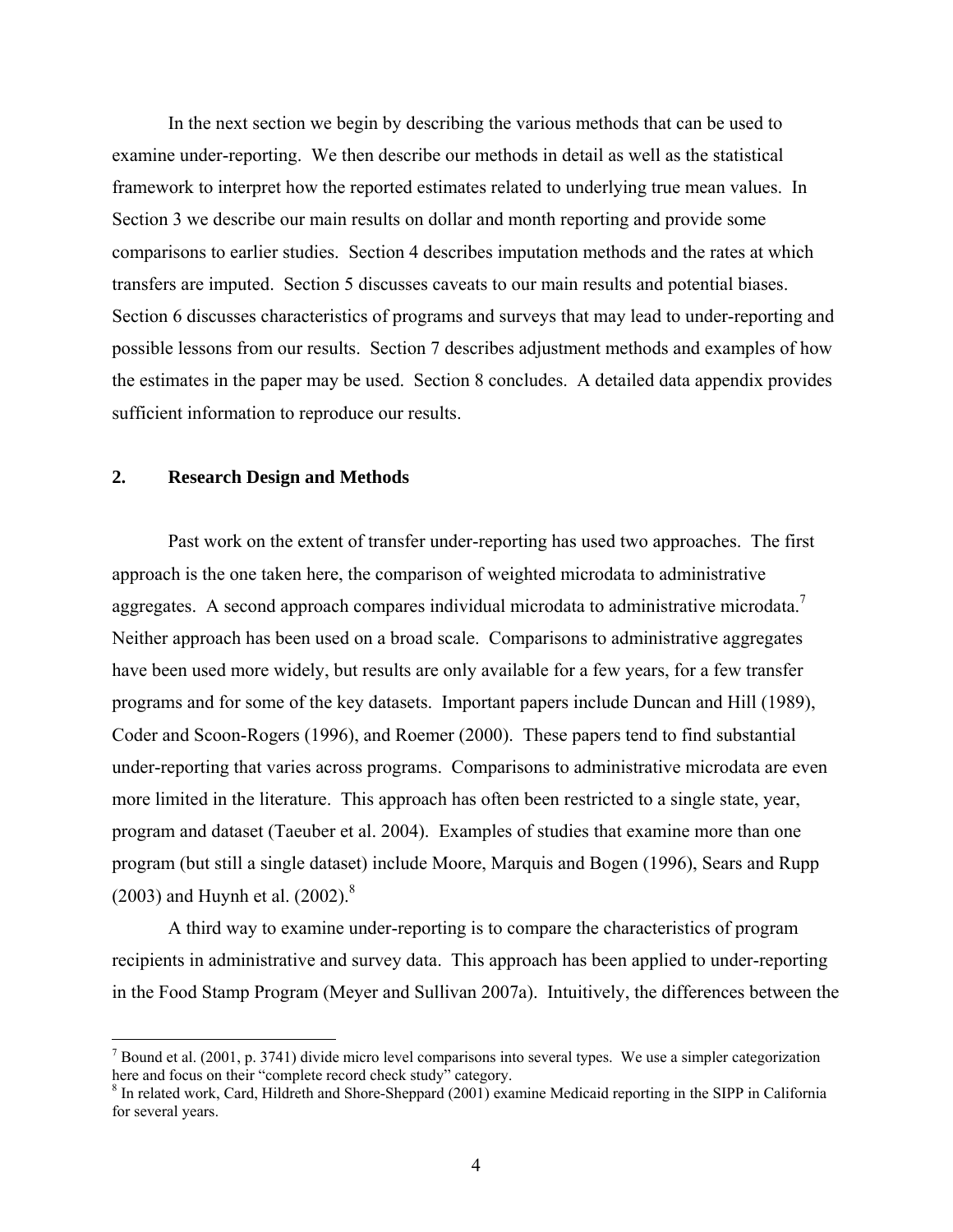In the next section we begin by describing the various methods that can be used to examine under-reporting. We then describe our methods in detail as well as the statistical framework to interpret how the reported estimates related to underlying true mean values. In Section 3 we describe our main results on dollar and month reporting and provide some comparisons to earlier studies. Section 4 describes imputation methods and the rates at which transfers are imputed. Section 5 discusses caveats to our main results and potential biases. Section 6 discusses characteristics of programs and surveys that may lead to under-reporting and possible lessons from our results. Section 7 describes adjustment methods and examples of how the estimates in the paper may be used. Section 8 concludes. A detailed data appendix provides sufficient information to reproduce our results.

## 2. Research Design and Methods

Past work on the extent of transfer under-reporting has used two approaches. The first approach is the one taken here, the comparison of weighted microdata to administrative aggregates. A second approach compares individual microdata to administrative microdata.[7] Neither approach has been used on a broad scale. Comparisons to administrative aggregates have been used more widely, but results are only available for a few years, for a few transfer programs and for some of the key datasets. Important papers include Duncan and Hill (1989), Coder and Scoon-Rogers (1996), and Roemer (2000). These papers tend to find substantial under-reporting that varies across programs. Comparisons to administrative microdata are even more limited in the literature. This approach has often been restricted to a single state, year, program and dataset (Taeuber et al. 2004). Examples of studies that examine more than one program (but still a single dataset) include Moore, Marquis and Bogen (1996), Sears and Rupp (2003) and Huynh et al. (2002).[8]

A third way to examine under-reporting is to compare the characteristics of program recipients in administrative and survey data. This approach has been applied to under-reporting in the Food Stamp Program (Meyer and Sullivan 2007a). Intuitively, the differences between the

[7] Bound et al. (2001, p. 3741) divide micro level comparisons into several types. We use a simpler categorization here and focus on their "complete record check study" category.

[8] In related work, Card, Hildreth and Shore-Sheppard (2001) examine Medicaid reporting in the SIPP in California for several years.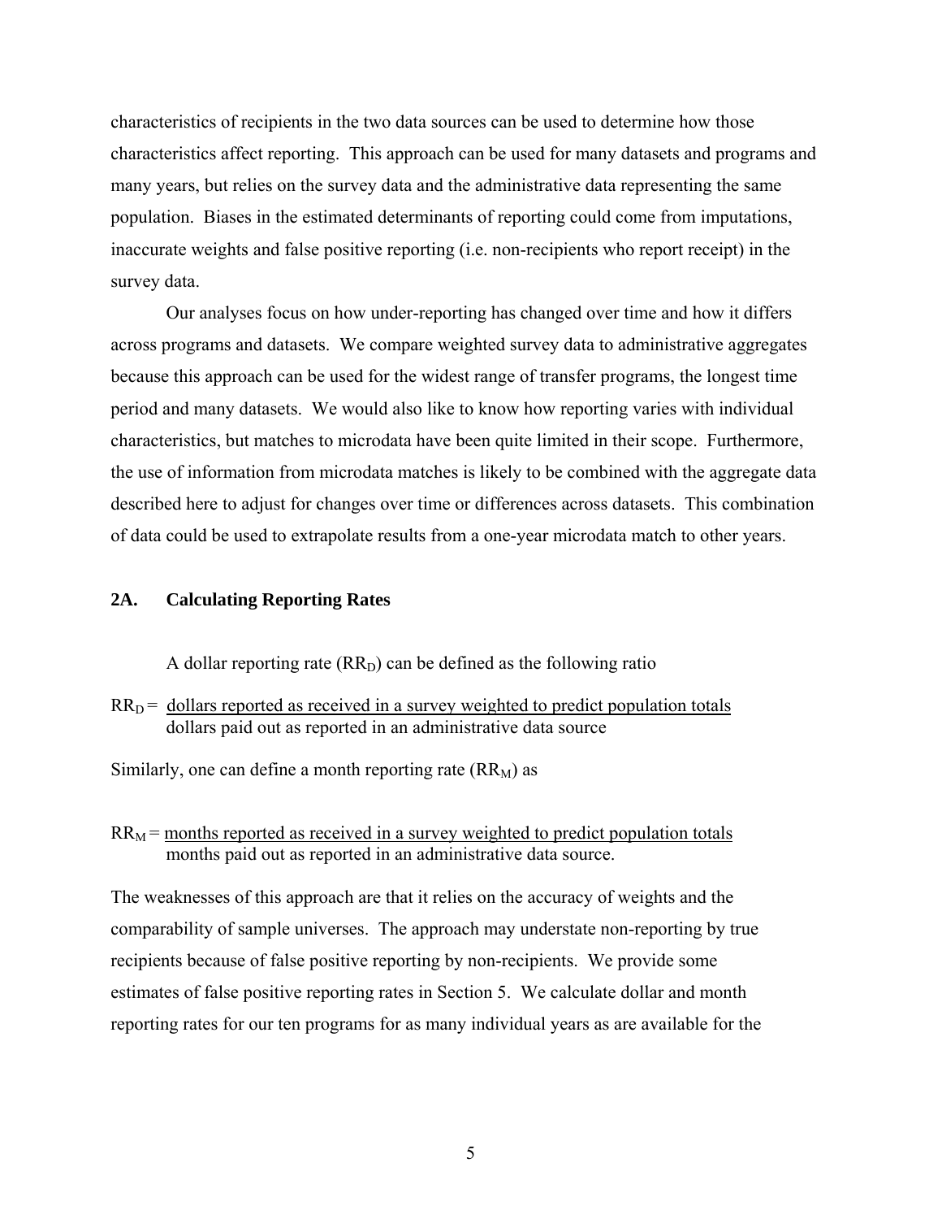characteristics of recipients in the two data sources can be used to determine how those characteristics affect reporting. This approach can be used for many datasets and programs and many years, but relies on the survey data and the administrative data representing the same population. Biases in the estimated determinants of reporting could come from imputations, inaccurate weights and false positive reporting (i.e. non-recipients who report receipt) in the survey data.

Our analyses focus on how under-reporting has changed over time and how it differs across programs and datasets. We compare weighted survey data to administrative aggregates because this approach can be used for the widest range of transfer programs, the longest time period and many datasets. We would also like to know how reporting varies with individual characteristics, but matches to microdata have been quite limited in their scope. Furthermore, the use of information from microdata matches is likely to be combined with the aggregate data described here to adjust for changes over time or differences across datasets. This combination of data could be used to extrapolate results from a one-year microdata match to other years.

## 2A. Calculating Reporting Rates

A dollar reporting rate ($RR_D$) can be defined as the following ratio

$$RR_D = \frac{\text{dollars reported as received in a survey weighted to predict population totals}}{\text{dollars paid out as reported in an administrative data source}}$$

Similarly, one can define a month reporting rate ($RR_M$) as

$$RR_M = \frac{\text{months reported as received in a survey weighted to predict population totals}}{\text{months paid out as reported in an administrative data source.}}$$

The weaknesses of this approach are that it relies on the accuracy of weights and the comparability of sample universes. The approach may understate non-reporting by true recipients because of false positive reporting by non-recipients. We provide some estimates of false positive reporting rates in Section 5. We calculate dollar and month reporting rates for our ten programs for as many individual years as are available for the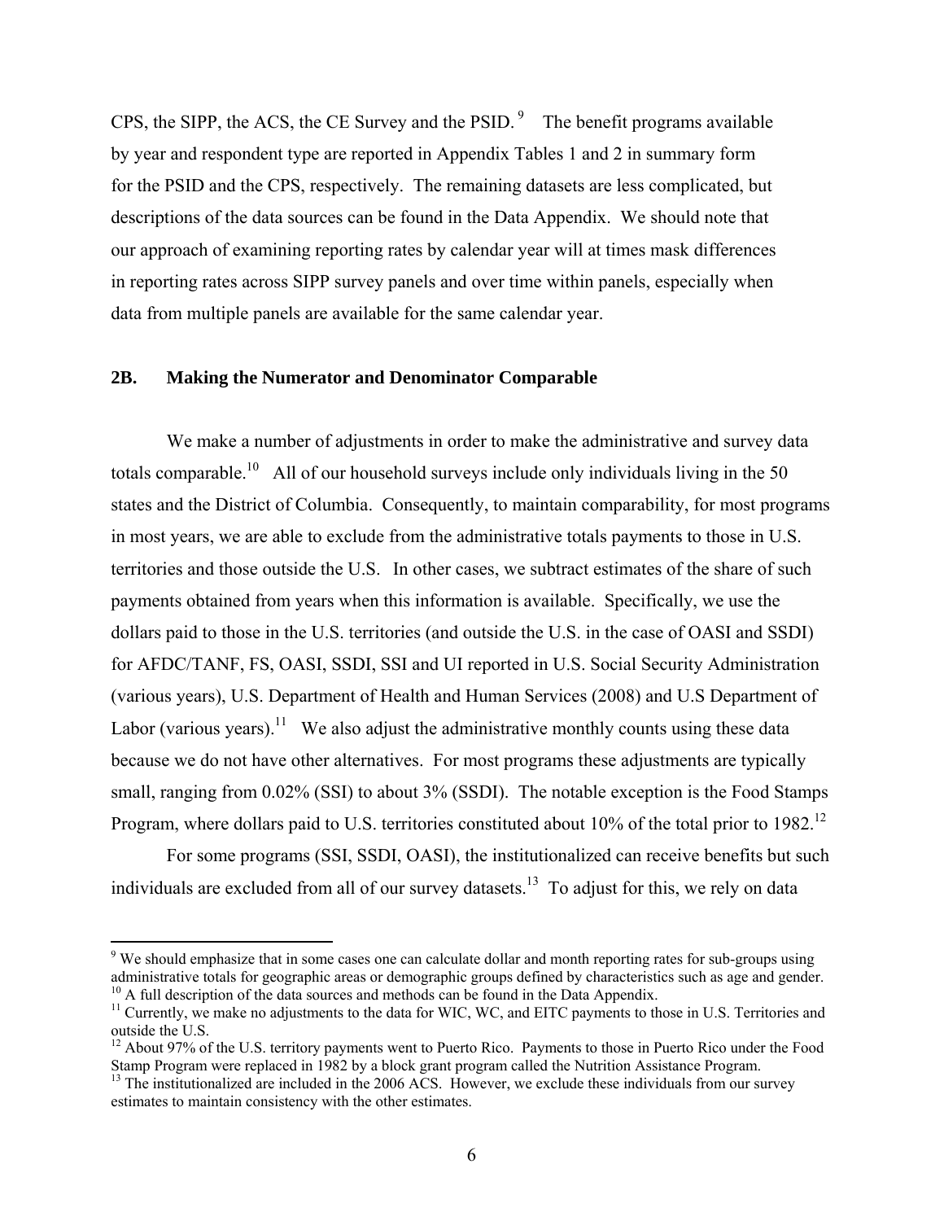CPS, the SIPP, the ACS, the CE Survey and the PSID.[9] The benefit programs available by year and respondent type are reported in Appendix Tables 1 and 2 in summary form for the PSID and the CPS, respectively. The remaining datasets are less complicated, but descriptions of the data sources can be found in the Data Appendix. We should note that our approach of examining reporting rates by calendar year will at times mask differences in reporting rates across SIPP survey panels and over time within panels, especially when data from multiple panels are available for the same calendar year.

## 2B. Making the Numerator and Denominator Comparable

We make a number of adjustments in order to make the administrative and survey data totals comparable.[10] All of our household surveys include only individuals living in the 50 states and the District of Columbia. Consequently, to maintain comparability, for most programs in most years, we are able to exclude from the administrative totals payments to those in U.S. territories and those outside the U.S. In other cases, we subtract estimates of the share of such payments obtained from years when this information is available. Specifically, we use the dollars paid to those in the U.S. territories (and outside the U.S. in the case of OASI and SSDI) for AFDC/TANF, FS, OASI, SSDI, SSI and UI reported in U.S. Social Security Administration (various years), U.S. Department of Health and Human Services (2008) and U.S Department of Labor (various years).[11] We also adjust the administrative monthly counts using these data because we do not have other alternatives. For most programs these adjustments are typically small, ranging from 0.02% (SSI) to about 3% (SSDI). The notable exception is the Food Stamps Program, where dollars paid to U.S. territories constituted about 10% of the total prior to 1982.[12]

For some programs (SSI, SSDI, OASI), the institutionalized can receive benefits but such individuals are excluded from all of our survey datasets.[13] To adjust for this, we rely on data

---

[9] We should emphasize that in some cases one can calculate dollar and month reporting rates for sub-groups using administrative totals for geographic areas or demographic groups defined by characteristics such as age and gender.

[10] A full description of the data sources and methods can be found in the Data Appendix.

[11] Currently, we make no adjustments to the data for WIC, WC, and EITC payments to those in U.S. Territories and outside the U.S.

[12] About 97% of the U.S. territory payments went to Puerto Rico. Payments to those in Puerto Rico under the Food Stamp Program were replaced in 1982 by a block grant program called the Nutrition Assistance Program.

[13] The institutionalized are included in the 2006 ACS. However, we exclude these individuals from our survey estimates to maintain consistency with the other estimates.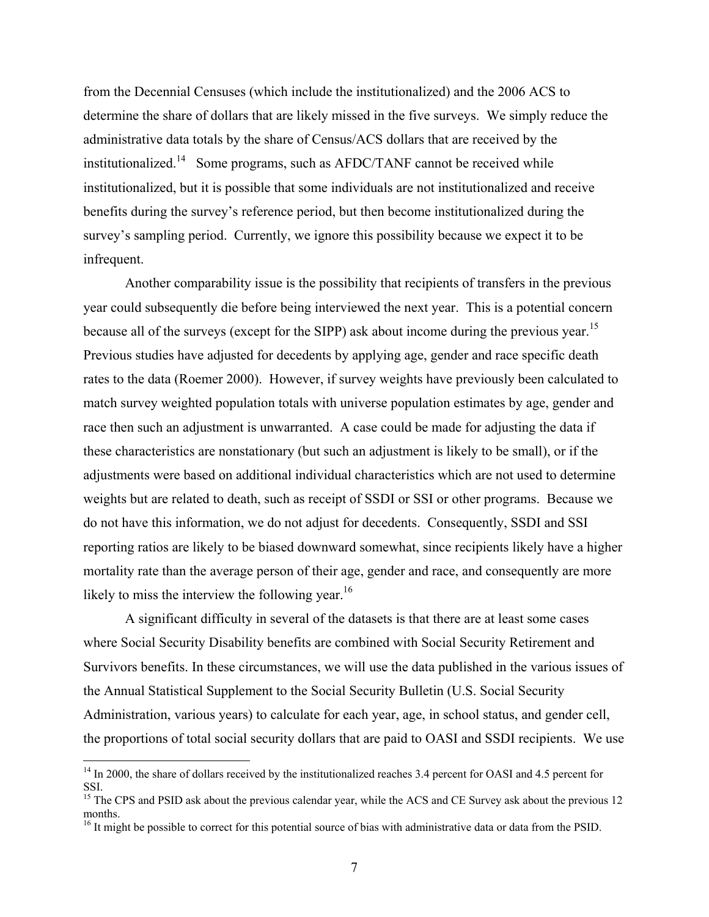from the Decennial Censuses (which include the institutionalized) and the 2006 ACS to determine the share of dollars that are likely missed in the five surveys. We simply reduce the administrative data totals by the share of Census/ACS dollars that are received by the institutionalized.[14] Some programs, such as AFDC/TANF cannot be received while institutionalized, but it is possible that some individuals are not institutionalized and receive benefits during the survey's reference period, but then become institutionalized during the survey's sampling period. Currently, we ignore this possibility because we expect it to be infrequent.

Another comparability issue is the possibility that recipients of transfers in the previous year could subsequently die before being interviewed the next year. This is a potential concern because all of the surveys (except for the SIPP) ask about income during the previous year.[15] Previous studies have adjusted for decedents by applying age, gender and race specific death rates to the data (Roemer 2000). However, if survey weights have previously been calculated to match survey weighted population totals with universe population estimates by age, gender and race then such an adjustment is unwarranted. A case could be made for adjusting the data if these characteristics are nonstationary (but such an adjustment is likely to be small), or if the adjustments were based on additional individual characteristics which are not used to determine weights but are related to death, such as receipt of SSDI or SSI or other programs. Because we do not have this information, we do not adjust for decedents. Consequently, SSDI and SSI reporting ratios are likely to be biased downward somewhat, since recipients likely have a higher mortality rate than the average person of their age, gender and race, and consequently are more likely to miss the interview the following year.[16]

A significant difficulty in several of the datasets is that there are at least some cases where Social Security Disability benefits are combined with Social Security Retirement and Survivors benefits. In these circumstances, we will use the data published in the various issues of the Annual Statistical Supplement to the Social Security Bulletin (U.S. Social Security Administration, various years) to calculate for each year, age, in school status, and gender cell, the proportions of total social security dollars that are paid to OASI and SSDI recipients. We use

---

[14] In 2000, the share of dollars received by the institutionalized reaches 3.4 percent for OASI and 4.5 percent for SSI.

[15] The CPS and PSID ask about the previous calendar year, while the ACS and CE Survey ask about the previous 12 months.

[16] It might be possible to correct for this potential source of bias with administrative data or data from the PSID.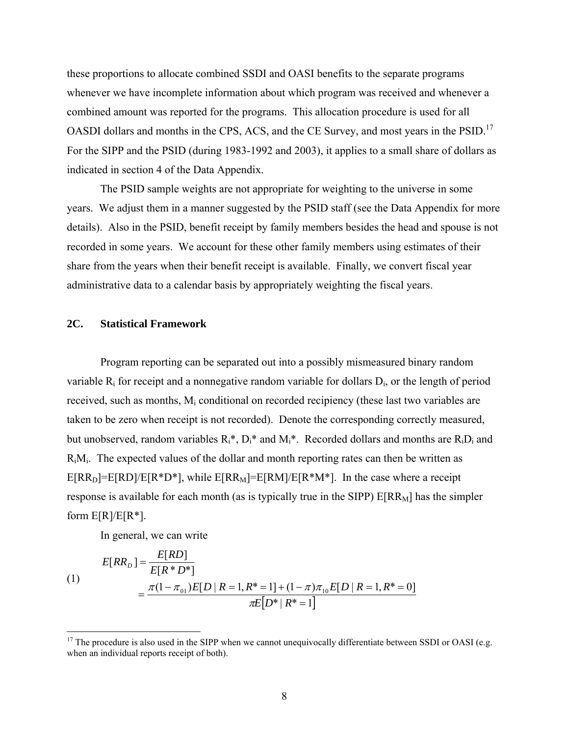these proportions to allocate combined SSDI and OASI benefits to the separate programs whenever we have incomplete information about which program was received and whenever a combined amount was reported for the programs. This allocation procedure is used for all OASDI dollars and months in the CPS, ACS, and the CE Survey, and most years in the PSID.[17] For the SIPP and the PSID (during 1983-1992 and 2003), it applies to a small share of dollars as indicated in section 4 of the Data Appendix.

The PSID sample weights are not appropriate for weighting to the universe in some years. We adjust them in a manner suggested by the PSID staff (see the Data Appendix for more details). Also in the PSID, benefit receipt by family members besides the head and spouse is not recorded in some years. We account for these other family members using estimates of their share from the years when their benefit receipt is available. Finally, we convert fiscal year administrative data to a calendar basis by appropriately weighting the fiscal years.

## 2C. Statistical Framework

Program reporting can be separated out into a possibly mismeasured binary random variable $R_i$ for receipt and a nonnegative random variable for dollars $D_i$, or the length of period received, such as months, $M_i$ conditional on recorded recipiency (these last two variables are taken to be zero when receipt is not recorded). Denote the corresponding correctly measured, but unobserved, random variables $R_i^*$, $D_i^*$ and $M_i^*$. Recorded dollars and months are $R_iD_i$ and $R_iM_i$. The expected values of the dollar and month reporting rates can then be written as $E[RR_D]=E[RD]/E[R^*D^*]$, while $E[RR_M]=E[RM]/E[R^*M^*]$. In the case where a receipt response is available for each month (as is typically true in the SIPP) $E[RR_M]$ has the simpler form $E[R]/E[R^*]$.

In general, we can write

$$
\begin{aligned}
E[RR_D] &= \frac{E[RD]}{E[R^*D^*]} \\
&= \frac{\pi(1-\pi_{01})E[D \mid R=1, R^*=1] + (1-\pi)\pi_{10}E[D \mid R=1, R^*=0]}{\pi E\left[D^* \mid R^*=1\right]}
\end{aligned} \tag{1}
$$

[17] The procedure is also used in the SIPP when we cannot unequivocally differentiate between SSDI or OASI (e.g. when an individual reports receipt of both).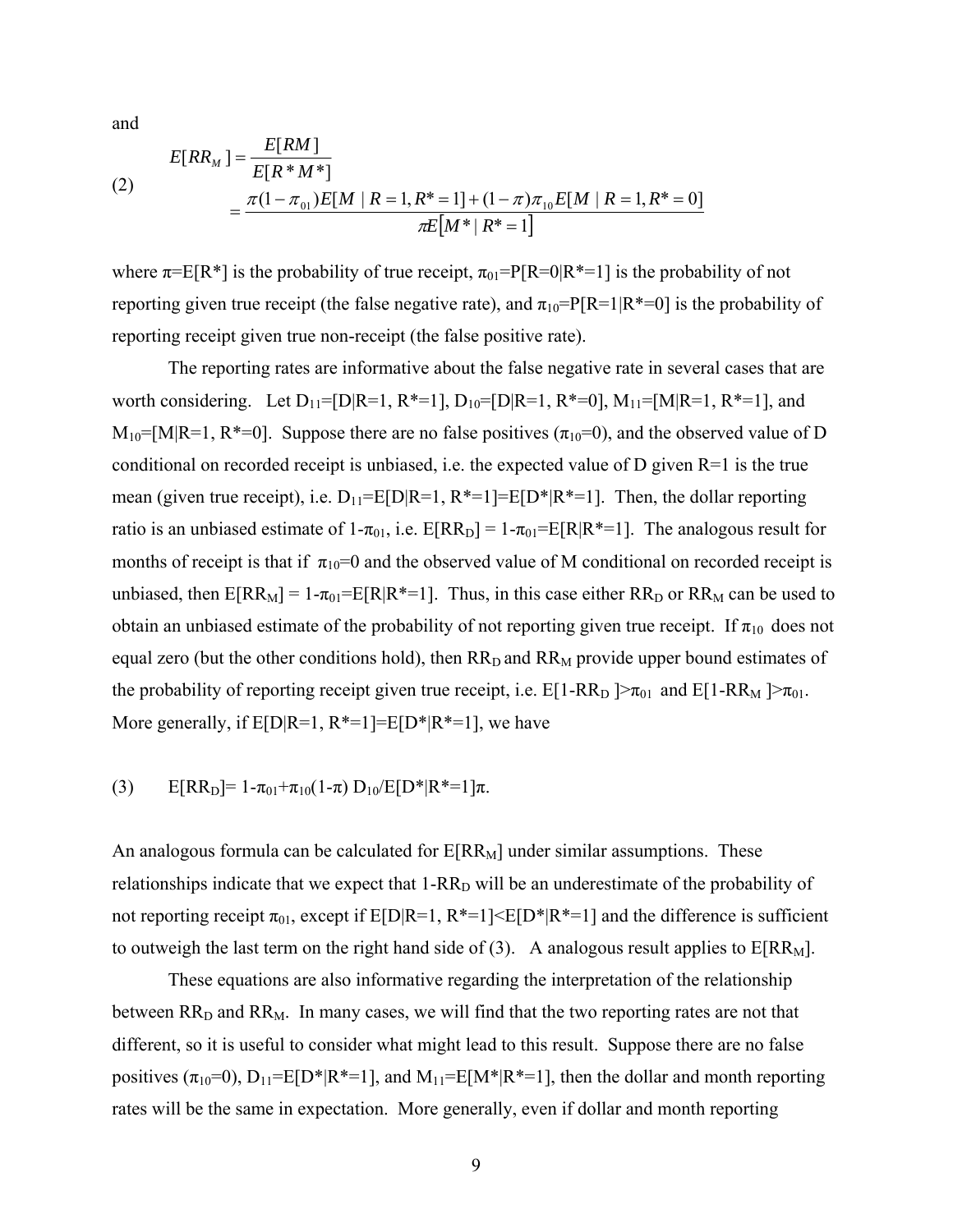and

$$E[RR_M] = \frac{E[RM]}{E[R^*M^*]} \tag{2}$$
$$= \frac{\pi(1-\pi_{01})E[M \mid R=1, R^*=1] + (1-\pi)\pi_{10}E[M \mid R=1, R^*=0]}{\pi E[M^* \mid R^*=1]}$$

where $\pi$=E[R*] is the probability of true receipt, $\pi_{01}$=P[R=0|R*=1] is the probability of not reporting given true receipt (the false negative rate), and $\pi_{10}$=P[R=1|R*=0] is the probability of reporting receipt given true non-receipt (the false positive rate).

The reporting rates are informative about the false negative rate in several cases that are worth considering. Let $D_{11}$=[D|R=1, R*=1], $D_{10}$=[D|R=1, R*=0], $M_{11}$=[M|R=1, R*=1], and $M_{10}$=[M|R=1, R*=0]. Suppose there are no false positives ($\pi_{10}$=0), and the observed value of D conditional on recorded receipt is unbiased, i.e. the expected value of D given R=1 is the true mean (given true receipt), i.e. $D_{11}$=E[D|R=1, R*=1]=E[D*|R*=1]. Then, the dollar reporting ratio is an unbiased estimate of 1-$\pi_{01}$, i.e. E[$RR_D$] = 1-$\pi_{01}$=E[R|R*=1]. The analogous result for months of receipt is that if $\pi_{10}$=0 and the observed value of M conditional on recorded receipt is unbiased, then E[$RR_M$] = 1-$\pi_{01}$=E[R|R*=1]. Thus, in this case either $RR_D$ or $RR_M$ can be used to obtain an unbiased estimate of the probability of not reporting given true receipt. If $\pi_{10}$ does not equal zero (but the other conditions hold), then $RR_D$ and $RR_M$ provide upper bound estimates of the probability of reporting receipt given true receipt, i.e. E[1-$RR_D$ ]>$\pi_{01}$ and E[1-$RR_M$ ]>$\pi_{01}$. More generally, if E[D|R=1, R*=1]=E[D*|R*=1], we have

$$E[RR_D]= 1-\pi_{01}+\pi_{10}(1-\pi)\, D_{10}/E[D^*|R^*=1]\pi. \tag{3}$$

An analogous formula can be calculated for E[$RR_M$] under similar assumptions. These relationships indicate that we expect that 1-$RR_D$ will be an underestimate of the probability of not reporting receipt $\pi_{01}$, except if E[D|R=1, R*=1]<E[D*|R*=1] and the difference is sufficient to outweigh the last term on the right hand side of (3). A analogous result applies to E[$RR_M$].

These equations are also informative regarding the interpretation of the relationship between $RR_D$ and $RR_M$. In many cases, we will find that the two reporting rates are not that different, so it is useful to consider what might lead to this result. Suppose there are no false positives ($\pi_{10}$=0), $D_{11}$=E[D*|R*=1], and $M_{11}$=E[M*|R*=1], then the dollar and month reporting rates will be the same in expectation. More generally, even if dollar and month reporting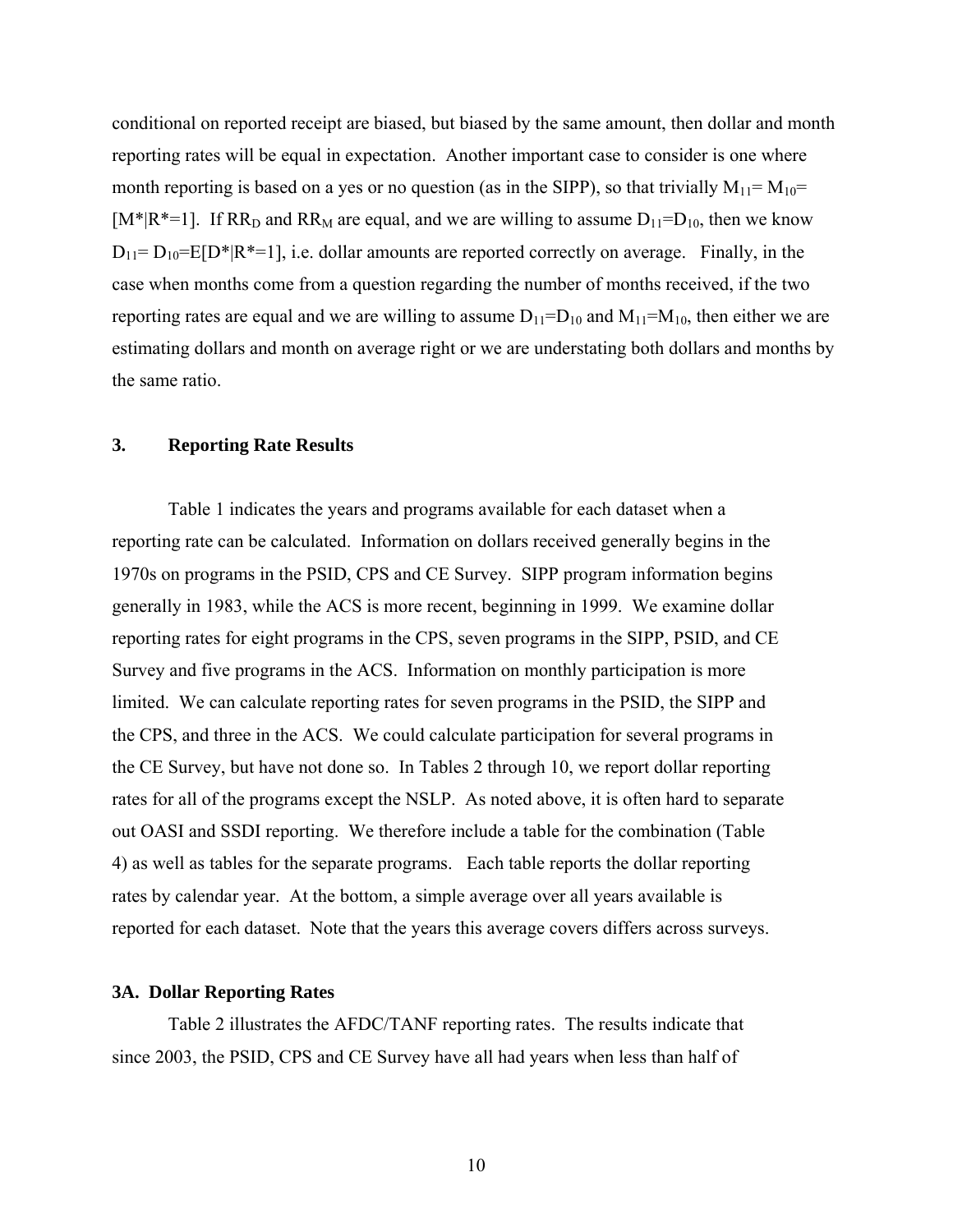conditional on reported receipt are biased, but biased by the same amount, then dollar and month reporting rates will be equal in expectation. Another important case to consider is one where month reporting is based on a yes or no question (as in the SIPP), so that trivially $M_{11}= M_{10}= [M^*|R^*=1]$. If $RR_D$ and $RR_M$ are equal, and we are willing to assume $D_{11}=D_{10}$, then we know $D_{11}= D_{10}=E[D^*|R^*=1]$, i.e. dollar amounts are reported correctly on average. Finally, in the case when months come from a question regarding the number of months received, if the two reporting rates are equal and we are willing to assume $D_{11}=D_{10}$ and $M_{11}=M_{10}$, then either we are estimating dollars and month on average right or we are understating both dollars and months by the same ratio.

## 3. Reporting Rate Results

Table 1 indicates the years and programs available for each dataset when a reporting rate can be calculated. Information on dollars received generally begins in the 1970s on programs in the PSID, CPS and CE Survey. SIPP program information begins generally in 1983, while the ACS is more recent, beginning in 1999. We examine dollar reporting rates for eight programs in the CPS, seven programs in the SIPP, PSID, and CE Survey and five programs in the ACS. Information on monthly participation is more limited. We can calculate reporting rates for seven programs in the PSID, the SIPP and the CPS, and three in the ACS. We could calculate participation for several programs in the CE Survey, but have not done so. In Tables 2 through 10, we report dollar reporting rates for all of the programs except the NSLP. As noted above, it is often hard to separate out OASI and SSDI reporting. We therefore include a table for the combination (Table 4) as well as tables for the separate programs. Each table reports the dollar reporting rates by calendar year. At the bottom, a simple average over all years available is reported for each dataset. Note that the years this average covers differs across surveys.

### 3A. Dollar Reporting Rates

Table 2 illustrates the AFDC/TANF reporting rates. The results indicate that since 2003, the PSID, CPS and CE Survey have all had years when less than half of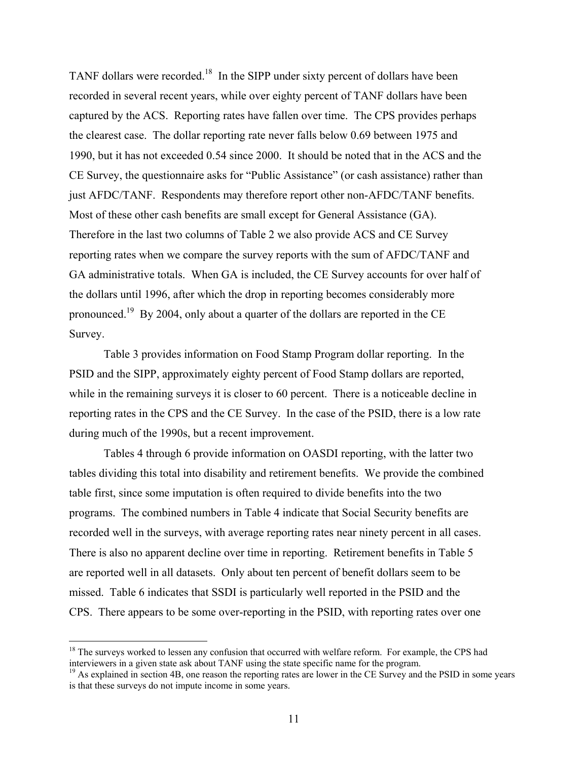TANF dollars were recorded.[18] In the SIPP under sixty percent of dollars have been recorded in several recent years, while over eighty percent of TANF dollars have been captured by the ACS. Reporting rates have fallen over time. The CPS provides perhaps the clearest case. The dollar reporting rate never falls below 0.69 between 1975 and 1990, but it has not exceeded 0.54 since 2000. It should be noted that in the ACS and the CE Survey, the questionnaire asks for "Public Assistance" (or cash assistance) rather than just AFDC/TANF. Respondents may therefore report other non-AFDC/TANF benefits. Most of these other cash benefits are small except for General Assistance (GA). Therefore in the last two columns of Table 2 we also provide ACS and CE Survey reporting rates when we compare the survey reports with the sum of AFDC/TANF and GA administrative totals. When GA is included, the CE Survey accounts for over half of the dollars until 1996, after which the drop in reporting becomes considerably more pronounced.[19] By 2004, only about a quarter of the dollars are reported in the CE Survey.

Table 3 provides information on Food Stamp Program dollar reporting. In the PSID and the SIPP, approximately eighty percent of Food Stamp dollars are reported, while in the remaining surveys it is closer to 60 percent. There is a noticeable decline in reporting rates in the CPS and the CE Survey. In the case of the PSID, there is a low rate during much of the 1990s, but a recent improvement.

Tables 4 through 6 provide information on OASDI reporting, with the latter two tables dividing this total into disability and retirement benefits. We provide the combined table first, since some imputation is often required to divide benefits into the two programs. The combined numbers in Table 4 indicate that Social Security benefits are recorded well in the surveys, with average reporting rates near ninety percent in all cases. There is also no apparent decline over time in reporting. Retirement benefits in Table 5 are reported well in all datasets. Only about ten percent of benefit dollars seem to be missed. Table 6 indicates that SSDI is particularly well reported in the PSID and the CPS. There appears to be some over-reporting in the PSID, with reporting rates over one

[18] The surveys worked to lessen any confusion that occurred with welfare reform. For example, the CPS had interviewers in a given state ask about TANF using the state specific name for the program.

[19] As explained in section 4B, one reason the reporting rates are lower in the CE Survey and the PSID in some years is that these surveys do not impute income in some years.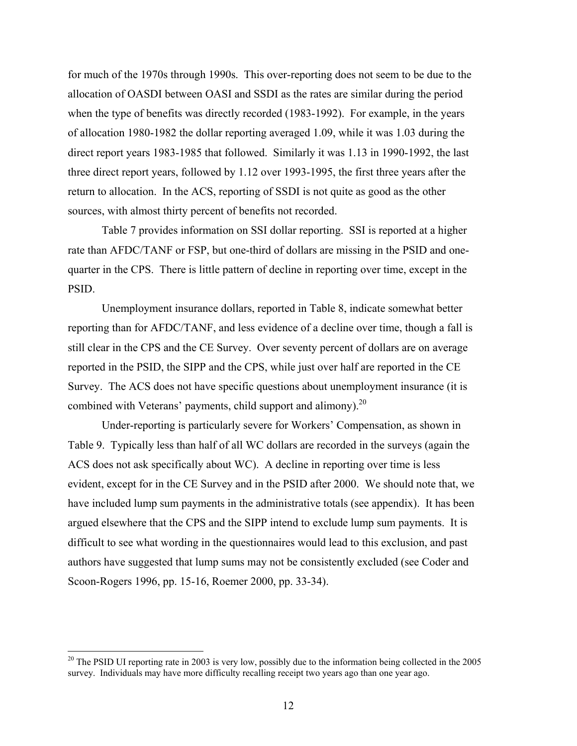for much of the 1970s through 1990s. This over-reporting does not seem to be due to the allocation of OASDI between OASI and SSDI as the rates are similar during the period when the type of benefits was directly recorded (1983-1992). For example, in the years of allocation 1980-1982 the dollar reporting averaged 1.09, while it was 1.03 during the direct report years 1983-1985 that followed. Similarly it was 1.13 in 1990-1992, the last three direct report years, followed by 1.12 over 1993-1995, the first three years after the return to allocation. In the ACS, reporting of SSDI is not quite as good as the other sources, with almost thirty percent of benefits not recorded.

Table 7 provides information on SSI dollar reporting. SSI is reported at a higher rate than AFDC/TANF or FSP, but one-third of dollars are missing in the PSID and one-quarter in the CPS. There is little pattern of decline in reporting over time, except in the PSID.

Unemployment insurance dollars, reported in Table 8, indicate somewhat better reporting than for AFDC/TANF, and less evidence of a decline over time, though a fall is still clear in the CPS and the CE Survey. Over seventy percent of dollars are on average reported in the PSID, the SIPP and the CPS, while just over half are reported in the CE Survey. The ACS does not have specific questions about unemployment insurance (it is combined with Veterans' payments, child support and alimony).[20]

Under-reporting is particularly severe for Workers' Compensation, as shown in Table 9. Typically less than half of all WC dollars are recorded in the surveys (again the ACS does not ask specifically about WC). A decline in reporting over time is less evident, except for in the CE Survey and in the PSID after 2000. We should note that, we have included lump sum payments in the administrative totals (see appendix). It has been argued elsewhere that the CPS and the SIPP intend to exclude lump sum payments. It is difficult to see what wording in the questionnaires would lead to this exclusion, and past authors have suggested that lump sums may not be consistently excluded (see Coder and Scoon-Rogers 1996, pp. 15-16, Roemer 2000, pp. 33-34).

---

[20] The PSID UI reporting rate in 2003 is very low, possibly due to the information being collected in the 2005 survey. Individuals may have more difficulty recalling receipt two years ago than one year ago.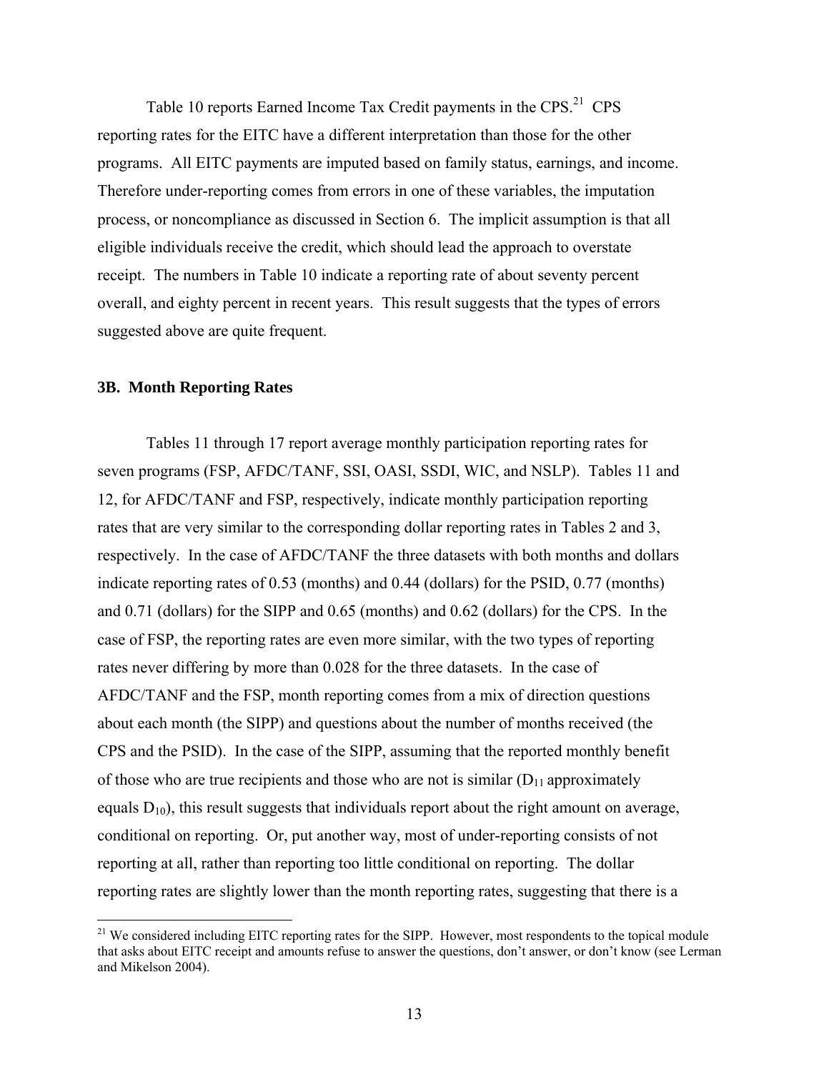Table 10 reports Earned Income Tax Credit payments in the CPS.[21] CPS reporting rates for the EITC have a different interpretation than those for the other programs. All EITC payments are imputed based on family status, earnings, and income. Therefore under-reporting comes from errors in one of these variables, the imputation process, or noncompliance as discussed in Section 6. The implicit assumption is that all eligible individuals receive the credit, which should lead the approach to overstate receipt. The numbers in Table 10 indicate a reporting rate of about seventy percent overall, and eighty percent in recent years. This result suggests that the types of errors suggested above are quite frequent.

### 3B. Month Reporting Rates

Tables 11 through 17 report average monthly participation reporting rates for seven programs (FSP, AFDC/TANF, SSI, OASI, SSDI, WIC, and NSLP). Tables 11 and 12, for AFDC/TANF and FSP, respectively, indicate monthly participation reporting rates that are very similar to the corresponding dollar reporting rates in Tables 2 and 3, respectively. In the case of AFDC/TANF the three datasets with both months and dollars indicate reporting rates of 0.53 (months) and 0.44 (dollars) for the PSID, 0.77 (months) and 0.71 (dollars) for the SIPP and 0.65 (months) and 0.62 (dollars) for the CPS. In the case of FSP, the reporting rates are even more similar, with the two types of reporting rates never differing by more than 0.028 for the three datasets. In the case of AFDC/TANF and the FSP, month reporting comes from a mix of direction questions about each month (the SIPP) and questions about the number of months received (the CPS and the PSID). In the case of the SIPP, assuming that the reported monthly benefit of those who are true recipients and those who are not is similar ($D_{11}$ approximately equals $D_{10}$), this result suggests that individuals report about the right amount on average, conditional on reporting. Or, put another way, most of under-reporting consists of not reporting at all, rather than reporting too little conditional on reporting. The dollar reporting rates are slightly lower than the month reporting rates, suggesting that there is a

---

[21] We considered including EITC reporting rates for the SIPP. However, most respondents to the topical module that asks about EITC receipt and amounts refuse to answer the questions, don't answer, or don't know (see Lerman and Mikelson 2004).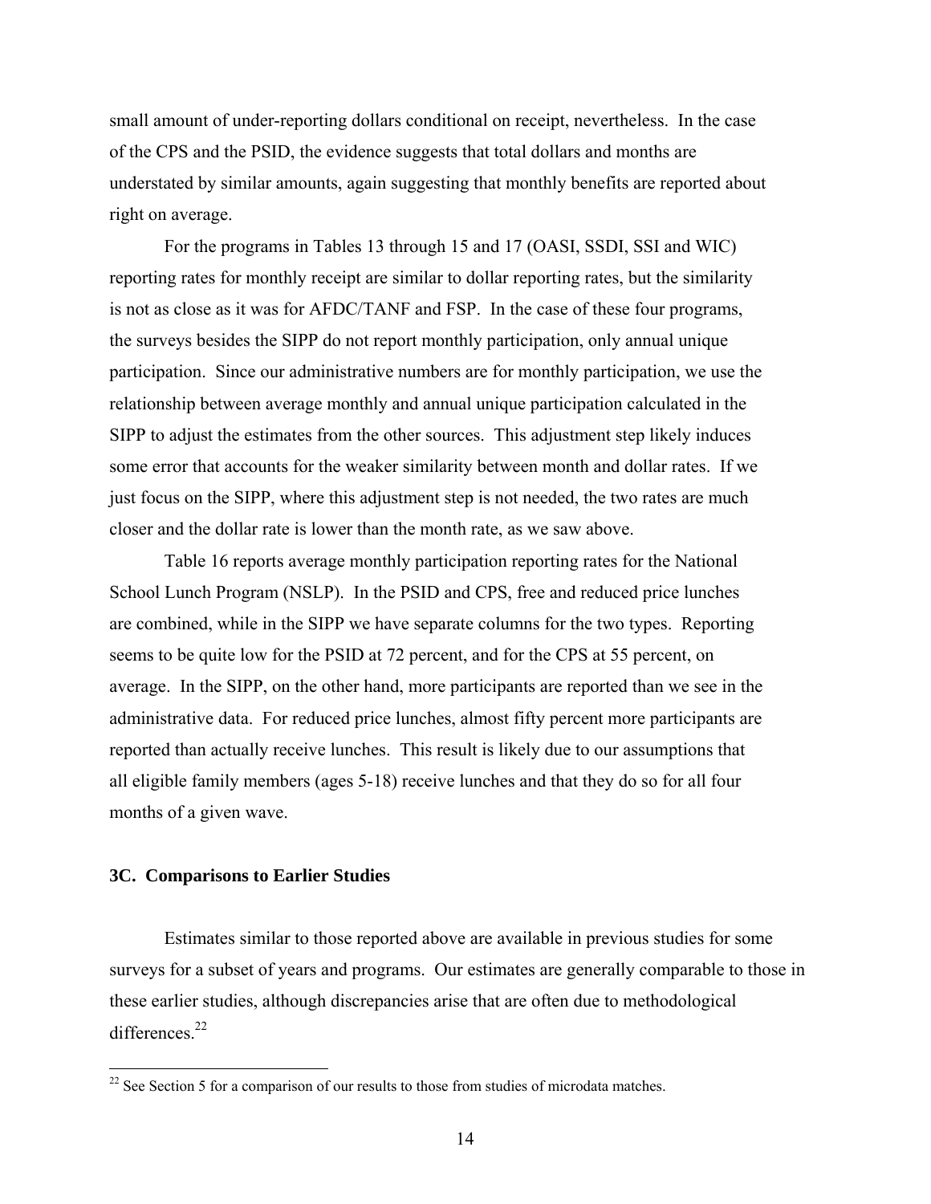small amount of under-reporting dollars conditional on receipt, nevertheless. In the case of the CPS and the PSID, the evidence suggests that total dollars and months are understated by similar amounts, again suggesting that monthly benefits are reported about right on average.

For the programs in Tables 13 through 15 and 17 (OASI, SSDI, SSI and WIC) reporting rates for monthly receipt are similar to dollar reporting rates, but the similarity is not as close as it was for AFDC/TANF and FSP. In the case of these four programs, the surveys besides the SIPP do not report monthly participation, only annual unique participation. Since our administrative numbers are for monthly participation, we use the relationship between average monthly and annual unique participation calculated in the SIPP to adjust the estimates from the other sources. This adjustment step likely induces some error that accounts for the weaker similarity between month and dollar rates. If we just focus on the SIPP, where this adjustment step is not needed, the two rates are much closer and the dollar rate is lower than the month rate, as we saw above.

Table 16 reports average monthly participation reporting rates for the National School Lunch Program (NSLP). In the PSID and CPS, free and reduced price lunches are combined, while in the SIPP we have separate columns for the two types. Reporting seems to be quite low for the PSID at 72 percent, and for the CPS at 55 percent, on average. In the SIPP, on the other hand, more participants are reported than we see in the administrative data. For reduced price lunches, almost fifty percent more participants are reported than actually receive lunches. This result is likely due to our assumptions that all eligible family members (ages 5-18) receive lunches and that they do so for all four months of a given wave.

### 3C. Comparisons to Earlier Studies

Estimates similar to those reported above are available in previous studies for some surveys for a subset of years and programs. Our estimates are generally comparable to those in these earlier studies, although discrepancies arise that are often due to methodological differences.[22]

[22] See Section 5 for a comparison of our results to those from studies of microdata matches.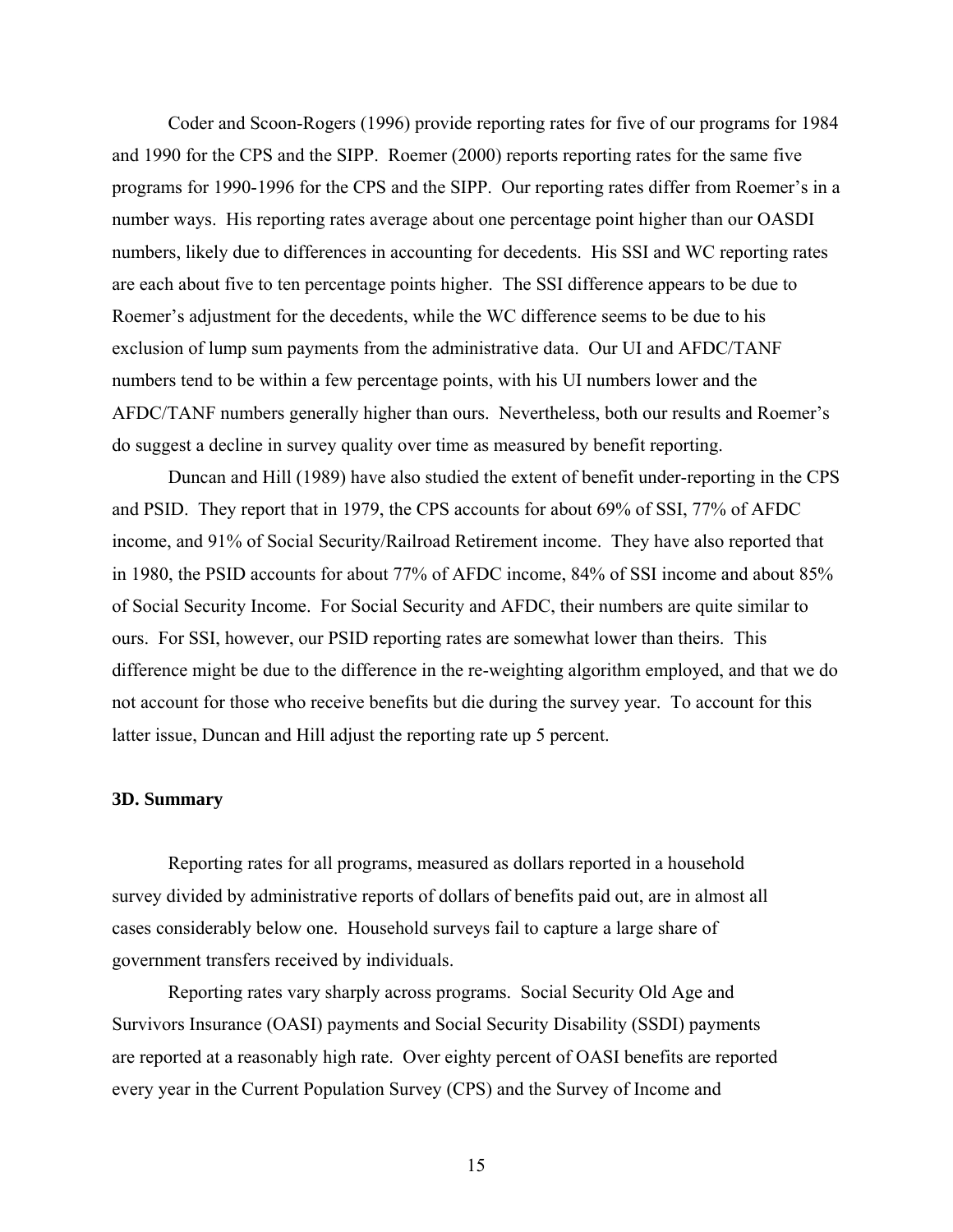Coder and Scoon-Rogers (1996) provide reporting rates for five of our programs for 1984 and 1990 for the CPS and the SIPP. Roemer (2000) reports reporting rates for the same five programs for 1990-1996 for the CPS and the SIPP. Our reporting rates differ from Roemer's in a number ways. His reporting rates average about one percentage point higher than our OASDI numbers, likely due to differences in accounting for decedents. His SSI and WC reporting rates are each about five to ten percentage points higher. The SSI difference appears to be due to Roemer's adjustment for the decedents, while the WC difference seems to be due to his exclusion of lump sum payments from the administrative data. Our UI and AFDC/TANF numbers tend to be within a few percentage points, with his UI numbers lower and the AFDC/TANF numbers generally higher than ours. Nevertheless, both our results and Roemer's do suggest a decline in survey quality over time as measured by benefit reporting.

Duncan and Hill (1989) have also studied the extent of benefit under-reporting in the CPS and PSID. They report that in 1979, the CPS accounts for about 69% of SSI, 77% of AFDC income, and 91% of Social Security/Railroad Retirement income. They have also reported that in 1980, the PSID accounts for about 77% of AFDC income, 84% of SSI income and about 85% of Social Security Income. For Social Security and AFDC, their numbers are quite similar to ours. For SSI, however, our PSID reporting rates are somewhat lower than theirs. This difference might be due to the difference in the re-weighting algorithm employed, and that we do not account for those who receive benefits but die during the survey year. To account for this latter issue, Duncan and Hill adjust the reporting rate up 5 percent.

### 3D. Summary

Reporting rates for all programs, measured as dollars reported in a household survey divided by administrative reports of dollars of benefits paid out, are in almost all cases considerably below one. Household surveys fail to capture a large share of government transfers received by individuals.

Reporting rates vary sharply across programs. Social Security Old Age and Survivors Insurance (OASI) payments and Social Security Disability (SSDI) payments are reported at a reasonably high rate. Over eighty percent of OASI benefits are reported every year in the Current Population Survey (CPS) and the Survey of Income and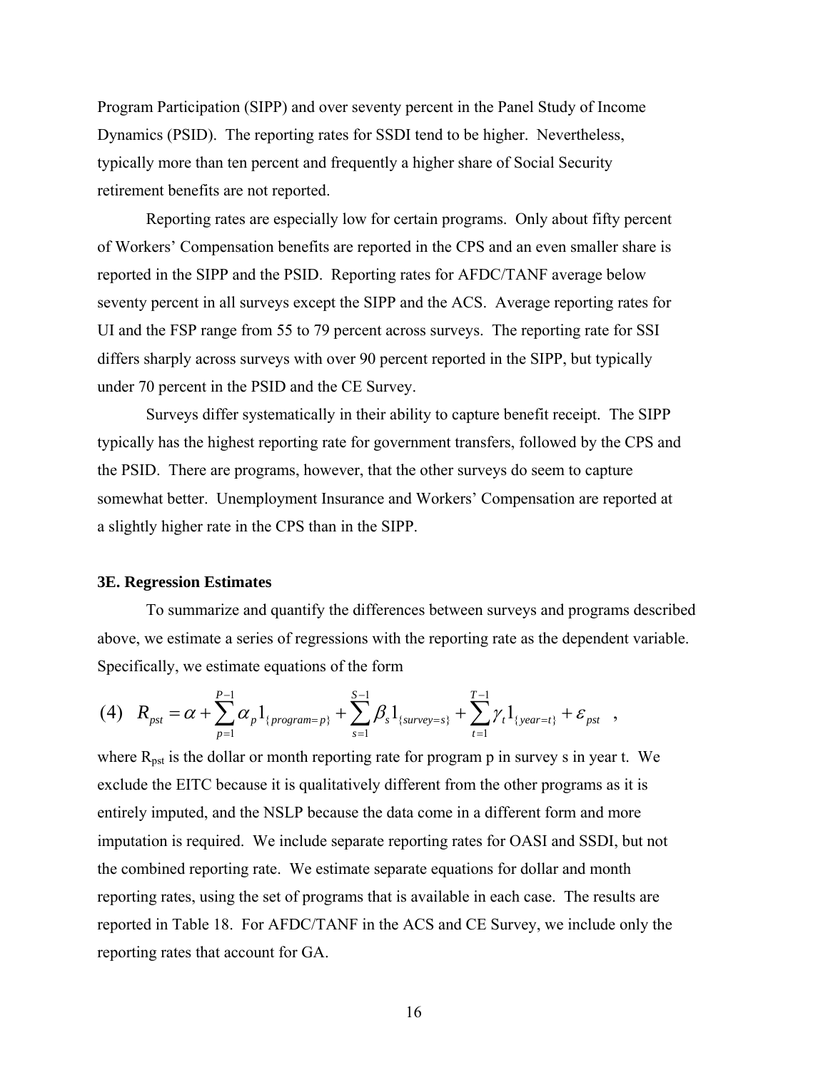Program Participation (SIPP) and over seventy percent in the Panel Study of Income Dynamics (PSID). The reporting rates for SSDI tend to be higher. Nevertheless, typically more than ten percent and frequently a higher share of Social Security retirement benefits are not reported.

Reporting rates are especially low for certain programs. Only about fifty percent of Workers' Compensation benefits are reported in the CPS and an even smaller share is reported in the SIPP and the PSID. Reporting rates for AFDC/TANF average below seventy percent in all surveys except the SIPP and the ACS. Average reporting rates for UI and the FSP range from 55 to 79 percent across surveys. The reporting rate for SSI differs sharply across surveys with over 90 percent reported in the SIPP, but typically under 70 percent in the PSID and the CE Survey.

Surveys differ systematically in their ability to capture benefit receipt. The SIPP typically has the highest reporting rate for government transfers, followed by the CPS and the PSID. There are programs, however, that the other surveys do seem to capture somewhat better. Unemployment Insurance and Workers' Compensation are reported at a slightly higher rate in the CPS than in the SIPP.

### 3E. Regression Estimates

To summarize and quantify the differences between surveys and programs described above, we estimate a series of regressions with the reporting rate as the dependent variable. Specifically, we estimate equations of the form

$$(4) \quad R_{pst} = \alpha + \sum_{p=1}^{P-1} \alpha_p 1_{\{program=p\}} + \sum_{s=1}^{S-1} \beta_s 1_{\{survey=s\}} + \sum_{t=1}^{T-1} \gamma_t 1_{\{year=t\}} + \varepsilon_{pst} \quad ,$$

where $R_{pst}$ is the dollar or month reporting rate for program p in survey s in year t. We exclude the EITC because it is qualitatively different from the other programs as it is entirely imputed, and the NSLP because the data come in a different form and more imputation is required. We include separate reporting rates for OASI and SSDI, but not the combined reporting rate. We estimate separate equations for dollar and month reporting rates, using the set of programs that is available in each case. The results are reported in Table 18. For AFDC/TANF in the ACS and CE Survey, we include only the reporting rates that account for GA.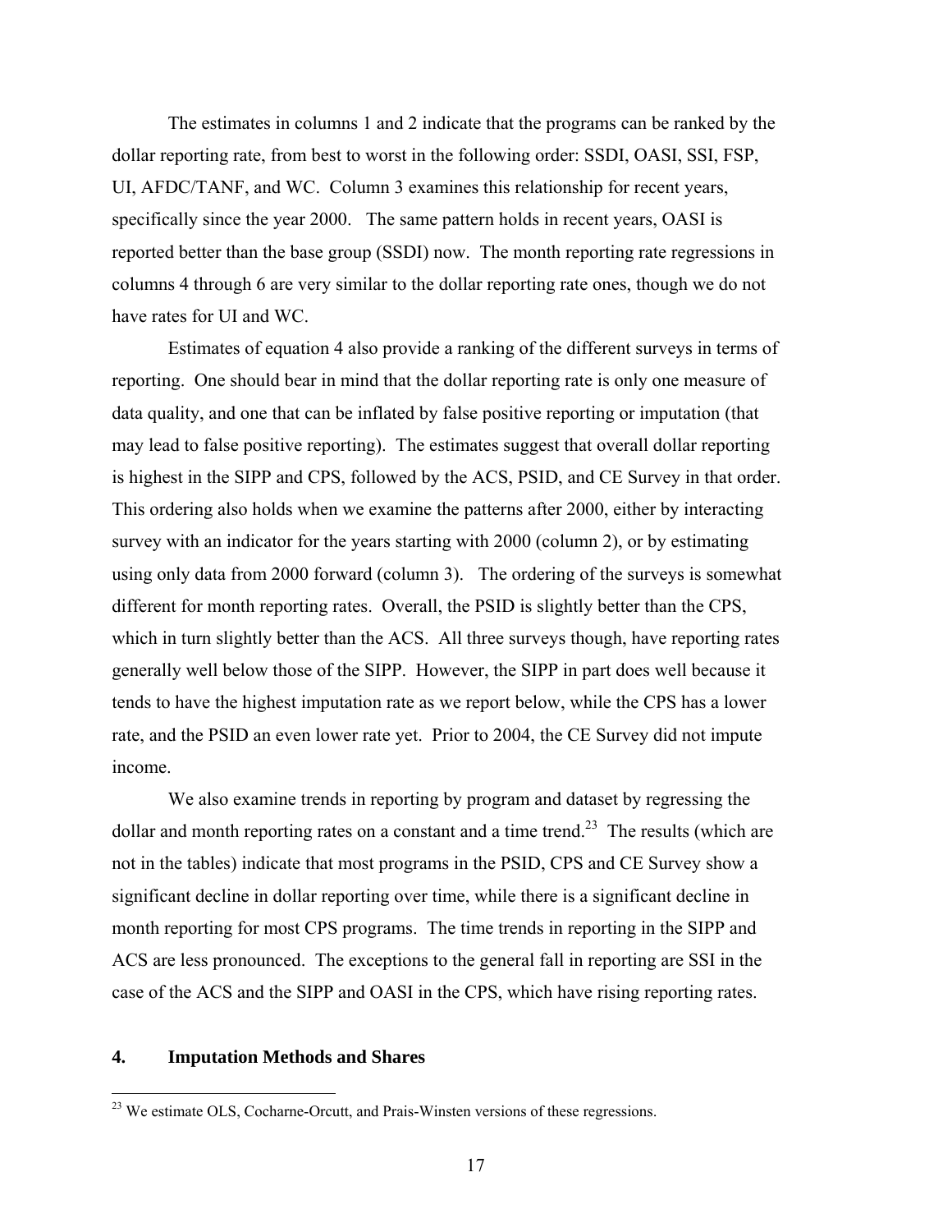The estimates in columns 1 and 2 indicate that the programs can be ranked by the dollar reporting rate, from best to worst in the following order: SSDI, OASI, SSI, FSP, UI, AFDC/TANF, and WC. Column 3 examines this relationship for recent years, specifically since the year 2000. The same pattern holds in recent years, OASI is reported better than the base group (SSDI) now. The month reporting rate regressions in columns 4 through 6 are very similar to the dollar reporting rate ones, though we do not have rates for UI and WC.

Estimates of equation 4 also provide a ranking of the different surveys in terms of reporting. One should bear in mind that the dollar reporting rate is only one measure of data quality, and one that can be inflated by false positive reporting or imputation (that may lead to false positive reporting). The estimates suggest that overall dollar reporting is highest in the SIPP and CPS, followed by the ACS, PSID, and CE Survey in that order. This ordering also holds when we examine the patterns after 2000, either by interacting survey with an indicator for the years starting with 2000 (column 2), or by estimating using only data from 2000 forward (column 3). The ordering of the surveys is somewhat different for month reporting rates. Overall, the PSID is slightly better than the CPS, which in turn slightly better than the ACS. All three surveys though, have reporting rates generally well below those of the SIPP. However, the SIPP in part does well because it tends to have the highest imputation rate as we report below, while the CPS has a lower rate, and the PSID an even lower rate yet. Prior to 2004, the CE Survey did not impute income.

We also examine trends in reporting by program and dataset by regressing the dollar and month reporting rates on a constant and a time trend.[23] The results (which are not in the tables) indicate that most programs in the PSID, CPS and CE Survey show a significant decline in dollar reporting over time, while there is a significant decline in month reporting for most CPS programs. The time trends in reporting in the SIPP and ACS are less pronounced. The exceptions to the general fall in reporting are SSI in the case of the ACS and the SIPP and OASI in the CPS, which have rising reporting rates.

## 4. Imputation Methods and Shares

[23] We estimate OLS, Cocharne-Orcutt, and Prais-Winsten versions of these regressions.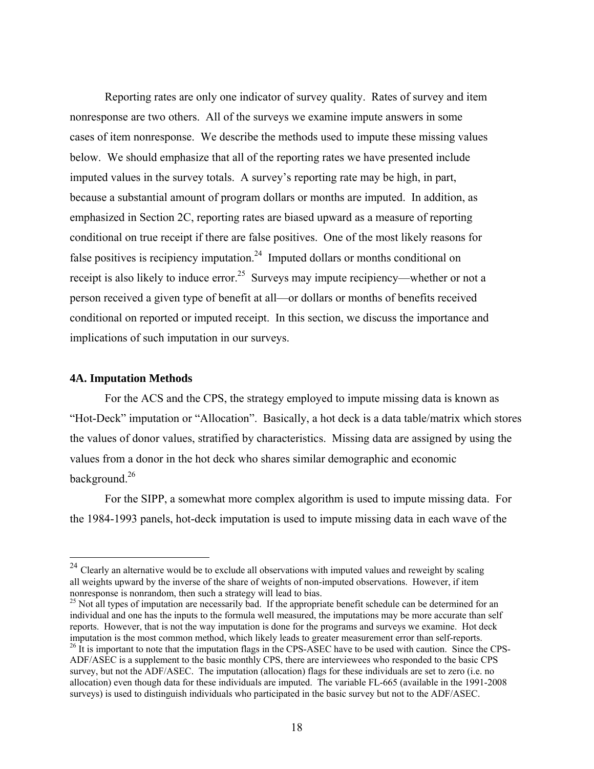Reporting rates are only one indicator of survey quality. Rates of survey and item nonresponse are two others. All of the surveys we examine impute answers in some cases of item nonresponse. We describe the methods used to impute these missing values below. We should emphasize that all of the reporting rates we have presented include imputed values in the survey totals. A survey's reporting rate may be high, in part, because a substantial amount of program dollars or months are imputed. In addition, as emphasized in Section 2C, reporting rates are biased upward as a measure of reporting conditional on true receipt if there are false positives. One of the most likely reasons for false positives is recipiency imputation.[24] Imputed dollars or months conditional on receipt is also likely to induce error.[25] Surveys may impute recipiency—whether or not a person received a given type of benefit at all—or dollars or months of benefits received conditional on reported or imputed receipt. In this section, we discuss the importance and implications of such imputation in our surveys.

### 4A. Imputation Methods

For the ACS and the CPS, the strategy employed to impute missing data is known as "Hot-Deck" imputation or "Allocation". Basically, a hot deck is a data table/matrix which stores the values of donor values, stratified by characteristics. Missing data are assigned by using the values from a donor in the hot deck who shares similar demographic and economic background.[26]

For the SIPP, a somewhat more complex algorithm is used to impute missing data. For the 1984-1993 panels, hot-deck imputation is used to impute missing data in each wave of the

---

[24] Clearly an alternative would be to exclude all observations with imputed values and reweight by scaling all weights upward by the inverse of the share of weights of non-imputed observations. However, if item nonresponse is nonrandom, then such a strategy will lead to bias.

[25] Not all types of imputation are necessarily bad. If the appropriate benefit schedule can be determined for an individual and one has the inputs to the formula well measured, the imputations may be more accurate than self reports. However, that is not the way imputation is done for the programs and surveys we examine. Hot deck imputation is the most common method, which likely leads to greater measurement error than self-reports.

[26] It is important to note that the imputation flags in the CPS-ASEC have to be used with caution. Since the CPS-ADF/ASEC is a supplement to the basic monthly CPS, there are interviewees who responded to the basic CPS survey, but not the ADF/ASEC. The imputation (allocation) flags for these individuals are set to zero (i.e. no allocation) even though data for these individuals are imputed. The variable FL-665 (available in the 1991-2008 surveys) is used to distinguish individuals who participated in the basic survey but not to the ADF/ASEC.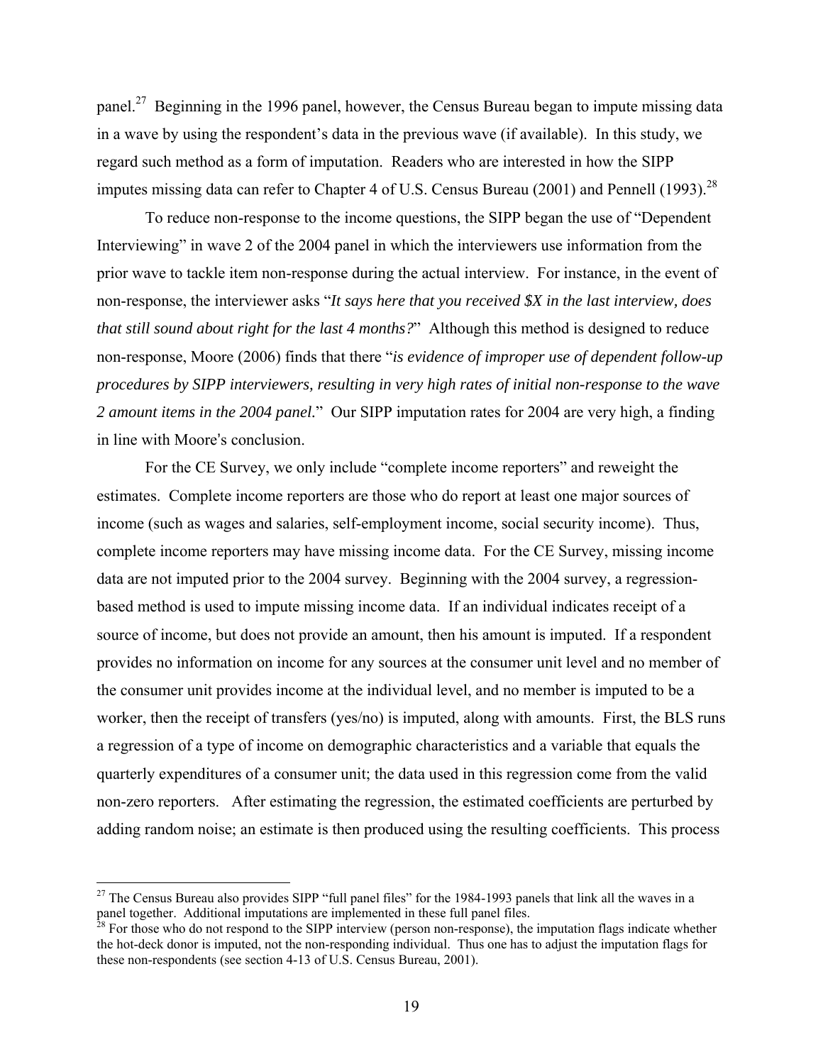panel.[27] Beginning in the 1996 panel, however, the Census Bureau began to impute missing data in a wave by using the respondent's data in the previous wave (if available). In this study, we regard such method as a form of imputation. Readers who are interested in how the SIPP imputes missing data can refer to Chapter 4 of U.S. Census Bureau (2001) and Pennell (1993).[28]

To reduce non-response to the income questions, the SIPP began the use of "Dependent Interviewing" in wave 2 of the 2004 panel in which the interviewers use information from the prior wave to tackle item non-response during the actual interview. For instance, in the event of non-response, the interviewer asks "*It says here that you received $X in the last interview, does that still sound about right for the last 4 months?*" Although this method is designed to reduce non-response, Moore (2006) finds that there "*is evidence of improper use of dependent follow-up procedures by SIPP interviewers, resulting in very high rates of initial non-response to the wave 2 amount items in the 2004 panel.*" Our SIPP imputation rates for 2004 are very high, a finding in line with Moore's conclusion.

For the CE Survey, we only include "complete income reporters" and reweight the estimates. Complete income reporters are those who do report at least one major sources of income (such as wages and salaries, self-employment income, social security income). Thus, complete income reporters may have missing income data. For the CE Survey, missing income data are not imputed prior to the 2004 survey. Beginning with the 2004 survey, a regression-based method is used to impute missing income data. If an individual indicates receipt of a source of income, but does not provide an amount, then his amount is imputed. If a respondent provides no information on income for any sources at the consumer unit level and no member of the consumer unit provides income at the individual level, and no member is imputed to be a worker, then the receipt of transfers (yes/no) is imputed, along with amounts. First, the BLS runs a regression of a type of income on demographic characteristics and a variable that equals the quarterly expenditures of a consumer unit; the data used in this regression come from the valid non-zero reporters. After estimating the regression, the estimated coefficients are perturbed by adding random noise; an estimate is then produced using the resulting coefficients. This process

---

[27] The Census Bureau also provides SIPP "full panel files" for the 1984-1993 panels that link all the waves in a panel together. Additional imputations are implemented in these full panel files.

[28] For those who do not respond to the SIPP interview (person non-response), the imputation flags indicate whether the hot-deck donor is imputed, not the non-responding individual. Thus one has to adjust the imputation flags for these non-respondents (see section 4-13 of U.S. Census Bureau, 2001).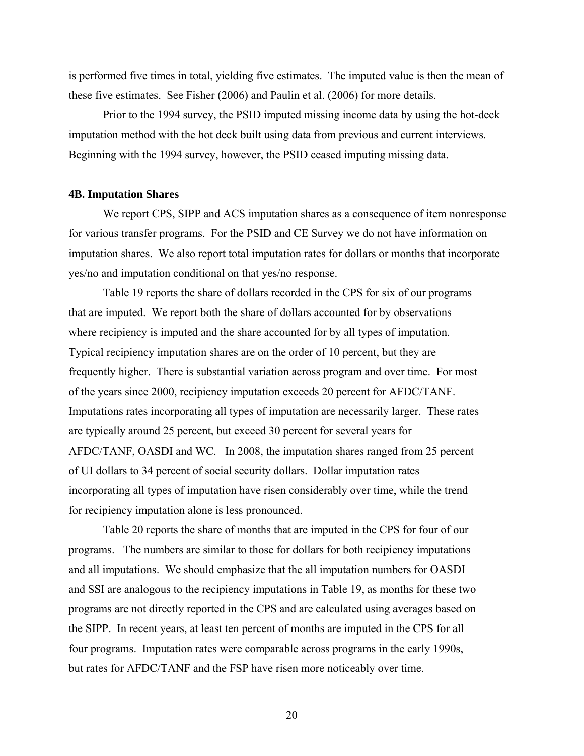is performed five times in total, yielding five estimates. The imputed value is then the mean of these five estimates. See Fisher (2006) and Paulin et al. (2006) for more details.

Prior to the 1994 survey, the PSID imputed missing income data by using the hot-deck imputation method with the hot deck built using data from previous and current interviews. Beginning with the 1994 survey, however, the PSID ceased imputing missing data.

### 4B. Imputation Shares

We report CPS, SIPP and ACS imputation shares as a consequence of item nonresponse for various transfer programs. For the PSID and CE Survey we do not have information on imputation shares. We also report total imputation rates for dollars or months that incorporate yes/no and imputation conditional on that yes/no response.

Table 19 reports the share of dollars recorded in the CPS for six of our programs that are imputed. We report both the share of dollars accounted for by observations where recipiency is imputed and the share accounted for by all types of imputation. Typical recipiency imputation shares are on the order of 10 percent, but they are frequently higher. There is substantial variation across program and over time. For most of the years since 2000, recipiency imputation exceeds 20 percent for AFDC/TANF. Imputations rates incorporating all types of imputation are necessarily larger. These rates are typically around 25 percent, but exceed 30 percent for several years for AFDC/TANF, OASDI and WC. In 2008, the imputation shares ranged from 25 percent of UI dollars to 34 percent of social security dollars. Dollar imputation rates incorporating all types of imputation have risen considerably over time, while the trend for recipiency imputation alone is less pronounced.

Table 20 reports the share of months that are imputed in the CPS for four of our programs. The numbers are similar to those for dollars for both recipiency imputations and all imputations. We should emphasize that the all imputation numbers for OASDI and SSI are analogous to the recipiency imputations in Table 19, as months for these two programs are not directly reported in the CPS and are calculated using averages based on the SIPP. In recent years, at least ten percent of months are imputed in the CPS for all four programs. Imputation rates were comparable across programs in the early 1990s, but rates for AFDC/TANF and the FSP have risen more noticeably over time.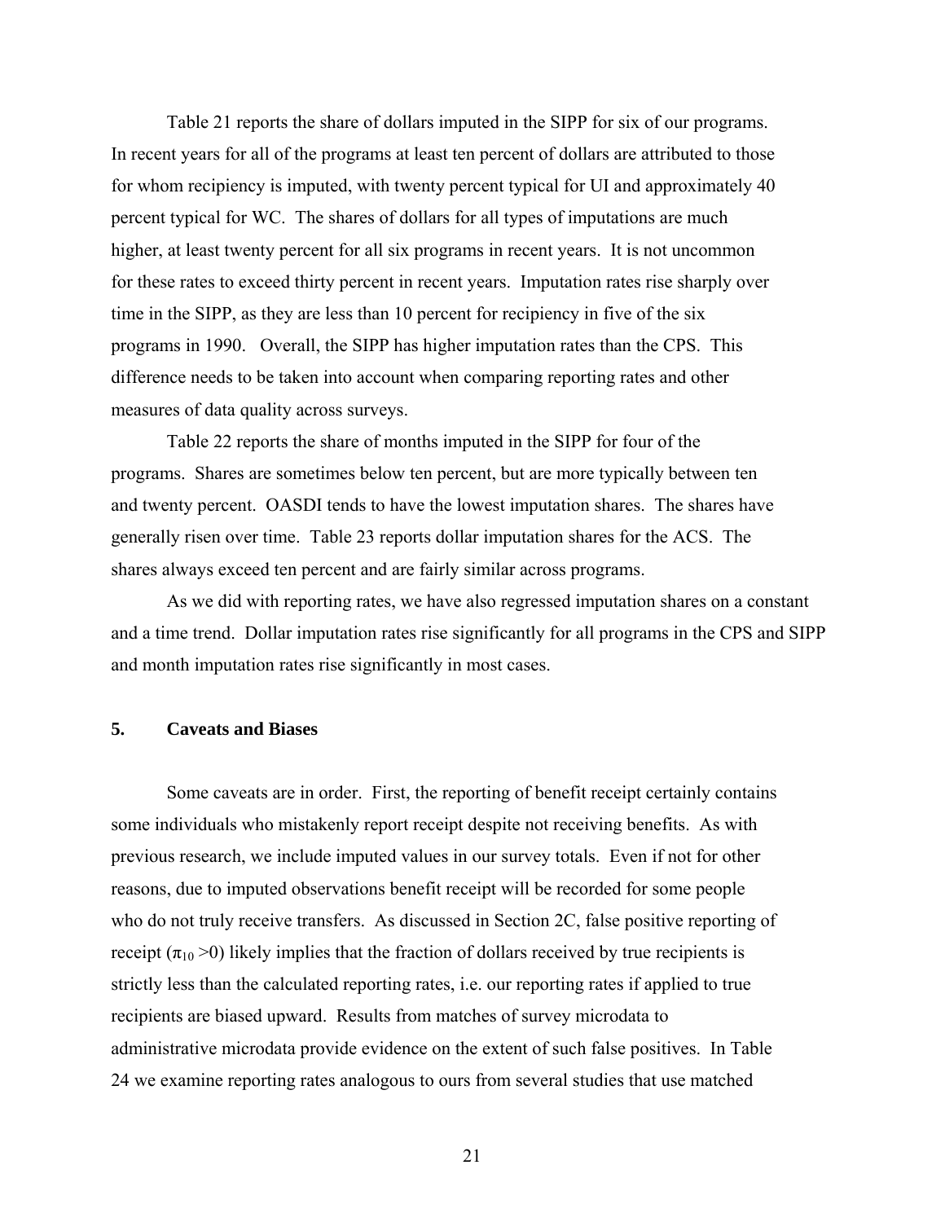Table 21 reports the share of dollars imputed in the SIPP for six of our programs. In recent years for all of the programs at least ten percent of dollars are attributed to those for whom recipiency is imputed, with twenty percent typical for UI and approximately 40 percent typical for WC. The shares of dollars for all types of imputations are much higher, at least twenty percent for all six programs in recent years. It is not uncommon for these rates to exceed thirty percent in recent years. Imputation rates rise sharply over time in the SIPP, as they are less than 10 percent for recipiency in five of the six programs in 1990. Overall, the SIPP has higher imputation rates than the CPS. This difference needs to be taken into account when comparing reporting rates and other measures of data quality across surveys.

Table 22 reports the share of months imputed in the SIPP for four of the programs. Shares are sometimes below ten percent, but are more typically between ten and twenty percent. OASDI tends to have the lowest imputation shares. The shares have generally risen over time. Table 23 reports dollar imputation shares for the ACS. The shares always exceed ten percent and are fairly similar across programs.

As we did with reporting rates, we have also regressed imputation shares on a constant and a time trend. Dollar imputation rates rise significantly for all programs in the CPS and SIPP and month imputation rates rise significantly in most cases.

## 5. Caveats and Biases

Some caveats are in order. First, the reporting of benefit receipt certainly contains some individuals who mistakenly report receipt despite not receiving benefits. As with previous research, we include imputed values in our survey totals. Even if not for other reasons, due to imputed observations benefit receipt will be recorded for some people who do not truly receive transfers. As discussed in Section 2C, false positive reporting of receipt ($\pi_{10} > 0$) likely implies that the fraction of dollars received by true recipients is strictly less than the calculated reporting rates, i.e. our reporting rates if applied to true recipients are biased upward. Results from matches of survey microdata to administrative microdata provide evidence on the extent of such false positives. In Table 24 we examine reporting rates analogous to ours from several studies that use matched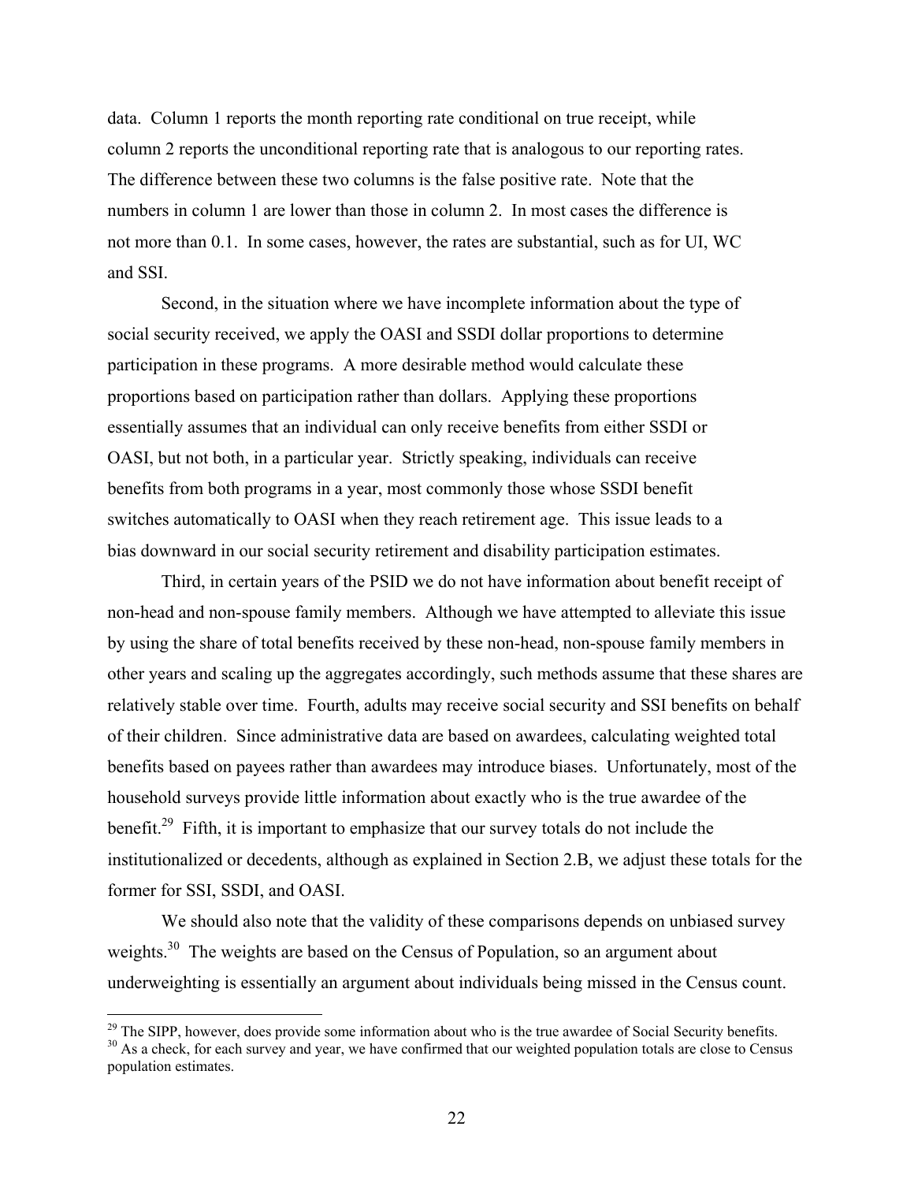data. Column 1 reports the month reporting rate conditional on true receipt, while column 2 reports the unconditional reporting rate that is analogous to our reporting rates. The difference between these two columns is the false positive rate. Note that the numbers in column 1 are lower than those in column 2. In most cases the difference is not more than 0.1. In some cases, however, the rates are substantial, such as for UI, WC and SSI.

Second, in the situation where we have incomplete information about the type of social security received, we apply the OASI and SSDI dollar proportions to determine participation in these programs. A more desirable method would calculate these proportions based on participation rather than dollars. Applying these proportions essentially assumes that an individual can only receive benefits from either SSDI or OASI, but not both, in a particular year. Strictly speaking, individuals can receive benefits from both programs in a year, most commonly those whose SSDI benefit switches automatically to OASI when they reach retirement age. This issue leads to a bias downward in our social security retirement and disability participation estimates.

Third, in certain years of the PSID we do not have information about benefit receipt of non-head and non-spouse family members. Although we have attempted to alleviate this issue by using the share of total benefits received by these non-head, non-spouse family members in other years and scaling up the aggregates accordingly, such methods assume that these shares are relatively stable over time. Fourth, adults may receive social security and SSI benefits on behalf of their children. Since administrative data are based on awardees, calculating weighted total benefits based on payees rather than awardees may introduce biases. Unfortunately, most of the household surveys provide little information about exactly who is the true awardee of the benefit.[29] Fifth, it is important to emphasize that our survey totals do not include the institutionalized or decedents, although as explained in Section 2.B, we adjust these totals for the former for SSI, SSDI, and OASI.

We should also note that the validity of these comparisons depends on unbiased survey weights.[30] The weights are based on the Census of Population, so an argument about underweighting is essentially an argument about individuals being missed in the Census count.

[29] The SIPP, however, does provide some information about who is the true awardee of Social Security benefits.

[30] As a check, for each survey and year, we have confirmed that our weighted population totals are close to Census population estimates.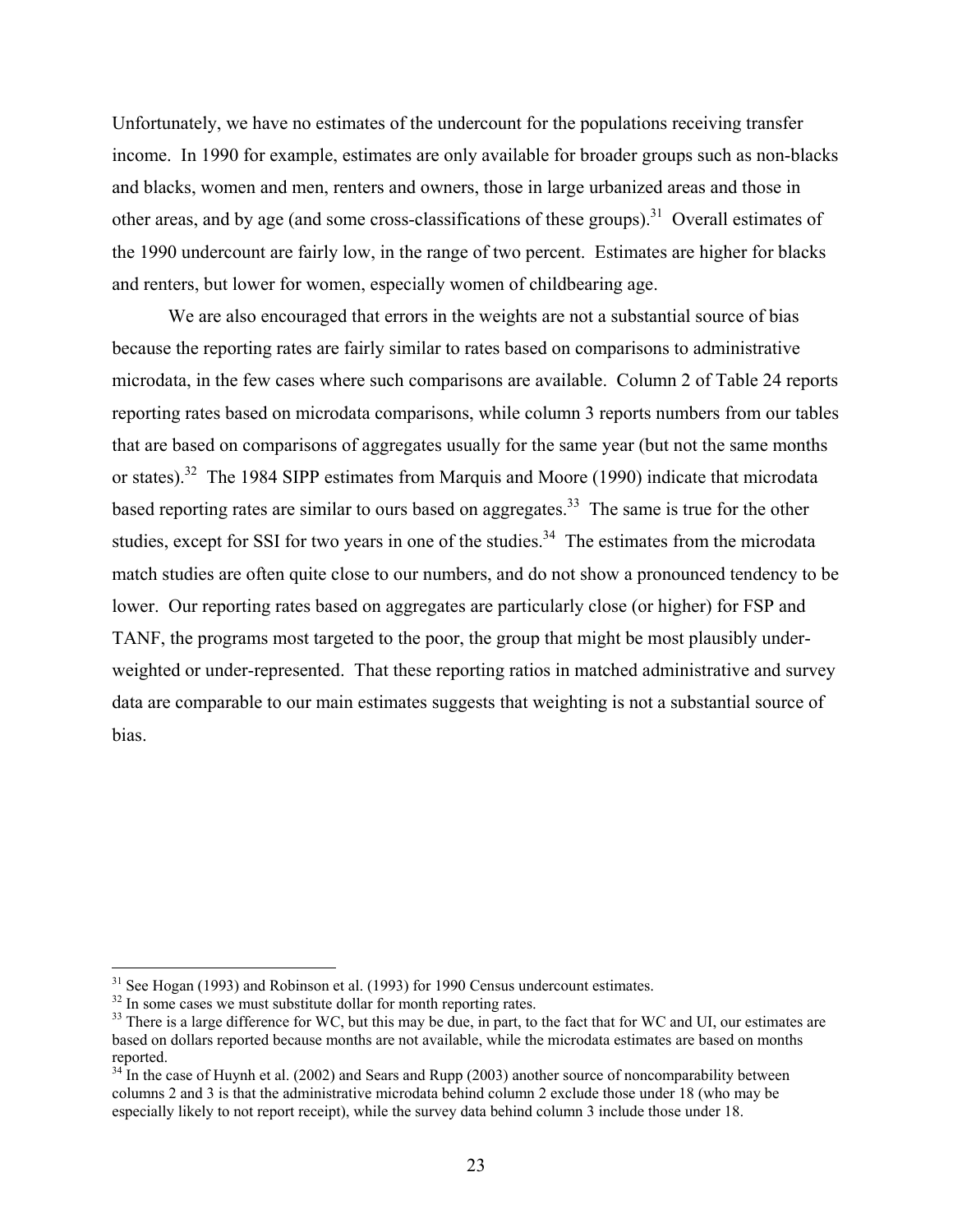Unfortunately, we have no estimates of the undercount for the populations receiving transfer income. In 1990 for example, estimates are only available for broader groups such as non-blacks and blacks, women and men, renters and owners, those in large urbanized areas and those in other areas, and by age (and some cross-classifications of these groups).[31] Overall estimates of the 1990 undercount are fairly low, in the range of two percent. Estimates are higher for blacks and renters, but lower for women, especially women of childbearing age.

We are also encouraged that errors in the weights are not a substantial source of bias because the reporting rates are fairly similar to rates based on comparisons to administrative microdata, in the few cases where such comparisons are available. Column 2 of Table 24 reports reporting rates based on microdata comparisons, while column 3 reports numbers from our tables that are based on comparisons of aggregates usually for the same year (but not the same months or states).[32] The 1984 SIPP estimates from Marquis and Moore (1990) indicate that microdata based reporting rates are similar to ours based on aggregates.[33] The same is true for the other studies, except for SSI for two years in one of the studies.[34] The estimates from the microdata match studies are often quite close to our numbers, and do not show a pronounced tendency to be lower. Our reporting rates based on aggregates are particularly close (or higher) for FSP and TANF, the programs most targeted to the poor, the group that might be most plausibly under-weighted or under-represented. That these reporting ratios in matched administrative and survey data are comparable to our main estimates suggests that weighting is not a substantial source of bias.

---

[31] See Hogan (1993) and Robinson et al. (1993) for 1990 Census undercount estimates.

[32] In some cases we must substitute dollar for month reporting rates.

[33] There is a large difference for WC, but this may be due, in part, to the fact that for WC and UI, our estimates are based on dollars reported because months are not available, while the microdata estimates are based on months reported.

[34] In the case of Huynh et al. (2002) and Sears and Rupp (2003) another source of noncomparability between columns 2 and 3 is that the administrative microdata behind column 2 exclude those under 18 (who may be especially likely to not report receipt), while the survey data behind column 3 include those under 18.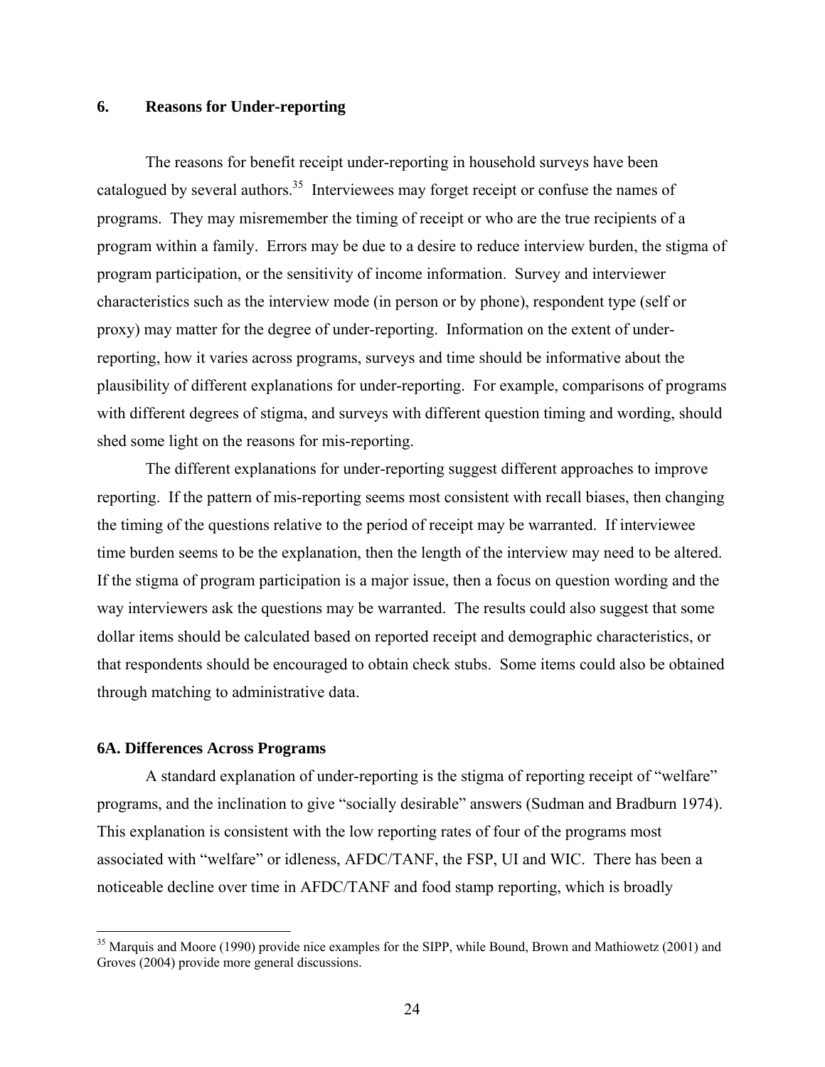## 6. Reasons for Under-reporting

The reasons for benefit receipt under-reporting in household surveys have been catalogued by several authors.[35] Interviewees may forget receipt or confuse the names of programs. They may misremember the timing of receipt or who are the true recipients of a program within a family. Errors may be due to a desire to reduce interview burden, the stigma of program participation, or the sensitivity of income information. Survey and interviewer characteristics such as the interview mode (in person or by phone), respondent type (self or proxy) may matter for the degree of under-reporting. Information on the extent of under-reporting, how it varies across programs, surveys and time should be informative about the plausibility of different explanations for under-reporting. For example, comparisons of programs with different degrees of stigma, and surveys with different question timing and wording, should shed some light on the reasons for mis-reporting.

The different explanations for under-reporting suggest different approaches to improve reporting. If the pattern of mis-reporting seems most consistent with recall biases, then changing the timing of the questions relative to the period of receipt may be warranted. If interviewee time burden seems to be the explanation, then the length of the interview may need to be altered. If the stigma of program participation is a major issue, then a focus on question wording and the way interviewers ask the questions may be warranted. The results could also suggest that some dollar items should be calculated based on reported receipt and demographic characteristics, or that respondents should be encouraged to obtain check stubs. Some items could also be obtained through matching to administrative data.

### 6A. Differences Across Programs

A standard explanation of under-reporting is the stigma of reporting receipt of "welfare" programs, and the inclination to give "socially desirable" answers (Sudman and Bradburn 1974). This explanation is consistent with the low reporting rates of four of the programs most associated with "welfare" or idleness, AFDC/TANF, the FSP, UI and WIC. There has been a noticeable decline over time in AFDC/TANF and food stamp reporting, which is broadly

[35] Marquis and Moore (1990) provide nice examples for the SIPP, while Bound, Brown and Mathiowetz (2001) and Groves (2004) provide more general discussions.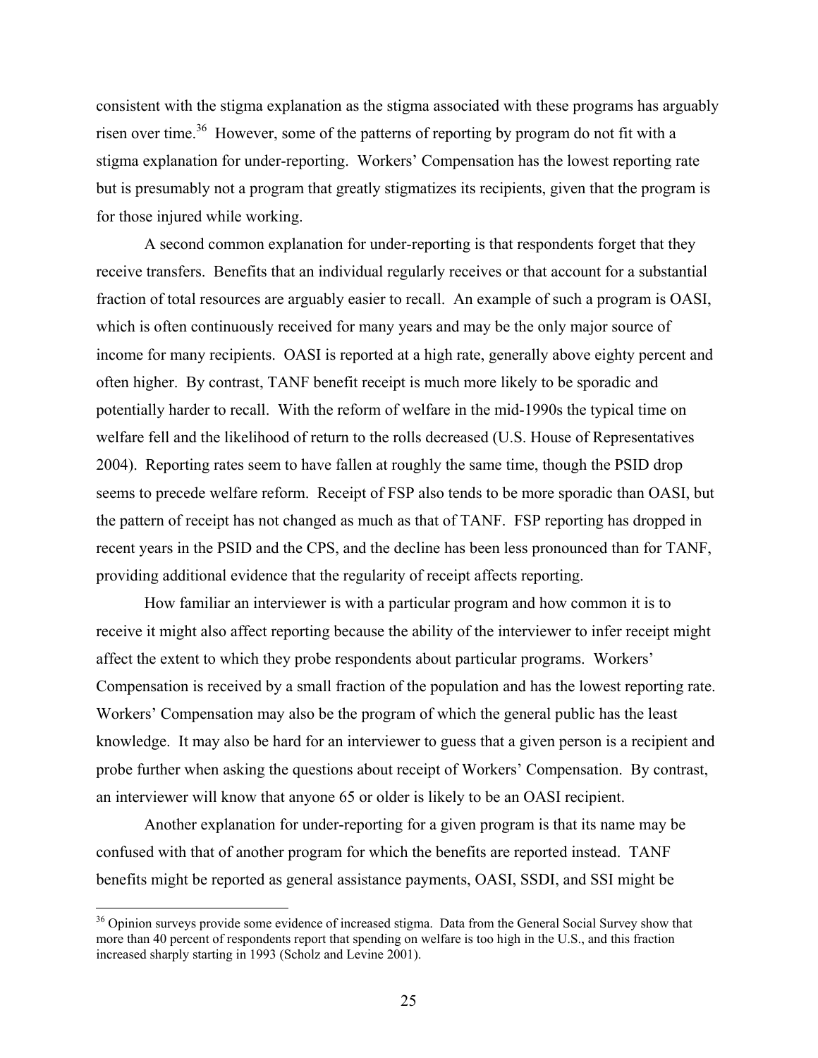consistent with the stigma explanation as the stigma associated with these programs has arguably risen over time.[36] However, some of the patterns of reporting by program do not fit with a stigma explanation for under-reporting. Workers' Compensation has the lowest reporting rate but is presumably not a program that greatly stigmatizes its recipients, given that the program is for those injured while working.

A second common explanation for under-reporting is that respondents forget that they receive transfers. Benefits that an individual regularly receives or that account for a substantial fraction of total resources are arguably easier to recall. An example of such a program is OASI, which is often continuously received for many years and may be the only major source of income for many recipients. OASI is reported at a high rate, generally above eighty percent and often higher. By contrast, TANF benefit receipt is much more likely to be sporadic and potentially harder to recall. With the reform of welfare in the mid-1990s the typical time on welfare fell and the likelihood of return to the rolls decreased (U.S. House of Representatives 2004). Reporting rates seem to have fallen at roughly the same time, though the PSID drop seems to precede welfare reform. Receipt of FSP also tends to be more sporadic than OASI, but the pattern of receipt has not changed as much as that of TANF. FSP reporting has dropped in recent years in the PSID and the CPS, and the decline has been less pronounced than for TANF, providing additional evidence that the regularity of receipt affects reporting.

How familiar an interviewer is with a particular program and how common it is to receive it might also affect reporting because the ability of the interviewer to infer receipt might affect the extent to which they probe respondents about particular programs. Workers' Compensation is received by a small fraction of the population and has the lowest reporting rate. Workers' Compensation may also be the program of which the general public has the least knowledge. It may also be hard for an interviewer to guess that a given person is a recipient and probe further when asking the questions about receipt of Workers' Compensation. By contrast, an interviewer will know that anyone 65 or older is likely to be an OASI recipient.

Another explanation for under-reporting for a given program is that its name may be confused with that of another program for which the benefits are reported instead. TANF benefits might be reported as general assistance payments, OASI, SSDI, and SSI might be

---

[36] Opinion surveys provide some evidence of increased stigma. Data from the General Social Survey show that more than 40 percent of respondents report that spending on welfare is too high in the U.S., and this fraction increased sharply starting in 1993 (Scholz and Levine 2001).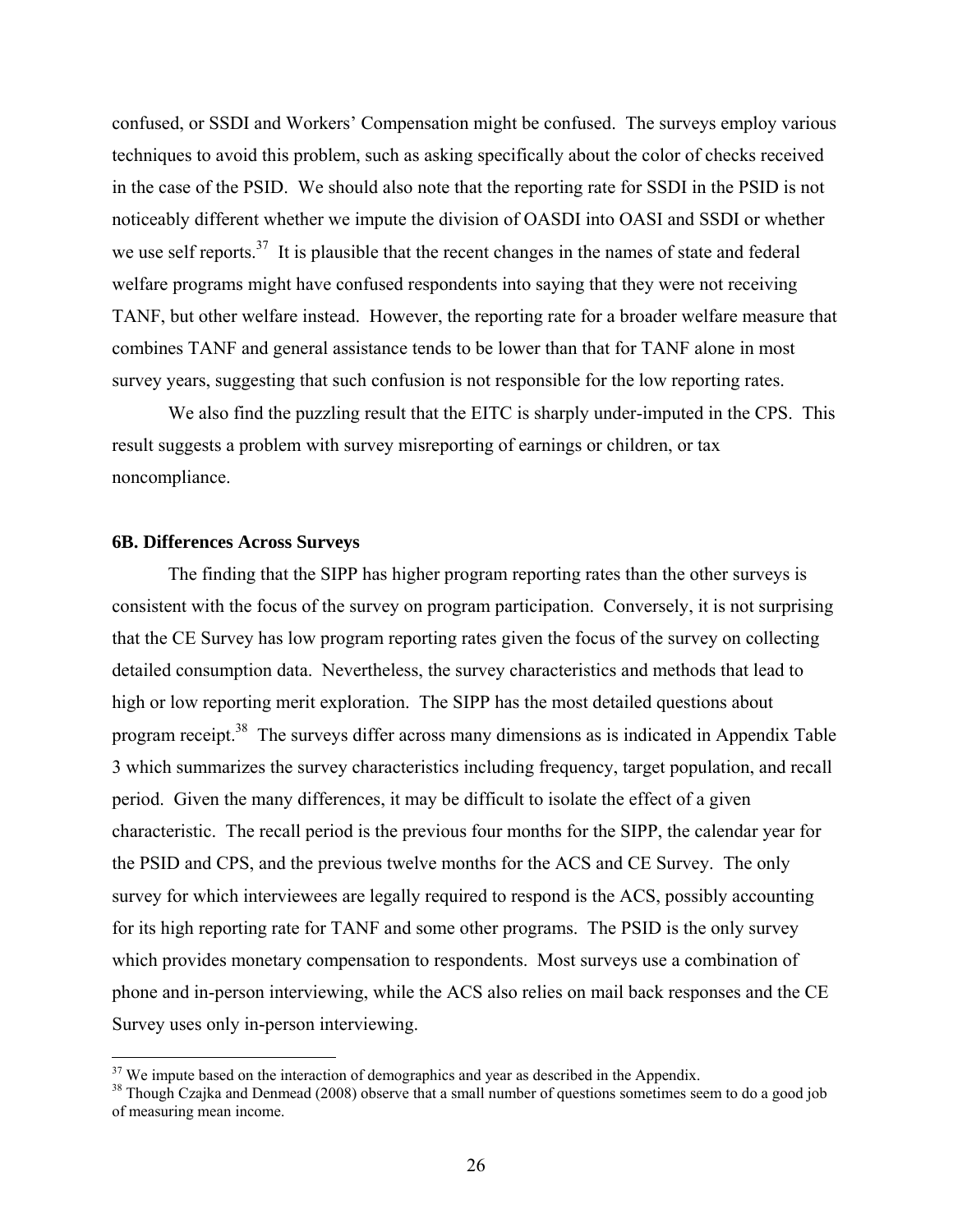confused, or SSDI and Workers' Compensation might be confused. The surveys employ various techniques to avoid this problem, such as asking specifically about the color of checks received in the case of the PSID. We should also note that the reporting rate for SSDI in the PSID is not noticeably different whether we impute the division of OASDI into OASI and SSDI or whether we use self reports.[37] It is plausible that the recent changes in the names of state and federal welfare programs might have confused respondents into saying that they were not receiving TANF, but other welfare instead. However, the reporting rate for a broader welfare measure that combines TANF and general assistance tends to be lower than that for TANF alone in most survey years, suggesting that such confusion is not responsible for the low reporting rates.

We also find the puzzling result that the EITC is sharply under-imputed in the CPS. This result suggests a problem with survey misreporting of earnings or children, or tax noncompliance.

**6B. Differences Across Surveys**

The finding that the SIPP has higher program reporting rates than the other surveys is consistent with the focus of the survey on program participation. Conversely, it is not surprising that the CE Survey has low program reporting rates given the focus of the survey on collecting detailed consumption data. Nevertheless, the survey characteristics and methods that lead to high or low reporting merit exploration. The SIPP has the most detailed questions about program receipt.[38] The surveys differ across many dimensions as is indicated in Appendix Table 3 which summarizes the survey characteristics including frequency, target population, and recall period. Given the many differences, it may be difficult to isolate the effect of a given characteristic. The recall period is the previous four months for the SIPP, the calendar year for the PSID and CPS, and the previous twelve months for the ACS and CE Survey. The only survey for which interviewees are legally required to respond is the ACS, possibly accounting for its high reporting rate for TANF and some other programs. The PSID is the only survey which provides monetary compensation to respondents. Most surveys use a combination of phone and in-person interviewing, while the ACS also relies on mail back responses and the CE Survey uses only in-person interviewing.

[37] We impute based on the interaction of demographics and year as described in the Appendix.

[38] Though Czajka and Denmead (2008) observe that a small number of questions sometimes seem to do a good job of measuring mean income.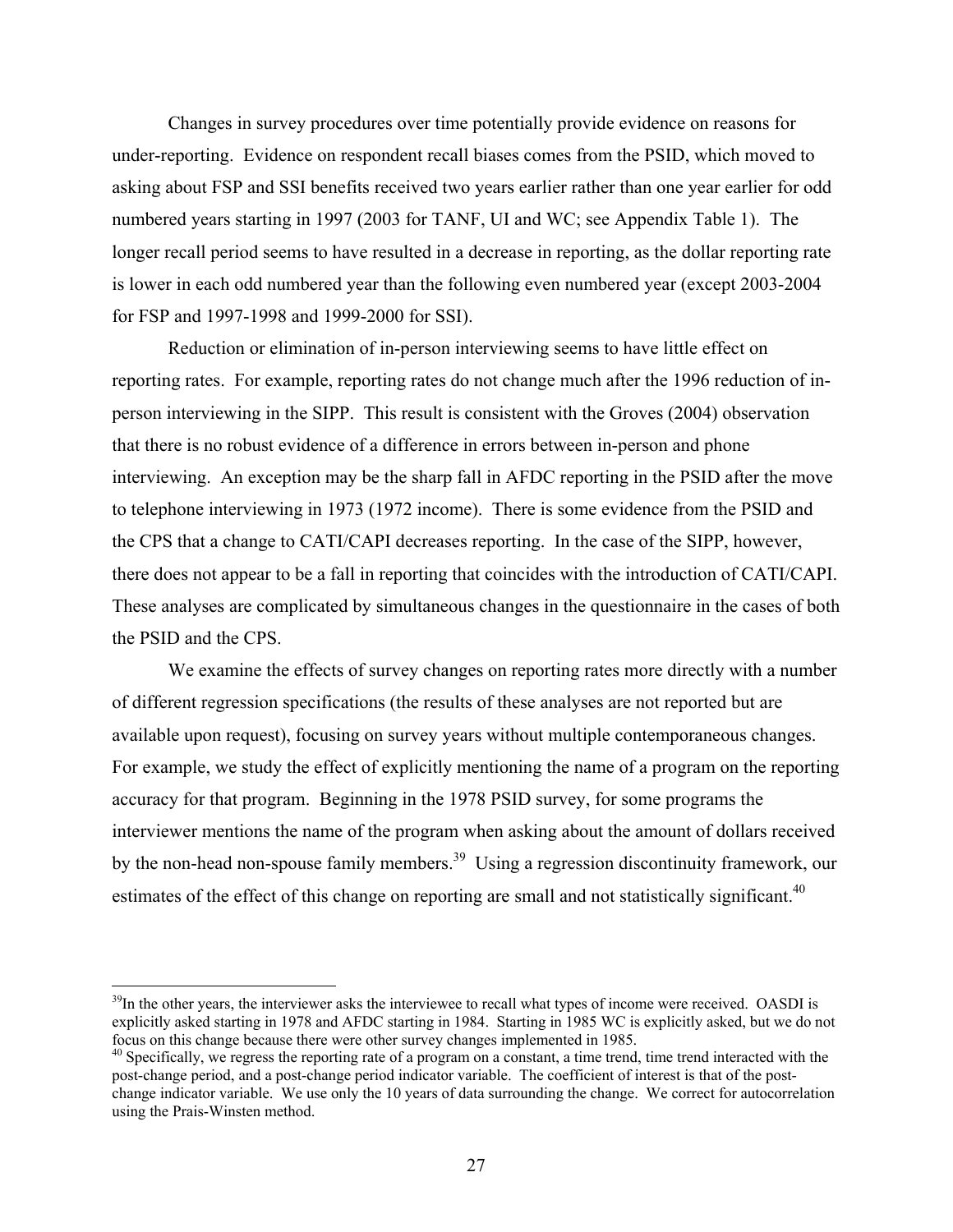Changes in survey procedures over time potentially provide evidence on reasons for under-reporting. Evidence on respondent recall biases comes from the PSID, which moved to asking about FSP and SSI benefits received two years earlier rather than one year earlier for odd numbered years starting in 1997 (2003 for TANF, UI and WC; see Appendix Table 1). The longer recall period seems to have resulted in a decrease in reporting, as the dollar reporting rate is lower in each odd numbered year than the following even numbered year (except 2003-2004 for FSP and 1997-1998 and 1999-2000 for SSI).

Reduction or elimination of in-person interviewing seems to have little effect on reporting rates. For example, reporting rates do not change much after the 1996 reduction of in-person interviewing in the SIPP. This result is consistent with the Groves (2004) observation that there is no robust evidence of a difference in errors between in-person and phone interviewing. An exception may be the sharp fall in AFDC reporting in the PSID after the move to telephone interviewing in 1973 (1972 income). There is some evidence from the PSID and the CPS that a change to CATI/CAPI decreases reporting. In the case of the SIPP, however, there does not appear to be a fall in reporting that coincides with the introduction of CATI/CAPI. These analyses are complicated by simultaneous changes in the questionnaire in the cases of both the PSID and the CPS.

We examine the effects of survey changes on reporting rates more directly with a number of different regression specifications (the results of these analyses are not reported but are available upon request), focusing on survey years without multiple contemporaneous changes. For example, we study the effect of explicitly mentioning the name of a program on the reporting accuracy for that program. Beginning in the 1978 PSID survey, for some programs the interviewer mentions the name of the program when asking about the amount of dollars received by the non-head non-spouse family members.[39] Using a regression discontinuity framework, our estimates of the effect of this change on reporting are small and not statistically significant.[40]

---

[39] In the other years, the interviewer asks the interviewee to recall what types of income were received. OASDI is explicitly asked starting in 1978 and AFDC starting in 1984. Starting in 1985 WC is explicitly asked, but we do not focus on this change because there were other survey changes implemented in 1985.

[40] Specifically, we regress the reporting rate of a program on a constant, a time trend, time trend interacted with the post-change period, and a post-change period indicator variable. The coefficient of interest is that of the post-change indicator variable. We use only the 10 years of data surrounding the change. We correct for autocorrelation using the Prais-Winsten method.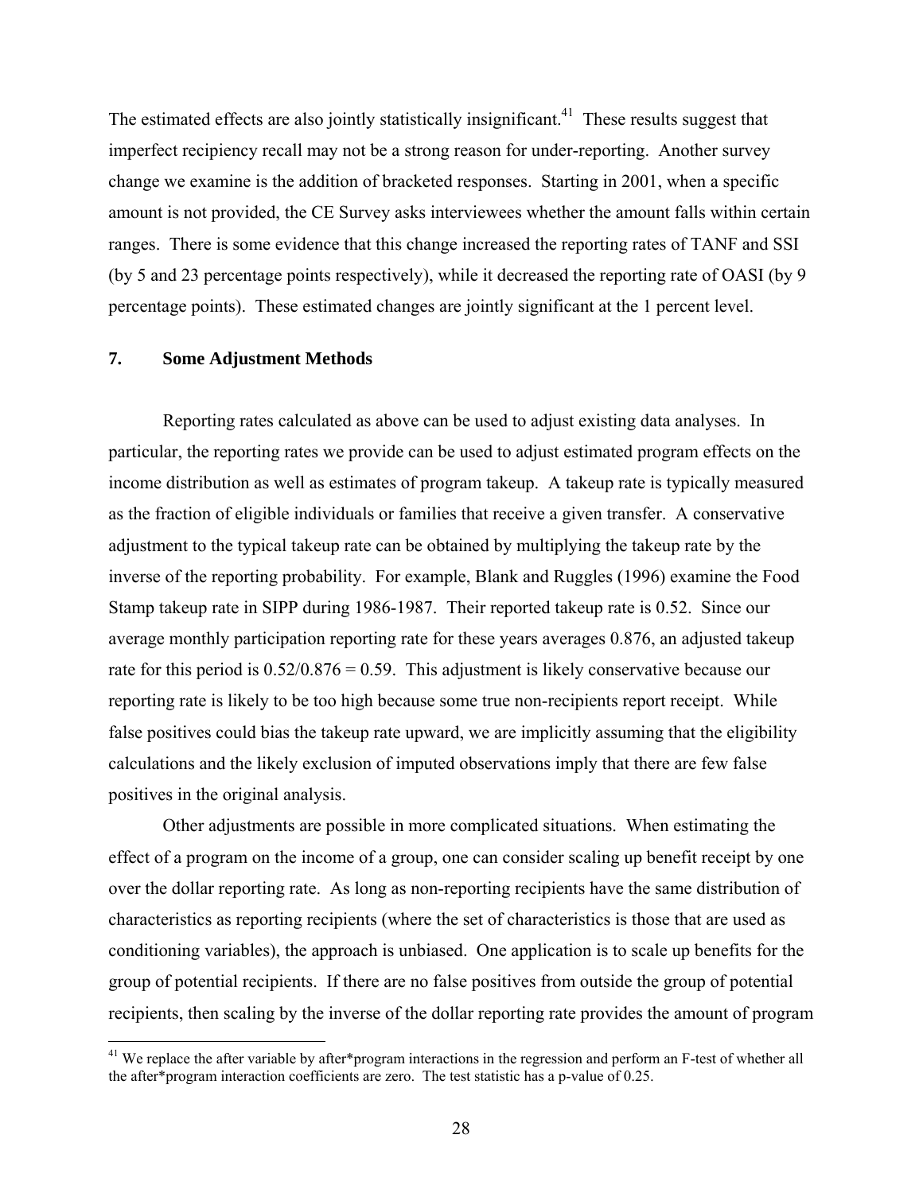The estimated effects are also jointly statistically insignificant.[41] These results suggest that imperfect recipiency recall may not be a strong reason for under-reporting. Another survey change we examine is the addition of bracketed responses. Starting in 2001, when a specific amount is not provided, the CE Survey asks interviewees whether the amount falls within certain ranges. There is some evidence that this change increased the reporting rates of TANF and SSI (by 5 and 23 percentage points respectively), while it decreased the reporting rate of OASI (by 9 percentage points). These estimated changes are jointly significant at the 1 percent level.

## 7. Some Adjustment Methods

Reporting rates calculated as above can be used to adjust existing data analyses. In particular, the reporting rates we provide can be used to adjust estimated program effects on the income distribution as well as estimates of program takeup. A takeup rate is typically measured as the fraction of eligible individuals or families that receive a given transfer. A conservative adjustment to the typical takeup rate can be obtained by multiplying the takeup rate by the inverse of the reporting probability. For example, Blank and Ruggles (1996) examine the Food Stamp takeup rate in SIPP during 1986-1987. Their reported takeup rate is 0.52. Since our average monthly participation reporting rate for these years averages 0.876, an adjusted takeup rate for this period is $0.52/0.876 = 0.59$. This adjustment is likely conservative because our reporting rate is likely to be too high because some true non-recipients report receipt. While false positives could bias the takeup rate upward, we are implicitly assuming that the eligibility calculations and the likely exclusion of imputed observations imply that there are few false positives in the original analysis.

Other adjustments are possible in more complicated situations. When estimating the effect of a program on the income of a group, one can consider scaling up benefit receipt by one over the dollar reporting rate. As long as non-reporting recipients have the same distribution of characteristics as reporting recipients (where the set of characteristics is those that are used as conditioning variables), the approach is unbiased. One application is to scale up benefits for the group of potential recipients. If there are no false positives from outside the group of potential recipients, then scaling by the inverse of the dollar reporting rate provides the amount of program

[41] We replace the after variable by after*program interactions in the regression and perform an F-test of whether all the after*program interaction coefficients are zero. The test statistic has a p-value of 0.25.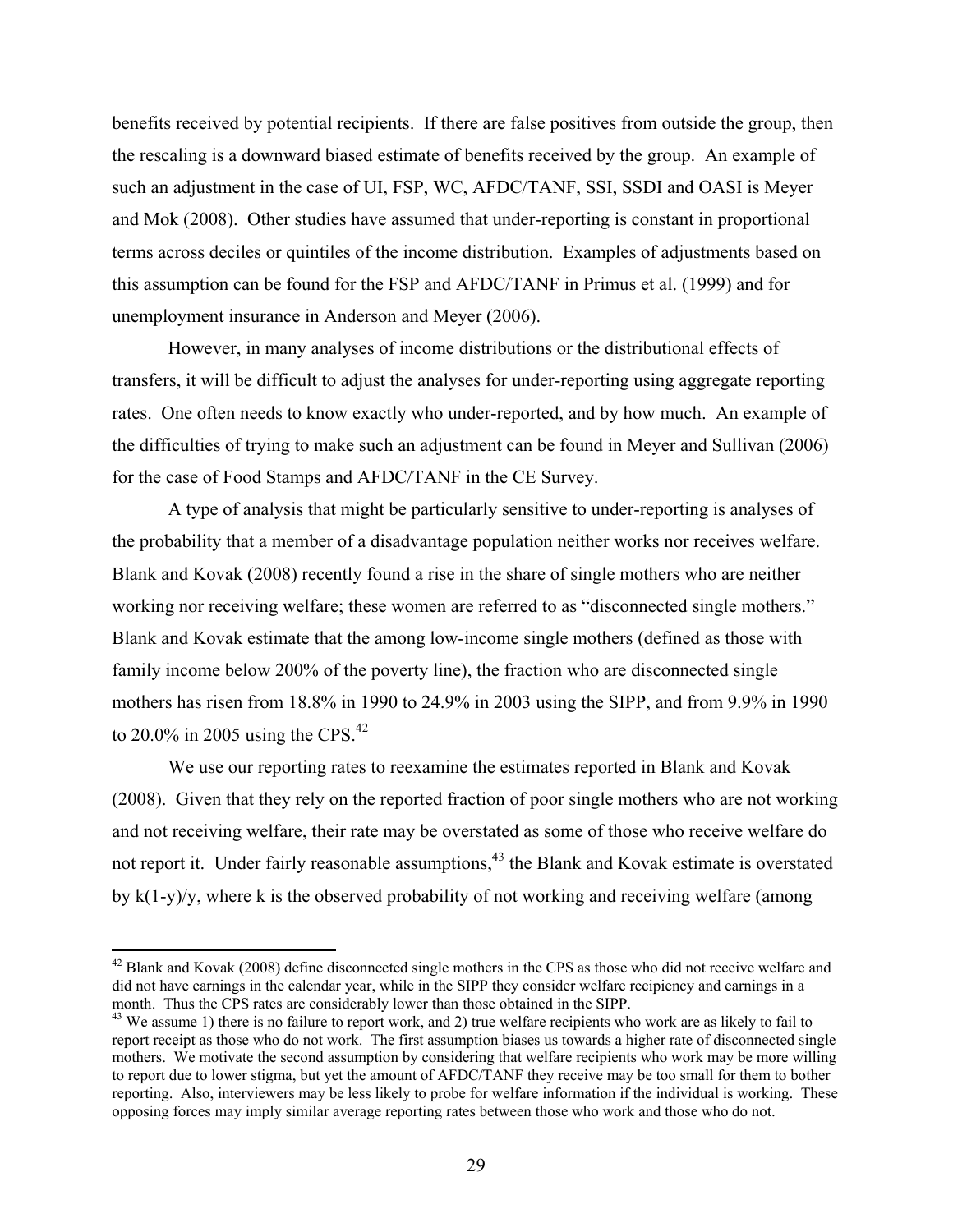benefits received by potential recipients. If there are false positives from outside the group, then the rescaling is a downward biased estimate of benefits received by the group. An example of such an adjustment in the case of UI, FSP, WC, AFDC/TANF, SSI, SSDI and OASI is Meyer and Mok (2008). Other studies have assumed that under-reporting is constant in proportional terms across deciles or quintiles of the income distribution. Examples of adjustments based on this assumption can be found for the FSP and AFDC/TANF in Primus et al. (1999) and for unemployment insurance in Anderson and Meyer (2006).

However, in many analyses of income distributions or the distributional effects of transfers, it will be difficult to adjust the analyses for under-reporting using aggregate reporting rates. One often needs to know exactly who under-reported, and by how much. An example of the difficulties of trying to make such an adjustment can be found in Meyer and Sullivan (2006) for the case of Food Stamps and AFDC/TANF in the CE Survey.

A type of analysis that might be particularly sensitive to under-reporting is analyses of the probability that a member of a disadvantage population neither works nor receives welfare. Blank and Kovak (2008) recently found a rise in the share of single mothers who are neither working nor receiving welfare; these women are referred to as "disconnected single mothers." Blank and Kovak estimate that the among low-income single mothers (defined as those with family income below 200% of the poverty line), the fraction who are disconnected single mothers has risen from 18.8% in 1990 to 24.9% in 2003 using the SIPP, and from 9.9% in 1990 to 20.0% in 2005 using the CPS.[42]

We use our reporting rates to reexamine the estimates reported in Blank and Kovak (2008). Given that they rely on the reported fraction of poor single mothers who are not working and not receiving welfare, their rate may be overstated as some of those who receive welfare do not report it. Under fairly reasonable assumptions,[43] the Blank and Kovak estimate is overstated by $k(1-y)/y$, where k is the observed probability of not working and receiving welfare (among

[42] Blank and Kovak (2008) define disconnected single mothers in the CPS as those who did not receive welfare and did not have earnings in the calendar year, while in the SIPP they consider welfare recipiency and earnings in a month. Thus the CPS rates are considerably lower than those obtained in the SIPP.

[43] We assume 1) there is no failure to report work, and 2) true welfare recipients who work are as likely to fail to report receipt as those who do not work. The first assumption biases us towards a higher rate of disconnected single mothers. We motivate the second assumption by considering that welfare recipients who work may be more willing to report due to lower stigma, but yet the amount of AFDC/TANF they receive may be too small for them to bother reporting. Also, interviewers may be less likely to probe for welfare information if the individual is working. These opposing forces may imply similar average reporting rates between those who work and those who do not.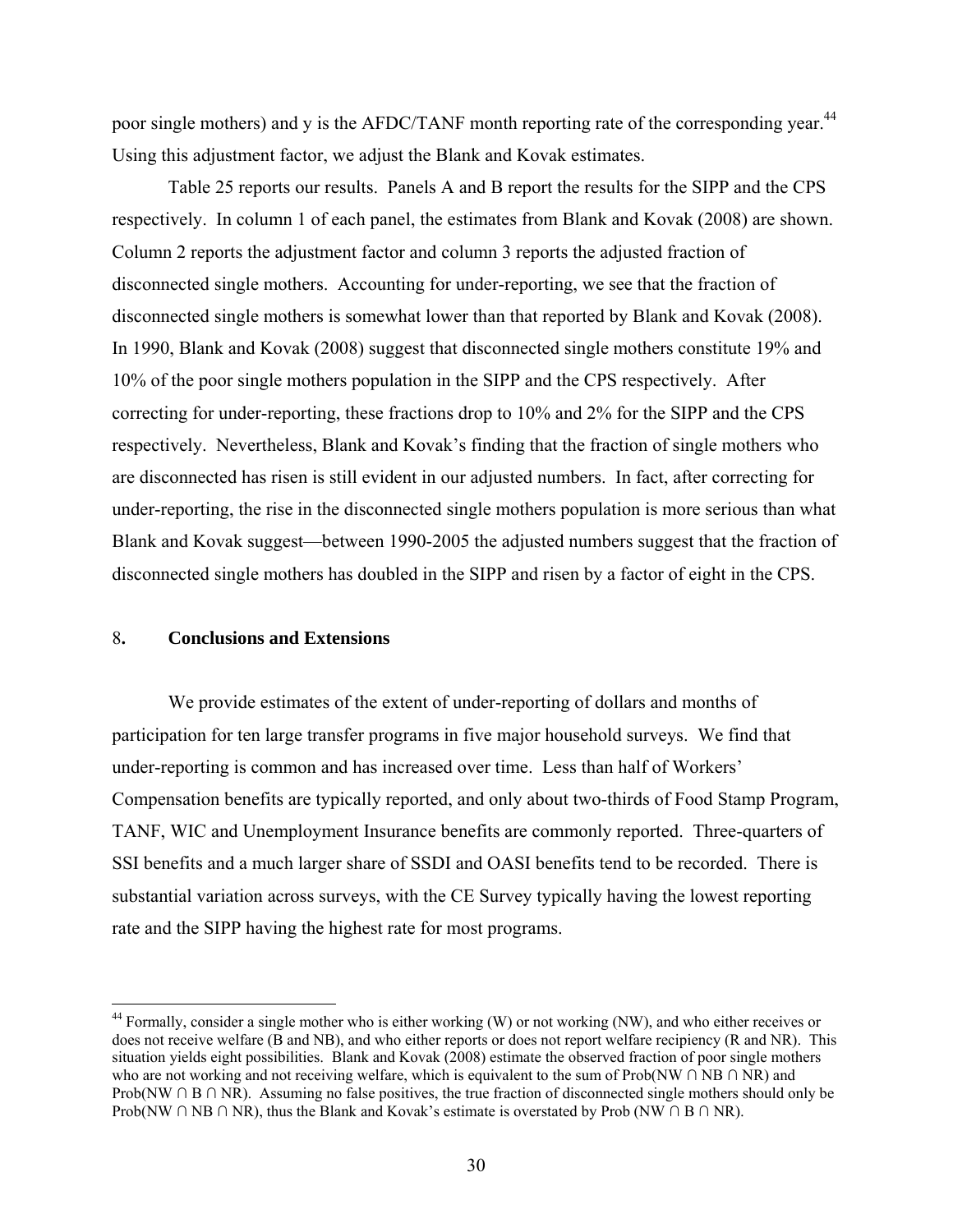poor single mothers) and y is the AFDC/TANF month reporting rate of the corresponding year.[44] Using this adjustment factor, we adjust the Blank and Kovak estimates.

Table 25 reports our results. Panels A and B report the results for the SIPP and the CPS respectively. In column 1 of each panel, the estimates from Blank and Kovak (2008) are shown. Column 2 reports the adjustment factor and column 3 reports the adjusted fraction of disconnected single mothers. Accounting for under-reporting, we see that the fraction of disconnected single mothers is somewhat lower than that reported by Blank and Kovak (2008). In 1990, Blank and Kovak (2008) suggest that disconnected single mothers constitute 19% and 10% of the poor single mothers population in the SIPP and the CPS respectively. After correcting for under-reporting, these fractions drop to 10% and 2% for the SIPP and the CPS respectively. Nevertheless, Blank and Kovak's finding that the fraction of single mothers who are disconnected has risen is still evident in our adjusted numbers. In fact, after correcting for under-reporting, the rise in the disconnected single mothers population is more serious than what Blank and Kovak suggest—between 1990-2005 the adjusted numbers suggest that the fraction of disconnected single mothers has doubled in the SIPP and risen by a factor of eight in the CPS.

## 8. Conclusions and Extensions

We provide estimates of the extent of under-reporting of dollars and months of participation for ten large transfer programs in five major household surveys. We find that under-reporting is common and has increased over time. Less than half of Workers' Compensation benefits are typically reported, and only about two-thirds of Food Stamp Program, TANF, WIC and Unemployment Insurance benefits are commonly reported. Three-quarters of SSI benefits and a much larger share of SSDI and OASI benefits tend to be recorded. There is substantial variation across surveys, with the CE Survey typically having the lowest reporting rate and the SIPP having the highest rate for most programs.

---

[44] Formally, consider a single mother who is either working (W) or not working (NW), and who either receives or does not receive welfare (B and NB), and who either reports or does not report welfare recipiency (R and NR). This situation yields eight possibilities. Blank and Kovak (2008) estimate the observed fraction of poor single mothers who are not working and not receiving welfare, which is equivalent to the sum of Prob(NW ∩ NB ∩ NR) and Prob(NW ∩ B ∩ NR). Assuming no false positives, the true fraction of disconnected single mothers should only be Prob(NW ∩ NB ∩ NR), thus the Blank and Kovak's estimate is overstated by Prob (NW ∩ B ∩ NR).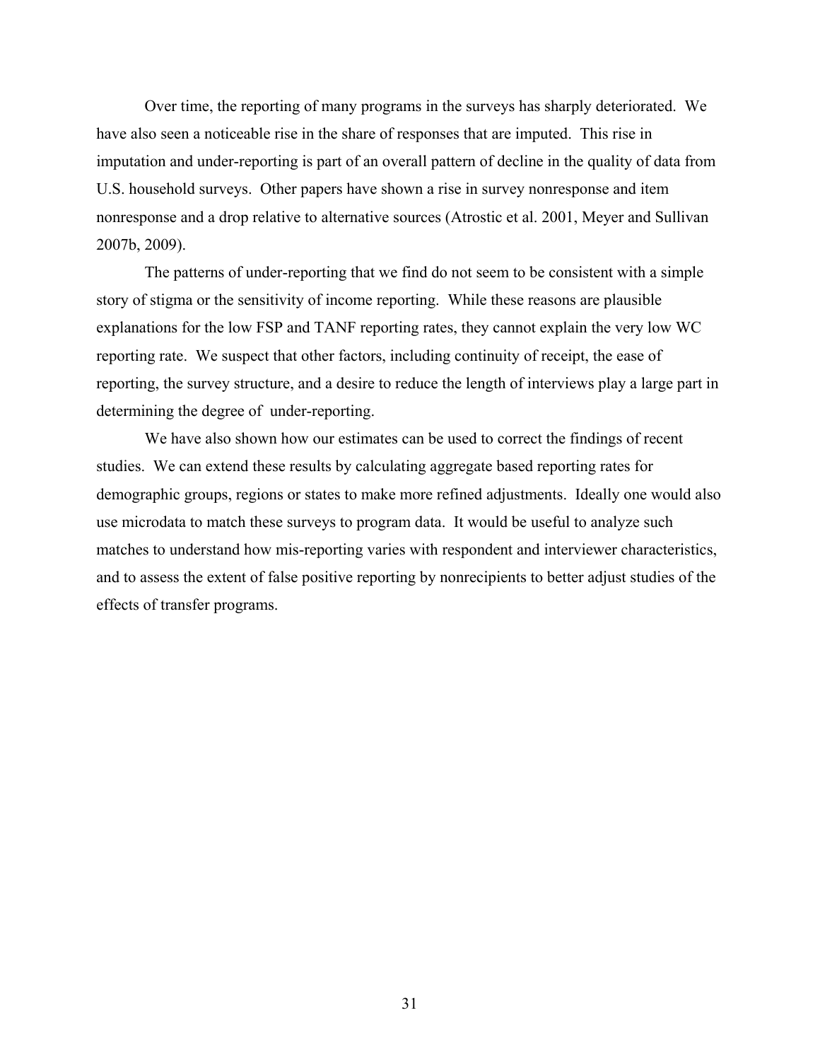Over time, the reporting of many programs in the surveys has sharply deteriorated. We have also seen a noticeable rise in the share of responses that are imputed. This rise in imputation and under-reporting is part of an overall pattern of decline in the quality of data from U.S. household surveys. Other papers have shown a rise in survey nonresponse and item nonresponse and a drop relative to alternative sources (Atrostic et al. 2001, Meyer and Sullivan 2007b, 2009).

The patterns of under-reporting that we find do not seem to be consistent with a simple story of stigma or the sensitivity of income reporting. While these reasons are plausible explanations for the low FSP and TANF reporting rates, they cannot explain the very low WC reporting rate. We suspect that other factors, including continuity of receipt, the ease of reporting, the survey structure, and a desire to reduce the length of interviews play a large part in determining the degree of under-reporting.

We have also shown how our estimates can be used to correct the findings of recent studies. We can extend these results by calculating aggregate based reporting rates for demographic groups, regions or states to make more refined adjustments. Ideally one would also use microdata to match these surveys to program data. It would be useful to analyze such matches to understand how mis-reporting varies with respondent and interviewer characteristics, and to assess the extent of false positive reporting by nonrecipients to better adjust studies of the effects of transfer programs.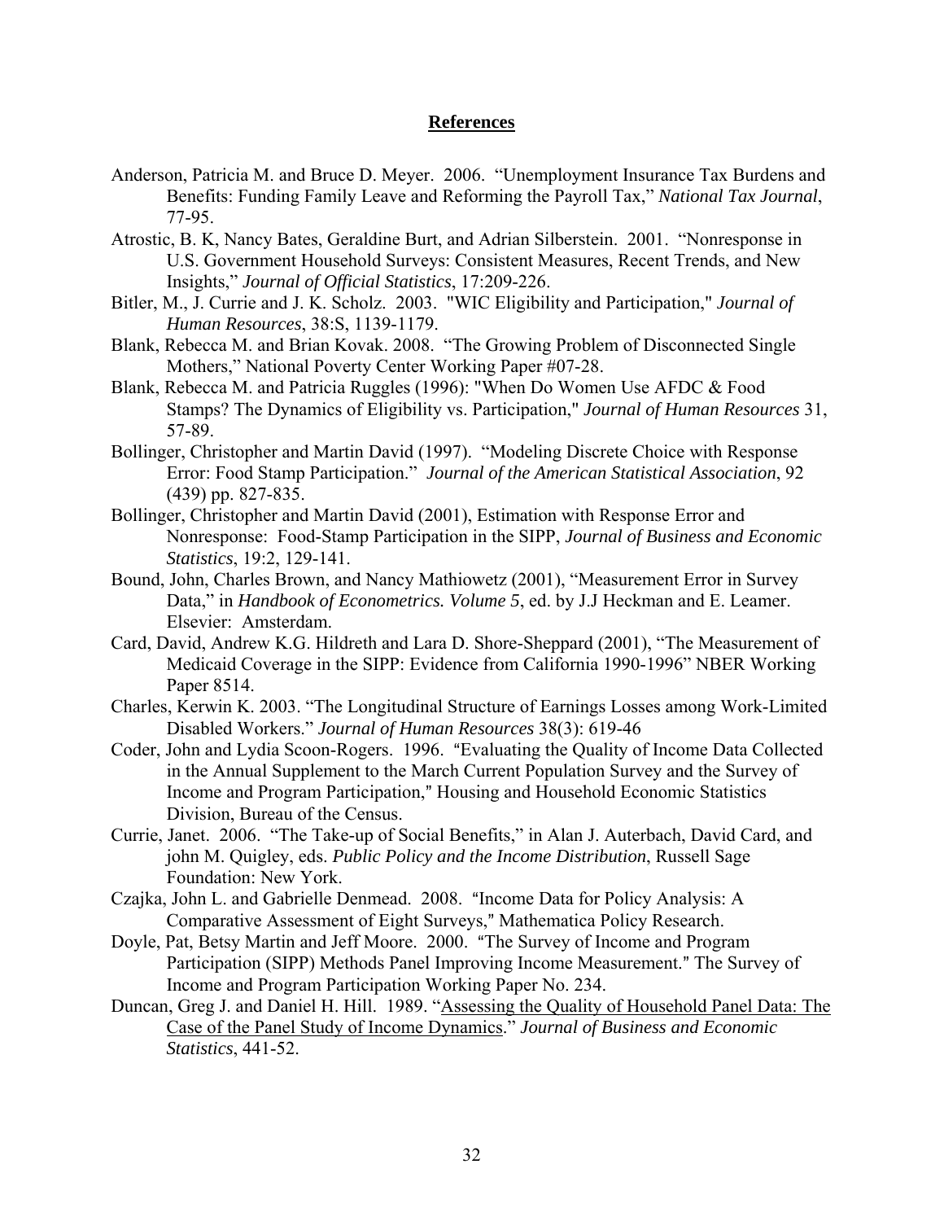## References

Anderson, Patricia M. and Bruce D. Meyer. 2006. "Unemployment Insurance Tax Burdens and Benefits: Funding Family Leave and Reforming the Payroll Tax," *National Tax Journal*, 77-95.

Atrostic, B. K, Nancy Bates, Geraldine Burt, and Adrian Silberstein. 2001. "Nonresponse in U.S. Government Household Surveys: Consistent Measures, Recent Trends, and New Insights," *Journal of Official Statistics*, 17:209-226.

Bitler, M., J. Currie and J. K. Scholz. 2003. "WIC Eligibility and Participation," *Journal of Human Resources*, 38:S, 1139-1179.

Blank, Rebecca M. and Brian Kovak. 2008. "The Growing Problem of Disconnected Single Mothers," National Poverty Center Working Paper #07-28.

Blank, Rebecca M. and Patricia Ruggles (1996): "When Do Women Use AFDC & Food Stamps? The Dynamics of Eligibility vs. Participation," *Journal of Human Resources* 31, 57-89.

Bollinger, Christopher and Martin David (1997). "Modeling Discrete Choice with Response Error: Food Stamp Participation." *Journal of the American Statistical Association*, 92 (439) pp. 827-835.

Bollinger, Christopher and Martin David (2001), Estimation with Response Error and Nonresponse: Food-Stamp Participation in the SIPP, *Journal of Business and Economic Statistics*, 19:2, 129-141.

Bound, John, Charles Brown, and Nancy Mathiowetz (2001), "Measurement Error in Survey Data," in *Handbook of Econometrics. Volume 5*, ed. by J.J Heckman and E. Leamer. Elsevier: Amsterdam.

Card, David, Andrew K.G. Hildreth and Lara D. Shore-Sheppard (2001), "The Measurement of Medicaid Coverage in the SIPP: Evidence from California 1990-1996" NBER Working Paper 8514.

Charles, Kerwin K. 2003. "The Longitudinal Structure of Earnings Losses among Work-Limited Disabled Workers." *Journal of Human Resources* 38(3): 619-46

Coder, John and Lydia Scoon-Rogers. 1996. "Evaluating the Quality of Income Data Collected in the Annual Supplement to the March Current Population Survey and the Survey of Income and Program Participation," Housing and Household Economic Statistics Division, Bureau of the Census.

Currie, Janet. 2006. "The Take-up of Social Benefits," in Alan J. Auterbach, David Card, and john M. Quigley, eds. *Public Policy and the Income Distribution*, Russell Sage Foundation: New York.

Czajka, John L. and Gabrielle Denmead. 2008. "Income Data for Policy Analysis: A Comparative Assessment of Eight Surveys," Mathematica Policy Research.

Doyle, Pat, Betsy Martin and Jeff Moore. 2000. "The Survey of Income and Program Participation (SIPP) Methods Panel Improving Income Measurement." The Survey of Income and Program Participation Working Paper No. 234.

Duncan, Greg J. and Daniel H. Hill. 1989. "Assessing the Quality of Household Panel Data: The Case of the Panel Study of Income Dynamics." *Journal of Business and Economic Statistics*, 441-52.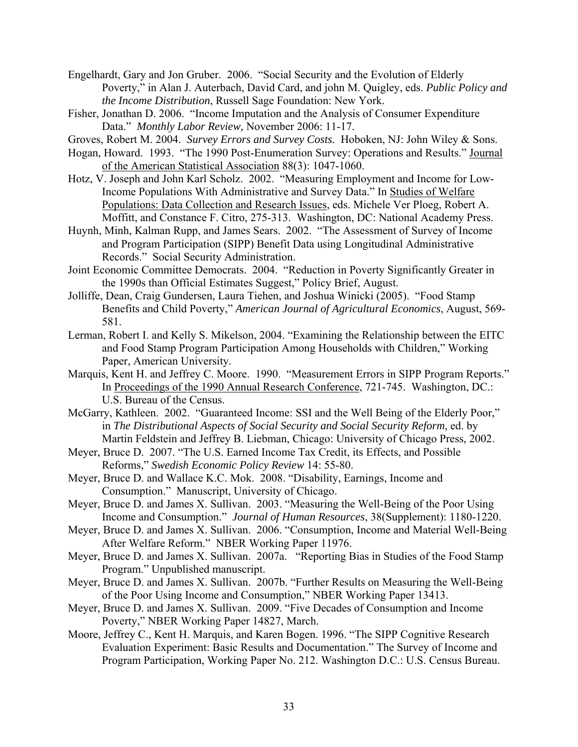Engelhardt, Gary and Jon Gruber. 2006. "Social Security and the Evolution of Elderly Poverty," in Alan J. Auterbach, David Card, and john M. Quigley, eds. *Public Policy and the Income Distribution*, Russell Sage Foundation: New York.

Fisher, Jonathan D. 2006. "Income Imputation and the Analysis of Consumer Expenditure Data." *Monthly Labor Review,* November 2006: 11-17.

Groves, Robert M. 2004. *Survey Errors and Survey Costs.* Hoboken, NJ: John Wiley & Sons.

Hogan, Howard. 1993. "The 1990 Post-Enumeration Survey: Operations and Results." Journal of the American Statistical Association 88(3): 1047-1060.

Hotz, V. Joseph and John Karl Scholz. 2002. "Measuring Employment and Income for Low-Income Populations With Administrative and Survey Data." In Studies of Welfare Populations: Data Collection and Research Issues, eds. Michele Ver Ploeg, Robert A. Moffitt, and Constance F. Citro, 275-313. Washington, DC: National Academy Press.

Huynh, Minh, Kalman Rupp, and James Sears. 2002. "The Assessment of Survey of Income and Program Participation (SIPP) Benefit Data using Longitudinal Administrative Records." Social Security Administration.

Joint Economic Committee Democrats. 2004. "Reduction in Poverty Significantly Greater in the 1990s than Official Estimates Suggest," Policy Brief, August.

Jolliffe, Dean, Craig Gundersen, Laura Tiehen, and Joshua Winicki (2005). "Food Stamp Benefits and Child Poverty," *American Journal of Agricultural Economics*, August, 569-581.

Lerman, Robert I. and Kelly S. Mikelson, 2004. "Examining the Relationship between the EITC and Food Stamp Program Participation Among Households with Children," Working Paper, American University.

Marquis, Kent H. and Jeffrey C. Moore. 1990. "Measurement Errors in SIPP Program Reports." In Proceedings of the 1990 Annual Research Conference, 721-745. Washington, DC.: U.S. Bureau of the Census.

McGarry, Kathleen. 2002. "Guaranteed Income: SSI and the Well Being of the Elderly Poor," in *The Distributional Aspects of Social Security and Social Security Reform*, ed. by Martin Feldstein and Jeffrey B. Liebman, Chicago: University of Chicago Press, 2002.

Meyer, Bruce D. 2007. "The U.S. Earned Income Tax Credit, its Effects, and Possible Reforms," *Swedish Economic Policy Review* 14: 55-80.

Meyer, Bruce D. and Wallace K.C. Mok. 2008. "Disability, Earnings, Income and Consumption." Manuscript, University of Chicago.

Meyer, Bruce D. and James X. Sullivan. 2003. "Measuring the Well-Being of the Poor Using Income and Consumption." *Journal of Human Resources*, 38(Supplement): 1180-1220.

Meyer, Bruce D. and James X. Sullivan. 2006. "Consumption, Income and Material Well-Being After Welfare Reform." NBER Working Paper 11976.

Meyer, Bruce D. and James X. Sullivan. 2007a. "Reporting Bias in Studies of the Food Stamp Program." Unpublished manuscript.

Meyer, Bruce D. and James X. Sullivan. 2007b. "Further Results on Measuring the Well-Being of the Poor Using Income and Consumption," NBER Working Paper 13413.

Meyer, Bruce D. and James X. Sullivan. 2009. "Five Decades of Consumption and Income Poverty," NBER Working Paper 14827, March.

Moore, Jeffrey C., Kent H. Marquis, and Karen Bogen. 1996. "The SIPP Cognitive Research Evaluation Experiment: Basic Results and Documentation." The Survey of Income and Program Participation, Working Paper No. 212. Washington D.C.: U.S. Census Bureau.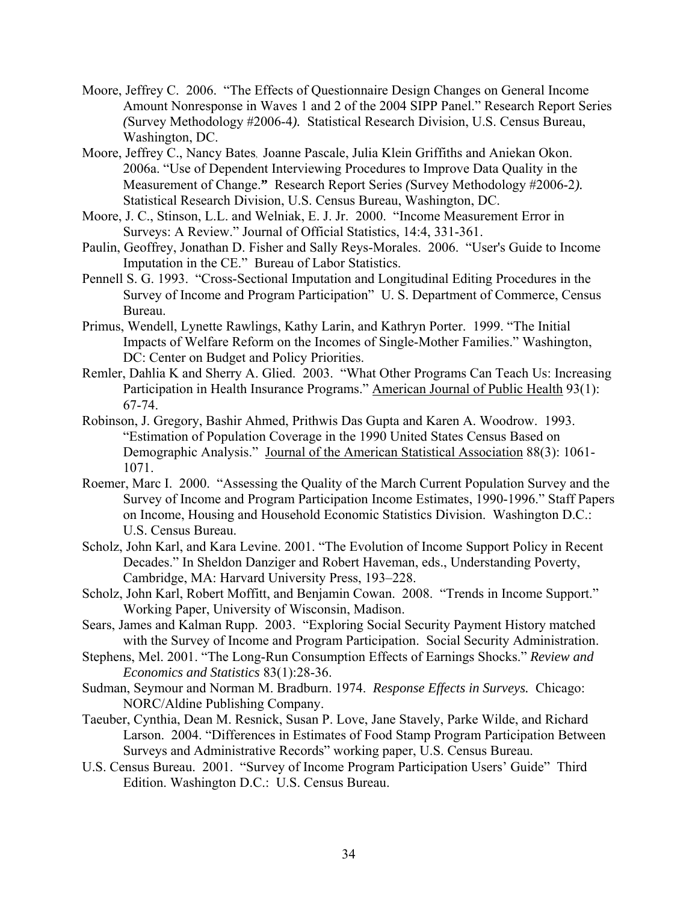Moore, Jeffrey C. 2006. "The Effects of Questionnaire Design Changes on General Income Amount Nonresponse in Waves 1 and 2 of the 2004 SIPP Panel." Research Report Series *(*Survey Methodology #2006-4*).* Statistical Research Division, U.S. Census Bureau, Washington, DC.

Moore, Jeffrey C., Nancy Bates, Joanne Pascale, Julia Klein Griffiths and Aniekan Okon. 2006a. "Use of Dependent Interviewing Procedures to Improve Data Quality in the Measurement of Change.**"** Research Report Series *(*Survey Methodology #2006-2*).* Statistical Research Division, U.S. Census Bureau, Washington, DC.

Moore, J. C., Stinson, L.L. and Welniak, E. J. Jr. 2000. "Income Measurement Error in Surveys: A Review." Journal of Official Statistics, 14:4, 331-361.

Paulin, Geoffrey, Jonathan D. Fisher and Sally Reys-Morales. 2006. "User's Guide to Income Imputation in the CE." Bureau of Labor Statistics.

Pennell S. G. 1993. "Cross-Sectional Imputation and Longitudinal Editing Procedures in the Survey of Income and Program Participation" U. S. Department of Commerce, Census Bureau.

Primus, Wendell, Lynette Rawlings, Kathy Larin, and Kathryn Porter. 1999. "The Initial Impacts of Welfare Reform on the Incomes of Single-Mother Families." Washington, DC: Center on Budget and Policy Priorities.

Remler, Dahlia K and Sherry A. Glied. 2003. "What Other Programs Can Teach Us: Increasing Participation in Health Insurance Programs." American Journal of Public Health 93(1): 67-74.

Robinson, J. Gregory, Bashir Ahmed, Prithwis Das Gupta and Karen A. Woodrow. 1993. "Estimation of Population Coverage in the 1990 United States Census Based on Demographic Analysis." Journal of the American Statistical Association 88(3): 1061-1071.

Roemer, Marc I. 2000. "Assessing the Quality of the March Current Population Survey and the Survey of Income and Program Participation Income Estimates, 1990-1996." Staff Papers on Income, Housing and Household Economic Statistics Division. Washington D.C.: U.S. Census Bureau.

Scholz, John Karl, and Kara Levine. 2001. "The Evolution of Income Support Policy in Recent Decades." In Sheldon Danziger and Robert Haveman, eds., Understanding Poverty, Cambridge, MA: Harvard University Press, 193–228.

Scholz, John Karl, Robert Moffitt, and Benjamin Cowan. 2008. "Trends in Income Support." Working Paper, University of Wisconsin, Madison.

Sears, James and Kalman Rupp. 2003. "Exploring Social Security Payment History matched with the Survey of Income and Program Participation. Social Security Administration.

Stephens, Mel. 2001. "The Long-Run Consumption Effects of Earnings Shocks." *Review and Economics and Statistics* 83(1):28-36.

Sudman, Seymour and Norman M. Bradburn. 1974. *Response Effects in Surveys.* Chicago: NORC/Aldine Publishing Company.

Taeuber, Cynthia, Dean M. Resnick, Susan P. Love, Jane Stavely, Parke Wilde, and Richard Larson. 2004. "Differences in Estimates of Food Stamp Program Participation Between Surveys and Administrative Records" working paper, U.S. Census Bureau.

U.S. Census Bureau. 2001. "Survey of Income Program Participation Users' Guide" Third Edition. Washington D.C.: U.S. Census Bureau.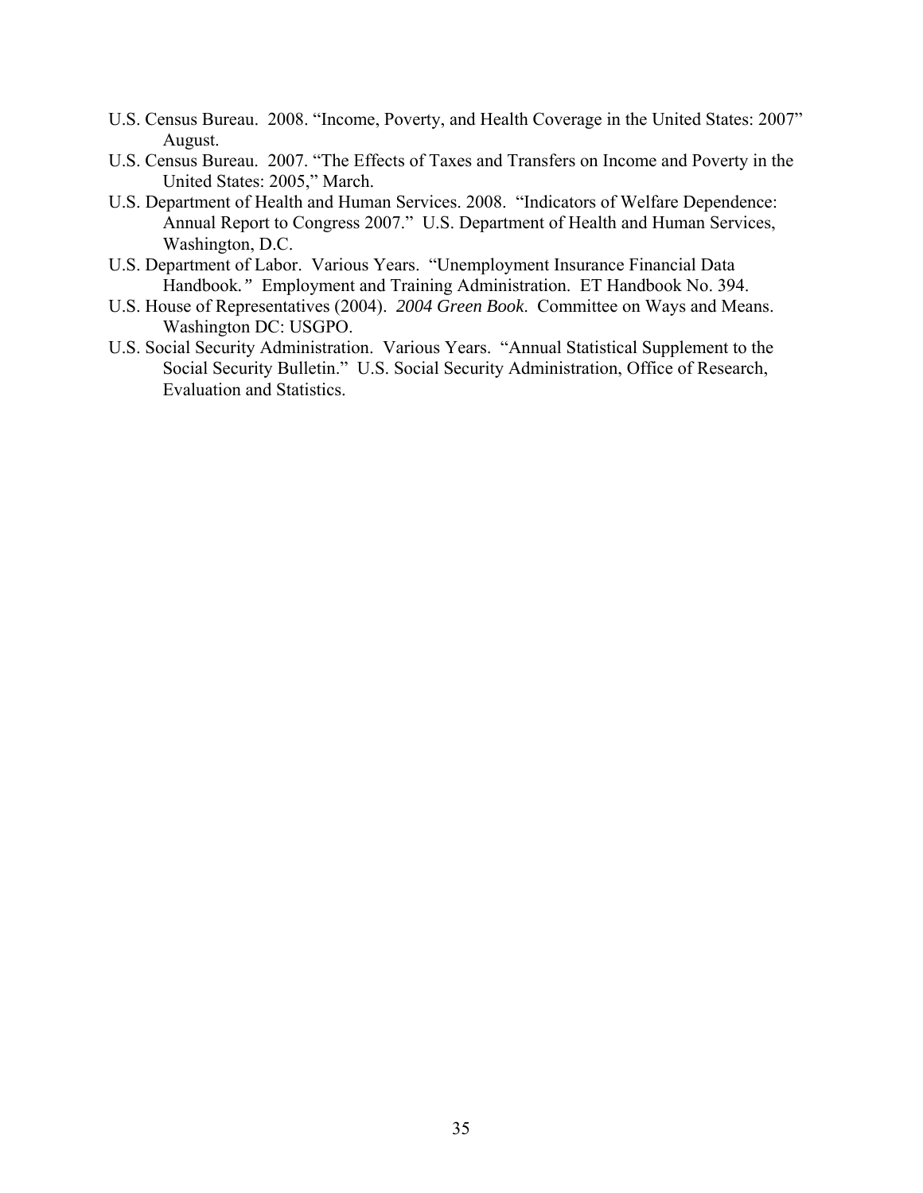U.S. Census Bureau. 2008. "Income, Poverty, and Health Coverage in the United States: 2007" August.

U.S. Census Bureau. 2007. "The Effects of Taxes and Transfers on Income and Poverty in the United States: 2005," March.

U.S. Department of Health and Human Services. 2008. "Indicators of Welfare Dependence: Annual Report to Congress 2007." U.S. Department of Health and Human Services, Washington, D.C.

U.S. Department of Labor. Various Years. "Unemployment Insurance Financial Data Handbook*.*" Employment and Training Administration. ET Handbook No. 394.

U.S. House of Representatives (2004). *2004 Green Book*. Committee on Ways and Means. Washington DC: USGPO.

U.S. Social Security Administration. Various Years. "Annual Statistical Supplement to the Social Security Bulletin." U.S. Social Security Administration, Office of Research, Evaluation and Statistics.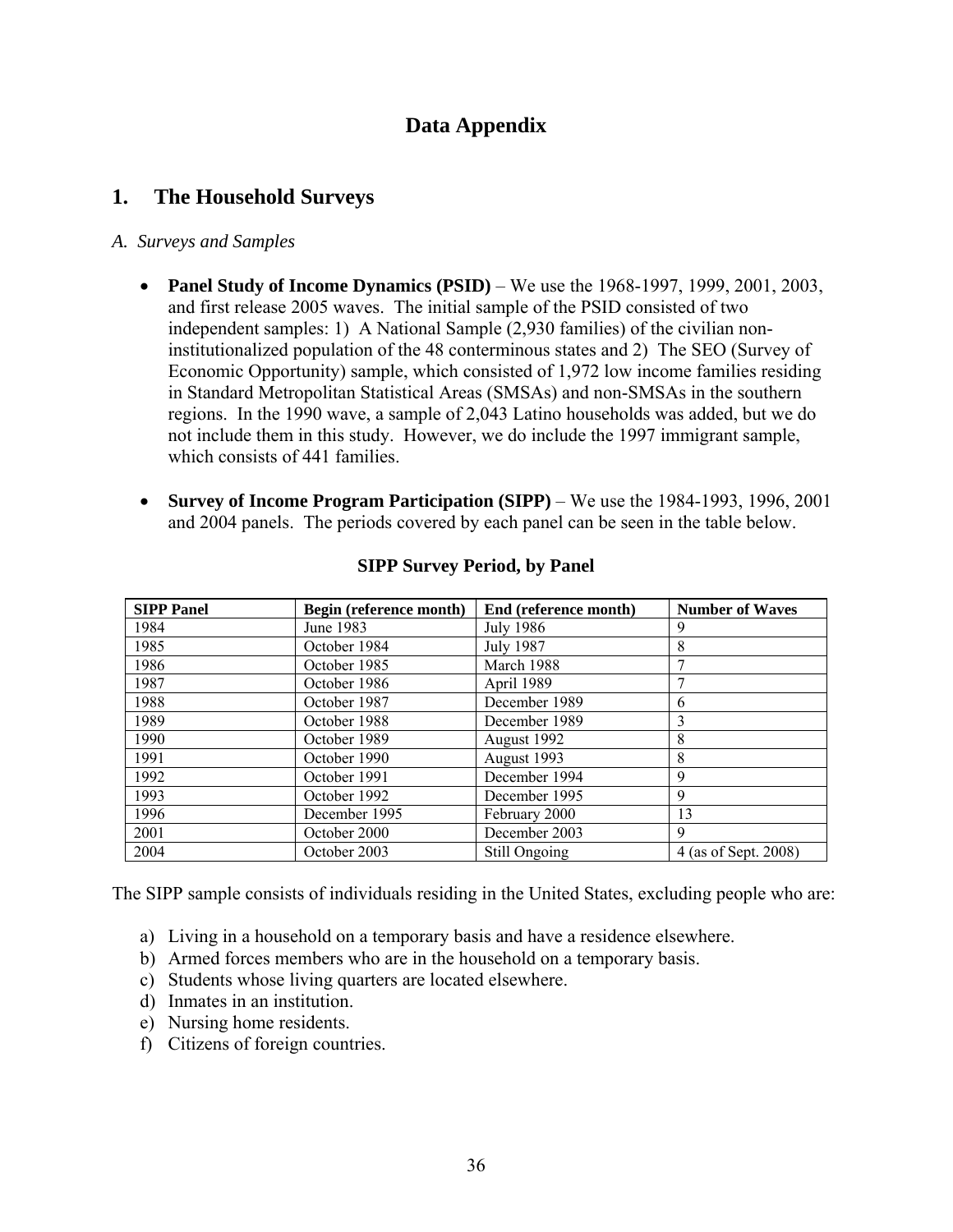# Data Appendix

## 1. The Household Surveys

*A. Surveys and Samples*

- **Panel Study of Income Dynamics (PSID)** – We use the 1968-1997, 1999, 2001, 2003, and first release 2005 waves. The initial sample of the PSID consisted of two independent samples: 1) A National Sample (2,930 families) of the civilian non-institutionalized population of the 48 conterminous states and 2) The SEO (Survey of Economic Opportunity) sample, which consisted of 1,972 low income families residing in Standard Metropolitan Statistical Areas (SMSAs) and non-SMSAs in the southern regions. In the 1990 wave, a sample of 2,043 Latino households was added, but we do not include them in this study. However, we do include the 1997 immigrant sample, which consists of 441 families.

- **Survey of Income Program Participation (SIPP)** – We use the 1984-1993, 1996, 2001 and 2004 panels. The periods covered by each panel can be seen in the table below.

**SIPP Survey Period, by Panel**

| SIPP Panel | Begin (reference month) | End (reference month) | Number of Waves |
|---|---|---|---|
| 1984 | June 1983 | July 1986 | 9 |
| 1985 | October 1984 | July 1987 | 8 |
| 1986 | October 1985 | March 1988 | 7 |
| 1987 | October 1986 | April 1989 | 7 |
| 1988 | October 1987 | December 1989 | 6 |
| 1989 | October 1988 | December 1989 | 3 |
| 1990 | October 1989 | August 1992 | 8 |
| 1991 | October 1990 | August 1993 | 8 |
| 1992 | October 1991 | December 1994 | 9 |
| 1993 | October 1992 | December 1995 | 9 |
| 1996 | December 1995 | February 2000 | 13 |
| 2001 | October 2000 | December 2003 | 9 |
| 2004 | October 2003 | Still Ongoing | 4 (as of Sept. 2008) |

The SIPP sample consists of individuals residing in the United States, excluding people who are:

a) Living in a household on a temporary basis and have a residence elsewhere.
b) Armed forces members who are in the household on a temporary basis.
c) Students whose living quarters are located elsewhere.
d) Inmates in an institution.
e) Nursing home residents.
f) Citizens of foreign countries.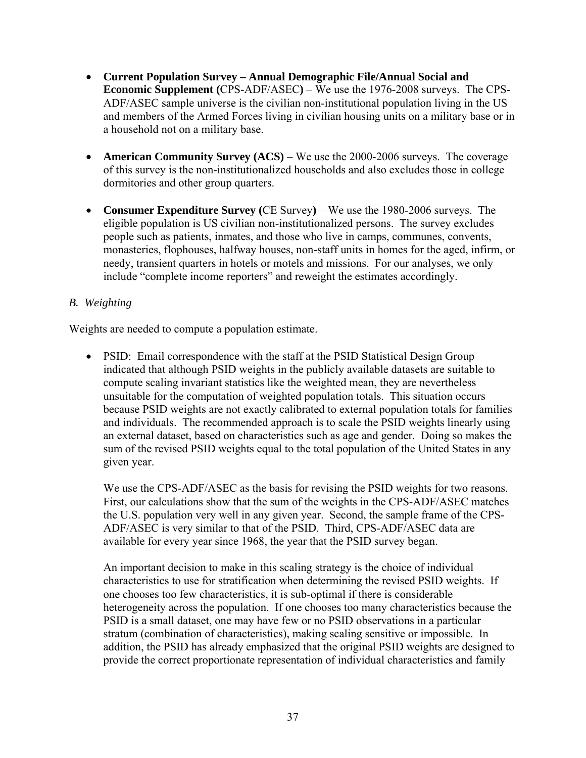- **Current Population Survey – Annual Demographic File/Annual Social and Economic Supplement (**CPS-ADF/ASEC**)** – We use the 1976-2008 surveys. The CPS-ADF/ASEC sample universe is the civilian non-institutional population living in the US and members of the Armed Forces living in civilian housing units on a military base or in a household not on a military base.

- **American Community Survey (ACS)** – We use the 2000-2006 surveys. The coverage of this survey is the non-institutionalized households and also excludes those in college dormitories and other group quarters.

- **Consumer Expenditure Survey (**CE Survey**)** – We use the 1980-2006 surveys. The eligible population is US civilian non-institutionalized persons. The survey excludes people such as patients, inmates, and those who live in camps, communes, convents, monasteries, flophouses, halfway houses, non-staff units in homes for the aged, infirm, or needy, transient quarters in hotels or motels and missions. For our analyses, we only include "complete income reporters" and reweight the estimates accordingly.

*B. Weighting*

Weights are needed to compute a population estimate.

- PSID: Email correspondence with the staff at the PSID Statistical Design Group indicated that although PSID weights in the publicly available datasets are suitable to compute scaling invariant statistics like the weighted mean, they are nevertheless unsuitable for the computation of weighted population totals. This situation occurs because PSID weights are not exactly calibrated to external population totals for families and individuals. The recommended approach is to scale the PSID weights linearly using an external dataset, based on characteristics such as age and gender. Doing so makes the sum of the revised PSID weights equal to the total population of the United States in any given year.

  We use the CPS-ADF/ASEC as the basis for revising the PSID weights for two reasons. First, our calculations show that the sum of the weights in the CPS-ADF/ASEC matches the U.S. population very well in any given year. Second, the sample frame of the CPS-ADF/ASEC is very similar to that of the PSID. Third, CPS-ADF/ASEC data are available for every year since 1968, the year that the PSID survey began.

  An important decision to make in this scaling strategy is the choice of individual characteristics to use for stratification when determining the revised PSID weights. If one chooses too few characteristics, it is sub-optimal if there is considerable heterogeneity across the population. If one chooses too many characteristics because the PSID is a small dataset, one may have few or no PSID observations in a particular stratum (combination of characteristics), making scaling sensitive or impossible. In addition, the PSID has already emphasized that the original PSID weights are designed to provide the correct proportionate representation of individual characteristics and family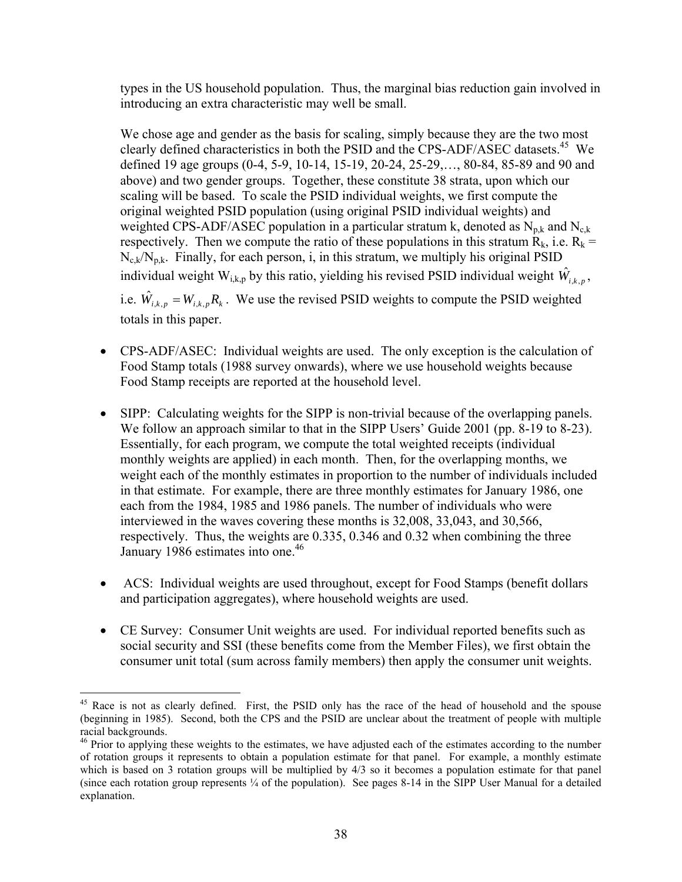types in the US household population. Thus, the marginal bias reduction gain involved in introducing an extra characteristic may well be small.

We chose age and gender as the basis for scaling, simply because they are the two most clearly defined characteristics in both the PSID and the CPS-ADF/ASEC datasets.[45] We defined 19 age groups (0-4, 5-9, 10-14, 15-19, 20-24, 25-29,…, 80-84, 85-89 and 90 and above) and two gender groups. Together, these constitute 38 strata, upon which our scaling will be based. To scale the PSID individual weights, we first compute the original weighted PSID population (using original PSID individual weights) and weighted CPS-ADF/ASEC population in a particular stratum k, denoted as $N_{p,k}$ and $N_{c,k}$ respectively. Then we compute the ratio of these populations in this stratum $R_k$, i.e. $R_k = N_{c,k}/N_{p,k}$. Finally, for each person, i, in this stratum, we multiply his original PSID individual weight $W_{i,k,p}$ by this ratio, yielding his revised PSID individual weight $\hat{W}_{i,k,p}$, i.e. $\hat{W}_{i,k,p} = W_{i,k,p} R_k$. We use the revised PSID weights to compute the PSID weighted totals in this paper.

- CPS-ADF/ASEC: Individual weights are used. The only exception is the calculation of Food Stamp totals (1988 survey onwards), where we use household weights because Food Stamp receipts are reported at the household level.

- SIPP: Calculating weights for the SIPP is non-trivial because of the overlapping panels. We follow an approach similar to that in the SIPP Users' Guide 2001 (pp. 8-19 to 8-23). Essentially, for each program, we compute the total weighted receipts (individual monthly weights are applied) in each month. Then, for the overlapping months, we weight each of the monthly estimates in proportion to the number of individuals included in that estimate. For example, there are three monthly estimates for January 1986, one each from the 1984, 1985 and 1986 panels. The number of individuals who were interviewed in the waves covering these months is 32,008, 33,043, and 30,566, respectively. Thus, the weights are 0.335, 0.346 and 0.32 when combining the three January 1986 estimates into one.[46]

- ACS: Individual weights are used throughout, except for Food Stamps (benefit dollars and participation aggregates), where household weights are used.

- CE Survey: Consumer Unit weights are used. For individual reported benefits such as social security and SSI (these benefits come from the Member Files), we first obtain the consumer unit total (sum across family members) then apply the consumer unit weights.

---

[45] Race is not as clearly defined. First, the PSID only has the race of the head of household and the spouse (beginning in 1985). Second, both the CPS and the PSID are unclear about the treatment of people with multiple racial backgrounds.

[46] Prior to applying these weights to the estimates, we have adjusted each of the estimates according to the number of rotation groups it represents to obtain a population estimate for that panel. For example, a monthly estimate which is based on 3 rotation groups will be multiplied by 4/3 so it becomes a population estimate for that panel (since each rotation group represents ¼ of the population). See pages 8-14 in the SIPP User Manual for a detailed explanation.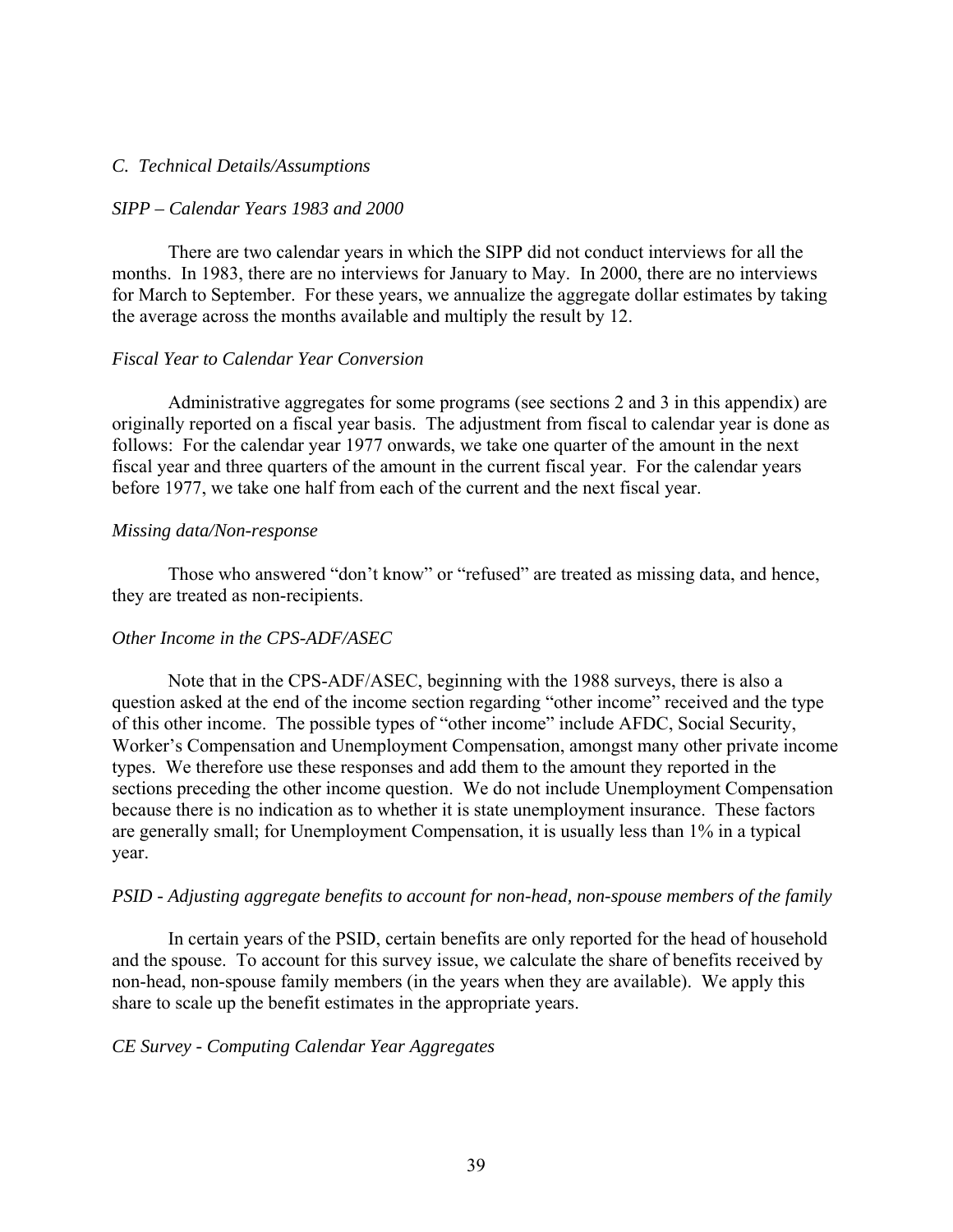### *C. Technical Details/Assumptions*

*SIPP – Calendar Years 1983 and 2000*

There are two calendar years in which the SIPP did not conduct interviews for all the months. In 1983, there are no interviews for January to May. In 2000, there are no interviews for March to September. For these years, we annualize the aggregate dollar estimates by taking the average across the months available and multiply the result by 12.

*Fiscal Year to Calendar Year Conversion*

Administrative aggregates for some programs (see sections 2 and 3 in this appendix) are originally reported on a fiscal year basis. The adjustment from fiscal to calendar year is done as follows: For the calendar year 1977 onwards, we take one quarter of the amount in the next fiscal year and three quarters of the amount in the current fiscal year. For the calendar years before 1977, we take one half from each of the current and the next fiscal year.

*Missing data/Non-response*

Those who answered "don't know" or "refused" are treated as missing data, and hence, they are treated as non-recipients.

*Other Income in the CPS-ADF/ASEC*

Note that in the CPS-ADF/ASEC, beginning with the 1988 surveys, there is also a question asked at the end of the income section regarding "other income" received and the type of this other income. The possible types of "other income" include AFDC, Social Security, Worker's Compensation and Unemployment Compensation, amongst many other private income types. We therefore use these responses and add them to the amount they reported in the sections preceding the other income question. We do not include Unemployment Compensation because there is no indication as to whether it is state unemployment insurance. These factors are generally small; for Unemployment Compensation, it is usually less than 1% in a typical year.

*PSID - Adjusting aggregate benefits to account for non-head, non-spouse members of the family*

In certain years of the PSID, certain benefits are only reported for the head of household and the spouse. To account for this survey issue, we calculate the share of benefits received by non-head, non-spouse family members (in the years when they are available). We apply this share to scale up the benefit estimates in the appropriate years.

*CE Survey - Computing Calendar Year Aggregates*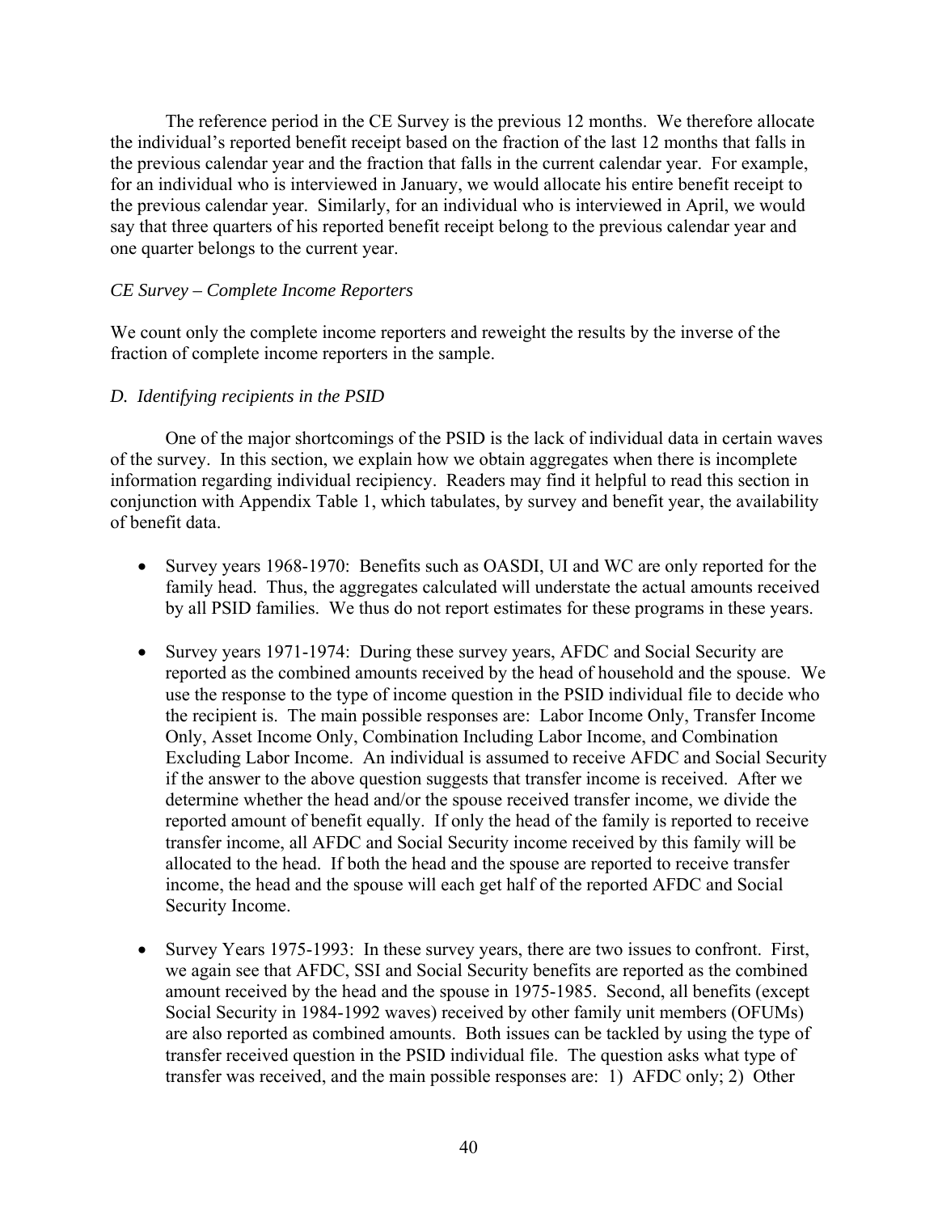The reference period in the CE Survey is the previous 12 months. We therefore allocate the individual's reported benefit receipt based on the fraction of the last 12 months that falls in the previous calendar year and the fraction that falls in the current calendar year. For example, for an individual who is interviewed in January, we would allocate his entire benefit receipt to the previous calendar year. Similarly, for an individual who is interviewed in April, we would say that three quarters of his reported benefit receipt belong to the previous calendar year and one quarter belongs to the current year.

*CE Survey – Complete Income Reporters*

We count only the complete income reporters and reweight the results by the inverse of the fraction of complete income reporters in the sample.

*D. Identifying recipients in the PSID*

One of the major shortcomings of the PSID is the lack of individual data in certain waves of the survey. In this section, we explain how we obtain aggregates when there is incomplete information regarding individual recipiency. Readers may find it helpful to read this section in conjunction with Appendix Table 1, which tabulates, by survey and benefit year, the availability of benefit data.

- Survey years 1968-1970: Benefits such as OASDI, UI and WC are only reported for the family head. Thus, the aggregates calculated will understate the actual amounts received by all PSID families. We thus do not report estimates for these programs in these years.

- Survey years 1971-1974: During these survey years, AFDC and Social Security are reported as the combined amounts received by the head of household and the spouse. We use the response to the type of income question in the PSID individual file to decide who the recipient is. The main possible responses are: Labor Income Only, Transfer Income Only, Asset Income Only, Combination Including Labor Income, and Combination Excluding Labor Income. An individual is assumed to receive AFDC and Social Security if the answer to the above question suggests that transfer income is received. After we determine whether the head and/or the spouse received transfer income, we divide the reported amount of benefit equally. If only the head of the family is reported to receive transfer income, all AFDC and Social Security income received by this family will be allocated to the head. If both the head and the spouse are reported to receive transfer income, the head and the spouse will each get half of the reported AFDC and Social Security Income.

- Survey Years 1975-1993: In these survey years, there are two issues to confront. First, we again see that AFDC, SSI and Social Security benefits are reported as the combined amount received by the head and the spouse in 1975-1985. Second, all benefits (except Social Security in 1984-1992 waves) received by other family unit members (OFUMs) are also reported as combined amounts. Both issues can be tackled by using the type of transfer received question in the PSID individual file. The question asks what type of transfer was received, and the main possible responses are: 1) AFDC only; 2) Other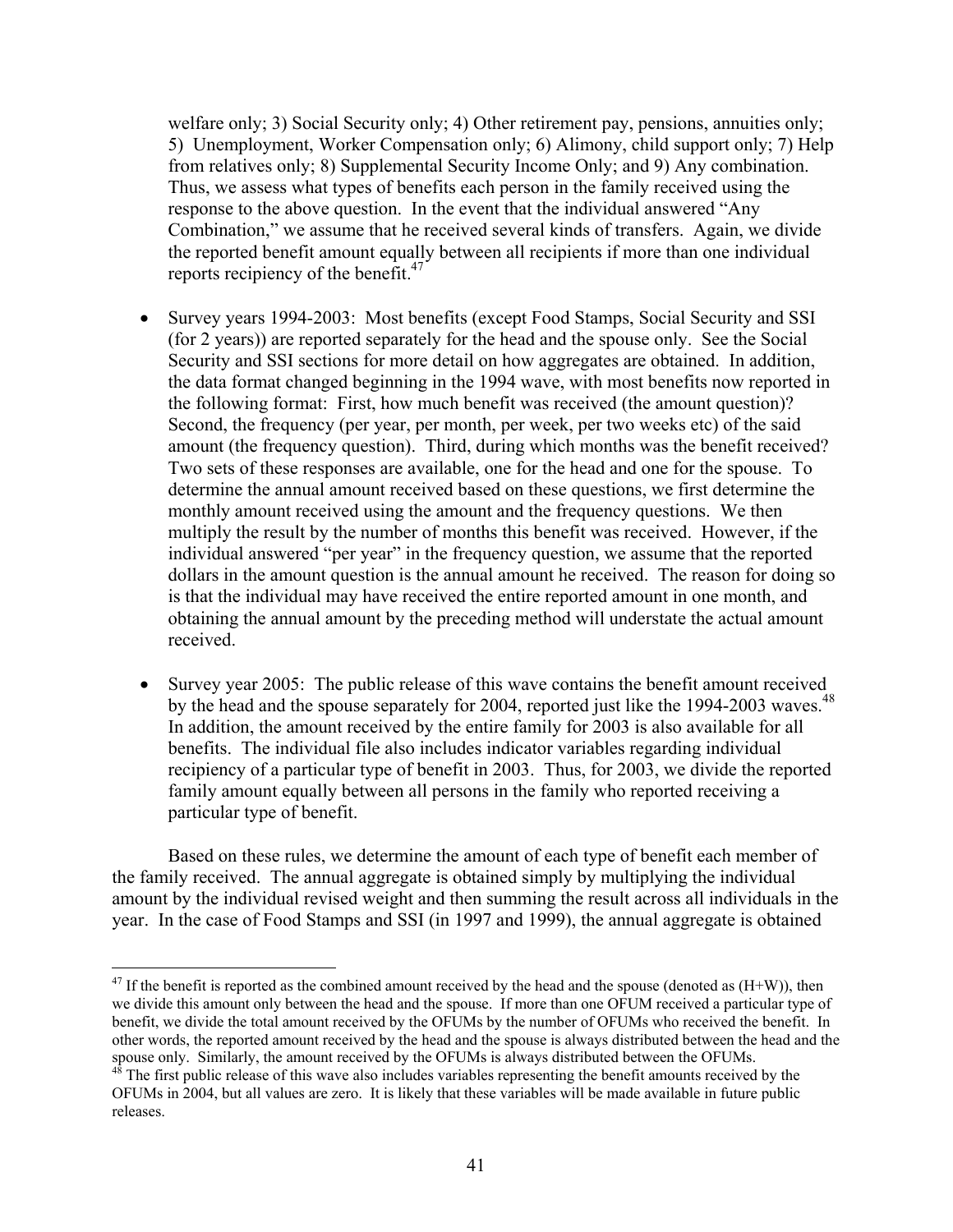welfare only; 3) Social Security only; 4) Other retirement pay, pensions, annuities only; 5) Unemployment, Worker Compensation only; 6) Alimony, child support only; 7) Help from relatives only; 8) Supplemental Security Income Only; and 9) Any combination. Thus, we assess what types of benefits each person in the family received using the response to the above question. In the event that the individual answered "Any Combination," we assume that he received several kinds of transfers. Again, we divide the reported benefit amount equally between all recipients if more than one individual reports recipiency of the benefit.[47]

- Survey years 1994-2003: Most benefits (except Food Stamps, Social Security and SSI (for 2 years)) are reported separately for the head and the spouse only. See the Social Security and SSI sections for more detail on how aggregates are obtained. In addition, the data format changed beginning in the 1994 wave, with most benefits now reported in the following format: First, how much benefit was received (the amount question)? Second, the frequency (per year, per month, per week, per two weeks etc) of the said amount (the frequency question). Third, during which months was the benefit received? Two sets of these responses are available, one for the head and one for the spouse. To determine the annual amount received based on these questions, we first determine the monthly amount received using the amount and the frequency questions. We then multiply the result by the number of months this benefit was received. However, if the individual answered "per year" in the frequency question, we assume that the reported dollars in the amount question is the annual amount he received. The reason for doing so is that the individual may have received the entire reported amount in one month, and obtaining the annual amount by the preceding method will understate the actual amount received.

- Survey year 2005: The public release of this wave contains the benefit amount received by the head and the spouse separately for 2004, reported just like the 1994-2003 waves.[48] In addition, the amount received by the entire family for 2003 is also available for all benefits. The individual file also includes indicator variables regarding individual recipiency of a particular type of benefit in 2003. Thus, for 2003, we divide the reported family amount equally between all persons in the family who reported receiving a particular type of benefit.

Based on these rules, we determine the amount of each type of benefit each member of the family received. The annual aggregate is obtained simply by multiplying the individual amount by the individual revised weight and then summing the result across all individuals in the year. In the case of Food Stamps and SSI (in 1997 and 1999), the annual aggregate is obtained

---

[47] If the benefit is reported as the combined amount received by the head and the spouse (denoted as (H+W)), then we divide this amount only between the head and the spouse. If more than one OFUM received a particular type of benefit, we divide the total amount received by the OFUMs by the number of OFUMs who received the benefit. In other words, the reported amount received by the head and the spouse is always distributed between the head and the spouse only. Similarly, the amount received by the OFUMs is always distributed between the OFUMs.

[48] The first public release of this wave also includes variables representing the benefit amounts received by the OFUMs in 2004, but all values are zero. It is likely that these variables will be made available in future public releases.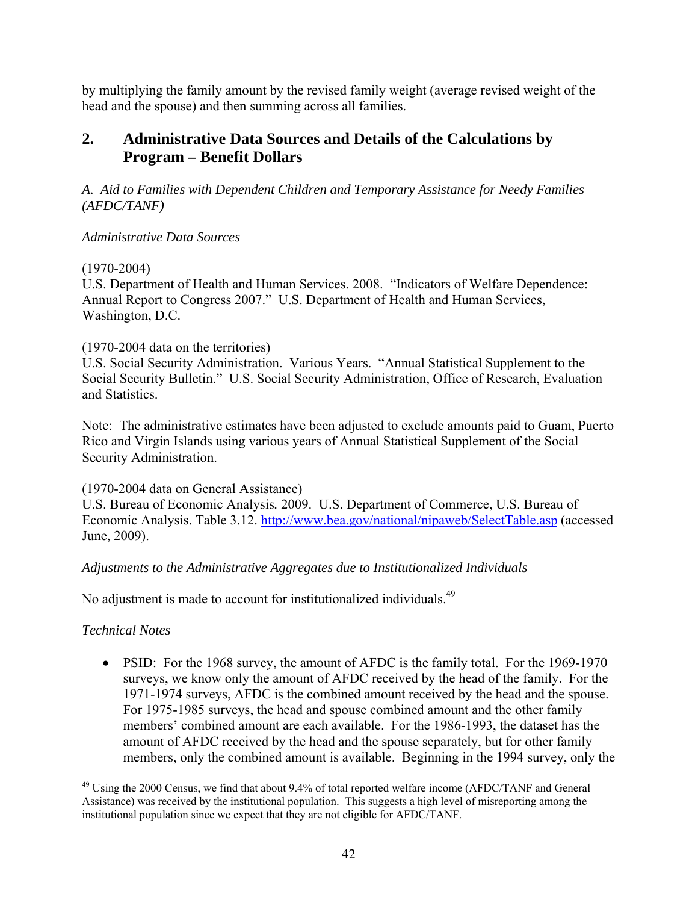by multiplying the family amount by the revised family weight (average revised weight of the head and the spouse) and then summing across all families.

## 2. Administrative Data Sources and Details of the Calculations by Program – Benefit Dollars

*A. Aid to Families with Dependent Children and Temporary Assistance for Needy Families (AFDC/TANF)*

*Administrative Data Sources*

(1970-2004)
U.S. Department of Health and Human Services. 2008. "Indicators of Welfare Dependence: Annual Report to Congress 2007." U.S. Department of Health and Human Services, Washington, D.C.

(1970-2004 data on the territories)
U.S. Social Security Administration. Various Years. "Annual Statistical Supplement to the Social Security Bulletin." U.S. Social Security Administration, Office of Research, Evaluation and Statistics.

Note: The administrative estimates have been adjusted to exclude amounts paid to Guam, Puerto Rico and Virgin Islands using various years of Annual Statistical Supplement of the Social Security Administration.

(1970-2004 data on General Assistance)
U.S. Bureau of Economic Analysis. 2009. U.S. Department of Commerce, U.S. Bureau of Economic Analysis. Table 3.12. http://www.bea.gov/national/nipaweb/SelectTable.asp (accessed June, 2009).

*Adjustments to the Administrative Aggregates due to Institutionalized Individuals*

No adjustment is made to account for institutionalized individuals.[49]

*Technical Notes*

- PSID: For the 1968 survey, the amount of AFDC is the family total. For the 1969-1970 surveys, we know only the amount of AFDC received by the head of the family. For the 1971-1974 surveys, AFDC is the combined amount received by the head and the spouse. For 1975-1985 surveys, the head and spouse combined amount and the other family members' combined amount are each available. For the 1986-1993, the dataset has the amount of AFDC received by the head and the spouse separately, but for other family members, only the combined amount is available. Beginning in the 1994 survey, only the

[49] Using the 2000 Census, we find that about 9.4% of total reported welfare income (AFDC/TANF and General Assistance) was received by the institutional population. This suggests a high level of misreporting among the institutional population since we expect that they are not eligible for AFDC/TANF.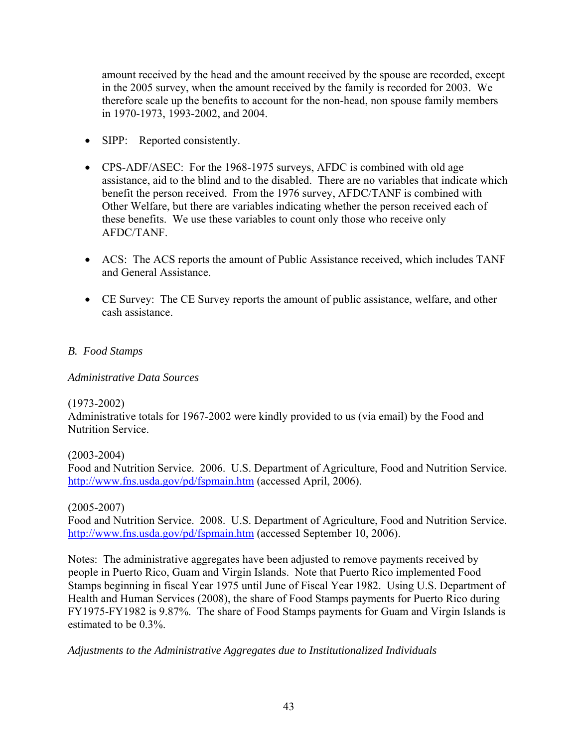amount received by the head and the amount received by the spouse are recorded, except in the 2005 survey, when the amount received by the family is recorded for 2003. We therefore scale up the benefits to account for the non-head, non spouse family members in 1970-1973, 1993-2002, and 2004.

- SIPP: Reported consistently.
- CPS-ADF/ASEC: For the 1968-1975 surveys, AFDC is combined with old age assistance, aid to the blind and to the disabled. There are no variables that indicate which benefit the person received. From the 1976 survey, AFDC/TANF is combined with Other Welfare, but there are variables indicating whether the person received each of these benefits. We use these variables to count only those who receive only AFDC/TANF.
- ACS: The ACS reports the amount of Public Assistance received, which includes TANF and General Assistance.
- CE Survey: The CE Survey reports the amount of public assistance, welfare, and other cash assistance.

*B. Food Stamps*

*Administrative Data Sources*

(1973-2002)
Administrative totals for 1967-2002 were kindly provided to us (via email) by the Food and Nutrition Service.

(2003-2004)
Food and Nutrition Service. 2006. U.S. Department of Agriculture, Food and Nutrition Service. http://www.fns.usda.gov/pd/fspmain.htm (accessed April, 2006).

(2005-2007)
Food and Nutrition Service. 2008. U.S. Department of Agriculture, Food and Nutrition Service. http://www.fns.usda.gov/pd/fspmain.htm (accessed September 10, 2006).

Notes: The administrative aggregates have been adjusted to remove payments received by people in Puerto Rico, Guam and Virgin Islands. Note that Puerto Rico implemented Food Stamps beginning in fiscal Year 1975 until June of Fiscal Year 1982. Using U.S. Department of Health and Human Services (2008), the share of Food Stamps payments for Puerto Rico during FY1975-FY1982 is 9.87%. The share of Food Stamps payments for Guam and Virgin Islands is estimated to be 0.3%.

*Adjustments to the Administrative Aggregates due to Institutionalized Individuals*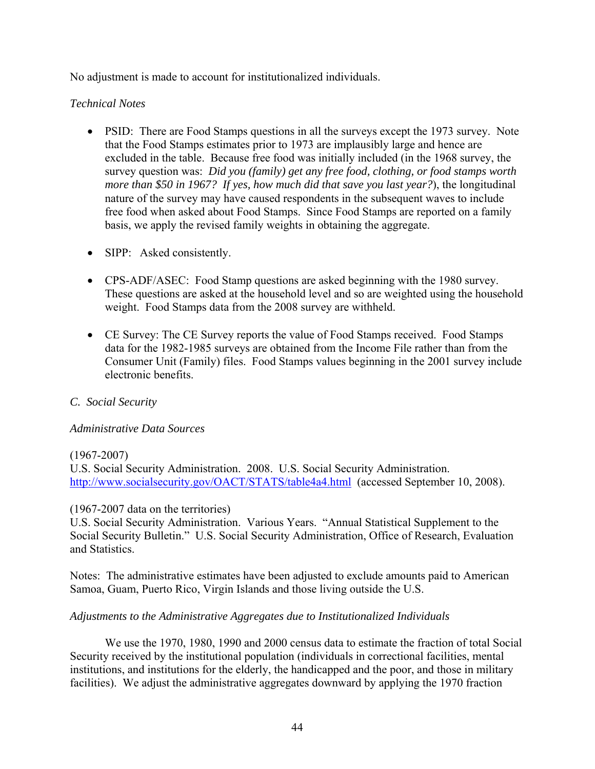No adjustment is made to account for institutionalized individuals.

*Technical Notes*

- PSID: There are Food Stamps questions in all the surveys except the 1973 survey. Note that the Food Stamps estimates prior to 1973 are implausibly large and hence are excluded in the table. Because free food was initially included (in the 1968 survey, the survey question was: *Did you (family) get any free food, clothing, or food stamps worth more than $50 in 1967? If yes, how much did that save you last year?*), the longitudinal nature of the survey may have caused respondents in the subsequent waves to include free food when asked about Food Stamps. Since Food Stamps are reported on a family basis, we apply the revised family weights in obtaining the aggregate.

- SIPP: Asked consistently.

- CPS-ADF/ASEC: Food Stamp questions are asked beginning with the 1980 survey. These questions are asked at the household level and so are weighted using the household weight. Food Stamps data from the 2008 survey are withheld.

- CE Survey: The CE Survey reports the value of Food Stamps received. Food Stamps data for the 1982-1985 surveys are obtained from the Income File rather than from the Consumer Unit (Family) files. Food Stamps values beginning in the 2001 survey include electronic benefits.

*C. Social Security*

*Administrative Data Sources*

(1967-2007)
U.S. Social Security Administration. 2008. U.S. Social Security Administration. http://www.socialsecurity.gov/OACT/STATS/table4a4.html (accessed September 10, 2008).

(1967-2007 data on the territories)
U.S. Social Security Administration. Various Years. "Annual Statistical Supplement to the Social Security Bulletin." U.S. Social Security Administration, Office of Research, Evaluation and Statistics.

Notes: The administrative estimates have been adjusted to exclude amounts paid to American Samoa, Guam, Puerto Rico, Virgin Islands and those living outside the U.S.

*Adjustments to the Administrative Aggregates due to Institutionalized Individuals*

We use the 1970, 1980, 1990 and 2000 census data to estimate the fraction of total Social Security received by the institutional population (individuals in correctional facilities, mental institutions, and institutions for the elderly, the handicapped and the poor, and those in military facilities). We adjust the administrative aggregates downward by applying the 1970 fraction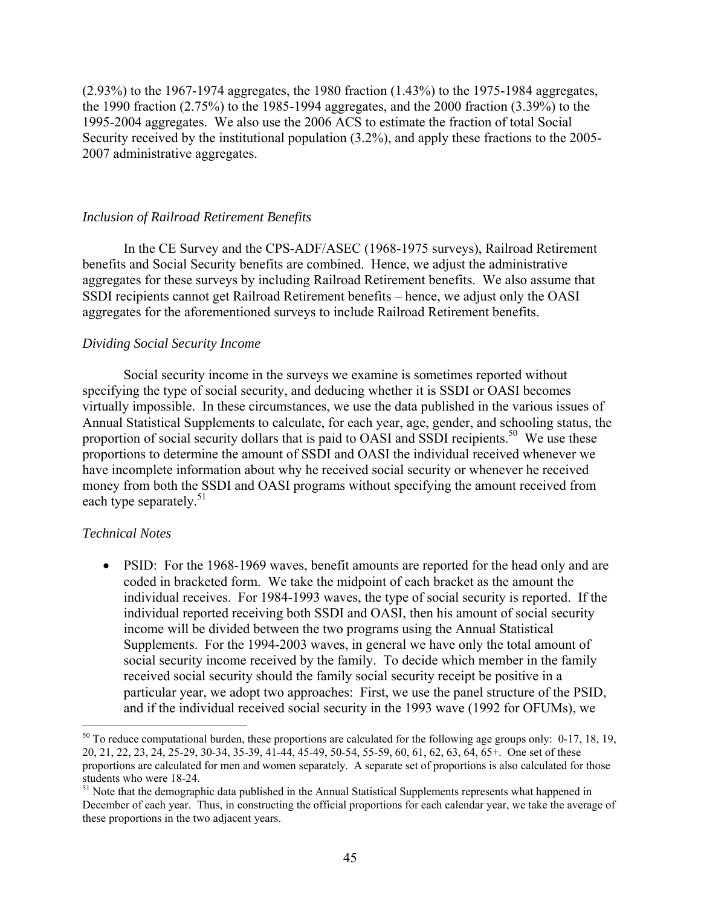(2.93%) to the 1967-1974 aggregates, the 1980 fraction (1.43%) to the 1975-1984 aggregates, the 1990 fraction (2.75%) to the 1985-1994 aggregates, and the 2000 fraction (3.39%) to the 1995-2004 aggregates. We also use the 2006 ACS to estimate the fraction of total Social Security received by the institutional population (3.2%), and apply these fractions to the 2005-2007 administrative aggregates.

### *Inclusion of Railroad Retirement Benefits*

In the CE Survey and the CPS-ADF/ASEC (1968-1975 surveys), Railroad Retirement benefits and Social Security benefits are combined. Hence, we adjust the administrative aggregates for these surveys by including Railroad Retirement benefits. We also assume that SSDI recipients cannot get Railroad Retirement benefits – hence, we adjust only the OASI aggregates for the aforementioned surveys to include Railroad Retirement benefits.

### *Dividing Social Security Income*

Social security income in the surveys we examine is sometimes reported without specifying the type of social security, and deducing whether it is SSDI or OASI becomes virtually impossible. In these circumstances, we use the data published in the various issues of Annual Statistical Supplements to calculate, for each year, age, gender, and schooling status, the proportion of social security dollars that is paid to OASI and SSDI recipients.[50] We use these proportions to determine the amount of SSDI and OASI the individual received whenever we have incomplete information about why he received social security or whenever he received money from both the SSDI and OASI programs without specifying the amount received from each type separately.[51]

### *Technical Notes*

- PSID: For the 1968-1969 waves, benefit amounts are reported for the head only and are coded in bracketed form. We take the midpoint of each bracket as the amount the individual receives. For 1984-1993 waves, the type of social security is reported. If the individual reported receiving both SSDI and OASI, then his amount of social security income will be divided between the two programs using the Annual Statistical Supplements. For the 1994-2003 waves, in general we have only the total amount of social security income received by the family. To decide which member in the family received social security should the family social security receipt be positive in a particular year, we adopt two approaches: First, we use the panel structure of the PSID, and if the individual received social security in the 1993 wave (1992 for OFUMs), we

---

[50] To reduce computational burden, these proportions are calculated for the following age groups only: 0-17, 18, 19, 20, 21, 22, 23, 24, 25-29, 30-34, 35-39, 41-44, 45-49, 50-54, 55-59, 60, 61, 62, 63, 64, 65+. One set of these proportions are calculated for men and women separately. A separate set of proportions is also calculated for those students who were 18-24.

[51] Note that the demographic data published in the Annual Statistical Supplements represents what happened in December of each year. Thus, in constructing the official proportions for each calendar year, we take the average of these proportions in the two adjacent years.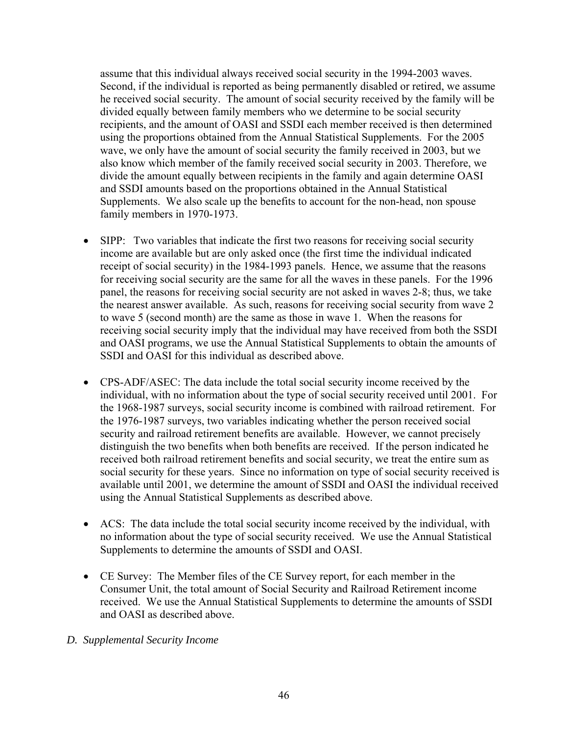assume that this individual always received social security in the 1994-2003 waves. Second, if the individual is reported as being permanently disabled or retired, we assume he received social security. The amount of social security received by the family will be divided equally between family members who we determine to be social security recipients, and the amount of OASI and SSDI each member received is then determined using the proportions obtained from the Annual Statistical Supplements. For the 2005 wave, we only have the amount of social security the family received in 2003, but we also know which member of the family received social security in 2003. Therefore, we divide the amount equally between recipients in the family and again determine OASI and SSDI amounts based on the proportions obtained in the Annual Statistical Supplements. We also scale up the benefits to account for the non-head, non spouse family members in 1970-1973.

- SIPP: Two variables that indicate the first two reasons for receiving social security income are available but are only asked once (the first time the individual indicated receipt of social security) in the 1984-1993 panels. Hence, we assume that the reasons for receiving social security are the same for all the waves in these panels. For the 1996 panel, the reasons for receiving social security are not asked in waves 2-8; thus, we take the nearest answer available. As such, reasons for receiving social security from wave 2 to wave 5 (second month) are the same as those in wave 1. When the reasons for receiving social security imply that the individual may have received from both the SSDI and OASI programs, we use the Annual Statistical Supplements to obtain the amounts of SSDI and OASI for this individual as described above.

- CPS-ADF/ASEC: The data include the total social security income received by the individual, with no information about the type of social security received until 2001. For the 1968-1987 surveys, social security income is combined with railroad retirement. For the 1976-1987 surveys, two variables indicating whether the person received social security and railroad retirement benefits are available. However, we cannot precisely distinguish the two benefits when both benefits are received. If the person indicated he received both railroad retirement benefits and social security, we treat the entire sum as social security for these years. Since no information on type of social security received is available until 2001, we determine the amount of SSDI and OASI the individual received using the Annual Statistical Supplements as described above.

- ACS: The data include the total social security income received by the individual, with no information about the type of social security received. We use the Annual Statistical Supplements to determine the amounts of SSDI and OASI.

- CE Survey: The Member files of the CE Survey report, for each member in the Consumer Unit, the total amount of Social Security and Railroad Retirement income received. We use the Annual Statistical Supplements to determine the amounts of SSDI and OASI as described above.

### *D. Supplemental Security Income*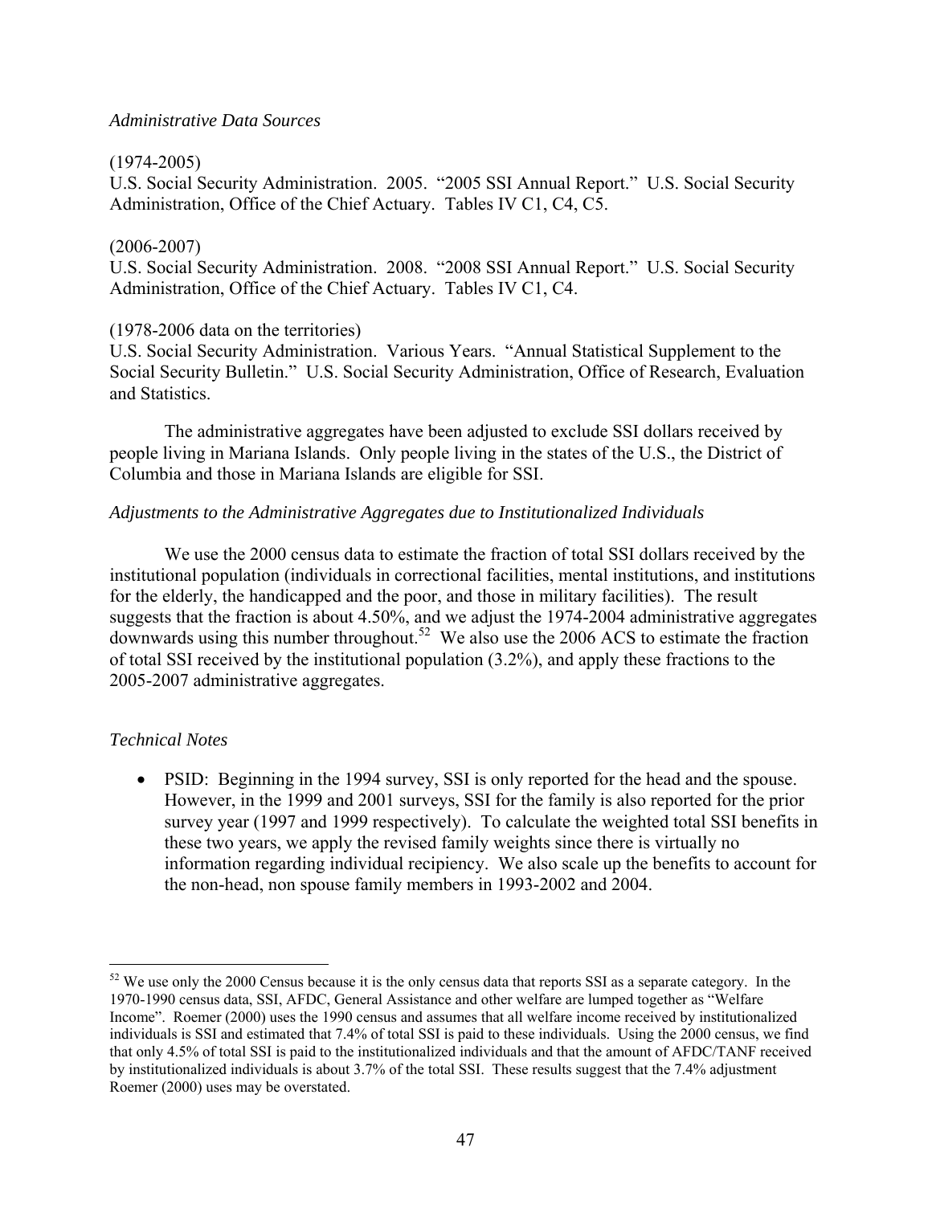*Administrative Data Sources*

(1974-2005)
U.S. Social Security Administration. 2005. "2005 SSI Annual Report." U.S. Social Security Administration, Office of the Chief Actuary. Tables IV C1, C4, C5.

(2006-2007)
U.S. Social Security Administration. 2008. "2008 SSI Annual Report." U.S. Social Security Administration, Office of the Chief Actuary. Tables IV C1, C4.

(1978-2006 data on the territories)
U.S. Social Security Administration. Various Years. "Annual Statistical Supplement to the Social Security Bulletin." U.S. Social Security Administration, Office of Research, Evaluation and Statistics.

The administrative aggregates have been adjusted to exclude SSI dollars received by people living in Mariana Islands. Only people living in the states of the U.S., the District of Columbia and those in Mariana Islands are eligible for SSI.

*Adjustments to the Administrative Aggregates due to Institutionalized Individuals*

We use the 2000 census data to estimate the fraction of total SSI dollars received by the institutional population (individuals in correctional facilities, mental institutions, and institutions for the elderly, the handicapped and the poor, and those in military facilities). The result suggests that the fraction is about 4.50%, and we adjust the 1974-2004 administrative aggregates downwards using this number throughout.[52] We also use the 2006 ACS to estimate the fraction of total SSI received by the institutional population (3.2%), and apply these fractions to the 2005-2007 administrative aggregates.

*Technical Notes*

- PSID: Beginning in the 1994 survey, SSI is only reported for the head and the spouse. However, in the 1999 and 2001 surveys, SSI for the family is also reported for the prior survey year (1997 and 1999 respectively). To calculate the weighted total SSI benefits in these two years, we apply the revised family weights since there is virtually no information regarding individual recipiency. We also scale up the benefits to account for the non-head, non spouse family members in 1993-2002 and 2004.

---

[52] We use only the 2000 Census because it is the only census data that reports SSI as a separate category. In the 1970-1990 census data, SSI, AFDC, General Assistance and other welfare are lumped together as "Welfare Income". Roemer (2000) uses the 1990 census and assumes that all welfare income received by institutionalized individuals is SSI and estimated that 7.4% of total SSI is paid to these individuals. Using the 2000 census, we find that only 4.5% of total SSI is paid to the institutionalized individuals and that the amount of AFDC/TANF received by institutionalized individuals is about 3.7% of the total SSI. These results suggest that the 7.4% adjustment Roemer (2000) uses may be overstated.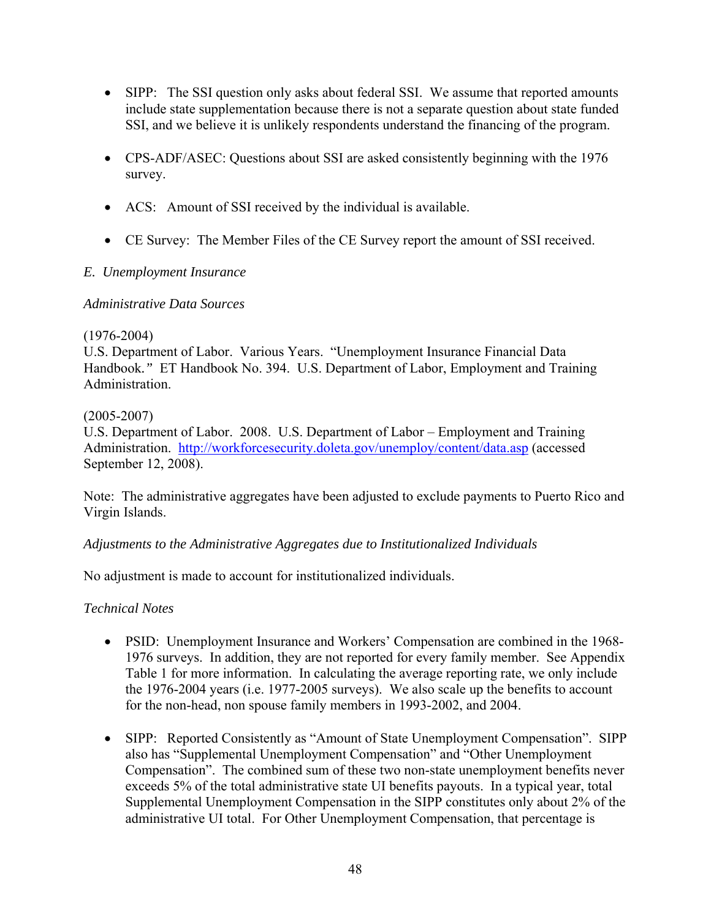- SIPP: The SSI question only asks about federal SSI. We assume that reported amounts include state supplementation because there is not a separate question about state funded SSI, and we believe it is unlikely respondents understand the financing of the program.

- CPS-ADF/ASEC: Questions about SSI are asked consistently beginning with the 1976 survey.

- ACS: Amount of SSI received by the individual is available.

- CE Survey: The Member Files of the CE Survey report the amount of SSI received.

*E. Unemployment Insurance*

*Administrative Data Sources*

(1976-2004)
U.S. Department of Labor. Various Years. "Unemployment Insurance Financial Data Handbook*.*" ET Handbook No. 394. U.S. Department of Labor, Employment and Training Administration.

(2005-2007)
U.S. Department of Labor. 2008. U.S. Department of Labor – Employment and Training Administration. http://workforcesecurity.doleta.gov/unemploy/content/data.asp (accessed September 12, 2008).

Note: The administrative aggregates have been adjusted to exclude payments to Puerto Rico and Virgin Islands.

*Adjustments to the Administrative Aggregates due to Institutionalized Individuals*

No adjustment is made to account for institutionalized individuals.

*Technical Notes*

- PSID: Unemployment Insurance and Workers' Compensation are combined in the 1968-1976 surveys. In addition, they are not reported for every family member. See Appendix Table 1 for more information. In calculating the average reporting rate, we only include the 1976-2004 years (i.e. 1977-2005 surveys). We also scale up the benefits to account for the non-head, non spouse family members in 1993-2002, and 2004.

- SIPP: Reported Consistently as "Amount of State Unemployment Compensation". SIPP also has "Supplemental Unemployment Compensation" and "Other Unemployment Compensation". The combined sum of these two non-state unemployment benefits never exceeds 5% of the total administrative state UI benefits payouts. In a typical year, total Supplemental Unemployment Compensation in the SIPP constitutes only about 2% of the administrative UI total. For Other Unemployment Compensation, that percentage is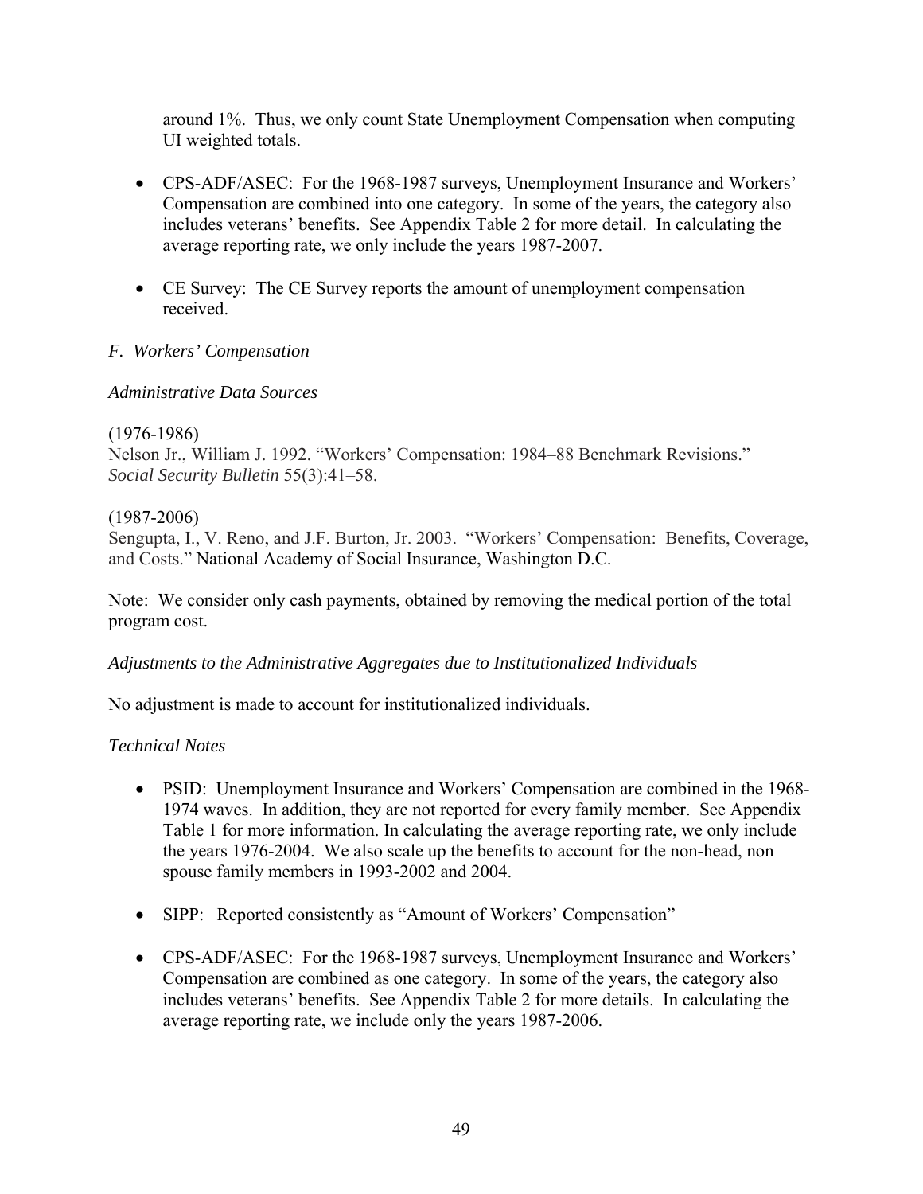around 1%. Thus, we only count State Unemployment Compensation when computing UI weighted totals.

- CPS-ADF/ASEC: For the 1968-1987 surveys, Unemployment Insurance and Workers' Compensation are combined into one category. In some of the years, the category also includes veterans' benefits. See Appendix Table 2 for more detail. In calculating the average reporting rate, we only include the years 1987-2007.

- CE Survey: The CE Survey reports the amount of unemployment compensation received.

*F. Workers' Compensation*

*Administrative Data Sources*

(1976-1986)
Nelson Jr., William J. 1992. "Workers' Compensation: 1984–88 Benchmark Revisions." *Social Security Bulletin* 55(3):41–58.

(1987-2006)
Sengupta, I., V. Reno, and J.F. Burton, Jr. 2003. "Workers' Compensation: Benefits, Coverage, and Costs." National Academy of Social Insurance, Washington D.C.

Note: We consider only cash payments, obtained by removing the medical portion of the total program cost.

*Adjustments to the Administrative Aggregates due to Institutionalized Individuals*

No adjustment is made to account for institutionalized individuals.

*Technical Notes*

- PSID: Unemployment Insurance and Workers' Compensation are combined in the 1968-1974 waves. In addition, they are not reported for every family member. See Appendix Table 1 for more information. In calculating the average reporting rate, we only include the years 1976-2004. We also scale up the benefits to account for the non-head, non spouse family members in 1993-2002 and 2004.

- SIPP: Reported consistently as "Amount of Workers' Compensation"

- CPS-ADF/ASEC: For the 1968-1987 surveys, Unemployment Insurance and Workers' Compensation are combined as one category. In some of the years, the category also includes veterans' benefits. See Appendix Table 2 for more details. In calculating the average reporting rate, we include only the years 1987-2006.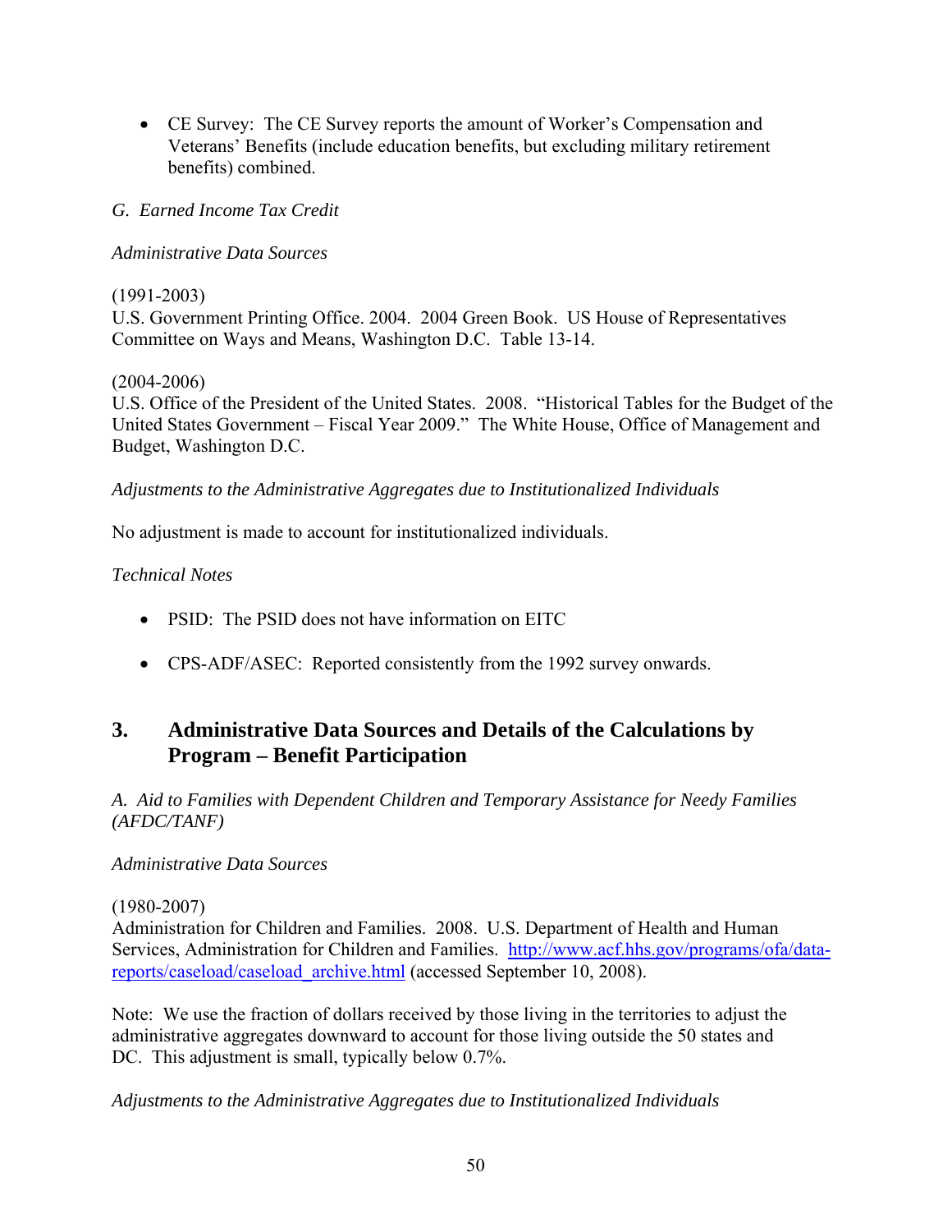- CE Survey: The CE Survey reports the amount of Worker's Compensation and Veterans' Benefits (include education benefits, but excluding military retirement benefits) combined.

*G. Earned Income Tax Credit*

*Administrative Data Sources*

(1991-2003)
U.S. Government Printing Office. 2004. 2004 Green Book. US House of Representatives Committee on Ways and Means, Washington D.C. Table 13-14.

(2004-2006)
U.S. Office of the President of the United States. 2008. "Historical Tables for the Budget of the United States Government – Fiscal Year 2009." The White House, Office of Management and Budget, Washington D.C.

*Adjustments to the Administrative Aggregates due to Institutionalized Individuals*

No adjustment is made to account for institutionalized individuals.

*Technical Notes*

- PSID: The PSID does not have information on EITC

- CPS-ADF/ASEC: Reported consistently from the 1992 survey onwards.

## 3. Administrative Data Sources and Details of the Calculations by Program – Benefit Participation

*A. Aid to Families with Dependent Children and Temporary Assistance for Needy Families (AFDC/TANF)*

*Administrative Data Sources*

(1980-2007)
Administration for Children and Families. 2008. U.S. Department of Health and Human Services, Administration for Children and Families. http://www.acf.hhs.gov/programs/ofa/data-reports/caseload/caseload_archive.html (accessed September 10, 2008).

Note: We use the fraction of dollars received by those living in the territories to adjust the administrative aggregates downward to account for those living outside the 50 states and DC. This adjustment is small, typically below 0.7%.

*Adjustments to the Administrative Aggregates due to Institutionalized Individuals*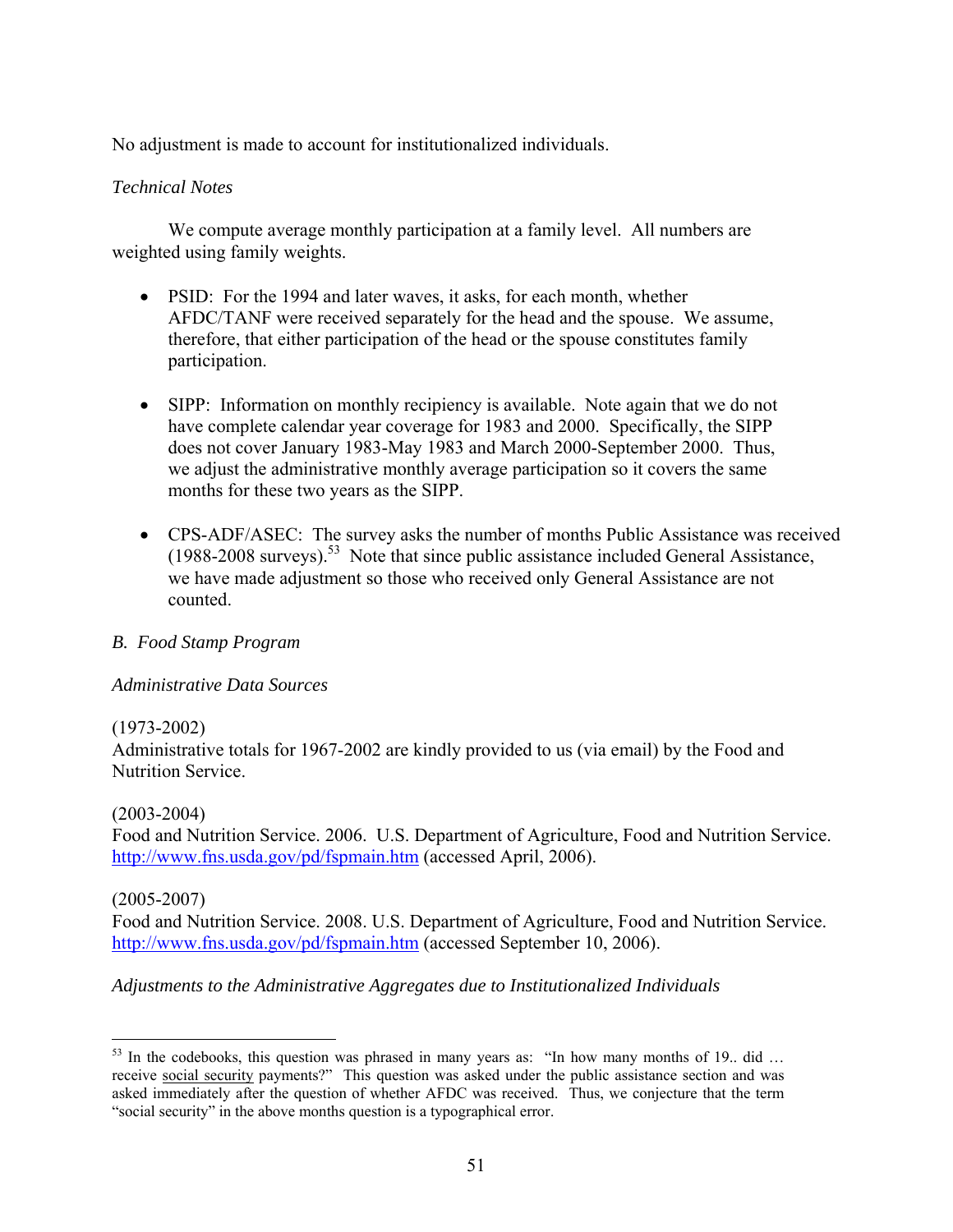No adjustment is made to account for institutionalized individuals.

*Technical Notes*

We compute average monthly participation at a family level. All numbers are weighted using family weights.

- PSID: For the 1994 and later waves, it asks, for each month, whether AFDC/TANF were received separately for the head and the spouse. We assume, therefore, that either participation of the head or the spouse constitutes family participation.

- SIPP: Information on monthly recipiency is available. Note again that we do not have complete calendar year coverage for 1983 and 2000. Specifically, the SIPP does not cover January 1983-May 1983 and March 2000-September 2000. Thus, we adjust the administrative monthly average participation so it covers the same months for these two years as the SIPP.

- CPS-ADF/ASEC: The survey asks the number of months Public Assistance was received (1988-2008 surveys).[53] Note that since public assistance included General Assistance, we have made adjustment so those who received only General Assistance are not counted.

*B. Food Stamp Program*

*Administrative Data Sources*

(1973-2002)
Administrative totals for 1967-2002 are kindly provided to us (via email) by the Food and Nutrition Service.

(2003-2004)
Food and Nutrition Service. 2006. U.S. Department of Agriculture, Food and Nutrition Service. http://www.fns.usda.gov/pd/fspmain.htm (accessed April, 2006).

(2005-2007)
Food and Nutrition Service. 2008. U.S. Department of Agriculture, Food and Nutrition Service. http://www.fns.usda.gov/pd/fspmain.htm (accessed September 10, 2006).

*Adjustments to the Administrative Aggregates due to Institutionalized Individuals*

---

[53] In the codebooks, this question was phrased in many years as: "In how many months of 19.. did … receive <u>social security</u> payments?" This question was asked under the public assistance section and was asked immediately after the question of whether AFDC was received. Thus, we conjecture that the term "social security" in the above months question is a typographical error.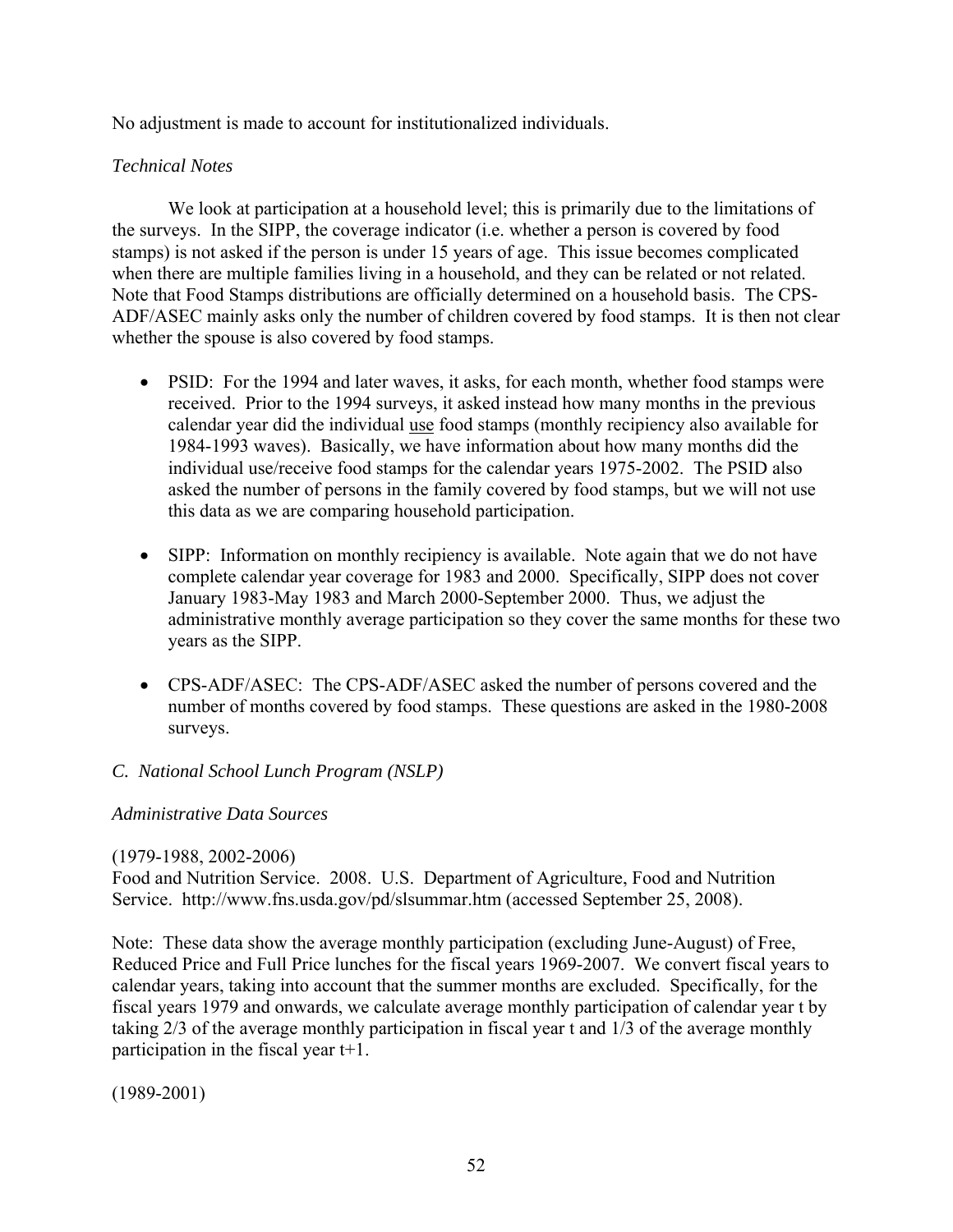No adjustment is made to account for institutionalized individuals.

*Technical Notes*

We look at participation at a household level; this is primarily due to the limitations of the surveys. In the SIPP, the coverage indicator (i.e. whether a person is covered by food stamps) is not asked if the person is under 15 years of age. This issue becomes complicated when there are multiple families living in a household, and they can be related or not related. Note that Food Stamps distributions are officially determined on a household basis. The CPS-ADF/ASEC mainly asks only the number of children covered by food stamps. It is then not clear whether the spouse is also covered by food stamps.

- PSID: For the 1994 and later waves, it asks, for each month, whether food stamps were received. Prior to the 1994 surveys, it asked instead how many months in the previous calendar year did the individual <u>use</u> food stamps (monthly recipiency also available for 1984-1993 waves). Basically, we have information about how many months did the individual use/receive food stamps for the calendar years 1975-2002. The PSID also asked the number of persons in the family covered by food stamps, but we will not use this data as we are comparing household participation.

- SIPP: Information on monthly recipiency is available. Note again that we do not have complete calendar year coverage for 1983 and 2000. Specifically, SIPP does not cover January 1983-May 1983 and March 2000-September 2000. Thus, we adjust the administrative monthly average participation so they cover the same months for these two years as the SIPP.

- CPS-ADF/ASEC: The CPS-ADF/ASEC asked the number of persons covered and the number of months covered by food stamps. These questions are asked in the 1980-2008 surveys.

*C. National School Lunch Program (NSLP)*

*Administrative Data Sources*

(1979-1988, 2002-2006)
Food and Nutrition Service. 2008. U.S. Department of Agriculture, Food and Nutrition Service. http://www.fns.usda.gov/pd/slsummar.htm (accessed September 25, 2008).

Note: These data show the average monthly participation (excluding June-August) of Free, Reduced Price and Full Price lunches for the fiscal years 1969-2007. We convert fiscal years to calendar years, taking into account that the summer months are excluded. Specifically, for the fiscal years 1979 and onwards, we calculate average monthly participation of calendar year t by taking 2/3 of the average monthly participation in fiscal year t and 1/3 of the average monthly participation in the fiscal year t+1.

(1989-2001)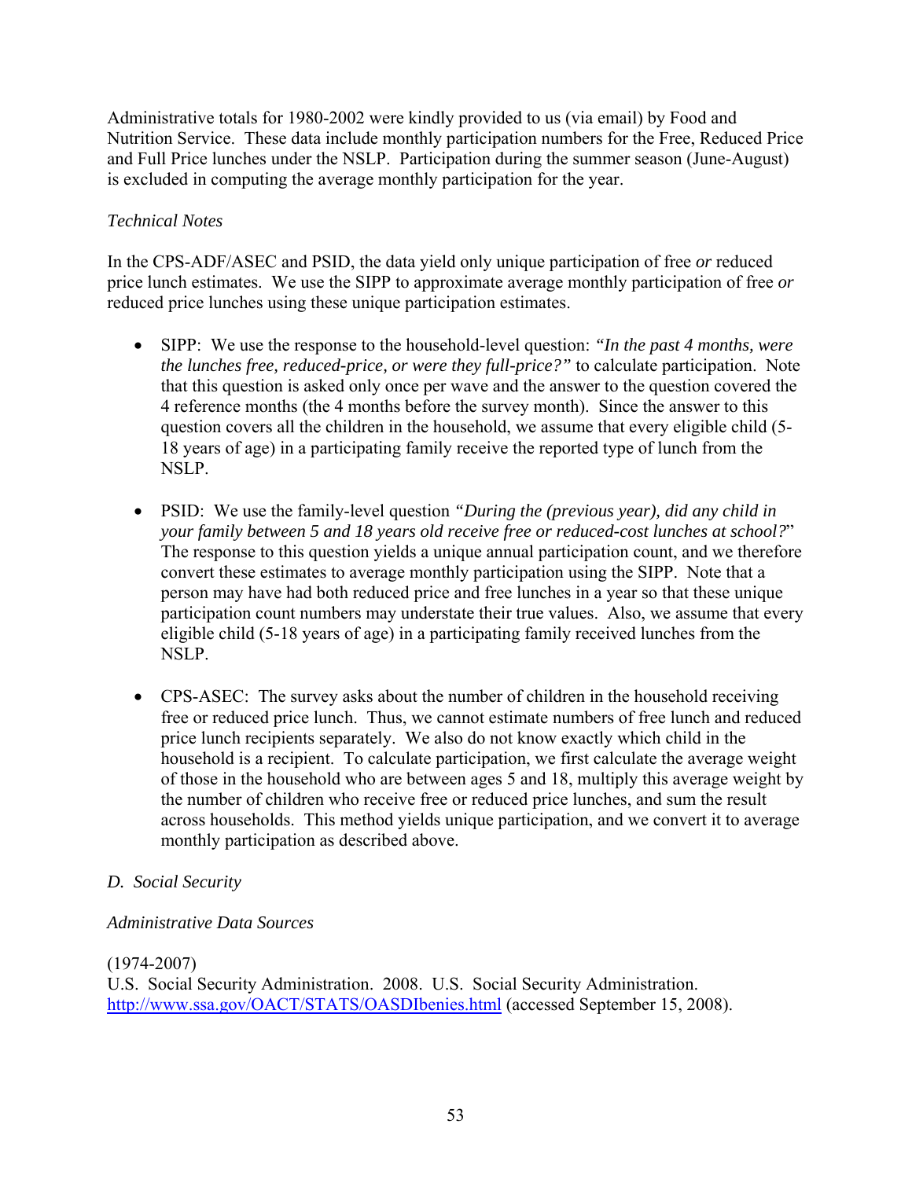Administrative totals for 1980-2002 were kindly provided to us (via email) by Food and Nutrition Service. These data include monthly participation numbers for the Free, Reduced Price and Full Price lunches under the NSLP. Participation during the summer season (June-August) is excluded in computing the average monthly participation for the year.

*Technical Notes*

In the CPS-ADF/ASEC and PSID, the data yield only unique participation of free *or* reduced price lunch estimates. We use the SIPP to approximate average monthly participation of free *or* reduced price lunches using these unique participation estimates.

- SIPP: We use the response to the household-level question: *"In the past 4 months, were the lunches free, reduced-price, or were they full-price?"* to calculate participation. Note that this question is asked only once per wave and the answer to the question covered the 4 reference months (the 4 months before the survey month). Since the answer to this question covers all the children in the household, we assume that every eligible child (5-18 years of age) in a participating family receive the reported type of lunch from the NSLP.

- PSID: We use the family-level question *"During the (previous year), did any child in your family between 5 and 18 years old receive free or reduced-cost lunches at school?"* The response to this question yields a unique annual participation count, and we therefore convert these estimates to average monthly participation using the SIPP. Note that a person may have had both reduced price and free lunches in a year so that these unique participation count numbers may understate their true values. Also, we assume that every eligible child (5-18 years of age) in a participating family received lunches from the NSLP.

- CPS-ASEC: The survey asks about the number of children in the household receiving free or reduced price lunch. Thus, we cannot estimate numbers of free lunch and reduced price lunch recipients separately. We also do not know exactly which child in the household is a recipient. To calculate participation, we first calculate the average weight of those in the household who are between ages 5 and 18, multiply this average weight by the number of children who receive free or reduced price lunches, and sum the result across households. This method yields unique participation, and we convert it to average monthly participation as described above.

*D. Social Security*

*Administrative Data Sources*

(1974-2007)
U.S. Social Security Administration. 2008. U.S. Social Security Administration. http://www.ssa.gov/OACT/STATS/OASDIbenies.html (accessed September 15, 2008).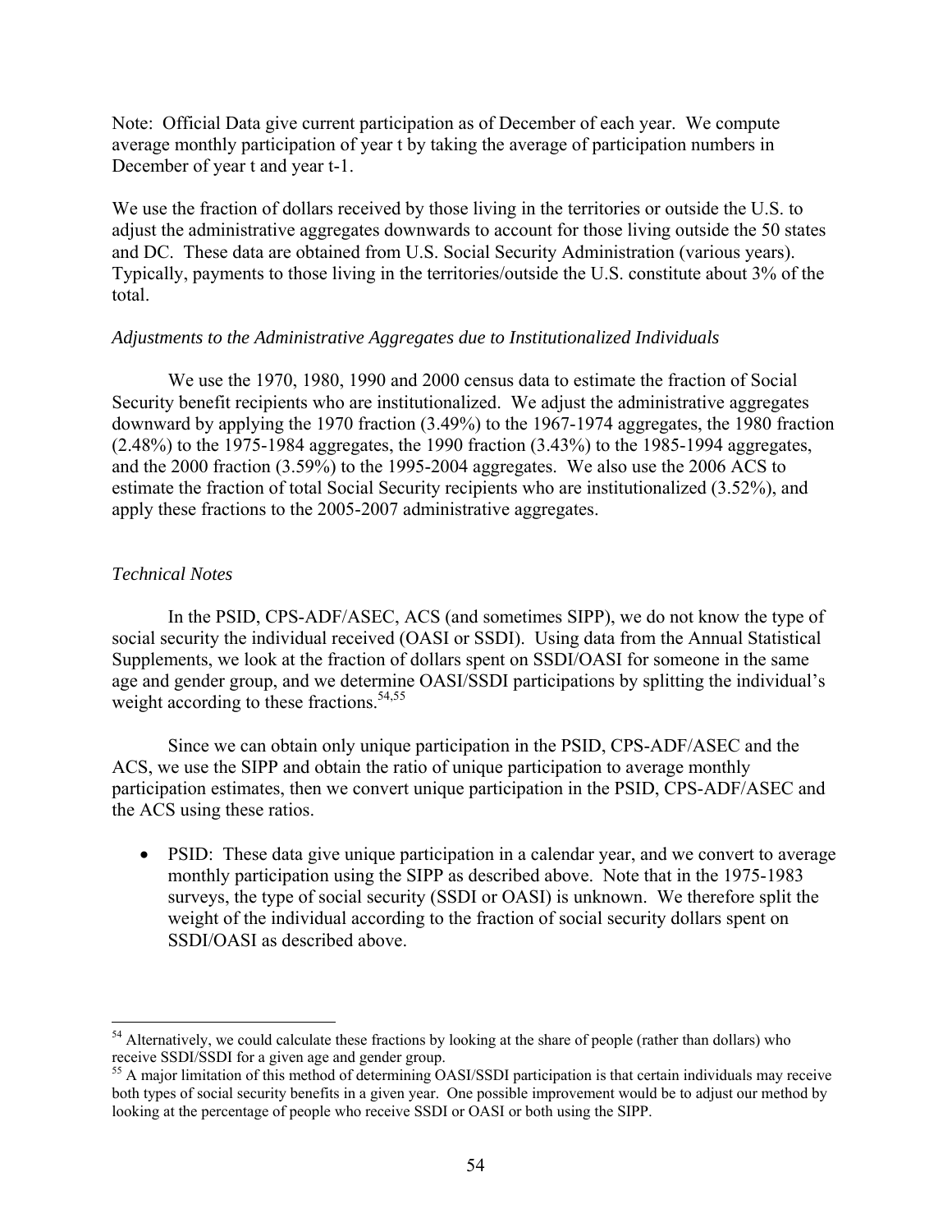Note: Official Data give current participation as of December of each year. We compute average monthly participation of year t by taking the average of participation numbers in December of year t and year t-1.

We use the fraction of dollars received by those living in the territories or outside the U.S. to adjust the administrative aggregates downwards to account for those living outside the 50 states and DC. These data are obtained from U.S. Social Security Administration (various years). Typically, payments to those living in the territories/outside the U.S. constitute about 3% of the total.

*Adjustments to the Administrative Aggregates due to Institutionalized Individuals*

We use the 1970, 1980, 1990 and 2000 census data to estimate the fraction of Social Security benefit recipients who are institutionalized. We adjust the administrative aggregates downward by applying the 1970 fraction (3.49%) to the 1967-1974 aggregates, the 1980 fraction (2.48%) to the 1975-1984 aggregates, the 1990 fraction (3.43%) to the 1985-1994 aggregates, and the 2000 fraction (3.59%) to the 1995-2004 aggregates. We also use the 2006 ACS to estimate the fraction of total Social Security recipients who are institutionalized (3.52%), and apply these fractions to the 2005-2007 administrative aggregates.

*Technical Notes*

In the PSID, CPS-ADF/ASEC, ACS (and sometimes SIPP), we do not know the type of social security the individual received (OASI or SSDI). Using data from the Annual Statistical Supplements, we look at the fraction of dollars spent on SSDI/OASI for someone in the same age and gender group, and we determine OASI/SSDI participations by splitting the individual's weight according to these fractions.[54,55]

Since we can obtain only unique participation in the PSID, CPS-ADF/ASEC and the ACS, we use the SIPP and obtain the ratio of unique participation to average monthly participation estimates, then we convert unique participation in the PSID, CPS-ADF/ASEC and the ACS using these ratios.

- PSID: These data give unique participation in a calendar year, and we convert to average monthly participation using the SIPP as described above. Note that in the 1975-1983 surveys, the type of social security (SSDI or OASI) is unknown. We therefore split the weight of the individual according to the fraction of social security dollars spent on SSDI/OASI as described above.

---

[54] Alternatively, we could calculate these fractions by looking at the share of people (rather than dollars) who receive SSDI/SSDI for a given age and gender group.

[55] A major limitation of this method of determining OASI/SSDI participation is that certain individuals may receive both types of social security benefits in a given year. One possible improvement would be to adjust our method by looking at the percentage of people who receive SSDI or OASI or both using the SIPP.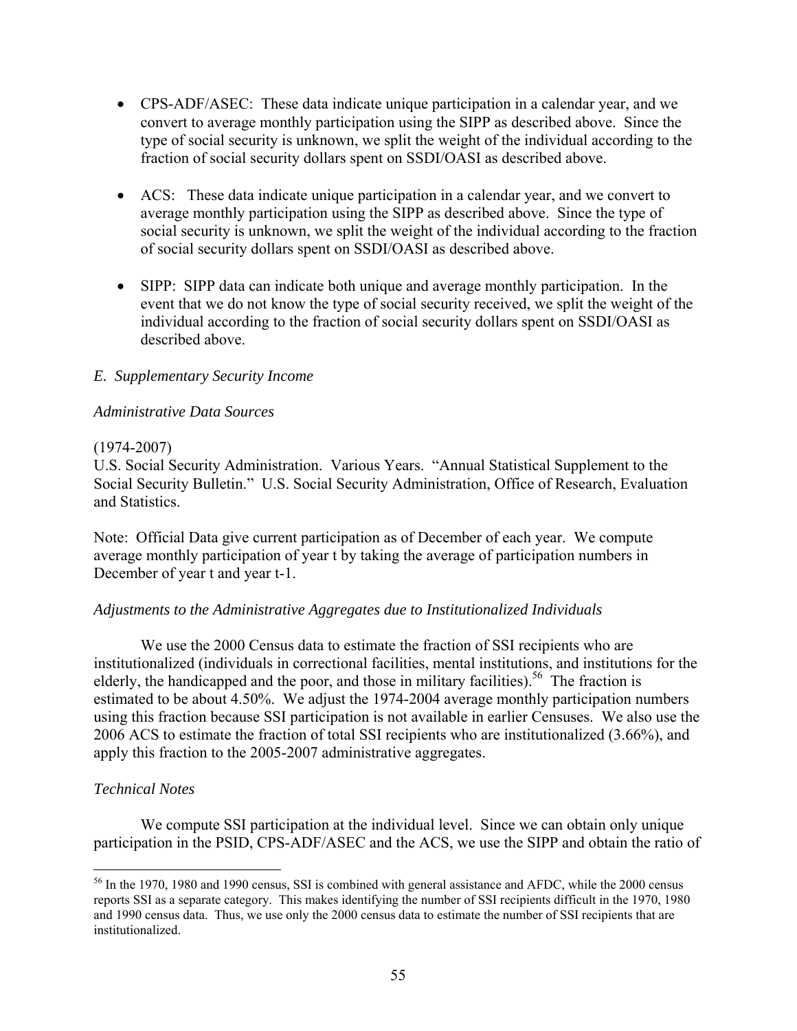- CPS-ADF/ASEC: These data indicate unique participation in a calendar year, and we convert to average monthly participation using the SIPP as described above. Since the type of social security is unknown, we split the weight of the individual according to the fraction of social security dollars spent on SSDI/OASI as described above.

- ACS: These data indicate unique participation in a calendar year, and we convert to average monthly participation using the SIPP as described above. Since the type of social security is unknown, we split the weight of the individual according to the fraction of social security dollars spent on SSDI/OASI as described above.

- SIPP: SIPP data can indicate both unique and average monthly participation. In the event that we do not know the type of social security received, we split the weight of the individual according to the fraction of social security dollars spent on SSDI/OASI as described above.

*E. Supplementary Security Income*

*Administrative Data Sources*

(1974-2007)
U.S. Social Security Administration. Various Years. "Annual Statistical Supplement to the Social Security Bulletin." U.S. Social Security Administration, Office of Research, Evaluation and Statistics.

Note: Official Data give current participation as of December of each year. We compute average monthly participation of year t by taking the average of participation numbers in December of year t and year t-1.

*Adjustments to the Administrative Aggregates due to Institutionalized Individuals*

We use the 2000 Census data to estimate the fraction of SSI recipients who are institutionalized (individuals in correctional facilities, mental institutions, and institutions for the elderly, the handicapped and the poor, and those in military facilities).[56] The fraction is estimated to be about 4.50%. We adjust the 1974-2004 average monthly participation numbers using this fraction because SSI participation is not available in earlier Censuses. We also use the 2006 ACS to estimate the fraction of total SSI recipients who are institutionalized (3.66%), and apply this fraction to the 2005-2007 administrative aggregates.

*Technical Notes*

We compute SSI participation at the individual level. Since we can obtain only unique participation in the PSID, CPS-ADF/ASEC and the ACS, we use the SIPP and obtain the ratio of

[56] In the 1970, 1980 and 1990 census, SSI is combined with general assistance and AFDC, while the 2000 census reports SSI as a separate category. This makes identifying the number of SSI recipients difficult in the 1970, 1980 and 1990 census data. Thus, we use only the 2000 census data to estimate the number of SSI recipients that are institutionalized.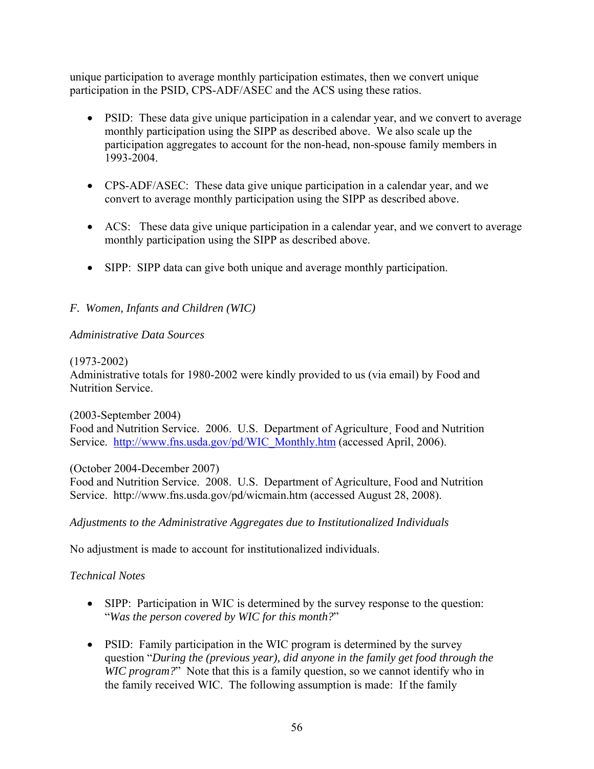unique participation to average monthly participation estimates, then we convert unique participation in the PSID, CPS-ADF/ASEC and the ACS using these ratios.

- PSID: These data give unique participation in a calendar year, and we convert to average monthly participation using the SIPP as described above. We also scale up the participation aggregates to account for the non-head, non-spouse family members in 1993-2004.

- CPS-ADF/ASEC: These data give unique participation in a calendar year, and we convert to average monthly participation using the SIPP as described above.

- ACS: These data give unique participation in a calendar year, and we convert to average monthly participation using the SIPP as described above.

- SIPP: SIPP data can give both unique and average monthly participation.

### *F. Women, Infants and Children (WIC)*

*Administrative Data Sources*

(1973-2002)
Administrative totals for 1980-2002 were kindly provided to us (via email) by Food and Nutrition Service.

(2003-September 2004)
Food and Nutrition Service. 2006. U.S. Department of Agriculture¸ Food and Nutrition Service. http://www.fns.usda.gov/pd/WIC_Monthly.htm (accessed April, 2006).

(October 2004-December 2007)
Food and Nutrition Service. 2008. U.S. Department of Agriculture, Food and Nutrition Service. http://www.fns.usda.gov/pd/wicmain.htm (accessed August 28, 2008).

*Adjustments to the Administrative Aggregates due to Institutionalized Individuals*

No adjustment is made to account for institutionalized individuals.

*Technical Notes*

- SIPP: Participation in WIC is determined by the survey response to the question: "*Was the person covered by WIC for this month?*"

- PSID: Family participation in the WIC program is determined by the survey question "*During the (previous year), did anyone in the family get food through the WIC program?*" Note that this is a family question, so we cannot identify who in the family received WIC. The following assumption is made: If the family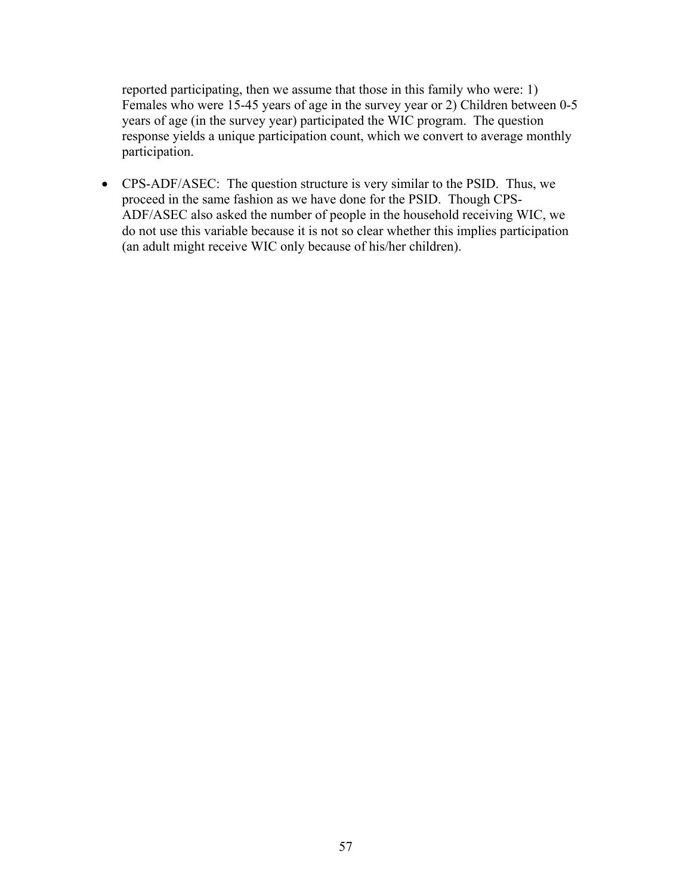reported participating, then we assume that those in this family who were: 1) Females who were 15-45 years of age in the survey year or 2) Children between 0-5 years of age (in the survey year) participated the WIC program. The question response yields a unique participation count, which we convert to average monthly participation.

- CPS-ADF/ASEC: The question structure is very similar to the PSID. Thus, we proceed in the same fashion as we have done for the PSID. Though CPS-ADF/ASEC also asked the number of people in the household receiving WIC, we do not use this variable because it is not so clear whether this implies participation (an adult might receive WIC only because of his/her children).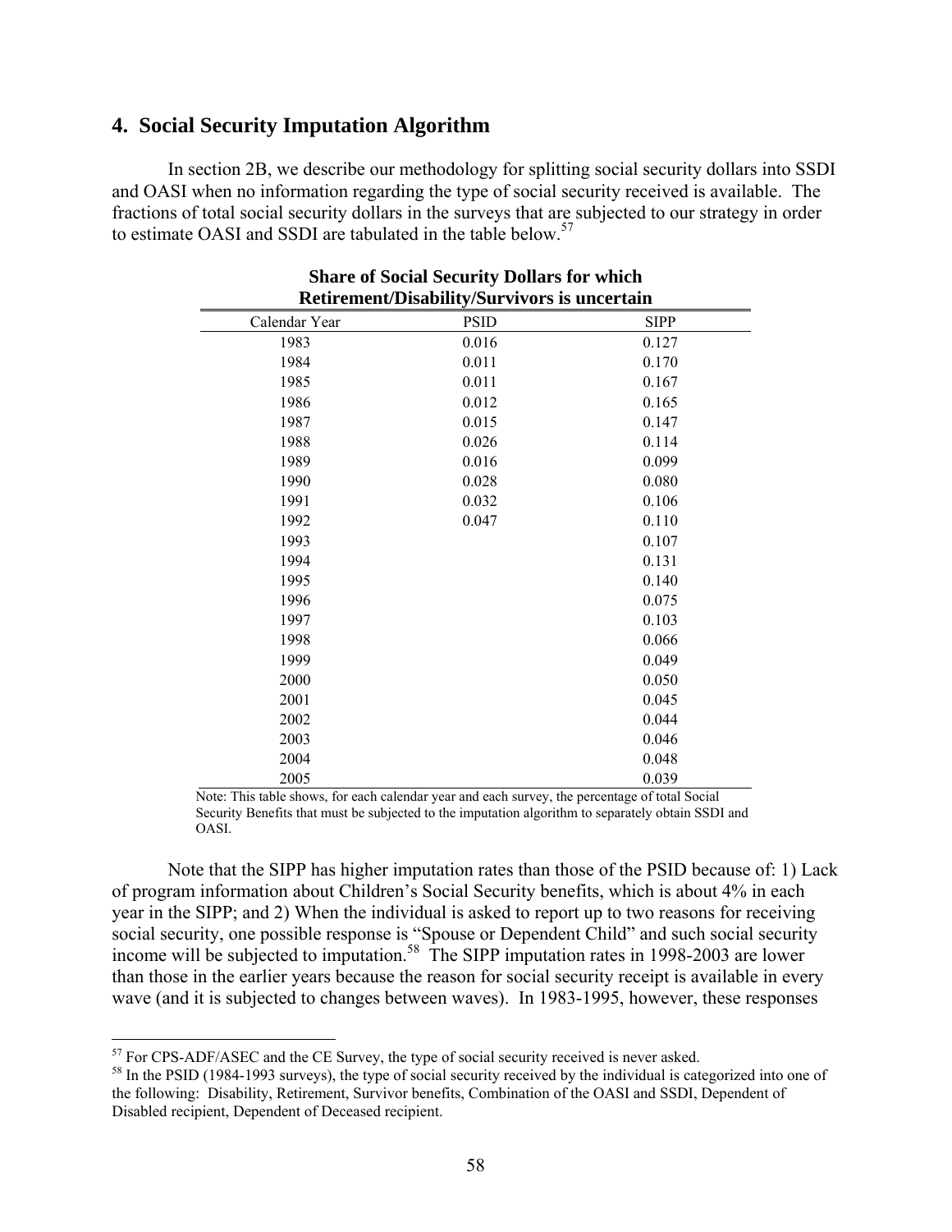## 4. Social Security Imputation Algorithm

In section 2B, we describe our methodology for splitting social security dollars into SSDI and OASI when no information regarding the type of social security received is available. The fractions of total social security dollars in the surveys that are subjected to our strategy in order to estimate OASI and SSDI are tabulated in the table below.[57]

**Share of Social Security Dollars for which Retirement/Disability/Survivors is uncertain**

| Calendar Year | PSID | SIPP |
|---|---|---|
| 1983 | 0.016 | 0.127 |
| 1984 | 0.011 | 0.170 |
| 1985 | 0.011 | 0.167 |
| 1986 | 0.012 | 0.165 |
| 1987 | 0.015 | 0.147 |
| 1988 | 0.026 | 0.114 |
| 1989 | 0.016 | 0.099 |
| 1990 | 0.028 | 0.080 |
| 1991 | 0.032 | 0.106 |
| 1992 | 0.047 | 0.110 |
| 1993 | | 0.107 |
| 1994 | | 0.131 |
| 1995 | | 0.140 |
| 1996 | | 0.075 |
| 1997 | | 0.103 |
| 1998 | | 0.066 |
| 1999 | | 0.049 |
| 2000 | | 0.050 |
| 2001 | | 0.045 |
| 2002 | | 0.044 |
| 2003 | | 0.046 |
| 2004 | | 0.048 |
| 2005 | | 0.039 |

Note: This table shows, for each calendar year and each survey, the percentage of total Social Security Benefits that must be subjected to the imputation algorithm to separately obtain SSDI and OASI.

Note that the SIPP has higher imputation rates than those of the PSID because of: 1) Lack of program information about Children's Social Security benefits, which is about 4% in each year in the SIPP; and 2) When the individual is asked to report up to two reasons for receiving social security, one possible response is "Spouse or Dependent Child" and such social security income will be subjected to imputation.[58] The SIPP imputation rates in 1998-2003 are lower than those in the earlier years because the reason for social security receipt is available in every wave (and it is subjected to changes between waves). In 1983-1995, however, these responses

[57] For CPS-ADF/ASEC and the CE Survey, the type of social security received is never asked.

[58] In the PSID (1984-1993 surveys), the type of social security received by the individual is categorized into one of the following: Disability, Retirement, Survivor benefits, Combination of the OASI and SSDI, Dependent of Disabled recipient, Dependent of Deceased recipient.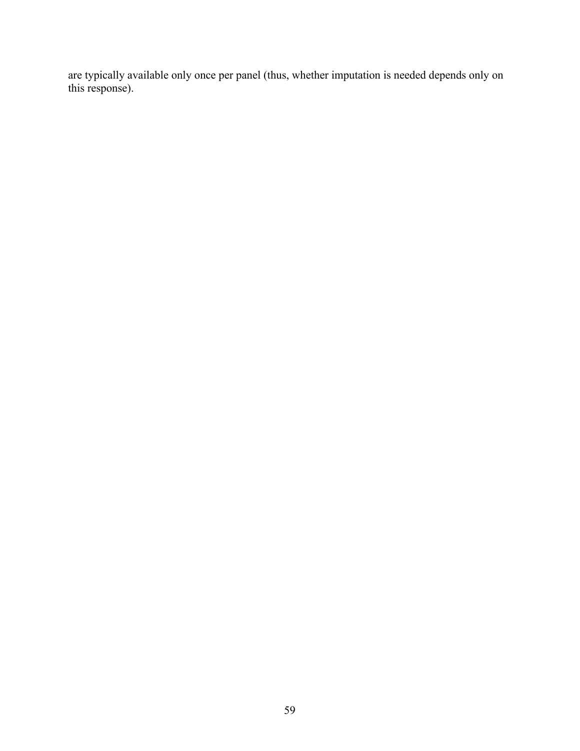are typically available only once per panel (thus, whether imputation is needed depends only on this response).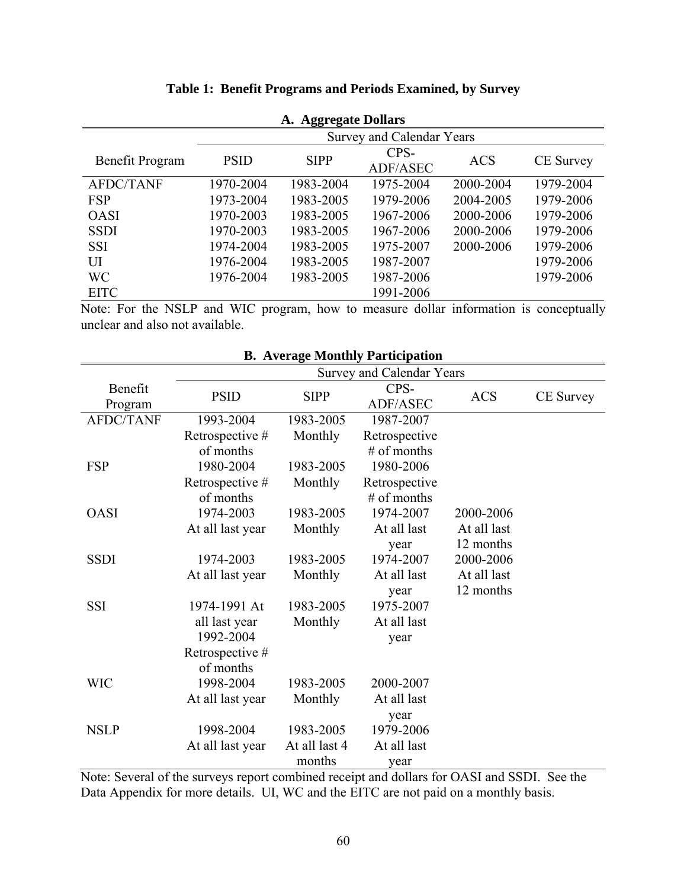**Table 1: Benefit Programs and Periods Examined, by Survey**

**A. Aggregate Dollars**

| Benefit Program | Survey and Calendar Years | | | | |
|---|---|---|---|---|---|
| | PSID | SIPP | CPS-ADF/ASEC | ACS | CE Survey |
| AFDC/TANF | 1970-2004 | 1983-2004 | 1975-2004 | 2000-2004 | 1979-2004 |
| FSP | 1973-2004 | 1983-2005 | 1979-2006 | 2004-2005 | 1979-2006 |
| OASI | 1970-2003 | 1983-2005 | 1967-2006 | 2000-2006 | 1979-2006 |
| SSDI | 1970-2003 | 1983-2005 | 1967-2006 | 2000-2006 | 1979-2006 |
| SSI | 1974-2004 | 1983-2005 | 1975-2007 | 2000-2006 | 1979-2006 |
| UI | 1976-2004 | 1983-2005 | 1987-2007 | | 1979-2006 |
| WC | 1976-2004 | 1983-2005 | 1987-2006 | | 1979-2006 |
| EITC | | | 1991-2006 | | |

Note: For the NSLP and WIC program, how to measure dollar information is conceptually unclear and also not available.

**B. Average Monthly Participation**

| Benefit Program | Survey and Calendar Years | | | | |
|---|---|---|---|---|---|
| | PSID | SIPP | CPS-ADF/ASEC | ACS | CE Survey |
| AFDC/TANF | 1993-2004 Retrospective # of months | 1983-2005 Monthly | 1987-2007 Retrospective # of months | | |
| FSP | 1980-2004 Retrospective # of months | 1983-2005 Monthly | 1980-2006 Retrospective # of months | | |
| OASI | 1974-2003 At all last year | 1983-2005 Monthly | 1974-2007 At all last year | 2000-2006 At all last 12 months | |
| SSDI | 1974-2003 At all last year | 1983-2005 Monthly | 1974-2007 At all last year | 2000-2006 At all last 12 months | |
| SSI | 1974-1991 At all last year 1992-2004 Retrospective # of months | 1983-2005 Monthly | 1975-2007 At all last year | | |
| WIC | 1998-2004 At all last year | 1983-2005 Monthly | 2000-2007 At all last year | | |
| NSLP | 1998-2004 At all last year | 1983-2005 At all last 4 months | 1979-2006 At all last year | | |

Note: Several of the surveys report combined receipt and dollars for OASI and SSDI. See the Data Appendix for more details. UI, WC and the EITC are not paid on a monthly basis.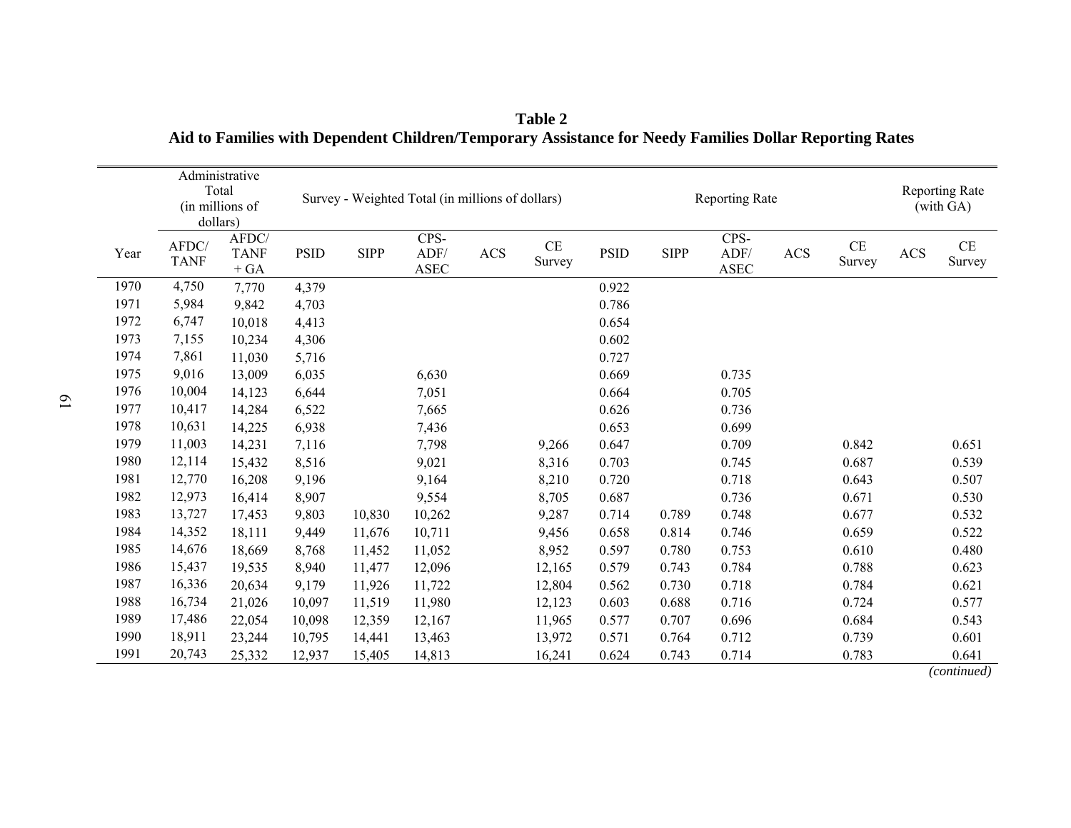**Table 2**
**Aid to Families with Dependent Children/Temporary Assistance for Needy Families Dollar Reporting Rates**

| | Administrative Total (in millions of dollars) | | Survey - Weighted Total (in millions of dollars) | | | | | Reporting Rate | | | | | Reporting Rate (with GA) | |
|---|---|---|---|---|---|---|---|---|---|---|---|---|---|---|
| Year | AFDC/ TANF | AFDC/ TANF + GA | PSID | SIPP | CPS- ADF/ ASEC | ACS | CE Survey | PSID | SIPP | CPS- ADF/ ASEC | ACS | CE Survey | ACS | CE Survey |
| 1970 | 4,750 | 7,770 | 4,379 | | | | | 0.922 | | | | | | |
| 1971 | 5,984 | 9,842 | 4,703 | | | | | 0.786 | | | | | | |
| 1972 | 6,747 | 10,018 | 4,413 | | | | | 0.654 | | | | | | |
| 1973 | 7,155 | 10,234 | 4,306 | | | | | 0.602 | | | | | | |
| 1974 | 7,861 | 11,030 | 5,716 | | | | | 0.727 | | | | | | |
| 1975 | 9,016 | 13,009 | 6,035 | | 6,630 | | | 0.669 | | 0.735 | | | | |
| 1976 | 10,004 | 14,123 | 6,644 | | 7,051 | | | 0.664 | | 0.705 | | | | |
| 1977 | 10,417 | 14,284 | 6,522 | | 7,665 | | | 0.626 | | 0.736 | | | | |
| 1978 | 10,631 | 14,225 | 6,938 | | 7,436 | | | 0.653 | | 0.699 | | | | |
| 1979 | 11,003 | 14,231 | 7,116 | | 7,798 | | 9,266 | 0.647 | | 0.709 | | 0.842 | | 0.651 |
| 1980 | 12,114 | 15,432 | 8,516 | | 9,021 | | 8,316 | 0.703 | | 0.745 | | 0.687 | | 0.539 |
| 1981 | 12,770 | 16,208 | 9,196 | | 9,164 | | 8,210 | 0.720 | | 0.718 | | 0.643 | | 0.507 |
| 1982 | 12,973 | 16,414 | 8,907 | | 9,554 | | 8,705 | 0.687 | | 0.736 | | 0.671 | | 0.530 |
| 1983 | 13,727 | 17,453 | 9,803 | 10,830 | 10,262 | | 9,287 | 0.714 | 0.789 | 0.748 | | 0.677 | | 0.532 |
| 1984 | 14,352 | 18,111 | 9,449 | 11,676 | 10,711 | | 9,456 | 0.658 | 0.814 | 0.746 | | 0.659 | | 0.522 |
| 1985 | 14,676 | 18,669 | 8,768 | 11,452 | 11,052 | | 8,952 | 0.597 | 0.780 | 0.753 | | 0.610 | | 0.480 |
| 1986 | 15,437 | 19,535 | 8,940 | 11,477 | 12,096 | | 12,165 | 0.579 | 0.743 | 0.784 | | 0.788 | | 0.623 |
| 1987 | 16,336 | 20,634 | 9,179 | 11,926 | 11,722 | | 12,804 | 0.562 | 0.730 | 0.718 | | 0.784 | | 0.621 |
| 1988 | 16,734 | 21,026 | 10,097 | 11,519 | 11,980 | | 12,123 | 0.603 | 0.688 | 0.716 | | 0.724 | | 0.577 |
| 1989 | 17,486 | 22,054 | 10,098 | 12,359 | 12,167 | | 11,965 | 0.577 | 0.707 | 0.696 | | 0.684 | | 0.543 |
| 1990 | 18,911 | 23,244 | 10,795 | 14,441 | 13,463 | | 13,972 | 0.571 | 0.764 | 0.712 | | 0.739 | | 0.601 |
| 1991 | 20,743 | 25,332 | 12,937 | 15,405 | 14,813 | | 16,241 | 0.624 | 0.743 | 0.714 | | 0.783 | | 0.641 |

*(continued)*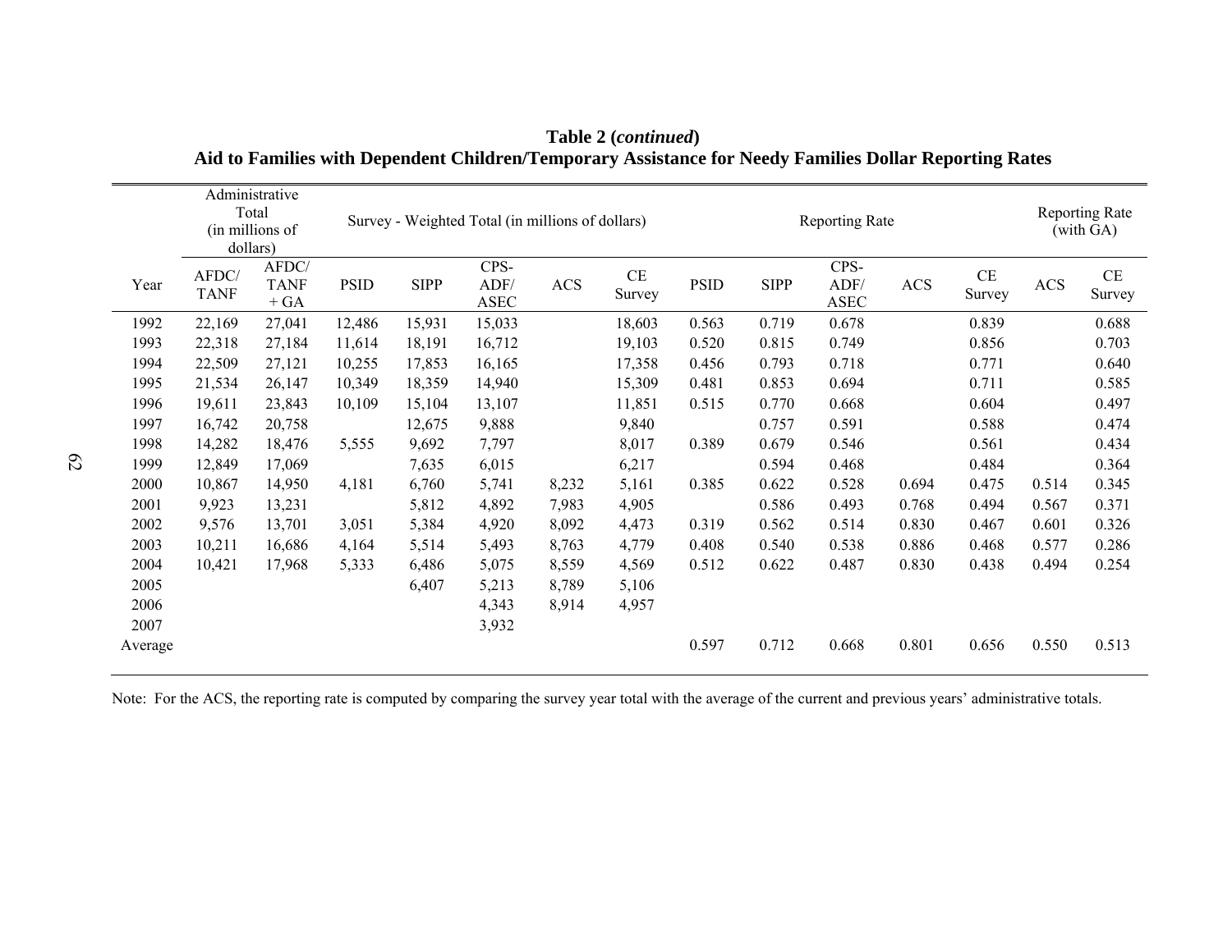**Table 2 (*continued*)**
**Aid to Families with Dependent Children/Temporary Assistance for Needy Families Dollar Reporting Rates**

| | Administrative Total (in millions of dollars) | | Survey - Weighted Total (in millions of dollars) | | | | | Reporting Rate | | | | | Reporting Rate (with GA) | |
|---|---|---|---|---|---|---|---|---|---|---|---|---|---|---|
| Year | AFDC/ TANF | AFDC/ TANF + GA | PSID | SIPP | CPS-ADF/ ASEC | ACS | CE Survey | PSID | SIPP | CPS-ADF/ ASEC | ACS | CE Survey | ACS | CE Survey |
| 1992 | 22,169 | 27,041 | 12,486 | 15,931 | 15,033 | | 18,603 | 0.563 | 0.719 | 0.678 | | 0.839 | | 0.688 |
| 1993 | 22,318 | 27,184 | 11,614 | 18,191 | 16,712 | | 19,103 | 0.520 | 0.815 | 0.749 | | 0.856 | | 0.703 |
| 1994 | 22,509 | 27,121 | 10,255 | 17,853 | 16,165 | | 17,358 | 0.456 | 0.793 | 0.718 | | 0.771 | | 0.640 |
| 1995 | 21,534 | 26,147 | 10,349 | 18,359 | 14,940 | | 15,309 | 0.481 | 0.853 | 0.694 | | 0.711 | | 0.585 |
| 1996 | 19,611 | 23,843 | 10,109 | 15,104 | 13,107 | | 11,851 | 0.515 | 0.770 | 0.668 | | 0.604 | | 0.497 |
| 1997 | 16,742 | 20,758 | | 12,675 | 9,888 | | 9,840 | | 0.757 | 0.591 | | 0.588 | | 0.474 |
| 1998 | 14,282 | 18,476 | 5,555 | 9,692 | 7,797 | | 8,017 | 0.389 | 0.679 | 0.546 | | 0.561 | | 0.434 |
| 1999 | 12,849 | 17,069 | | 7,635 | 6,015 | | 6,217 | | 0.594 | 0.468 | | 0.484 | | 0.364 |
| 2000 | 10,867 | 14,950 | 4,181 | 6,760 | 5,741 | 8,232 | 5,161 | 0.385 | 0.622 | 0.528 | 0.694 | 0.475 | 0.514 | 0.345 |
| 2001 | 9,923 | 13,231 | | 5,812 | 4,892 | 7,983 | 4,905 | | 0.586 | 0.493 | 0.768 | 0.494 | 0.567 | 0.371 |
| 2002 | 9,576 | 13,701 | 3,051 | 5,384 | 4,920 | 8,092 | 4,473 | 0.319 | 0.562 | 0.514 | 0.830 | 0.467 | 0.601 | 0.326 |
| 2003 | 10,211 | 16,686 | 4,164 | 5,514 | 5,493 | 8,763 | 4,779 | 0.408 | 0.540 | 0.538 | 0.886 | 0.468 | 0.577 | 0.286 |
| 2004 | 10,421 | 17,968 | 5,333 | 6,486 | 5,075 | 8,559 | 4,569 | 0.512 | 0.622 | 0.487 | 0.830 | 0.438 | 0.494 | 0.254 |
| 2005 | | | | 6,407 | 5,213 | 8,789 | 5,106 | | | | | | | |
| 2006 | | | | | 4,343 | 8,914 | 4,957 | | | | | | | |
| 2007 | | | | | 3,932 | | | | | | | | | |
| Average | | | | | | | | 0.597 | 0.712 | 0.668 | 0.801 | 0.656 | 0.550 | 0.513 |

Note: For the ACS, the reporting rate is computed by comparing the survey year total with the average of the current and previous years' administrative totals.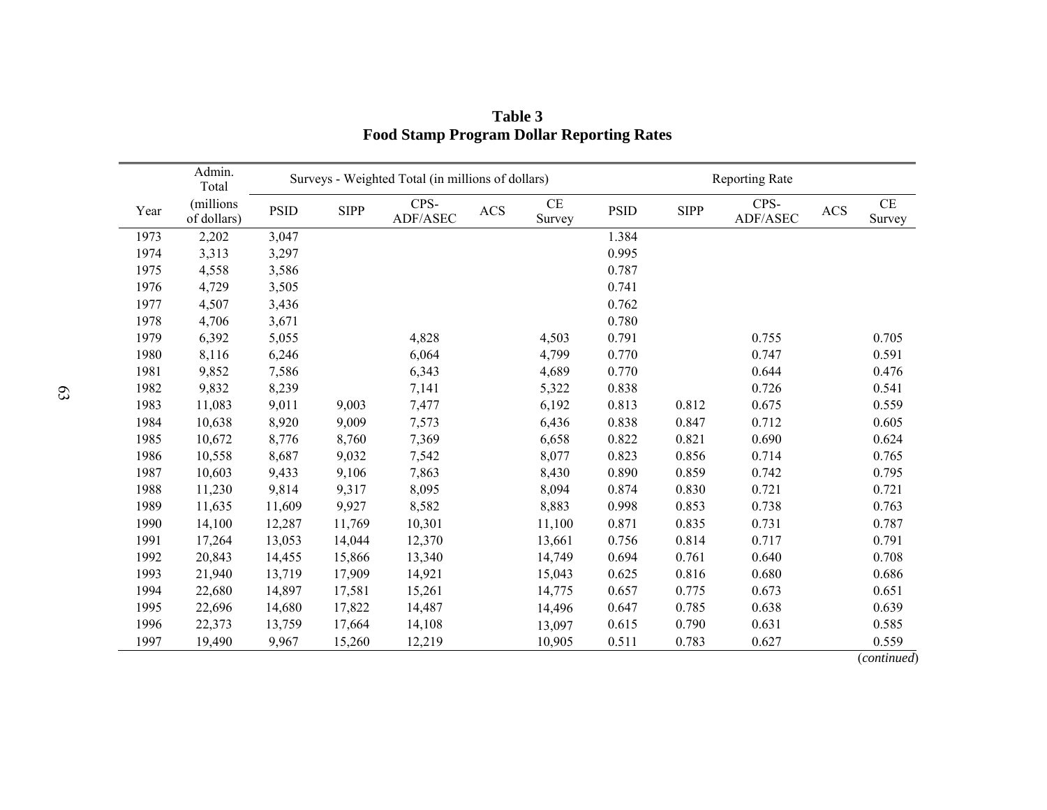**Table 3**
**Food Stamp Program Dollar Reporting Rates**

| Year | Admin. Total (millions of dollars) | Surveys - Weighted Total (in millions of dollars) | | | | | Reporting Rate | | | | |
|---|---|---|---|---|---|---|---|---|---|---|---|
| | | PSID | SIPP | CPS-ADF/ASEC | ACS | CE Survey | PSID | SIPP | CPS-ADF/ASEC | ACS | CE Survey |
| 1973 | 2,202 | 3,047 | | | | | 1.384 | | | | |
| 1974 | 3,313 | 3,297 | | | | | 0.995 | | | | |
| 1975 | 4,558 | 3,586 | | | | | 0.787 | | | | |
| 1976 | 4,729 | 3,505 | | | | | 0.741 | | | | |
| 1977 | 4,507 | 3,436 | | | | | 0.762 | | | | |
| 1978 | 4,706 | 3,671 | | | | | 0.780 | | | | |
| 1979 | 6,392 | 5,055 | | 4,828 | | 4,503 | 0.791 | | 0.755 | | 0.705 |
| 1980 | 8,116 | 6,246 | | 6,064 | | 4,799 | 0.770 | | 0.747 | | 0.591 |
| 1981 | 9,852 | 7,586 | | 6,343 | | 4,689 | 0.770 | | 0.644 | | 0.476 |
| 1982 | 9,832 | 8,239 | | 7,141 | | 5,322 | 0.838 | | 0.726 | | 0.541 |
| 1983 | 11,083 | 9,011 | 9,003 | 7,477 | | 6,192 | 0.813 | 0.812 | 0.675 | | 0.559 |
| 1984 | 10,638 | 8,920 | 9,009 | 7,573 | | 6,436 | 0.838 | 0.847 | 0.712 | | 0.605 |
| 1985 | 10,672 | 8,776 | 8,760 | 7,369 | | 6,658 | 0.822 | 0.821 | 0.690 | | 0.624 |
| 1986 | 10,558 | 8,687 | 9,032 | 7,542 | | 8,077 | 0.823 | 0.856 | 0.714 | | 0.765 |
| 1987 | 10,603 | 9,433 | 9,106 | 7,863 | | 8,430 | 0.890 | 0.859 | 0.742 | | 0.795 |
| 1988 | 11,230 | 9,814 | 9,317 | 8,095 | | 8,094 | 0.874 | 0.830 | 0.721 | | 0.721 |
| 1989 | 11,635 | 11,609 | 9,927 | 8,582 | | 8,883 | 0.998 | 0.853 | 0.738 | | 0.763 |
| 1990 | 14,100 | 12,287 | 11,769 | 10,301 | | 11,100 | 0.871 | 0.835 | 0.731 | | 0.787 |
| 1991 | 17,264 | 13,053 | 14,044 | 12,370 | | 13,661 | 0.756 | 0.814 | 0.717 | | 0.791 |
| 1992 | 20,843 | 14,455 | 15,866 | 13,340 | | 14,749 | 0.694 | 0.761 | 0.640 | | 0.708 |
| 1993 | 21,940 | 13,719 | 17,909 | 14,921 | | 15,043 | 0.625 | 0.816 | 0.680 | | 0.686 |
| 1994 | 22,680 | 14,897 | 17,581 | 15,261 | | 14,775 | 0.657 | 0.775 | 0.673 | | 0.651 |
| 1995 | 22,696 | 14,680 | 17,822 | 14,487 | | 14,496 | 0.647 | 0.785 | 0.638 | | 0.639 |
| 1996 | 22,373 | 13,759 | 17,664 | 14,108 | | 13,097 | 0.615 | 0.790 | 0.631 | | 0.585 |
| 1997 | 19,490 | 9,967 | 15,260 | 12,219 | | 10,905 | 0.511 | 0.783 | 0.627 | | 0.559 |

(*continued*)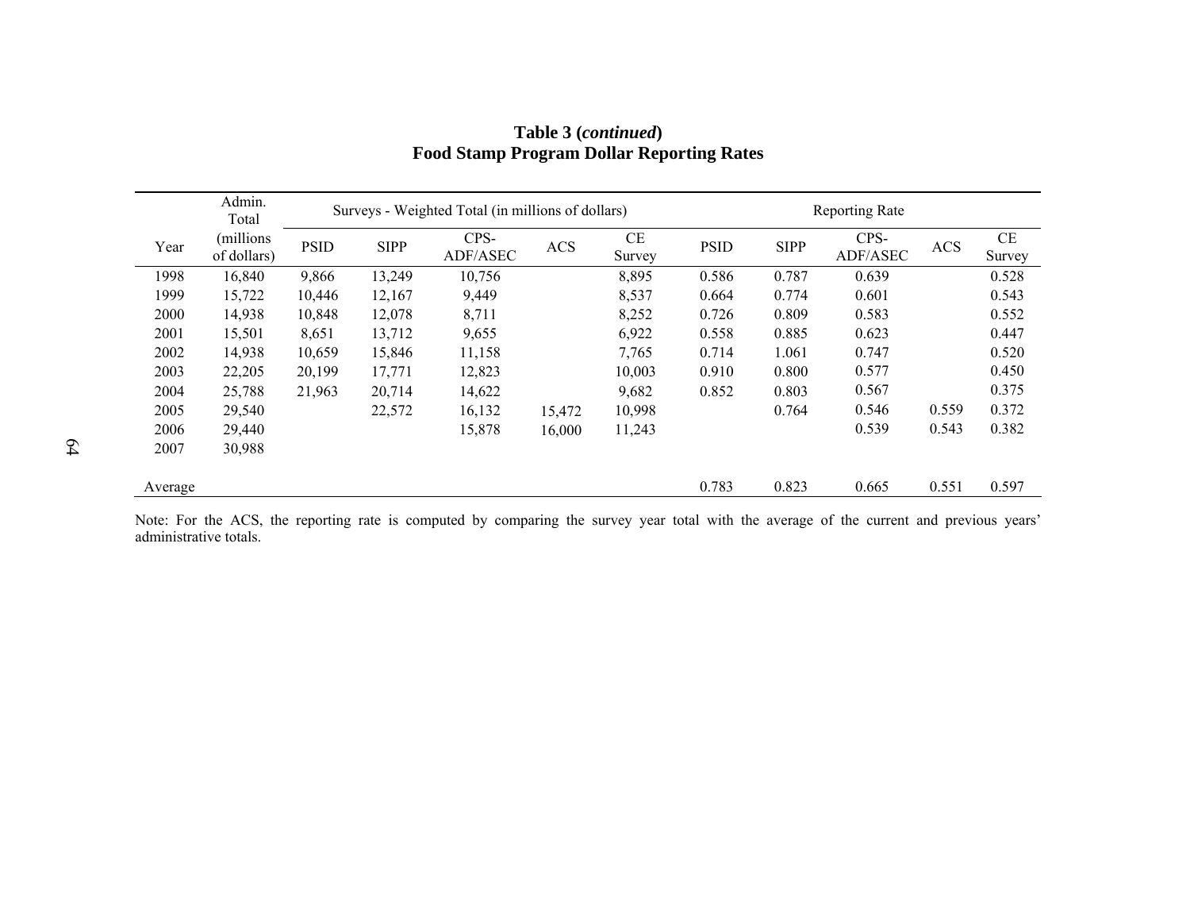**Table 3 (*continued*)**
**Food Stamp Program Dollar Reporting Rates**

| Year | Admin. Total (millions of dollars) | Surveys - Weighted Total (in millions of dollars) | | | | | Reporting Rate | | | | |
|---|---|---|---|---|---|---|---|---|---|---|---|
| | | PSID | SIPP | CPS-ADF/ASEC | ACS | CE Survey | PSID | SIPP | CPS-ADF/ASEC | ACS | CE Survey |
| 1998 | 16,840 | 9,866 | 13,249 | 10,756 | | 8,895 | 0.586 | 0.787 | 0.639 | | 0.528 |
| 1999 | 15,722 | 10,446 | 12,167 | 9,449 | | 8,537 | 0.664 | 0.774 | 0.601 | | 0.543 |
| 2000 | 14,938 | 10,848 | 12,078 | 8,711 | | 8,252 | 0.726 | 0.809 | 0.583 | | 0.552 |
| 2001 | 15,501 | 8,651 | 13,712 | 9,655 | | 6,922 | 0.558 | 0.885 | 0.623 | | 0.447 |
| 2002 | 14,938 | 10,659 | 15,846 | 11,158 | | 7,765 | 0.714 | 1.061 | 0.747 | | 0.520 |
| 2003 | 22,205 | 20,199 | 17,771 | 12,823 | | 10,003 | 0.910 | 0.800 | 0.577 | | 0.450 |
| 2004 | 25,788 | 21,963 | 20,714 | 14,622 | | 9,682 | 0.852 | 0.803 | 0.567 | | 0.375 |
| 2005 | 29,540 | | 22,572 | 16,132 | 15,472 | 10,998 | | 0.764 | 0.546 | 0.559 | 0.372 |
| 2006 | 29,440 | | | 15,878 | 16,000 | 11,243 | | | 0.539 | 0.543 | 0.382 |
| 2007 | 30,988 | | | | | | | | | | |
| Average | | | | | | | 0.783 | 0.823 | 0.665 | 0.551 | 0.597 |

Note: For the ACS, the reporting rate is computed by comparing the survey year total with the average of the current and previous years' administrative totals.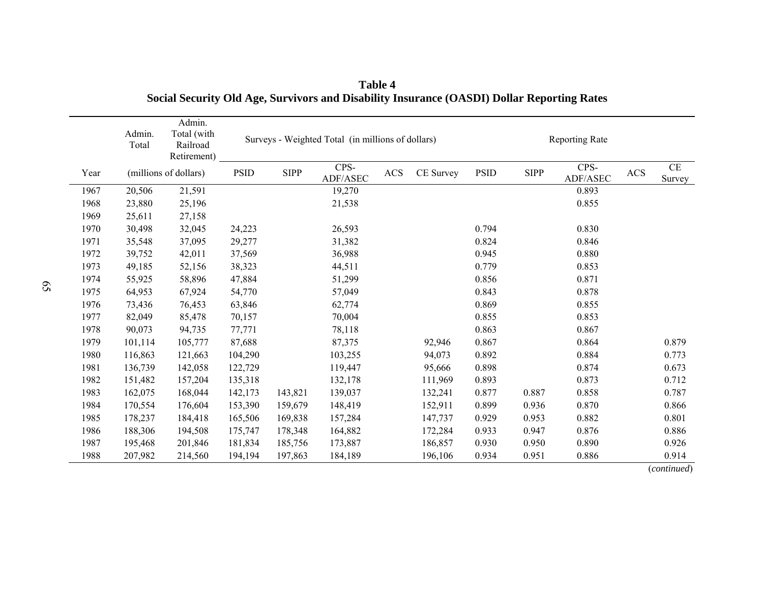**Table 4**
**Social Security Old Age, Survivors and Disability Insurance (OASDI) Dollar Reporting Rates**

| | Admin. Total | Admin. Total (with Railroad Retirement) | Surveys - Weighted Total (in millions of dollars) | | | | | Reporting Rate | | | | |
|---|---|---|---|---|---|---|---|---|---|---|---|---|
| Year | (millions of dollars) | | PSID | SIPP | CPS-ADF/ASEC | ACS | CE Survey | PSID | SIPP | CPS-ADF/ASEC | ACS | CE Survey |
| 1967 | 20,506 | 21,591 | | | 19,270 | | | | | 0.893 | | |
| 1968 | 23,880 | 25,196 | | | 21,538 | | | | | 0.855 | | |
| 1969 | 25,611 | 27,158 | | | | | | | | | | |
| 1970 | 30,498 | 32,045 | 24,223 | | 26,593 | | | 0.794 | | 0.830 | | |
| 1971 | 35,548 | 37,095 | 29,277 | | 31,382 | | | 0.824 | | 0.846 | | |
| 1972 | 39,752 | 42,011 | 37,569 | | 36,988 | | | 0.945 | | 0.880 | | |
| 1973 | 49,185 | 52,156 | 38,323 | | 44,511 | | | 0.779 | | 0.853 | | |
| 1974 | 55,925 | 58,896 | 47,884 | | 51,299 | | | 0.856 | | 0.871 | | |
| 1975 | 64,953 | 67,924 | 54,770 | | 57,049 | | | 0.843 | | 0.878 | | |
| 1976 | 73,436 | 76,453 | 63,846 | | 62,774 | | | 0.869 | | 0.855 | | |
| 1977 | 82,049 | 85,478 | 70,157 | | 70,004 | | | 0.855 | | 0.853 | | |
| 1978 | 90,073 | 94,735 | 77,771 | | 78,118 | | | 0.863 | | 0.867 | | |
| 1979 | 101,114 | 105,777 | 87,688 | | 87,375 | | 92,946 | 0.867 | | 0.864 | | 0.879 |
| 1980 | 116,863 | 121,663 | 104,290 | | 103,255 | | 94,073 | 0.892 | | 0.884 | | 0.773 |
| 1981 | 136,739 | 142,058 | 122,729 | | 119,447 | | 95,666 | 0.898 | | 0.874 | | 0.673 |
| 1982 | 151,482 | 157,204 | 135,318 | | 132,178 | | 111,969 | 0.893 | | 0.873 | | 0.712 |
| 1983 | 162,075 | 168,044 | 142,173 | 143,821 | 139,037 | | 132,241 | 0.877 | 0.887 | 0.858 | | 0.787 |
| 1984 | 170,554 | 176,604 | 153,390 | 159,679 | 148,419 | | 152,911 | 0.899 | 0.936 | 0.870 | | 0.866 |
| 1985 | 178,237 | 184,418 | 165,506 | 169,838 | 157,284 | | 147,737 | 0.929 | 0.953 | 0.882 | | 0.801 |
| 1986 | 188,306 | 194,508 | 175,747 | 178,348 | 164,882 | | 172,284 | 0.933 | 0.947 | 0.876 | | 0.886 |
| 1987 | 195,468 | 201,846 | 181,834 | 185,756 | 173,887 | | 186,857 | 0.930 | 0.950 | 0.890 | | 0.926 |
| 1988 | 207,982 | 214,560 | 194,194 | 197,863 | 184,189 | | 196,106 | 0.934 | 0.951 | 0.886 | | 0.914 |

(*continued*)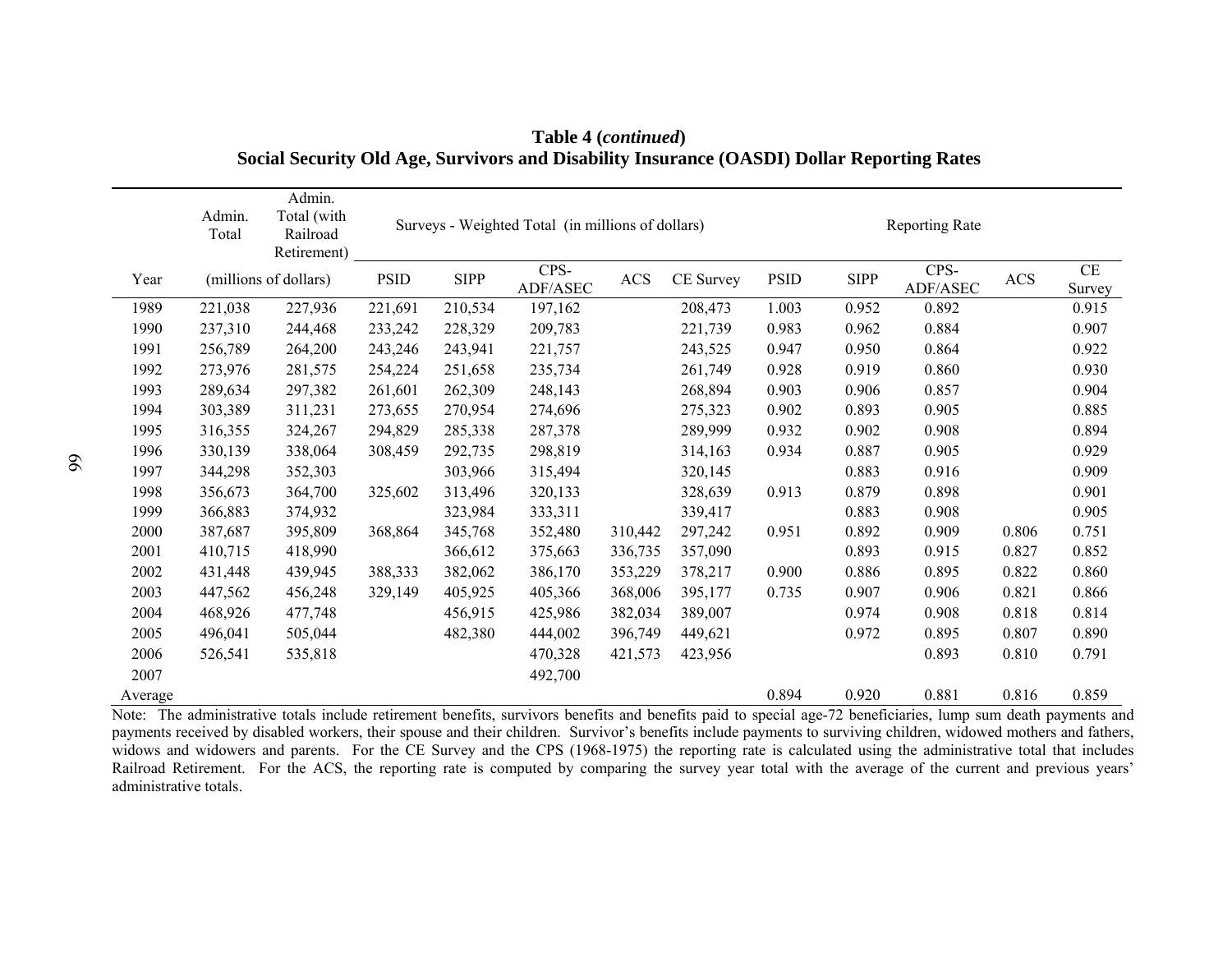**Table 4 (*continued*)**
**Social Security Old Age, Survivors and Disability Insurance (OASDI) Dollar Reporting Rates**

| | Admin. Total | Admin. Total (with Railroad Retirement) | Surveys - Weighted Total (in millions of dollars) | | | | | Reporting Rate | | | | |
|---|---|---|---|---|---|---|---|---|---|---|---|---|
| Year | (millions of dollars) | | PSID | SIPP | CPS-ADF/ASEC | ACS | CE Survey | PSID | SIPP | CPS-ADF/ASEC | ACS | CE Survey |
| 1989 | 221,038 | 227,936 | 221,691 | 210,534 | 197,162 | | 208,473 | 1.003 | 0.952 | 0.892 | | 0.915 |
| 1990 | 237,310 | 244,468 | 233,242 | 228,329 | 209,783 | | 221,739 | 0.983 | 0.962 | 0.884 | | 0.907 |
| 1991 | 256,789 | 264,200 | 243,246 | 243,941 | 221,757 | | 243,525 | 0.947 | 0.950 | 0.864 | | 0.922 |
| 1992 | 273,976 | 281,575 | 254,224 | 251,658 | 235,734 | | 261,749 | 0.928 | 0.919 | 0.860 | | 0.930 |
| 1993 | 289,634 | 297,382 | 261,601 | 262,309 | 248,143 | | 268,894 | 0.903 | 0.906 | 0.857 | | 0.904 |
| 1994 | 303,389 | 311,231 | 273,655 | 270,954 | 274,696 | | 275,323 | 0.902 | 0.893 | 0.905 | | 0.885 |
| 1995 | 316,355 | 324,267 | 294,829 | 285,338 | 287,378 | | 289,999 | 0.932 | 0.902 | 0.908 | | 0.894 |
| 1996 | 330,139 | 338,064 | 308,459 | 292,735 | 298,819 | | 314,163 | 0.934 | 0.887 | 0.905 | | 0.929 |
| 1997 | 344,298 | 352,303 | | 303,966 | 315,494 | | 320,145 | | 0.883 | 0.916 | | 0.909 |
| 1998 | 356,673 | 364,700 | 325,602 | 313,496 | 320,133 | | 328,639 | 0.913 | 0.879 | 0.898 | | 0.901 |
| 1999 | 366,883 | 374,932 | | 323,984 | 333,311 | | 339,417 | | 0.883 | 0.908 | | 0.905 |
| 2000 | 387,687 | 395,809 | 368,864 | 345,768 | 352,480 | 310,442 | 297,242 | 0.951 | 0.892 | 0.909 | 0.806 | 0.751 |
| 2001 | 410,715 | 418,990 | | 366,612 | 375,663 | 336,735 | 357,090 | | 0.893 | 0.915 | 0.827 | 0.852 |
| 2002 | 431,448 | 439,945 | 388,333 | 382,062 | 386,170 | 353,229 | 378,217 | 0.900 | 0.886 | 0.895 | 0.822 | 0.860 |
| 2003 | 447,562 | 456,248 | 329,149 | 405,925 | 405,366 | 368,006 | 395,177 | 0.735 | 0.907 | 0.906 | 0.821 | 0.866 |
| 2004 | 468,926 | 477,748 | | 456,915 | 425,986 | 382,034 | 389,007 | | 0.974 | 0.908 | 0.818 | 0.814 |
| 2005 | 496,041 | 505,044 | | 482,380 | 444,002 | 396,749 | 449,621 | | 0.972 | 0.895 | 0.807 | 0.890 |
| 2006 | 526,541 | 535,818 | | | 470,328 | 421,573 | 423,956 | | | 0.893 | 0.810 | 0.791 |
| 2007 | | | | | 492,700 | | | | | | | |
| Average | | | | | | | | 0.894 | 0.920 | 0.881 | 0.816 | 0.859 |

Note: The administrative totals include retirement benefits, survivors benefits and benefits paid to special age-72 beneficiaries, lump sum death payments and payments received by disabled workers, their spouse and their children. Survivor's benefits include payments to surviving children, widowed mothers and fathers, widows and widowers and parents. For the CE Survey and the CPS (1968-1975) the reporting rate is calculated using the administrative total that includes Railroad Retirement. For the ACS, the reporting rate is computed by comparing the survey year total with the average of the current and previous years' administrative totals.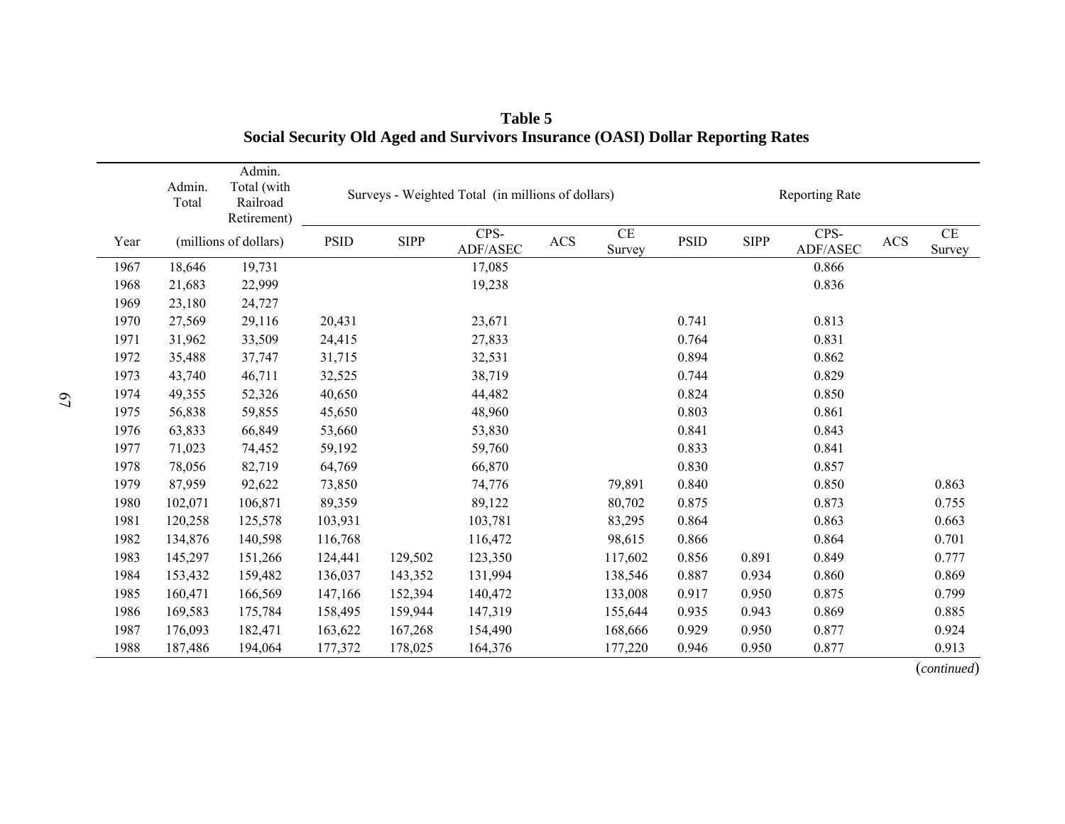**Table 5**
**Social Security Old Aged and Survivors Insurance (OASI) Dollar Reporting Rates**

| Year | Admin. Total | Admin. Total (with Railroad Retirement) | Surveys - Weighted Total (in millions of dollars) | | | | | Reporting Rate | | | | |
|---|---|---|---|---|---|---|---|---|---|---|---|---|
| | (millions of dollars) | | PSID | SIPP | CPS-ADF/ASEC | ACS | CE Survey | PSID | SIPP | CPS-ADF/ASEC | ACS | CE Survey |
| 1967 | 18,646 | 19,731 | | | 17,085 | | | | | 0.866 | | |
| 1968 | 21,683 | 22,999 | | | 19,238 | | | | | 0.836 | | |
| 1969 | 23,180 | 24,727 | | | | | | | | | | |
| 1970 | 27,569 | 29,116 | 20,431 | | 23,671 | | | 0.741 | | 0.813 | | |
| 1971 | 31,962 | 33,509 | 24,415 | | 27,833 | | | 0.764 | | 0.831 | | |
| 1972 | 35,488 | 37,747 | 31,715 | | 32,531 | | | 0.894 | | 0.862 | | |
| 1973 | 43,740 | 46,711 | 32,525 | | 38,719 | | | 0.744 | | 0.829 | | |
| 1974 | 49,355 | 52,326 | 40,650 | | 44,482 | | | 0.824 | | 0.850 | | |
| 1975 | 56,838 | 59,855 | 45,650 | | 48,960 | | | 0.803 | | 0.861 | | |
| 1976 | 63,833 | 66,849 | 53,660 | | 53,830 | | | 0.841 | | 0.843 | | |
| 1977 | 71,023 | 74,452 | 59,192 | | 59,760 | | | 0.833 | | 0.841 | | |
| 1978 | 78,056 | 82,719 | 64,769 | | 66,870 | | | 0.830 | | 0.857 | | |
| 1979 | 87,959 | 92,622 | 73,850 | | 74,776 | | 79,891 | 0.840 | | 0.850 | | 0.863 |
| 1980 | 102,071 | 106,871 | 89,359 | | 89,122 | | 80,702 | 0.875 | | 0.873 | | 0.755 |
| 1981 | 120,258 | 125,578 | 103,931 | | 103,781 | | 83,295 | 0.864 | | 0.863 | | 0.663 |
| 1982 | 134,876 | 140,598 | 116,768 | | 116,472 | | 98,615 | 0.866 | | 0.864 | | 0.701 |
| 1983 | 145,297 | 151,266 | 124,441 | 129,502 | 123,350 | | 117,602 | 0.856 | 0.891 | 0.849 | | 0.777 |
| 1984 | 153,432 | 159,482 | 136,037 | 143,352 | 131,994 | | 138,546 | 0.887 | 0.934 | 0.860 | | 0.869 |
| 1985 | 160,471 | 166,569 | 147,166 | 152,394 | 140,472 | | 133,008 | 0.917 | 0.950 | 0.875 | | 0.799 |
| 1986 | 169,583 | 175,784 | 158,495 | 159,944 | 147,319 | | 155,644 | 0.935 | 0.943 | 0.869 | | 0.885 |
| 1987 | 176,093 | 182,471 | 163,622 | 167,268 | 154,490 | | 168,666 | 0.929 | 0.950 | 0.877 | | 0.924 |
| 1988 | 187,486 | 194,064 | 177,372 | 178,025 | 164,376 | | 177,220 | 0.946 | 0.950 | 0.877 | | 0.913 |

(*continued*)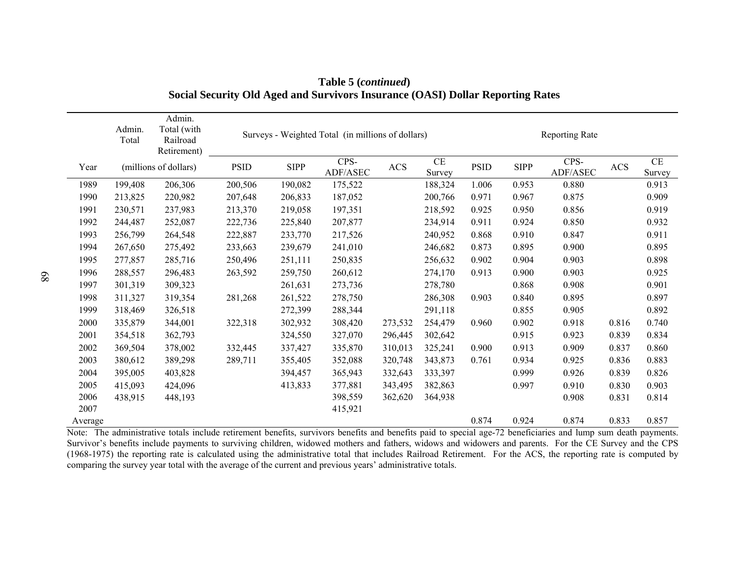**Table 5 (*continued*)**
**Social Security Old Aged and Survivors Insurance (OASI) Dollar Reporting Rates**

| | Admin. Total | Admin. Total (with Railroad Retirement) | Surveys - Weighted Total (in millions of dollars) | | | | | Reporting Rate | | | | |
|---|---|---|---|---|---|---|---|---|---|---|---|---|
| Year | (millions of dollars) | | PSID | SIPP | CPS-ADF/ASEC | ACS | CE Survey | PSID | SIPP | CPS-ADF/ASEC | ACS | CE Survey |
| 1989 | 199,408 | 206,306 | 200,506 | 190,082 | 175,522 | | 188,324 | 1.006 | 0.953 | 0.880 | | 0.913 |
| 1990 | 213,825 | 220,982 | 207,648 | 206,833 | 187,052 | | 200,766 | 0.971 | 0.967 | 0.875 | | 0.909 |
| 1991 | 230,571 | 237,983 | 213,370 | 219,058 | 197,351 | | 218,592 | 0.925 | 0.950 | 0.856 | | 0.919 |
| 1992 | 244,487 | 252,087 | 222,736 | 225,840 | 207,877 | | 234,914 | 0.911 | 0.924 | 0.850 | | 0.932 |
| 1993 | 256,799 | 264,548 | 222,887 | 233,770 | 217,526 | | 240,952 | 0.868 | 0.910 | 0.847 | | 0.911 |
| 1994 | 267,650 | 275,492 | 233,663 | 239,679 | 241,010 | | 246,682 | 0.873 | 0.895 | 0.900 | | 0.895 |
| 1995 | 277,857 | 285,716 | 250,496 | 251,111 | 250,835 | | 256,632 | 0.902 | 0.904 | 0.903 | | 0.898 |
| 1996 | 288,557 | 296,483 | 263,592 | 259,750 | 260,612 | | 274,170 | 0.913 | 0.900 | 0.903 | | 0.925 |
| 1997 | 301,319 | 309,323 | | 261,631 | 273,736 | | 278,780 | | 0.868 | 0.908 | | 0.901 |
| 1998 | 311,327 | 319,354 | 281,268 | 261,522 | 278,750 | | 286,308 | 0.903 | 0.840 | 0.895 | | 0.897 |
| 1999 | 318,469 | 326,518 | | 272,399 | 288,344 | | 291,118 | | 0.855 | 0.905 | | 0.892 |
| 2000 | 335,879 | 344,001 | 322,318 | 302,932 | 308,420 | 273,532 | 254,479 | 0.960 | 0.902 | 0.918 | 0.816 | 0.740 |
| 2001 | 354,518 | 362,793 | | 324,550 | 327,070 | 296,445 | 302,642 | | 0.915 | 0.923 | 0.839 | 0.834 |
| 2002 | 369,504 | 378,002 | 332,445 | 337,427 | 335,870 | 310,013 | 325,241 | 0.900 | 0.913 | 0.909 | 0.837 | 0.860 |
| 2003 | 380,612 | 389,298 | 289,711 | 355,405 | 352,088 | 320,748 | 343,873 | 0.761 | 0.934 | 0.925 | 0.836 | 0.883 |
| 2004 | 395,005 | 403,828 | | 394,457 | 365,943 | 332,643 | 333,397 | | 0.999 | 0.926 | 0.839 | 0.826 |
| 2005 | 415,093 | 424,096 | | 413,833 | 377,881 | 343,495 | 382,863 | | 0.997 | 0.910 | 0.830 | 0.903 |
| 2006 | 438,915 | 448,193 | | | 398,559 | 362,620 | 364,938 | | | 0.908 | 0.831 | 0.814 |
| 2007 | | | | | 415,921 | | | | | | | |
| Average | | | | | | | | 0.874 | 0.924 | 0.874 | 0.833 | 0.857 |

Note: The administrative totals include retirement benefits, survivors benefits and benefits paid to special age-72 beneficiaries and lump sum death payments. Survivor's benefits include payments to surviving children, widowed mothers and fathers, widows and widowers and parents. For the CE Survey and the CPS (1968-1975) the reporting rate is calculated using the administrative total that includes Railroad Retirement. For the ACS, the reporting rate is computed by comparing the survey year total with the average of the current and previous years' administrative totals.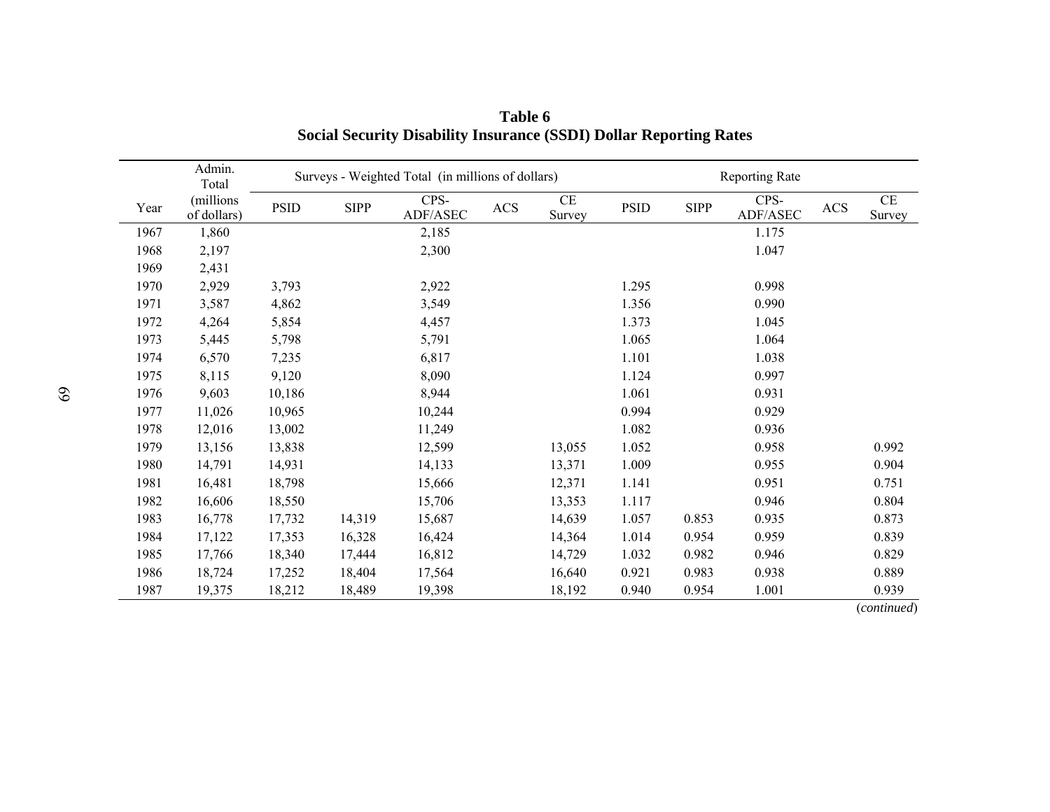**Table 6**
**Social Security Disability Insurance (SSDI) Dollar Reporting Rates**

| Year | Admin. Total (millions of dollars) | Surveys - Weighted Total (in millions of dollars) | | | | | Reporting Rate | | | | |
|---|---|---|---|---|---|---|---|---|---|---|---|
| | | PSID | SIPP | CPS-ADF/ASEC | ACS | CE Survey | PSID | SIPP | CPS-ADF/ASEC | ACS | CE Survey |
| 1967 | 1,860 | | | 2,185 | | | | | 1.175 | | |
| 1968 | 2,197 | | | 2,300 | | | | | 1.047 | | |
| 1969 | 2,431 | | | | | | | | | | |
| 1970 | 2,929 | 3,793 | | 2,922 | | | 1.295 | | 0.998 | | |
| 1971 | 3,587 | 4,862 | | 3,549 | | | 1.356 | | 0.990 | | |
| 1972 | 4,264 | 5,854 | | 4,457 | | | 1.373 | | 1.045 | | |
| 1973 | 5,445 | 5,798 | | 5,791 | | | 1.065 | | 1.064 | | |
| 1974 | 6,570 | 7,235 | | 6,817 | | | 1.101 | | 1.038 | | |
| 1975 | 8,115 | 9,120 | | 8,090 | | | 1.124 | | 0.997 | | |
| 1976 | 9,603 | 10,186 | | 8,944 | | | 1.061 | | 0.931 | | |
| 1977 | 11,026 | 10,965 | | 10,244 | | | 0.994 | | 0.929 | | |
| 1978 | 12,016 | 13,002 | | 11,249 | | | 1.082 | | 0.936 | | |
| 1979 | 13,156 | 13,838 | | 12,599 | | 13,055 | 1.052 | | 0.958 | | 0.992 |
| 1980 | 14,791 | 14,931 | | 14,133 | | 13,371 | 1.009 | | 0.955 | | 0.904 |
| 1981 | 16,481 | 18,798 | | 15,666 | | 12,371 | 1.141 | | 0.951 | | 0.751 |
| 1982 | 16,606 | 18,550 | | 15,706 | | 13,353 | 1.117 | | 0.946 | | 0.804 |
| 1983 | 16,778 | 17,732 | 14,319 | 15,687 | | 14,639 | 1.057 | 0.853 | 0.935 | | 0.873 |
| 1984 | 17,122 | 17,353 | 16,328 | 16,424 | | 14,364 | 1.014 | 0.954 | 0.959 | | 0.839 |
| 1985 | 17,766 | 18,340 | 17,444 | 16,812 | | 14,729 | 1.032 | 0.982 | 0.946 | | 0.829 |
| 1986 | 18,724 | 17,252 | 18,404 | 17,564 | | 16,640 | 0.921 | 0.983 | 0.938 | | 0.889 |
| 1987 | 19,375 | 18,212 | 18,489 | 19,398 | | 18,192 | 0.940 | 0.954 | 1.001 | | 0.939 |

(*continued*)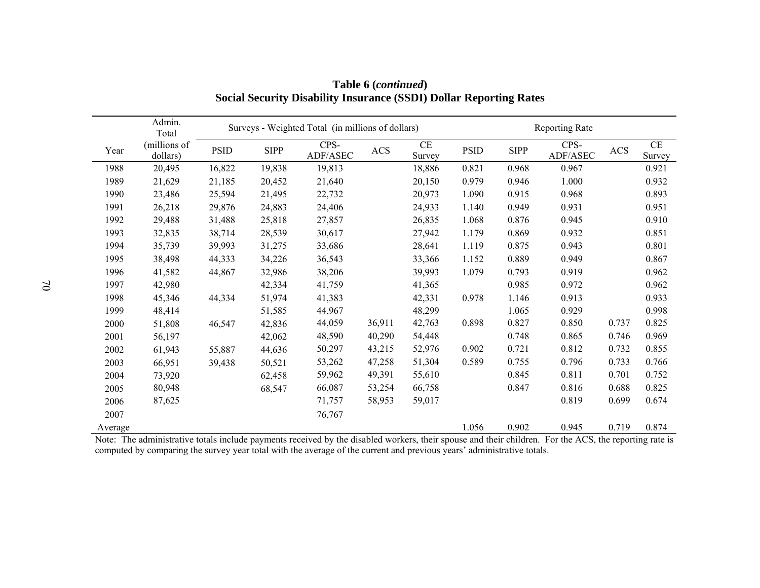**Table 6 (*continued*)**
**Social Security Disability Insurance (SSDI) Dollar Reporting Rates**

| Year | Admin. Total (millions of dollars) | Surveys - Weighted Total (in millions of dollars) | | | | | Reporting Rate | | | | |
|---|---|---|---|---|---|---|---|---|---|---|---|
| | | PSID | SIPP | CPS-ADF/ASEC | ACS | CE Survey | PSID | SIPP | CPS-ADF/ASEC | ACS | CE Survey |
| 1988 | 20,495 | 16,822 | 19,838 | 19,813 | | 18,886 | 0.821 | 0.968 | 0.967 | | 0.921 |
| 1989 | 21,629 | 21,185 | 20,452 | 21,640 | | 20,150 | 0.979 | 0.946 | 1.000 | | 0.932 |
| 1990 | 23,486 | 25,594 | 21,495 | 22,732 | | 20,973 | 1.090 | 0.915 | 0.968 | | 0.893 |
| 1991 | 26,218 | 29,876 | 24,883 | 24,406 | | 24,933 | 1.140 | 0.949 | 0.931 | | 0.951 |
| 1992 | 29,488 | 31,488 | 25,818 | 27,857 | | 26,835 | 1.068 | 0.876 | 0.945 | | 0.910 |
| 1993 | 32,835 | 38,714 | 28,539 | 30,617 | | 27,942 | 1.179 | 0.869 | 0.932 | | 0.851 |
| 1994 | 35,739 | 39,993 | 31,275 | 33,686 | | 28,641 | 1.119 | 0.875 | 0.943 | | 0.801 |
| 1995 | 38,498 | 44,333 | 34,226 | 36,543 | | 33,366 | 1.152 | 0.889 | 0.949 | | 0.867 |
| 1996 | 41,582 | 44,867 | 32,986 | 38,206 | | 39,993 | 1.079 | 0.793 | 0.919 | | 0.962 |
| 1997 | 42,980 | | 42,334 | 41,759 | | 41,365 | | 0.985 | 0.972 | | 0.962 |
| 1998 | 45,346 | 44,334 | 51,974 | 41,383 | | 42,331 | 0.978 | 1.146 | 0.913 | | 0.933 |
| 1999 | 48,414 | | 51,585 | 44,967 | | 48,299 | | 1.065 | 0.929 | | 0.998 |
| 2000 | 51,808 | 46,547 | 42,836 | 44,059 | 36,911 | 42,763 | 0.898 | 0.827 | 0.850 | 0.737 | 0.825 |
| 2001 | 56,197 | | 42,062 | 48,590 | 40,290 | 54,448 | | 0.748 | 0.865 | 0.746 | 0.969 |
| 2002 | 61,943 | 55,887 | 44,636 | 50,297 | 43,215 | 52,976 | 0.902 | 0.721 | 0.812 | 0.732 | 0.855 |
| 2003 | 66,951 | 39,438 | 50,521 | 53,262 | 47,258 | 51,304 | 0.589 | 0.755 | 0.796 | 0.733 | 0.766 |
| 2004 | 73,920 | | 62,458 | 59,962 | 49,391 | 55,610 | | 0.845 | 0.811 | 0.701 | 0.752 |
| 2005 | 80,948 | | 68,547 | 66,087 | 53,254 | 66,758 | | 0.847 | 0.816 | 0.688 | 0.825 |
| 2006 | 87,625 | | | 71,757 | 58,953 | 59,017 | | | 0.819 | 0.699 | 0.674 |
| 2007 | | | | 76,767 | | | | | | | |
| Average | | | | | | | 1.056 | 0.902 | 0.945 | 0.719 | 0.874 |

Note: The administrative totals include payments received by the disabled workers, their spouse and their children. For the ACS, the reporting rate is computed by comparing the survey year total with the average of the current and previous years' administrative totals.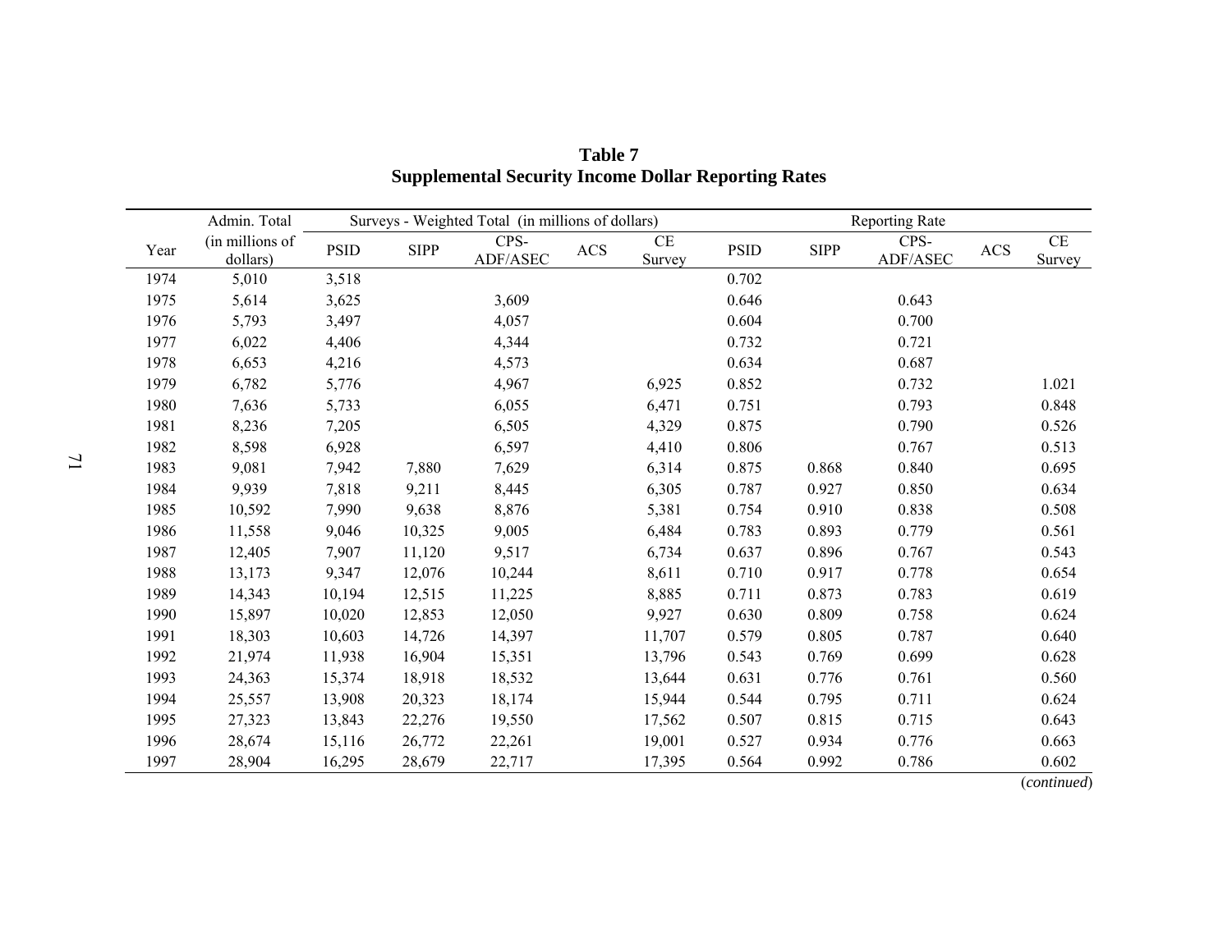**Table 7**
**Supplemental Security Income Dollar Reporting Rates**

| Year | Admin. Total (in millions of dollars) | Surveys - Weighted Total (in millions of dollars) | | | | | Reporting Rate | | | | |
|---|---|---|---|---|---|---|---|---|---|---|---|
| | | PSID | SIPP | CPS-ADF/ASEC | ACS | CE Survey | PSID | SIPP | CPS-ADF/ASEC | ACS | CE Survey |
| 1974 | 5,010 | 3,518 | | | | | 0.702 | | | | |
| 1975 | 5,614 | 3,625 | | 3,609 | | | 0.646 | | 0.643 | | |
| 1976 | 5,793 | 3,497 | | 4,057 | | | 0.604 | | 0.700 | | |
| 1977 | 6,022 | 4,406 | | 4,344 | | | 0.732 | | 0.721 | | |
| 1978 | 6,653 | 4,216 | | 4,573 | | | 0.634 | | 0.687 | | |
| 1979 | 6,782 | 5,776 | | 4,967 | | 6,925 | 0.852 | | 0.732 | | 1.021 |
| 1980 | 7,636 | 5,733 | | 6,055 | | 6,471 | 0.751 | | 0.793 | | 0.848 |
| 1981 | 8,236 | 7,205 | | 6,505 | | 4,329 | 0.875 | | 0.790 | | 0.526 |
| 1982 | 8,598 | 6,928 | | 6,597 | | 4,410 | 0.806 | | 0.767 | | 0.513 |
| 1983 | 9,081 | 7,942 | 7,880 | 7,629 | | 6,314 | 0.875 | 0.868 | 0.840 | | 0.695 |
| 1984 | 9,939 | 7,818 | 9,211 | 8,445 | | 6,305 | 0.787 | 0.927 | 0.850 | | 0.634 |
| 1985 | 10,592 | 7,990 | 9,638 | 8,876 | | 5,381 | 0.754 | 0.910 | 0.838 | | 0.508 |
| 1986 | 11,558 | 9,046 | 10,325 | 9,005 | | 6,484 | 0.783 | 0.893 | 0.779 | | 0.561 |
| 1987 | 12,405 | 7,907 | 11,120 | 9,517 | | 6,734 | 0.637 | 0.896 | 0.767 | | 0.543 |
| 1988 | 13,173 | 9,347 | 12,076 | 10,244 | | 8,611 | 0.710 | 0.917 | 0.778 | | 0.654 |
| 1989 | 14,343 | 10,194 | 12,515 | 11,225 | | 8,885 | 0.711 | 0.873 | 0.783 | | 0.619 |
| 1990 | 15,897 | 10,020 | 12,853 | 12,050 | | 9,927 | 0.630 | 0.809 | 0.758 | | 0.624 |
| 1991 | 18,303 | 10,603 | 14,726 | 14,397 | | 11,707 | 0.579 | 0.805 | 0.787 | | 0.640 |
| 1992 | 21,974 | 11,938 | 16,904 | 15,351 | | 13,796 | 0.543 | 0.769 | 0.699 | | 0.628 |
| 1993 | 24,363 | 15,374 | 18,918 | 18,532 | | 13,644 | 0.631 | 0.776 | 0.761 | | 0.560 |
| 1994 | 25,557 | 13,908 | 20,323 | 18,174 | | 15,944 | 0.544 | 0.795 | 0.711 | | 0.624 |
| 1995 | 27,323 | 13,843 | 22,276 | 19,550 | | 17,562 | 0.507 | 0.815 | 0.715 | | 0.643 |
| 1996 | 28,674 | 15,116 | 26,772 | 22,261 | | 19,001 | 0.527 | 0.934 | 0.776 | | 0.663 |
| 1997 | 28,904 | 16,295 | 28,679 | 22,717 | | 17,395 | 0.564 | 0.992 | 0.786 | | 0.602 |

(*continued*)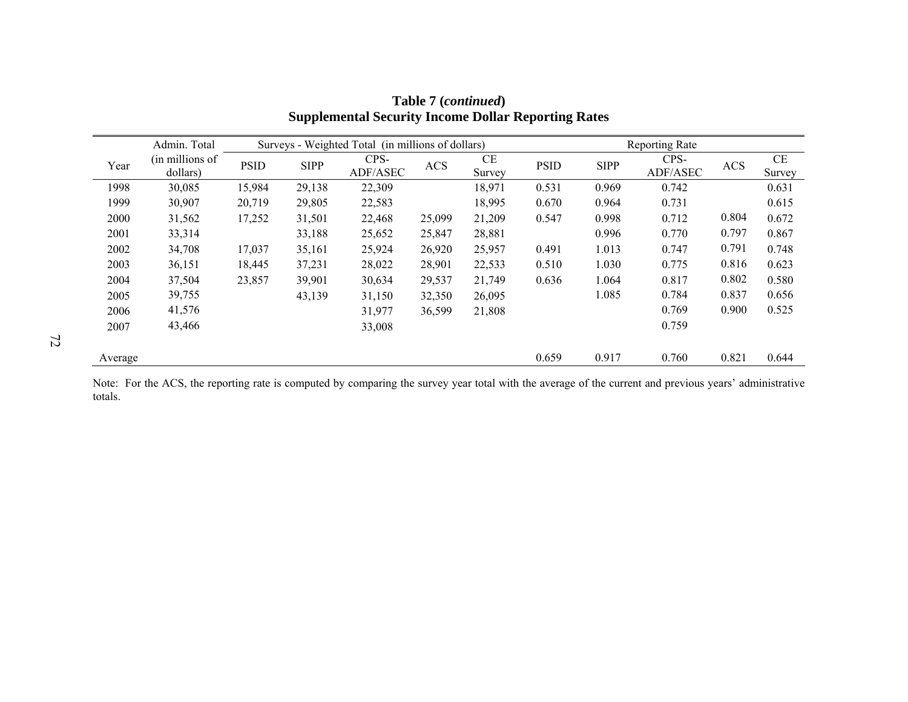**Table 7 (*continued*)**
**Supplemental Security Income Dollar Reporting Rates**

| Year | Admin. Total (in millions of dollars) | Surveys - Weighted Total (in millions of dollars) | | | | | Reporting Rate | | | | |
|---|---|---|---|---|---|---|---|---|---|---|---|
| | | PSID | SIPP | CPS-ADF/ASEC | ACS | CE Survey | PSID | SIPP | CPS-ADF/ASEC | ACS | CE Survey |
| 1998 | 30,085 | 15,984 | 29,138 | 22,309 | | 18,971 | 0.531 | 0.969 | 0.742 | | 0.631 |
| 1999 | 30,907 | 20,719 | 29,805 | 22,583 | | 18,995 | 0.670 | 0.964 | 0.731 | | 0.615 |
| 2000 | 31,562 | 17,252 | 31,501 | 22,468 | 25,099 | 21,209 | 0.547 | 0.998 | 0.712 | 0.804 | 0.672 |
| 2001 | 33,314 | | 33,188 | 25,652 | 25,847 | 28,881 | | 0.996 | 0.770 | 0.797 | 0.867 |
| 2002 | 34,708 | 17,037 | 35,161 | 25,924 | 26,920 | 25,957 | 0.491 | 1.013 | 0.747 | 0.791 | 0.748 |
| 2003 | 36,151 | 18,445 | 37,231 | 28,022 | 28,901 | 22,533 | 0.510 | 1.030 | 0.775 | 0.816 | 0.623 |
| 2004 | 37,504 | 23,857 | 39,901 | 30,634 | 29,537 | 21,749 | 0.636 | 1.064 | 0.817 | 0.802 | 0.580 |
| 2005 | 39,755 | | 43,139 | 31,150 | 32,350 | 26,095 | | 1.085 | 0.784 | 0.837 | 0.656 |
| 2006 | 41,576 | | | 31,977 | 36,599 | 21,808 | | | 0.769 | 0.900 | 0.525 |
| 2007 | 43,466 | | | 33,008 | | | | | 0.759 | | |
| Average | | | | | | | 0.659 | 0.917 | 0.760 | 0.821 | 0.644 |

Note: For the ACS, the reporting rate is computed by comparing the survey year total with the average of the current and previous years' administrative totals.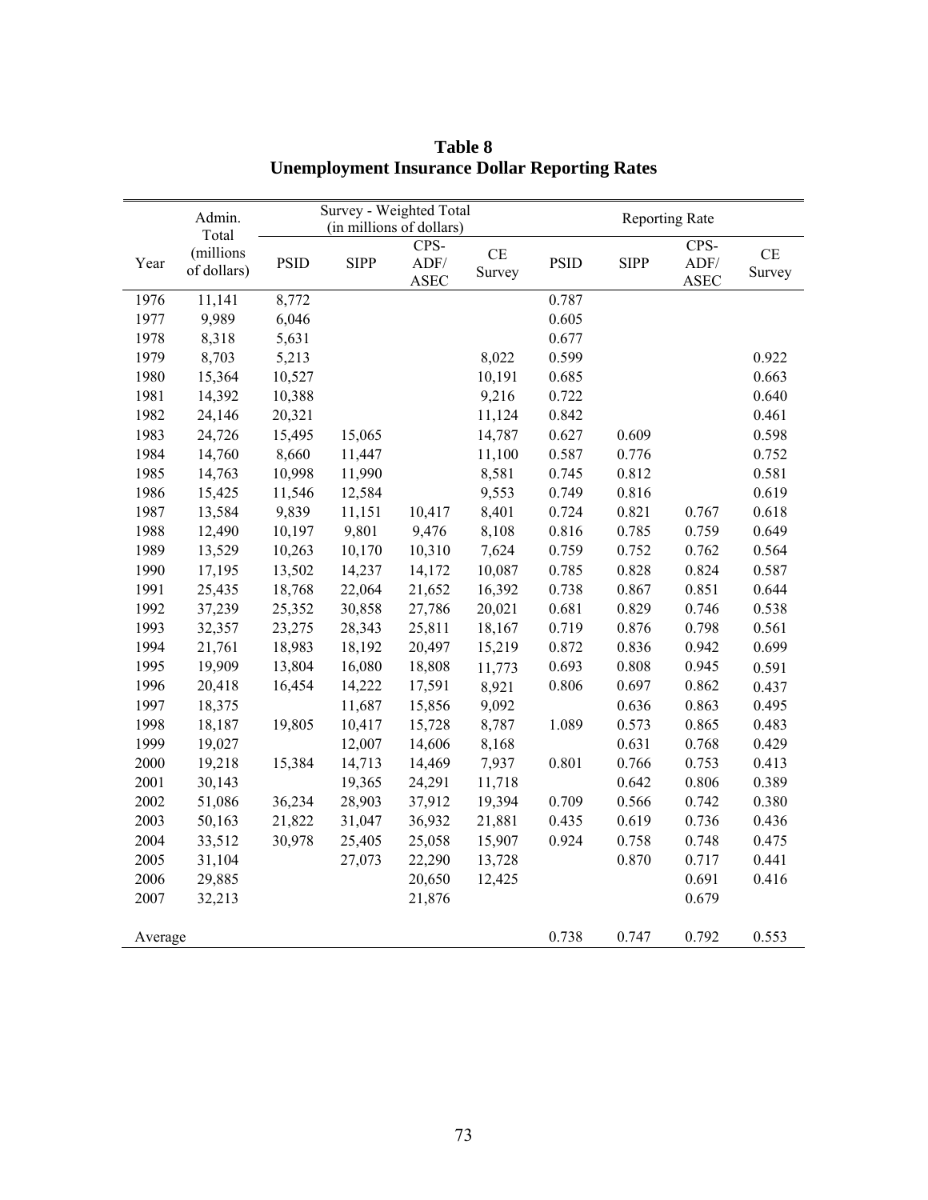# Table 8
## Unemployment Insurance Dollar Reporting Rates

| Year | Admin. Total (millions of dollars) | Survey - Weighted Total (in millions of dollars) | | | | Reporting Rate | | | |
|---|---|---|---|---|---|---|---|---|---|
| | | PSID | SIPP | CPS-ADF/ASEC | CE Survey | PSID | SIPP | CPS-ADF/ASEC | CE Survey |
| 1976 | 11,141 | 8,772 | | | | 0.787 | | | |
| 1977 | 9,989 | 6,046 | | | | 0.605 | | | |
| 1978 | 8,318 | 5,631 | | | | 0.677 | | | |
| 1979 | 8,703 | 5,213 | | | 8,022 | 0.599 | | | 0.922 |
| 1980 | 15,364 | 10,527 | | | 10,191 | 0.685 | | | 0.663 |
| 1981 | 14,392 | 10,388 | | | 9,216 | 0.722 | | | 0.640 |
| 1982 | 24,146 | 20,321 | | | 11,124 | 0.842 | | | 0.461 |
| 1983 | 24,726 | 15,495 | 15,065 | | 14,787 | 0.627 | 0.609 | | 0.598 |
| 1984 | 14,760 | 8,660 | 11,447 | | 11,100 | 0.587 | 0.776 | | 0.752 |
| 1985 | 14,763 | 10,998 | 11,990 | | 8,581 | 0.745 | 0.812 | | 0.581 |
| 1986 | 15,425 | 11,546 | 12,584 | | 9,553 | 0.749 | 0.816 | | 0.619 |
| 1987 | 13,584 | 9,839 | 11,151 | 10,417 | 8,401 | 0.724 | 0.821 | 0.767 | 0.618 |
| 1988 | 12,490 | 10,197 | 9,801 | 9,476 | 8,108 | 0.816 | 0.785 | 0.759 | 0.649 |
| 1989 | 13,529 | 10,263 | 10,170 | 10,310 | 7,624 | 0.759 | 0.752 | 0.762 | 0.564 |
| 1990 | 17,195 | 13,502 | 14,237 | 14,172 | 10,087 | 0.785 | 0.828 | 0.824 | 0.587 |
| 1991 | 25,435 | 18,768 | 22,064 | 21,652 | 16,392 | 0.738 | 0.867 | 0.851 | 0.644 |
| 1992 | 37,239 | 25,352 | 30,858 | 27,786 | 20,021 | 0.681 | 0.829 | 0.746 | 0.538 |
| 1993 | 32,357 | 23,275 | 28,343 | 25,811 | 18,167 | 0.719 | 0.876 | 0.798 | 0.561 |
| 1994 | 21,761 | 18,983 | 18,192 | 20,497 | 15,219 | 0.872 | 0.836 | 0.942 | 0.699 |
| 1995 | 19,909 | 13,804 | 16,080 | 18,808 | 11,773 | 0.693 | 0.808 | 0.945 | 0.591 |
| 1996 | 20,418 | 16,454 | 14,222 | 17,591 | 8,921 | 0.806 | 0.697 | 0.862 | 0.437 |
| 1997 | 18,375 | | 11,687 | 15,856 | 9,092 | | 0.636 | 0.863 | 0.495 |
| 1998 | 18,187 | 19,805 | 10,417 | 15,728 | 8,787 | 1.089 | 0.573 | 0.865 | 0.483 |
| 1999 | 19,027 | | 12,007 | 14,606 | 8,168 | | 0.631 | 0.768 | 0.429 |
| 2000 | 19,218 | 15,384 | 14,713 | 14,469 | 7,937 | 0.801 | 0.766 | 0.753 | 0.413 |
| 2001 | 30,143 | | 19,365 | 24,291 | 11,718 | | 0.642 | 0.806 | 0.389 |
| 2002 | 51,086 | 36,234 | 28,903 | 37,912 | 19,394 | 0.709 | 0.566 | 0.742 | 0.380 |
| 2003 | 50,163 | 21,822 | 31,047 | 36,932 | 21,881 | 0.435 | 0.619 | 0.736 | 0.436 |
| 2004 | 33,512 | 30,978 | 25,405 | 25,058 | 15,907 | 0.924 | 0.758 | 0.748 | 0.475 |
| 2005 | 31,104 | | 27,073 | 22,290 | 13,728 | | 0.870 | 0.717 | 0.441 |
| 2006 | 29,885 | | | 20,650 | 12,425 | | | 0.691 | 0.416 |
| 2007 | 32,213 | | | 21,876 | | | | 0.679 | |
| Average | | | | | | 0.738 | 0.747 | 0.792 | 0.553 |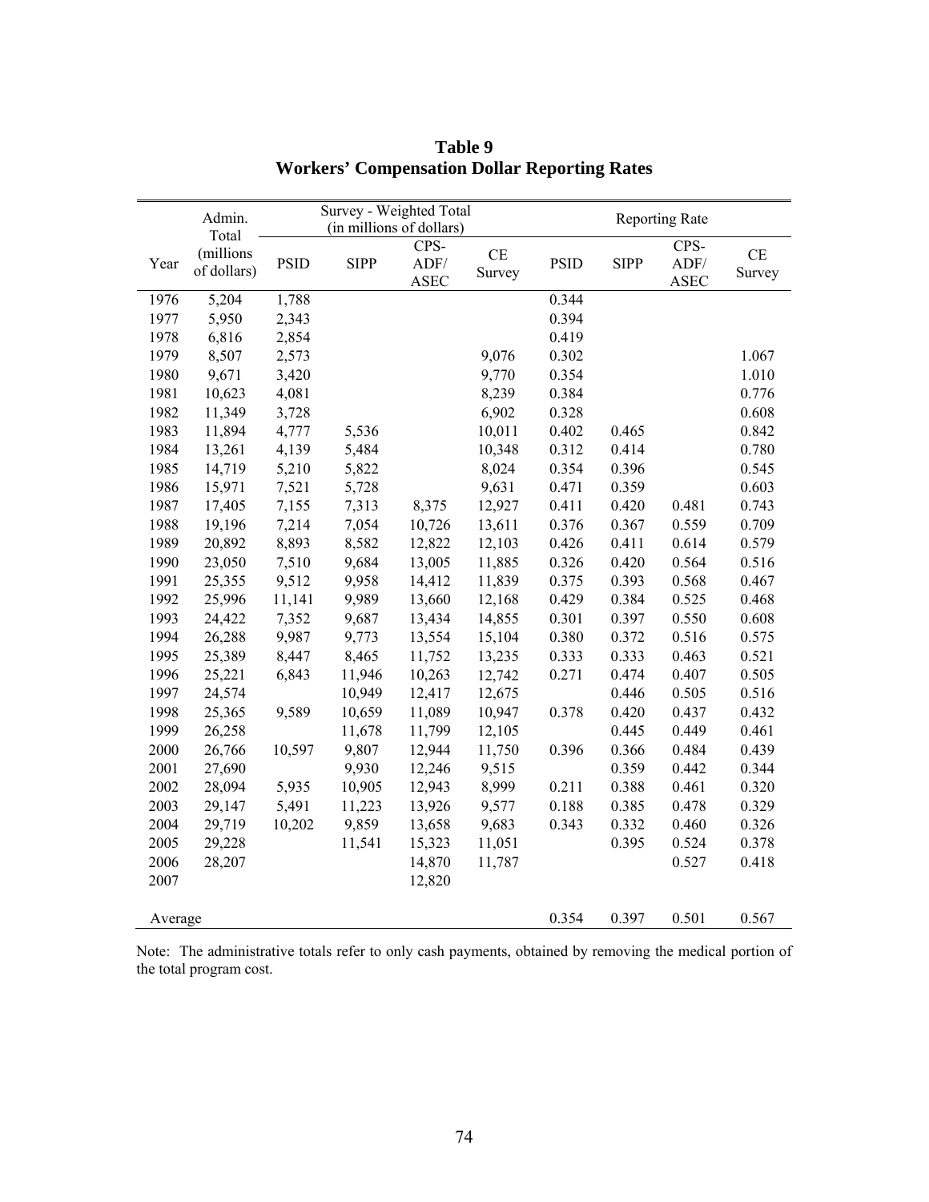# Table 9
## Workers' Compensation Dollar Reporting Rates

| Year | Admin. Total (millions of dollars) | Survey - Weighted Total (in millions of dollars) | | | | Reporting Rate | | | |
|---|---|---|---|---|---|---|---|---|---|
| | | PSID | SIPP | CPS-ADF/ ASEC | CE Survey | PSID | SIPP | CPS-ADF/ ASEC | CE Survey |
| 1976 | 5,204 | 1,788 | | | | 0.344 | | | |
| 1977 | 5,950 | 2,343 | | | | 0.394 | | | |
| 1978 | 6,816 | 2,854 | | | | 0.419 | | | |
| 1979 | 8,507 | 2,573 | | | 9,076 | 0.302 | | | 1.067 |
| 1980 | 9,671 | 3,420 | | | 9,770 | 0.354 | | | 1.010 |
| 1981 | 10,623 | 4,081 | | | 8,239 | 0.384 | | | 0.776 |
| 1982 | 11,349 | 3,728 | | | 6,902 | 0.328 | | | 0.608 |
| 1983 | 11,894 | 4,777 | 5,536 | | 10,011 | 0.402 | 0.465 | | 0.842 |
| 1984 | 13,261 | 4,139 | 5,484 | | 10,348 | 0.312 | 0.414 | | 0.780 |
| 1985 | 14,719 | 5,210 | 5,822 | | 8,024 | 0.354 | 0.396 | | 0.545 |
| 1986 | 15,971 | 7,521 | 5,728 | | 9,631 | 0.471 | 0.359 | | 0.603 |
| 1987 | 17,405 | 7,155 | 7,313 | 8,375 | 12,927 | 0.411 | 0.420 | 0.481 | 0.743 |
| 1988 | 19,196 | 7,214 | 7,054 | 10,726 | 13,611 | 0.376 | 0.367 | 0.559 | 0.709 |
| 1989 | 20,892 | 8,893 | 8,582 | 12,822 | 12,103 | 0.426 | 0.411 | 0.614 | 0.579 |
| 1990 | 23,050 | 7,510 | 9,684 | 13,005 | 11,885 | 0.326 | 0.420 | 0.564 | 0.516 |
| 1991 | 25,355 | 9,512 | 9,958 | 14,412 | 11,839 | 0.375 | 0.393 | 0.568 | 0.467 |
| 1992 | 25,996 | 11,141 | 9,989 | 13,660 | 12,168 | 0.429 | 0.384 | 0.525 | 0.468 |
| 1993 | 24,422 | 7,352 | 9,687 | 13,434 | 14,855 | 0.301 | 0.397 | 0.550 | 0.608 |
| 1994 | 26,288 | 9,987 | 9,773 | 13,554 | 15,104 | 0.380 | 0.372 | 0.516 | 0.575 |
| 1995 | 25,389 | 8,447 | 8,465 | 11,752 | 13,235 | 0.333 | 0.333 | 0.463 | 0.521 |
| 1996 | 25,221 | 6,843 | 11,946 | 10,263 | 12,742 | 0.271 | 0.474 | 0.407 | 0.505 |
| 1997 | 24,574 | | 10,949 | 12,417 | 12,675 | | 0.446 | 0.505 | 0.516 |
| 1998 | 25,365 | 9,589 | 10,659 | 11,089 | 10,947 | 0.378 | 0.420 | 0.437 | 0.432 |
| 1999 | 26,258 | | 11,678 | 11,799 | 12,105 | | 0.445 | 0.449 | 0.461 |
| 2000 | 26,766 | 10,597 | 9,807 | 12,944 | 11,750 | 0.396 | 0.366 | 0.484 | 0.439 |
| 2001 | 27,690 | | 9,930 | 12,246 | 9,515 | | 0.359 | 0.442 | 0.344 |
| 2002 | 28,094 | 5,935 | 10,905 | 12,943 | 8,999 | 0.211 | 0.388 | 0.461 | 0.320 |
| 2003 | 29,147 | 5,491 | 11,223 | 13,926 | 9,577 | 0.188 | 0.385 | 0.478 | 0.329 |
| 2004 | 29,719 | 10,202 | 9,859 | 13,658 | 9,683 | 0.343 | 0.332 | 0.460 | 0.326 |
| 2005 | 29,228 | | 11,541 | 15,323 | 11,051 | | 0.395 | 0.524 | 0.378 |
| 2006 | 28,207 | | | 14,870 | 11,787 | | | 0.527 | 0.418 |
| 2007 | | | | 12,820 | | | | | |
| Average | | | | | | 0.354 | 0.397 | 0.501 | 0.567 |

Note: The administrative totals refer to only cash payments, obtained by removing the medical portion of the total program cost.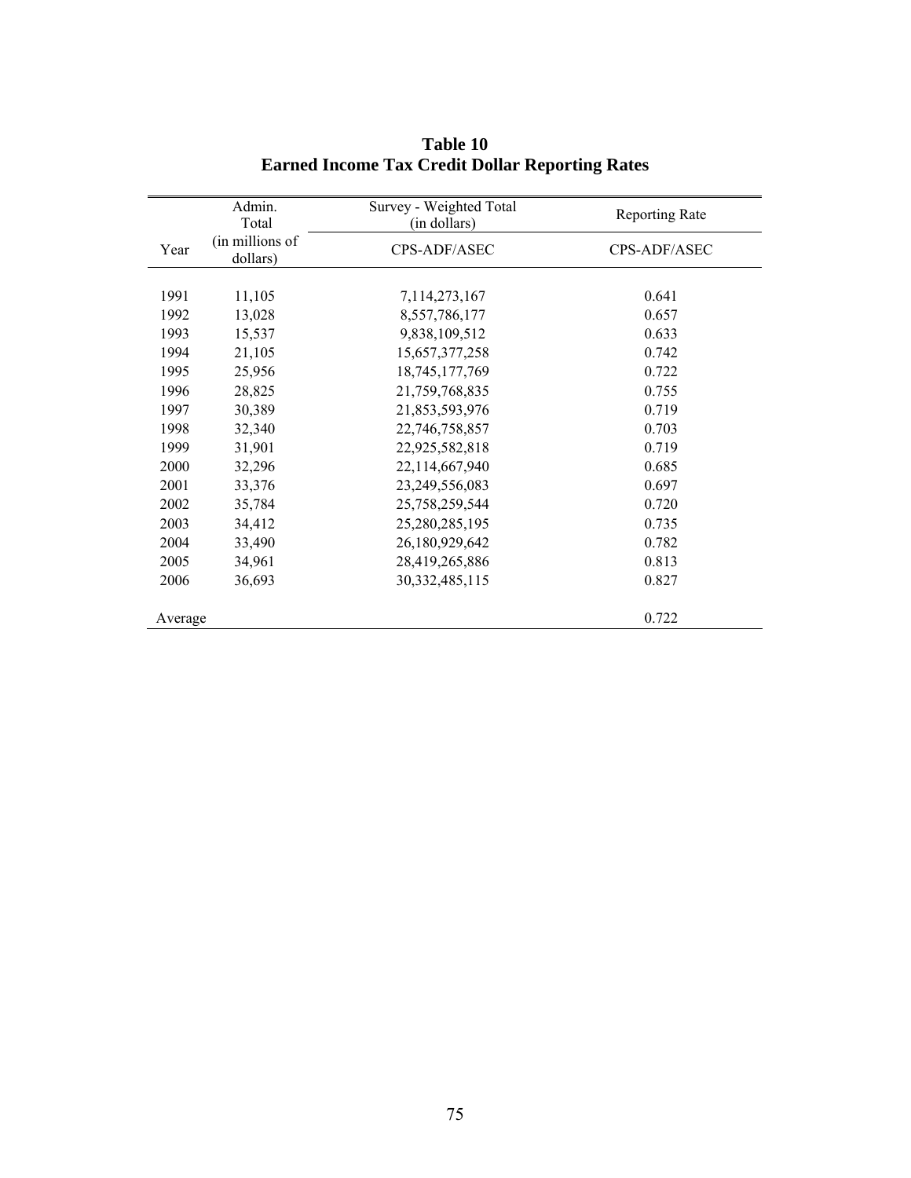**Table 10**
**Earned Income Tax Credit Dollar Reporting Rates**

| Year | Admin. Total (in millions of dollars) | Survey - Weighted Total (in dollars) | Reporting Rate |
|---|---|---|---|
| | | CPS-ADF/ASEC | CPS-ADF/ASEC |
| 1991 | 11,105 | 7,114,273,167 | 0.641 |
| 1992 | 13,028 | 8,557,786,177 | 0.657 |
| 1993 | 15,537 | 9,838,109,512 | 0.633 |
| 1994 | 21,105 | 15,657,377,258 | 0.742 |
| 1995 | 25,956 | 18,745,177,769 | 0.722 |
| 1996 | 28,825 | 21,759,768,835 | 0.755 |
| 1997 | 30,389 | 21,853,593,976 | 0.719 |
| 1998 | 32,340 | 22,746,758,857 | 0.703 |
| 1999 | 31,901 | 22,925,582,818 | 0.719 |
| 2000 | 32,296 | 22,114,667,940 | 0.685 |
| 2001 | 33,376 | 23,249,556,083 | 0.697 |
| 2002 | 35,784 | 25,758,259,544 | 0.720 |
| 2003 | 34,412 | 25,280,285,195 | 0.735 |
| 2004 | 33,490 | 26,180,929,642 | 0.782 |
| 2005 | 34,961 | 28,419,265,886 | 0.813 |
| 2006 | 36,693 | 30,332,485,115 | 0.827 |
| Average | | | 0.722 |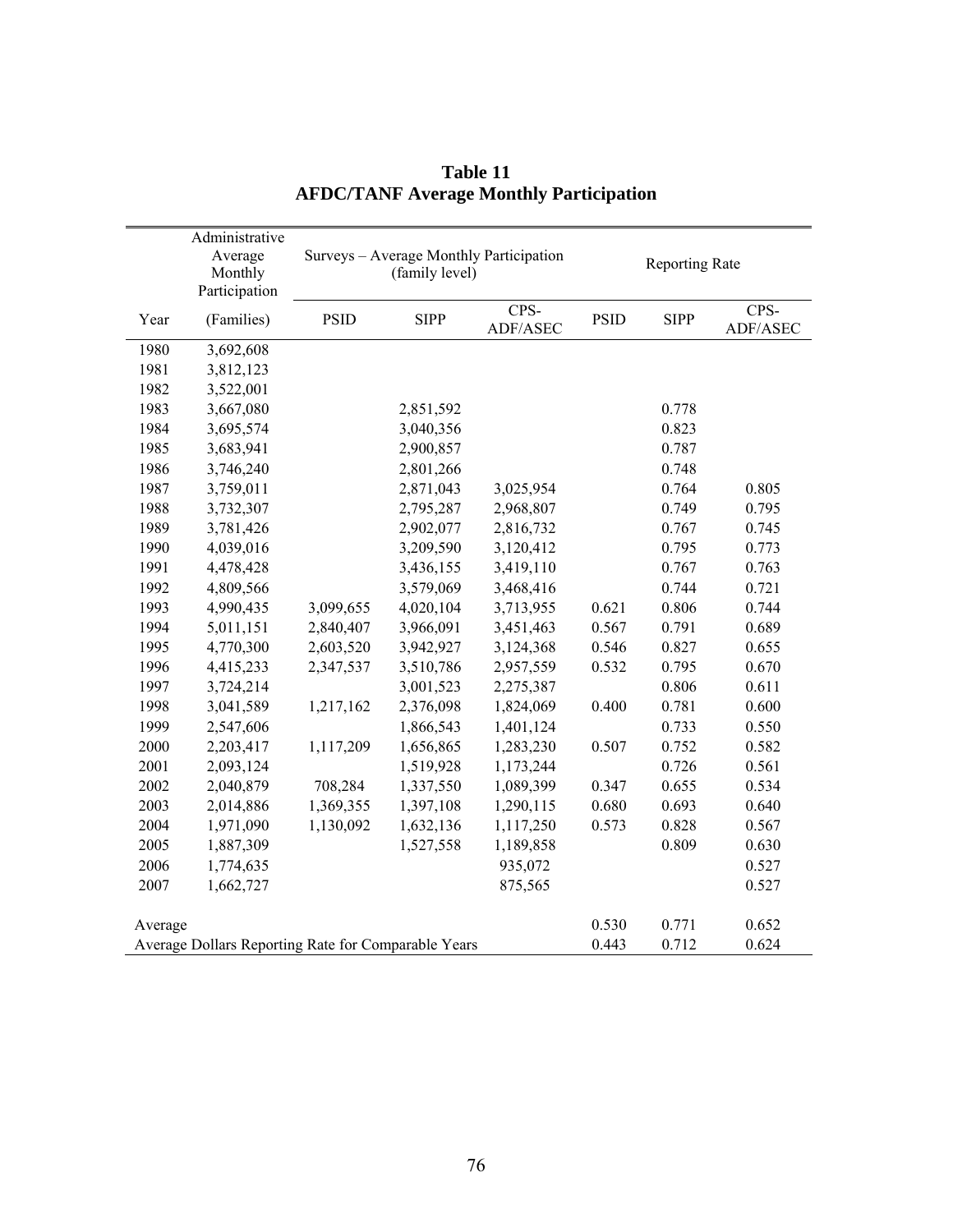# Table 11
## AFDC/TANF Average Monthly Participation

| Year | Administrative Average Monthly Participation (Families) | Surveys – Average Monthly Participation (family level) PSID | SIPP | CPS-ADF/ASEC | Reporting Rate PSID | SIPP | CPS-ADF/ASEC |
|---|---|---|---|---|---|---|---|
| 1980 | 3,692,608 | | | | | | |
| 1981 | 3,812,123 | | | | | | |
| 1982 | 3,522,001 | | | | | | |
| 1983 | 3,667,080 | | 2,851,592 | | | 0.778 | |
| 1984 | 3,695,574 | | 3,040,356 | | | 0.823 | |
| 1985 | 3,683,941 | | 2,900,857 | | | 0.787 | |
| 1986 | 3,746,240 | | 2,801,266 | | | 0.748 | |
| 1987 | 3,759,011 | | 2,871,043 | 3,025,954 | | 0.764 | 0.805 |
| 1988 | 3,732,307 | | 2,795,287 | 2,968,807 | | 0.749 | 0.795 |
| 1989 | 3,781,426 | | 2,902,077 | 2,816,732 | | 0.767 | 0.745 |
| 1990 | 4,039,016 | | 3,209,590 | 3,120,412 | | 0.795 | 0.773 |
| 1991 | 4,478,428 | | 3,436,155 | 3,419,110 | | 0.767 | 0.763 |
| 1992 | 4,809,566 | | 3,579,069 | 3,468,416 | | 0.744 | 0.721 |
| 1993 | 4,990,435 | 3,099,655 | 4,020,104 | 3,713,955 | 0.621 | 0.806 | 0.744 |
| 1994 | 5,011,151 | 2,840,407 | 3,966,091 | 3,451,463 | 0.567 | 0.791 | 0.689 |
| 1995 | 4,770,300 | 2,603,520 | 3,942,927 | 3,124,368 | 0.546 | 0.827 | 0.655 |
| 1996 | 4,415,233 | 2,347,537 | 3,510,786 | 2,957,559 | 0.532 | 0.795 | 0.670 |
| 1997 | 3,724,214 | | 3,001,523 | 2,275,387 | | 0.806 | 0.611 |
| 1998 | 3,041,589 | 1,217,162 | 2,376,098 | 1,824,069 | 0.400 | 0.781 | 0.600 |
| 1999 | 2,547,606 | | 1,866,543 | 1,401,124 | | 0.733 | 0.550 |
| 2000 | 2,203,417 | 1,117,209 | 1,656,865 | 1,283,230 | 0.507 | 0.752 | 0.582 |
| 2001 | 2,093,124 | | 1,519,928 | 1,173,244 | | 0.726 | 0.561 |
| 2002 | 2,040,879 | 708,284 | 1,337,550 | 1,089,399 | 0.347 | 0.655 | 0.534 |
| 2003 | 2,014,886 | 1,369,355 | 1,397,108 | 1,290,115 | 0.680 | 0.693 | 0.640 |
| 2004 | 1,971,090 | 1,130,092 | 1,632,136 | 1,117,250 | 0.573 | 0.828 | 0.567 |
| 2005 | 1,887,309 | | 1,527,558 | 1,189,858 | | 0.809 | 0.630 |
| 2006 | 1,774,635 | | | 935,072 | | | 0.527 |
| 2007 | 1,662,727 | | | 875,565 | | | 0.527 |
| Average | | | | | 0.530 | 0.771 | 0.652 |
| Average Dollars Reporting Rate for Comparable Years | | | | | 0.443 | 0.712 | 0.624 |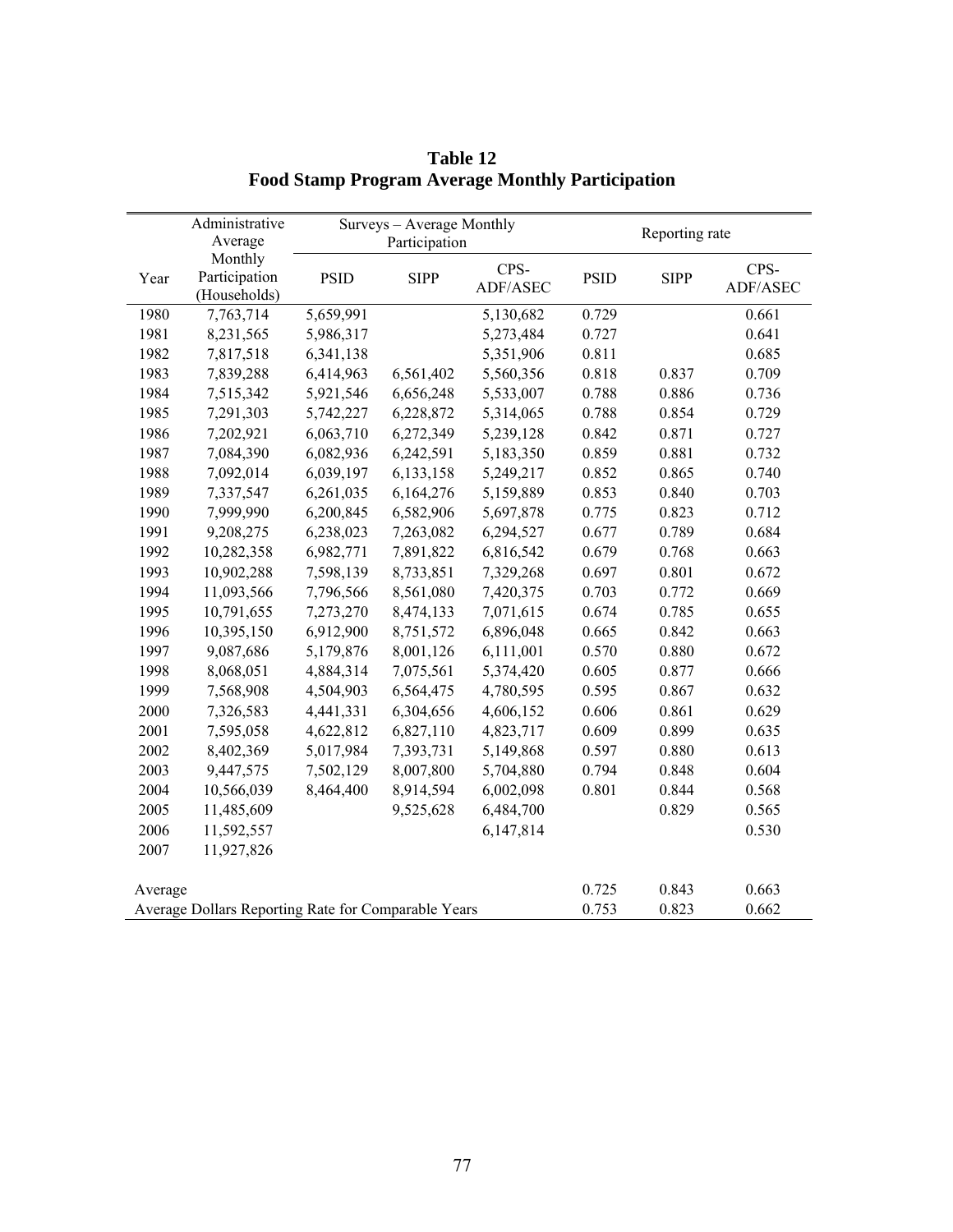# Table 12
## Food Stamp Program Average Monthly Participation

| Year | Administrative Average Monthly Participation (Households) | Surveys – Average Monthly Participation | | | Reporting rate | | |
|---|---|---|---|---|---|---|---|
| | | PSID | SIPP | CPS-ADF/ASEC | PSID | SIPP | CPS-ADF/ASEC |
| 1980 | 7,763,714 | 5,659,991 | | 5,130,682 | 0.729 | | 0.661 |
| 1981 | 8,231,565 | 5,986,317 | | 5,273,484 | 0.727 | | 0.641 |
| 1982 | 7,817,518 | 6,341,138 | | 5,351,906 | 0.811 | | 0.685 |
| 1983 | 7,839,288 | 6,414,963 | 6,561,402 | 5,560,356 | 0.818 | 0.837 | 0.709 |
| 1984 | 7,515,342 | 5,921,546 | 6,656,248 | 5,533,007 | 0.788 | 0.886 | 0.736 |
| 1985 | 7,291,303 | 5,742,227 | 6,228,872 | 5,314,065 | 0.788 | 0.854 | 0.729 |
| 1986 | 7,202,921 | 6,063,710 | 6,272,349 | 5,239,128 | 0.842 | 0.871 | 0.727 |
| 1987 | 7,084,390 | 6,082,936 | 6,242,591 | 5,183,350 | 0.859 | 0.881 | 0.732 |
| 1988 | 7,092,014 | 6,039,197 | 6,133,158 | 5,249,217 | 0.852 | 0.865 | 0.740 |
| 1989 | 7,337,547 | 6,261,035 | 6,164,276 | 5,159,889 | 0.853 | 0.840 | 0.703 |
| 1990 | 7,999,990 | 6,200,845 | 6,582,906 | 5,697,878 | 0.775 | 0.823 | 0.712 |
| 1991 | 9,208,275 | 6,238,023 | 7,263,082 | 6,294,527 | 0.677 | 0.789 | 0.684 |
| 1992 | 10,282,358 | 6,982,771 | 7,891,822 | 6,816,542 | 0.679 | 0.768 | 0.663 |
| 1993 | 10,902,288 | 7,598,139 | 8,733,851 | 7,329,268 | 0.697 | 0.801 | 0.672 |
| 1994 | 11,093,566 | 7,796,566 | 8,561,080 | 7,420,375 | 0.703 | 0.772 | 0.669 |
| 1995 | 10,791,655 | 7,273,270 | 8,474,133 | 7,071,615 | 0.674 | 0.785 | 0.655 |
| 1996 | 10,395,150 | 6,912,900 | 8,751,572 | 6,896,048 | 0.665 | 0.842 | 0.663 |
| 1997 | 9,087,686 | 5,179,876 | 8,001,126 | 6,111,001 | 0.570 | 0.880 | 0.672 |
| 1998 | 8,068,051 | 4,884,314 | 7,075,561 | 5,374,420 | 0.605 | 0.877 | 0.666 |
| 1999 | 7,568,908 | 4,504,903 | 6,564,475 | 4,780,595 | 0.595 | 0.867 | 0.632 |
| 2000 | 7,326,583 | 4,441,331 | 6,304,656 | 4,606,152 | 0.606 | 0.861 | 0.629 |
| 2001 | 7,595,058 | 4,622,812 | 6,827,110 | 4,823,717 | 0.609 | 0.899 | 0.635 |
| 2002 | 8,402,369 | 5,017,984 | 7,393,731 | 5,149,868 | 0.597 | 0.880 | 0.613 |
| 2003 | 9,447,575 | 7,502,129 | 8,007,800 | 5,704,880 | 0.794 | 0.848 | 0.604 |
| 2004 | 10,566,039 | 8,464,400 | 8,914,594 | 6,002,098 | 0.801 | 0.844 | 0.568 |
| 2005 | 11,485,609 | | 9,525,628 | 6,484,700 | | 0.829 | 0.565 |
| 2006 | 11,592,557 | | | 6,147,814 | | | 0.530 |
| 2007 | 11,927,826 | | | | | | |
| Average | | | | | 0.725 | 0.843 | 0.663 |
| Average Dollars Reporting Rate for Comparable Years | | | | | 0.753 | 0.823 | 0.662 |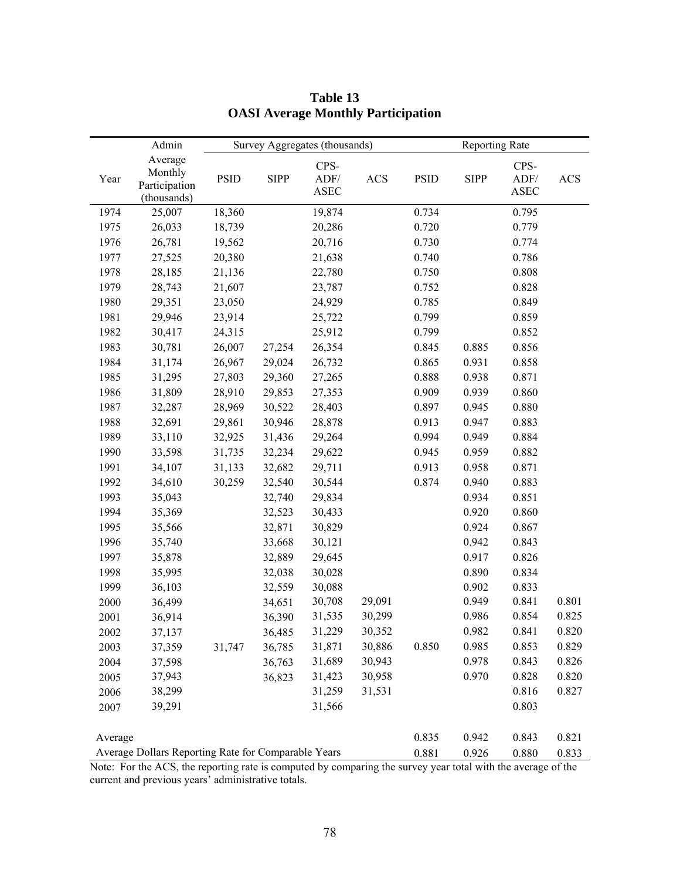# Table 13
## OASI Average Monthly Participation

| | Admin | Survey Aggregates (thousands) | | | | Reporting Rate | | | |
|---|---|---|---|---|---|---|---|---|---|
| Year | Average Monthly Participation (thousands) | PSID | SIPP | CPS-ADF/ASEC | ACS | PSID | SIPP | CPS-ADF/ASEC | ACS |
| 1974 | 25,007 | 18,360 | | 19,874 | | 0.734 | | 0.795 | |
| 1975 | 26,033 | 18,739 | | 20,286 | | 0.720 | | 0.779 | |
| 1976 | 26,781 | 19,562 | | 20,716 | | 0.730 | | 0.774 | |
| 1977 | 27,525 | 20,380 | | 21,638 | | 0.740 | | 0.786 | |
| 1978 | 28,185 | 21,136 | | 22,780 | | 0.750 | | 0.808 | |
| 1979 | 28,743 | 21,607 | | 23,787 | | 0.752 | | 0.828 | |
| 1980 | 29,351 | 23,050 | | 24,929 | | 0.785 | | 0.849 | |
| 1981 | 29,946 | 23,914 | | 25,722 | | 0.799 | | 0.859 | |
| 1982 | 30,417 | 24,315 | | 25,912 | | 0.799 | | 0.852 | |
| 1983 | 30,781 | 26,007 | 27,254 | 26,354 | | 0.845 | 0.885 | 0.856 | |
| 1984 | 31,174 | 26,967 | 29,024 | 26,732 | | 0.865 | 0.931 | 0.858 | |
| 1985 | 31,295 | 27,803 | 29,360 | 27,265 | | 0.888 | 0.938 | 0.871 | |
| 1986 | 31,809 | 28,910 | 29,853 | 27,353 | | 0.909 | 0.939 | 0.860 | |
| 1987 | 32,287 | 28,969 | 30,522 | 28,403 | | 0.897 | 0.945 | 0.880 | |
| 1988 | 32,691 | 29,861 | 30,946 | 28,878 | | 0.913 | 0.947 | 0.883 | |
| 1989 | 33,110 | 32,925 | 31,436 | 29,264 | | 0.994 | 0.949 | 0.884 | |
| 1990 | 33,598 | 31,735 | 32,234 | 29,622 | | 0.945 | 0.959 | 0.882 | |
| 1991 | 34,107 | 31,133 | 32,682 | 29,711 | | 0.913 | 0.958 | 0.871 | |
| 1992 | 34,610 | 30,259 | 32,540 | 30,544 | | 0.874 | 0.940 | 0.883 | |
| 1993 | 35,043 | | 32,740 | 29,834 | | | 0.934 | 0.851 | |
| 1994 | 35,369 | | 32,523 | 30,433 | | | 0.920 | 0.860 | |
| 1995 | 35,566 | | 32,871 | 30,829 | | | 0.924 | 0.867 | |
| 1996 | 35,740 | | 33,668 | 30,121 | | | 0.942 | 0.843 | |
| 1997 | 35,878 | | 32,889 | 29,645 | | | 0.917 | 0.826 | |
| 1998 | 35,995 | | 32,038 | 30,028 | | | 0.890 | 0.834 | |
| 1999 | 36,103 | | 32,559 | 30,088 | | | 0.902 | 0.833 | |
| 2000 | 36,499 | | 34,651 | 30,708 | 29,091 | | 0.949 | 0.841 | 0.801 |
| 2001 | 36,914 | | 36,390 | 31,535 | 30,299 | | 0.986 | 0.854 | 0.825 |
| 2002 | 37,137 | | 36,485 | 31,229 | 30,352 | | 0.982 | 0.841 | 0.820 |
| 2003 | 37,359 | 31,747 | 36,785 | 31,871 | 30,886 | 0.850 | 0.985 | 0.853 | 0.829 |
| 2004 | 37,598 | | 36,763 | 31,689 | 30,943 | | 0.978 | 0.843 | 0.826 |
| 2005 | 37,943 | | 36,823 | 31,423 | 30,958 | | 0.970 | 0.828 | 0.820 |
| 2006 | 38,299 | | | 31,259 | 31,531 | | | 0.816 | 0.827 |
| 2007 | 39,291 | | | 31,566 | | | | 0.803 | |
| Average | | | | | | 0.835 | 0.942 | 0.843 | 0.821 |
| Average Dollars Reporting Rate for Comparable Years | | | | | | 0.881 | 0.926 | 0.880 | 0.833 |

Note: For the ACS, the reporting rate is computed by comparing the survey year total with the average of the current and previous years' administrative totals.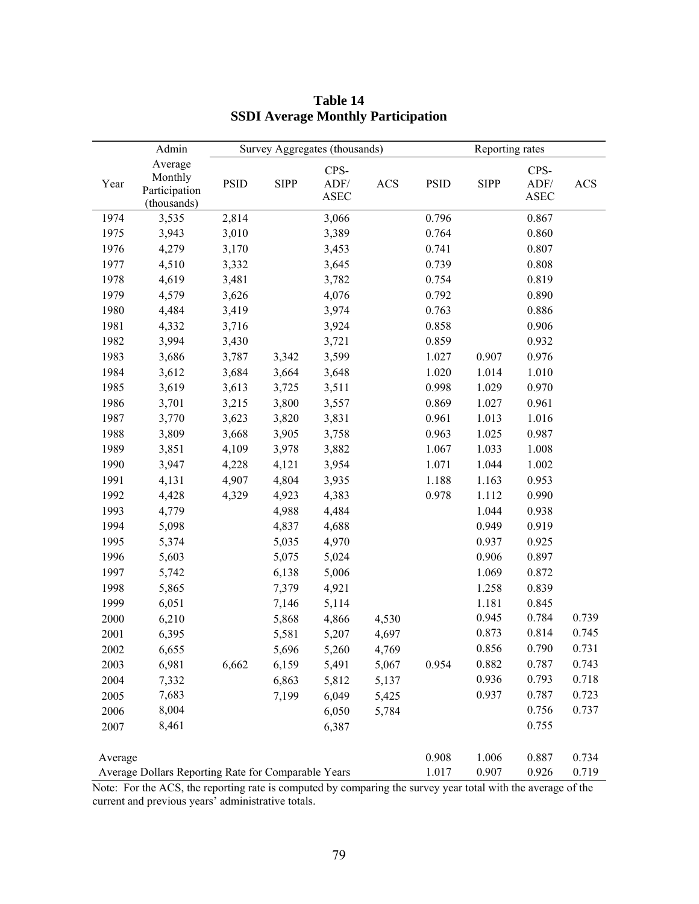**Table 14**
**SSDI Average Monthly Participation**

| Year | Admin Average Monthly Participation (thousands) | Survey Aggregates (thousands) PSID | SIPP | CPS-ADF/ASEC | ACS | Reporting rates PSID | SIPP | CPS-ADF/ASEC | ACS |
|---|---|---|---|---|---|---|---|---|---|
| 1974 | 3,535 | 2,814 | | 3,066 | | 0.796 | | 0.867 | |
| 1975 | 3,943 | 3,010 | | 3,389 | | 0.764 | | 0.860 | |
| 1976 | 4,279 | 3,170 | | 3,453 | | 0.741 | | 0.807 | |
| 1977 | 4,510 | 3,332 | | 3,645 | | 0.739 | | 0.808 | |
| 1978 | 4,619 | 3,481 | | 3,782 | | 0.754 | | 0.819 | |
| 1979 | 4,579 | 3,626 | | 4,076 | | 0.792 | | 0.890 | |
| 1980 | 4,484 | 3,419 | | 3,974 | | 0.763 | | 0.886 | |
| 1981 | 4,332 | 3,716 | | 3,924 | | 0.858 | | 0.906 | |
| 1982 | 3,994 | 3,430 | | 3,721 | | 0.859 | | 0.932 | |
| 1983 | 3,686 | 3,787 | 3,342 | 3,599 | | 1.027 | 0.907 | 0.976 | |
| 1984 | 3,612 | 3,684 | 3,664 | 3,648 | | 1.020 | 1.014 | 1.010 | |
| 1985 | 3,619 | 3,613 | 3,725 | 3,511 | | 0.998 | 1.029 | 0.970 | |
| 1986 | 3,701 | 3,215 | 3,800 | 3,557 | | 0.869 | 1.027 | 0.961 | |
| 1987 | 3,770 | 3,623 | 3,820 | 3,831 | | 0.961 | 1.013 | 1.016 | |
| 1988 | 3,809 | 3,668 | 3,905 | 3,758 | | 0.963 | 1.025 | 0.987 | |
| 1989 | 3,851 | 4,109 | 3,978 | 3,882 | | 1.067 | 1.033 | 1.008 | |
| 1990 | 3,947 | 4,228 | 4,121 | 3,954 | | 1.071 | 1.044 | 1.002 | |
| 1991 | 4,131 | 4,907 | 4,804 | 3,935 | | 1.188 | 1.163 | 0.953 | |
| 1992 | 4,428 | 4,329 | 4,923 | 4,383 | | 0.978 | 1.112 | 0.990 | |
| 1993 | 4,779 | | 4,988 | 4,484 | | | 1.044 | 0.938 | |
| 1994 | 5,098 | | 4,837 | 4,688 | | | 0.949 | 0.919 | |
| 1995 | 5,374 | | 5,035 | 4,970 | | | 0.937 | 0.925 | |
| 1996 | 5,603 | | 5,075 | 5,024 | | | 0.906 | 0.897 | |
| 1997 | 5,742 | | 6,138 | 5,006 | | | 1.069 | 0.872 | |
| 1998 | 5,865 | | 7,379 | 4,921 | | | 1.258 | 0.839 | |
| 1999 | 6,051 | | 7,146 | 5,114 | | | 1.181 | 0.845 | |
| 2000 | 6,210 | | 5,868 | 4,866 | 4,530 | | 0.945 | 0.784 | 0.739 |
| 2001 | 6,395 | | 5,581 | 5,207 | 4,697 | | 0.873 | 0.814 | 0.745 |
| 2002 | 6,655 | | 5,696 | 5,260 | 4,769 | | 0.856 | 0.790 | 0.731 |
| 2003 | 6,981 | 6,662 | 6,159 | 5,491 | 5,067 | 0.954 | 0.882 | 0.787 | 0.743 |
| 2004 | 7,332 | | 6,863 | 5,812 | 5,137 | | 0.936 | 0.793 | 0.718 |
| 2005 | 7,683 | | 7,199 | 6,049 | 5,425 | | 0.937 | 0.787 | 0.723 |
| 2006 | 8,004 | | | 6,050 | 5,784 | | | 0.756 | 0.737 |
| 2007 | 8,461 | | | 6,387 | | | | 0.755 | |
| Average | | | | | | 0.908 | 1.006 | 0.887 | 0.734 |
| Average Dollars Reporting Rate for Comparable Years | | | | | | 1.017 | 0.907 | 0.926 | 0.719 |

Note: For the ACS, the reporting rate is computed by comparing the survey year total with the average of the current and previous years' administrative totals.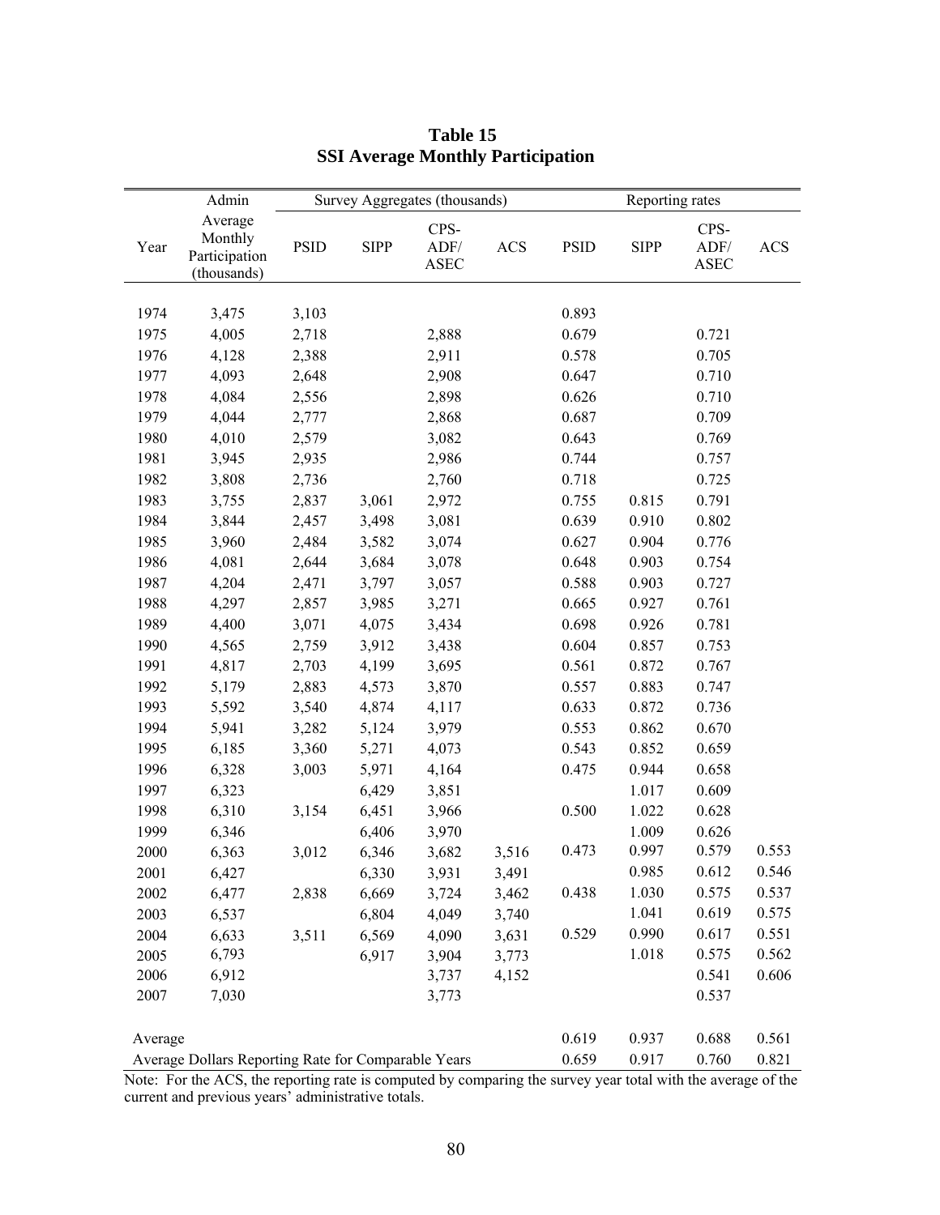# Table 15
## SSI Average Monthly Participation

| Year | Admin Average Monthly Participation (thousands) | Survey Aggregates (thousands) PSID | SIPP | CPS-ADF/ASEC | ACS | Reporting rates PSID | SIPP | CPS-ADF/ASEC | ACS |
|---|---|---|---|---|---|---|---|---|---|
| 1974 | 3,475 | 3,103 | | | | 0.893 | | | |
| 1975 | 4,005 | 2,718 | | 2,888 | | 0.679 | | 0.721 | |
| 1976 | 4,128 | 2,388 | | 2,911 | | 0.578 | | 0.705 | |
| 1977 | 4,093 | 2,648 | | 2,908 | | 0.647 | | 0.710 | |
| 1978 | 4,084 | 2,556 | | 2,898 | | 0.626 | | 0.710 | |
| 1979 | 4,044 | 2,777 | | 2,868 | | 0.687 | | 0.709 | |
| 1980 | 4,010 | 2,579 | | 3,082 | | 0.643 | | 0.769 | |
| 1981 | 3,945 | 2,935 | | 2,986 | | 0.744 | | 0.757 | |
| 1982 | 3,808 | 2,736 | | 2,760 | | 0.718 | | 0.725 | |
| 1983 | 3,755 | 2,837 | 3,061 | 2,972 | | 0.755 | 0.815 | 0.791 | |
| 1984 | 3,844 | 2,457 | 3,498 | 3,081 | | 0.639 | 0.910 | 0.802 | |
| 1985 | 3,960 | 2,484 | 3,582 | 3,074 | | 0.627 | 0.904 | 0.776 | |
| 1986 | 4,081 | 2,644 | 3,684 | 3,078 | | 0.648 | 0.903 | 0.754 | |
| 1987 | 4,204 | 2,471 | 3,797 | 3,057 | | 0.588 | 0.903 | 0.727 | |
| 1988 | 4,297 | 2,857 | 3,985 | 3,271 | | 0.665 | 0.927 | 0.761 | |
| 1989 | 4,400 | 3,071 | 4,075 | 3,434 | | 0.698 | 0.926 | 0.781 | |
| 1990 | 4,565 | 2,759 | 3,912 | 3,438 | | 0.604 | 0.857 | 0.753 | |
| 1991 | 4,817 | 2,703 | 4,199 | 3,695 | | 0.561 | 0.872 | 0.767 | |
| 1992 | 5,179 | 2,883 | 4,573 | 3,870 | | 0.557 | 0.883 | 0.747 | |
| 1993 | 5,592 | 3,540 | 4,874 | 4,117 | | 0.633 | 0.872 | 0.736 | |
| 1994 | 5,941 | 3,282 | 5,124 | 3,979 | | 0.553 | 0.862 | 0.670 | |
| 1995 | 6,185 | 3,360 | 5,271 | 4,073 | | 0.543 | 0.852 | 0.659 | |
| 1996 | 6,328 | 3,003 | 5,971 | 4,164 | | 0.475 | 0.944 | 0.658 | |
| 1997 | 6,323 | | 6,429 | 3,851 | | | 1.017 | 0.609 | |
| 1998 | 6,310 | 3,154 | 6,451 | 3,966 | | 0.500 | 1.022 | 0.628 | |
| 1999 | 6,346 | | 6,406 | 3,970 | | | 1.009 | 0.626 | |
| 2000 | 6,363 | 3,012 | 6,346 | 3,682 | 3,516 | 0.473 | 0.997 | 0.579 | 0.553 |
| 2001 | 6,427 | | 6,330 | 3,931 | 3,491 | | 0.985 | 0.612 | 0.546 |
| 2002 | 6,477 | 2,838 | 6,669 | 3,724 | 3,462 | 0.438 | 1.030 | 0.575 | 0.537 |
| 2003 | 6,537 | | 6,804 | 4,049 | 3,740 | | 1.041 | 0.619 | 0.575 |
| 2004 | 6,633 | 3,511 | 6,569 | 4,090 | 3,631 | 0.529 | 0.990 | 0.617 | 0.551 |
| 2005 | 6,793 | | 6,917 | 3,904 | 3,773 | | 1.018 | 0.575 | 0.562 |
| 2006 | 6,912 | | | 3,737 | 4,152 | | | 0.541 | 0.606 |
| 2007 | 7,030 | | | 3,773 | | | | 0.537 | |
| Average | | | | | | 0.619 | 0.937 | 0.688 | 0.561 |
| Average Dollars Reporting Rate for Comparable Years | | | | | | 0.659 | 0.917 | 0.760 | 0.821 |

Note: For the ACS, the reporting rate is computed by comparing the survey year total with the average of the current and previous years' administrative totals.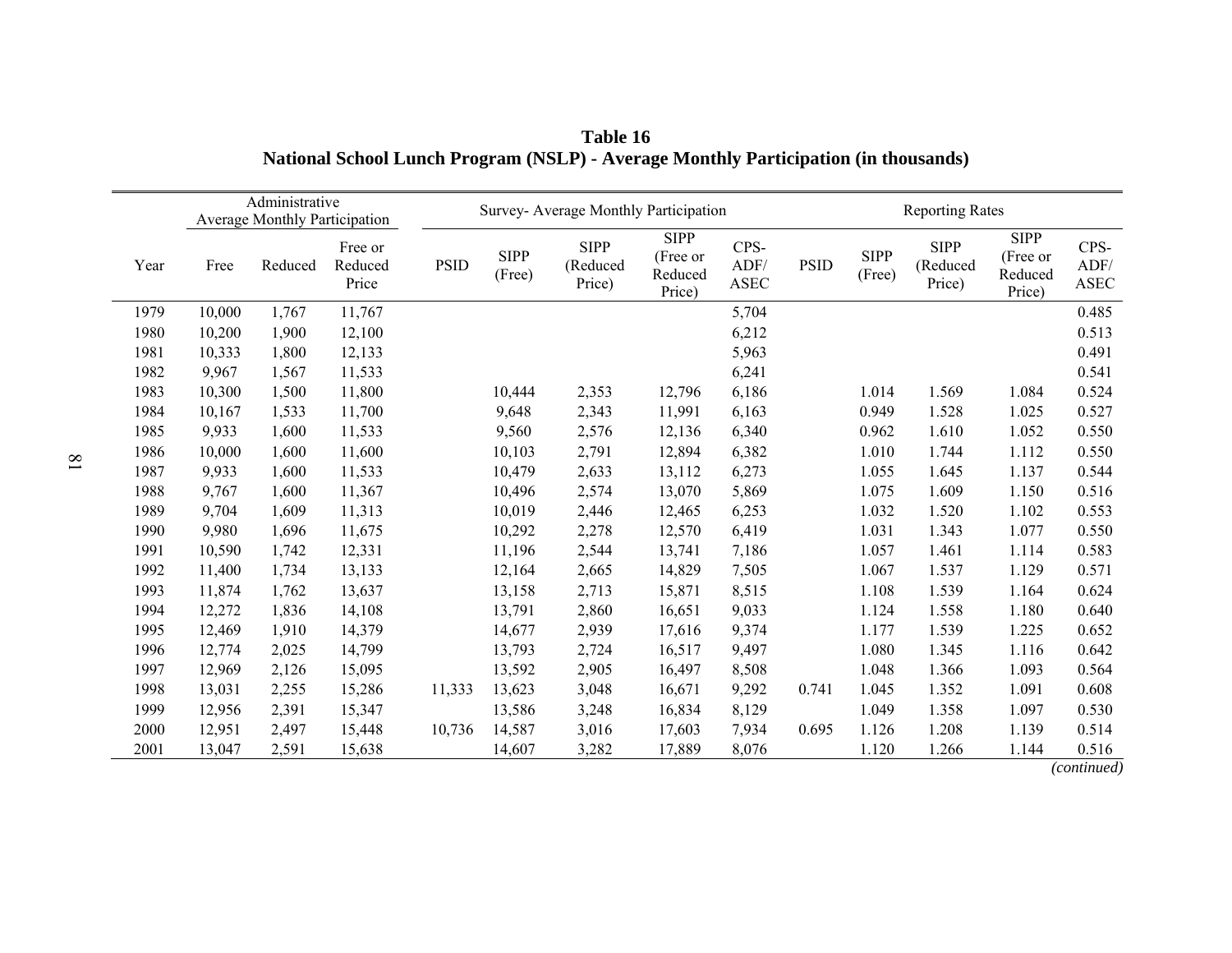**Table 16**
**National School Lunch Program (NSLP) - Average Monthly Participation (in thousands)**

| | Administrative Average Monthly Participation | | | Survey- Average Monthly Participation | | | | | Reporting Rates | | | | |
|---|---|---|---|---|---|---|---|---|---|---|---|---|---|
| Year | Free | Reduced | Free or Reduced Price | PSID | SIPP (Free) | SIPP (Reduced Price) | SIPP (Free or Reduced Price) | CPS-ADF/ASEC | PSID | SIPP (Free) | SIPP (Reduced Price) | SIPP (Free or Reduced Price) | CPS-ADF/ASEC |
| 1979 | 10,000 | 1,767 | 11,767 | | | | | 5,704 | | | | | 0.485 |
| 1980 | 10,200 | 1,900 | 12,100 | | | | | 6,212 | | | | | 0.513 |
| 1981 | 10,333 | 1,800 | 12,133 | | | | | 5,963 | | | | | 0.491 |
| 1982 | 9,967 | 1,567 | 11,533 | | | | | 6,241 | | | | | 0.541 |
| 1983 | 10,300 | 1,500 | 11,800 | | 10,444 | 2,353 | 12,796 | 6,186 | | 1.014 | 1.569 | 1.084 | 0.524 |
| 1984 | 10,167 | 1,533 | 11,700 | | 9,648 | 2,343 | 11,991 | 6,163 | | 0.949 | 1.528 | 1.025 | 0.527 |
| 1985 | 9,933 | 1,600 | 11,533 | | 9,560 | 2,576 | 12,136 | 6,340 | | 0.962 | 1.610 | 1.052 | 0.550 |
| 1986 | 10,000 | 1,600 | 11,600 | | 10,103 | 2,791 | 12,894 | 6,382 | | 1.010 | 1.744 | 1.112 | 0.550 |
| 1987 | 9,933 | 1,600 | 11,533 | | 10,479 | 2,633 | 13,112 | 6,273 | | 1.055 | 1.645 | 1.137 | 0.544 |
| 1988 | 9,767 | 1,600 | 11,367 | | 10,496 | 2,574 | 13,070 | 5,869 | | 1.075 | 1.609 | 1.150 | 0.516 |
| 1989 | 9,704 | 1,609 | 11,313 | | 10,019 | 2,446 | 12,465 | 6,253 | | 1.032 | 1.520 | 1.102 | 0.553 |
| 1990 | 9,980 | 1,696 | 11,675 | | 10,292 | 2,278 | 12,570 | 6,419 | | 1.031 | 1.343 | 1.077 | 0.550 |
| 1991 | 10,590 | 1,742 | 12,331 | | 11,196 | 2,544 | 13,741 | 7,186 | | 1.057 | 1.461 | 1.114 | 0.583 |
| 1992 | 11,400 | 1,734 | 13,133 | | 12,164 | 2,665 | 14,829 | 7,505 | | 1.067 | 1.537 | 1.129 | 0.571 |
| 1993 | 11,874 | 1,762 | 13,637 | | 13,158 | 2,713 | 15,871 | 8,515 | | 1.108 | 1.539 | 1.164 | 0.624 |
| 1994 | 12,272 | 1,836 | 14,108 | | 13,791 | 2,860 | 16,651 | 9,033 | | 1.124 | 1.558 | 1.180 | 0.640 |
| 1995 | 12,469 | 1,910 | 14,379 | | 14,677 | 2,939 | 17,616 | 9,374 | | 1.177 | 1.539 | 1.225 | 0.652 |
| 1996 | 12,774 | 2,025 | 14,799 | | 13,793 | 2,724 | 16,517 | 9,497 | | 1.080 | 1.345 | 1.116 | 0.642 |
| 1997 | 12,969 | 2,126 | 15,095 | | 13,592 | 2,905 | 16,497 | 8,508 | | 1.048 | 1.366 | 1.093 | 0.564 |
| 1998 | 13,031 | 2,255 | 15,286 | 11,333 | 13,623 | 3,048 | 16,671 | 9,292 | 0.741 | 1.045 | 1.352 | 1.091 | 0.608 |
| 1999 | 12,956 | 2,391 | 15,347 | | 13,586 | 3,248 | 16,834 | 8,129 | | 1.049 | 1.358 | 1.097 | 0.530 |
| 2000 | 12,951 | 2,497 | 15,448 | 10,736 | 14,587 | 3,016 | 17,603 | 7,934 | 0.695 | 1.126 | 1.208 | 1.139 | 0.514 |
| 2001 | 13,047 | 2,591 | 15,638 | | 14,607 | 3,282 | 17,889 | 8,076 | | 1.120 | 1.266 | 1.144 | 0.516 |

*(continued)*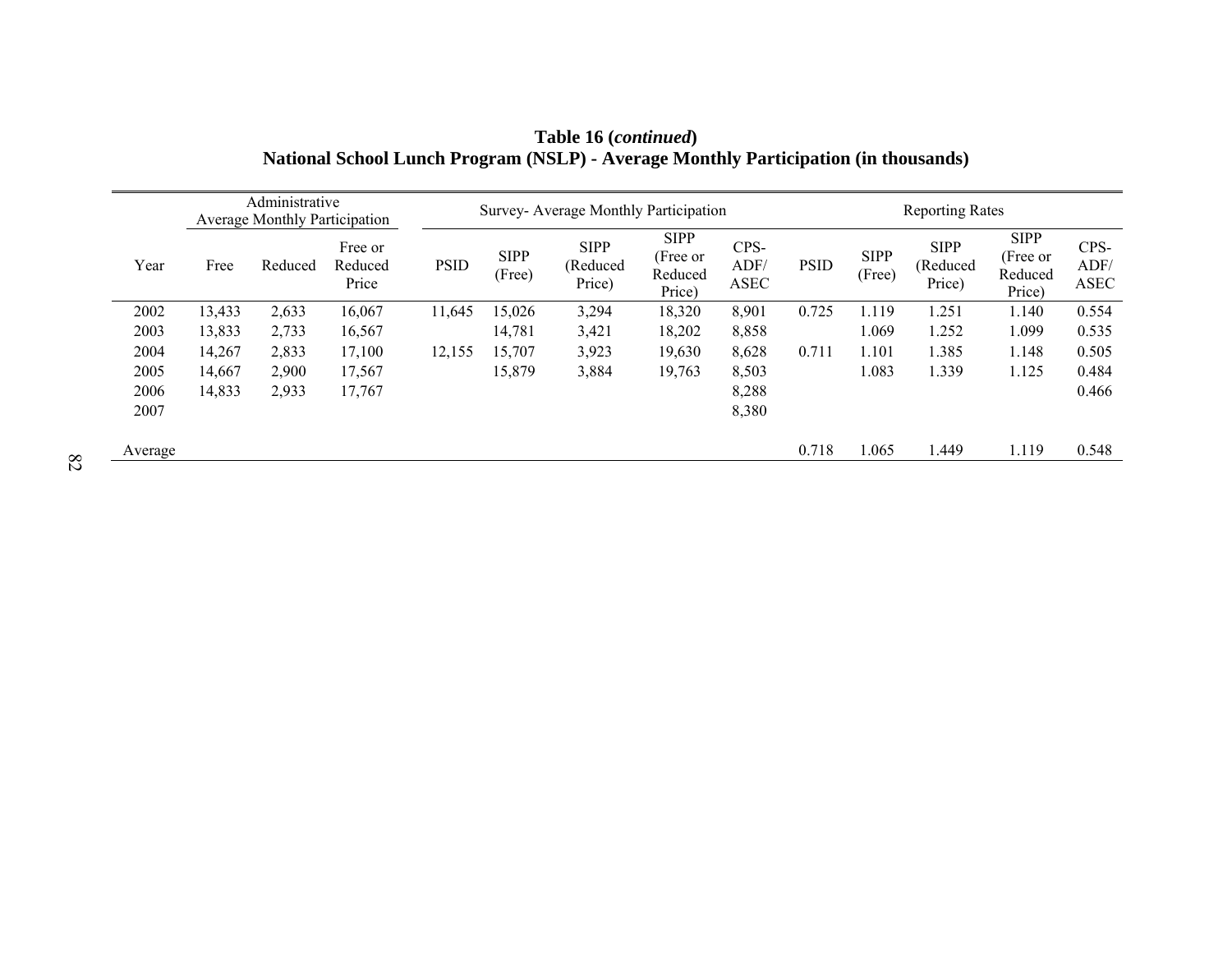**Table 16 (*continued*)**
**National School Lunch Program (NSLP) - Average Monthly Participation (in thousands)**

| | Administrative Average Monthly Participation | | | Survey- Average Monthly Participation | | | | | Reporting Rates | | | | |
|---|---|---|---|---|---|---|---|---|---|---|---|---|---|
| Year | Free | Reduced | Free or Reduced Price | PSID | SIPP (Free) | SIPP (Reduced Price) | SIPP (Free or Reduced Price) | CPS-ADF/ ASEC | PSID | SIPP (Free) | SIPP (Reduced Price) | SIPP (Free or Reduced Price) | CPS-ADF/ ASEC |
| 2002 | 13,433 | 2,633 | 16,067 | 11,645 | 15,026 | 3,294 | 18,320 | 8,901 | 0.725 | 1.119 | 1.251 | 1.140 | 0.554 |
| 2003 | 13,833 | 2,733 | 16,567 | | 14,781 | 3,421 | 18,202 | 8,858 | | 1.069 | 1.252 | 1.099 | 0.535 |
| 2004 | 14,267 | 2,833 | 17,100 | 12,155 | 15,707 | 3,923 | 19,630 | 8,628 | 0.711 | 1.101 | 1.385 | 1.148 | 0.505 |
| 2005 | 14,667 | 2,900 | 17,567 | | 15,879 | 3,884 | 19,763 | 8,503 | | 1.083 | 1.339 | 1.125 | 0.484 |
| 2006 | 14,833 | 2,933 | 17,767 | | | | | 8,288 | | | | | 0.466 |
| 2007 | | | | | | | | 8,380 | | | | | |
| Average | | | | | | | | | 0.718 | 1.065 | 1.449 | 1.119 | 0.548 |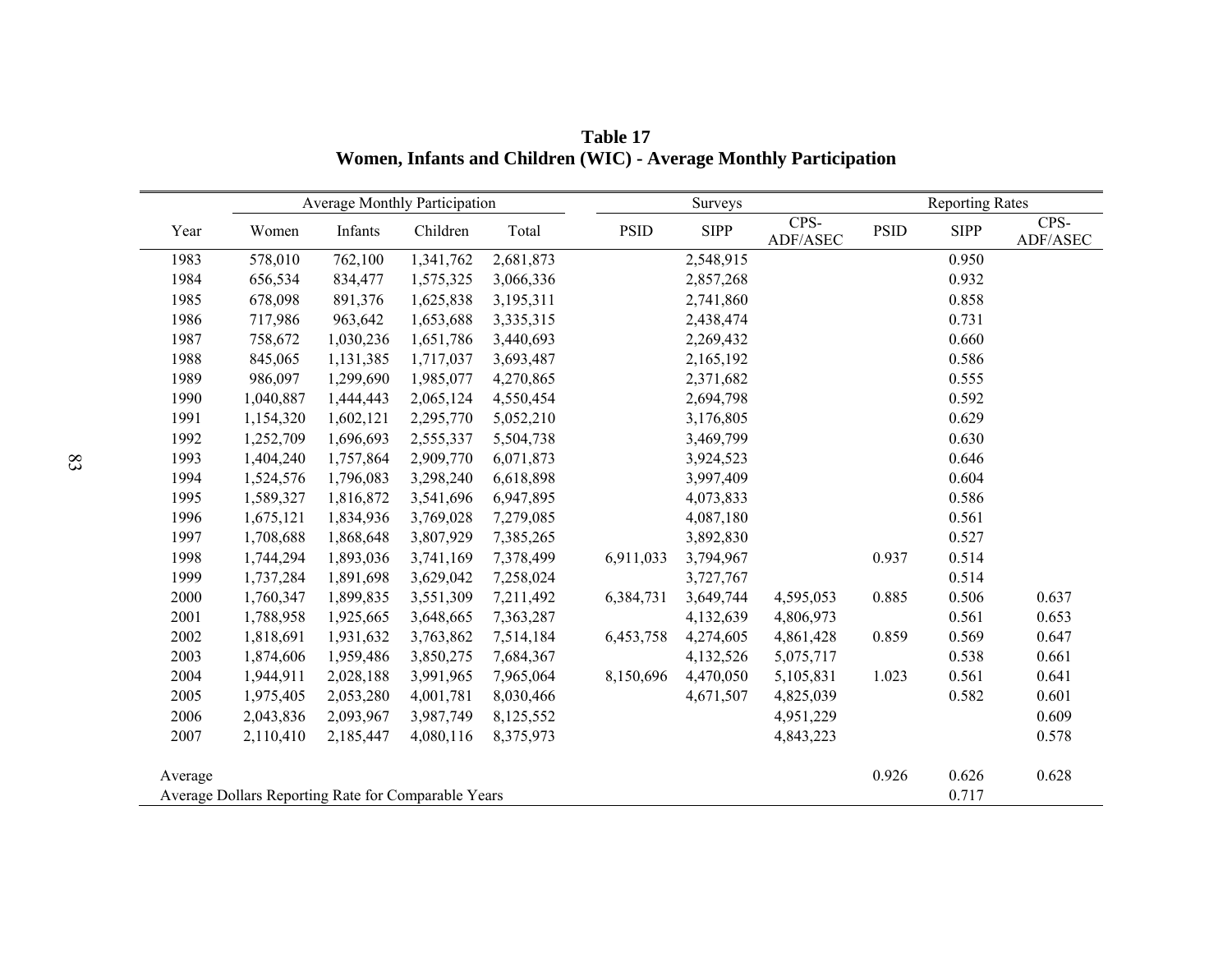**Table 17**
**Women, Infants and Children (WIC) - Average Monthly Participation**

| | Average Monthly Participation | | | | Surveys | | | Reporting Rates | | |
|---|---|---|---|---|---|---|---|---|---|---|
| Year | Women | Infants | Children | Total | PSID | SIPP | CPS-ADF/ASEC | PSID | SIPP | CPS-ADF/ASEC |
| 1983 | 578,010 | 762,100 | 1,341,762 | 2,681,873 | | 2,548,915 | | | 0.950 | |
| 1984 | 656,534 | 834,477 | 1,575,325 | 3,066,336 | | 2,857,268 | | | 0.932 | |
| 1985 | 678,098 | 891,376 | 1,625,838 | 3,195,311 | | 2,741,860 | | | 0.858 | |
| 1986 | 717,986 | 963,642 | 1,653,688 | 3,335,315 | | 2,438,474 | | | 0.731 | |
| 1987 | 758,672 | 1,030,236 | 1,651,786 | 3,440,693 | | 2,269,432 | | | 0.660 | |
| 1988 | 845,065 | 1,131,385 | 1,717,037 | 3,693,487 | | 2,165,192 | | | 0.586 | |
| 1989 | 986,097 | 1,299,690 | 1,985,077 | 4,270,865 | | 2,371,682 | | | 0.555 | |
| 1990 | 1,040,887 | 1,444,443 | 2,065,124 | 4,550,454 | | 2,694,798 | | | 0.592 | |
| 1991 | 1,154,320 | 1,602,121 | 2,295,770 | 5,052,210 | | 3,176,805 | | | 0.629 | |
| 1992 | 1,252,709 | 1,696,693 | 2,555,337 | 5,504,738 | | 3,469,799 | | | 0.630 | |
| 1993 | 1,404,240 | 1,757,864 | 2,909,770 | 6,071,873 | | 3,924,523 | | | 0.646 | |
| 1994 | 1,524,576 | 1,796,083 | 3,298,240 | 6,618,898 | | 3,997,409 | | | 0.604 | |
| 1995 | 1,589,327 | 1,816,872 | 3,541,696 | 6,947,895 | | 4,073,833 | | | 0.586 | |
| 1996 | 1,675,121 | 1,834,936 | 3,769,028 | 7,279,085 | | 4,087,180 | | | 0.561 | |
| 1997 | 1,708,688 | 1,868,648 | 3,807,929 | 7,385,265 | | 3,892,830 | | | 0.527 | |
| 1998 | 1,744,294 | 1,893,036 | 3,741,169 | 7,378,499 | 6,911,033 | 3,794,967 | | 0.937 | 0.514 | |
| 1999 | 1,737,284 | 1,891,698 | 3,629,042 | 7,258,024 | | 3,727,767 | | | 0.514 | |
| 2000 | 1,760,347 | 1,899,835 | 3,551,309 | 7,211,492 | 6,384,731 | 3,649,744 | 4,595,053 | 0.885 | 0.506 | 0.637 |
| 2001 | 1,788,958 | 1,925,665 | 3,648,665 | 7,363,287 | | 4,132,639 | 4,806,973 | | 0.561 | 0.653 |
| 2002 | 1,818,691 | 1,931,632 | 3,763,862 | 7,514,184 | 6,453,758 | 4,274,605 | 4,861,428 | 0.859 | 0.569 | 0.647 |
| 2003 | 1,874,606 | 1,959,486 | 3,850,275 | 7,684,367 | | 4,132,526 | 5,075,717 | | 0.538 | 0.661 |
| 2004 | 1,944,911 | 2,028,188 | 3,991,965 | 7,965,064 | 8,150,696 | 4,470,050 | 5,105,831 | 1.023 | 0.561 | 0.641 |
| 2005 | 1,975,405 | 2,053,280 | 4,001,781 | 8,030,466 | | 4,671,507 | 4,825,039 | | 0.582 | 0.601 |
| 2006 | 2,043,836 | 2,093,967 | 3,987,749 | 8,125,552 | | | 4,951,229 | | | 0.609 |
| 2007 | 2,110,410 | 2,185,447 | 4,080,116 | 8,375,973 | | | 4,843,223 | | | 0.578 |
| Average | | | | | | | | 0.926 | 0.626 | 0.628 |
| Average Dollars Reporting Rate for Comparable Years | | | | | | | | | 0.717 | |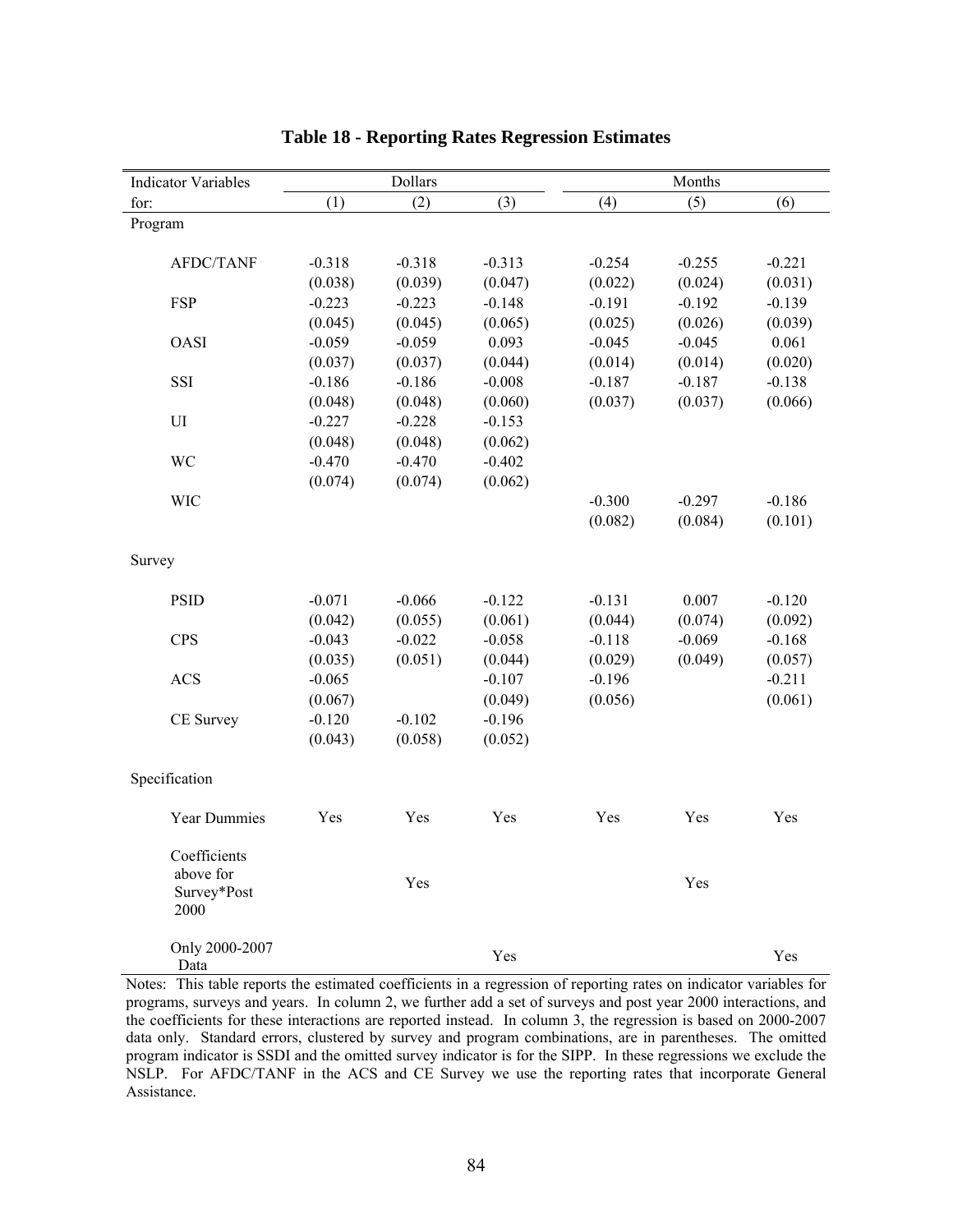# Table 18 - Reporting Rates Regression Estimates

| Indicator Variables | Dollars | | | Months | | |
|---|---|---|---|---|---|---|
| for: | (1) | (2) | (3) | (4) | (5) | (6) |
| Program | | | | | | |
| AFDC/TANF | -0.318 | -0.318 | -0.313 | -0.254 | -0.255 | -0.221 |
| | (0.038) | (0.039) | (0.047) | (0.022) | (0.024) | (0.031) |
| FSP | -0.223 | -0.223 | -0.148 | -0.191 | -0.192 | -0.139 |
| | (0.045) | (0.045) | (0.065) | (0.025) | (0.026) | (0.039) |
| OASI | -0.059 | -0.059 | 0.093 | -0.045 | -0.045 | 0.061 |
| | (0.037) | (0.037) | (0.044) | (0.014) | (0.014) | (0.020) |
| SSI | -0.186 | -0.186 | -0.008 | -0.187 | -0.187 | -0.138 |
| | (0.048) | (0.048) | (0.060) | (0.037) | (0.037) | (0.066) |
| UI | -0.227 | -0.228 | -0.153 | | | |
| | (0.048) | (0.048) | (0.062) | | | |
| WC | -0.470 | -0.470 | -0.402 | | | |
| | (0.074) | (0.074) | (0.062) | | | |
| WIC | | | | -0.300 | -0.297 | -0.186 |
| | | | | (0.082) | (0.084) | (0.101) |
| Survey | | | | | | |
| PSID | -0.071 | -0.066 | -0.122 | -0.131 | 0.007 | -0.120 |
| | (0.042) | (0.055) | (0.061) | (0.044) | (0.074) | (0.092) |
| CPS | -0.043 | -0.022 | -0.058 | -0.118 | -0.069 | -0.168 |
| | (0.035) | (0.051) | (0.044) | (0.029) | (0.049) | (0.057) |
| ACS | -0.065 | | -0.107 | -0.196 | | -0.211 |
| | (0.067) | | (0.049) | (0.056) | | (0.061) |
| CE Survey | -0.120 | -0.102 | -0.196 | | | |
| | (0.043) | (0.058) | (0.052) | | | |
| Specification | | | | | | |
| Year Dummies | Yes | Yes | Yes | Yes | Yes | Yes |
| Coefficients above for Survey*Post 2000 | | Yes | | | Yes | |
| Only 2000-2007 Data | | | Yes | | | Yes |

Notes: This table reports the estimated coefficients in a regression of reporting rates on indicator variables for programs, surveys and years. In column 2, we further add a set of surveys and post year 2000 interactions, and the coefficients for these interactions are reported instead. In column 3, the regression is based on 2000-2007 data only. Standard errors, clustered by survey and program combinations, are in parentheses. The omitted program indicator is SSDI and the omitted survey indicator is for the SIPP. In these regressions we exclude the NSLP. For AFDC/TANF in the ACS and CE Survey we use the reporting rates that incorporate General Assistance.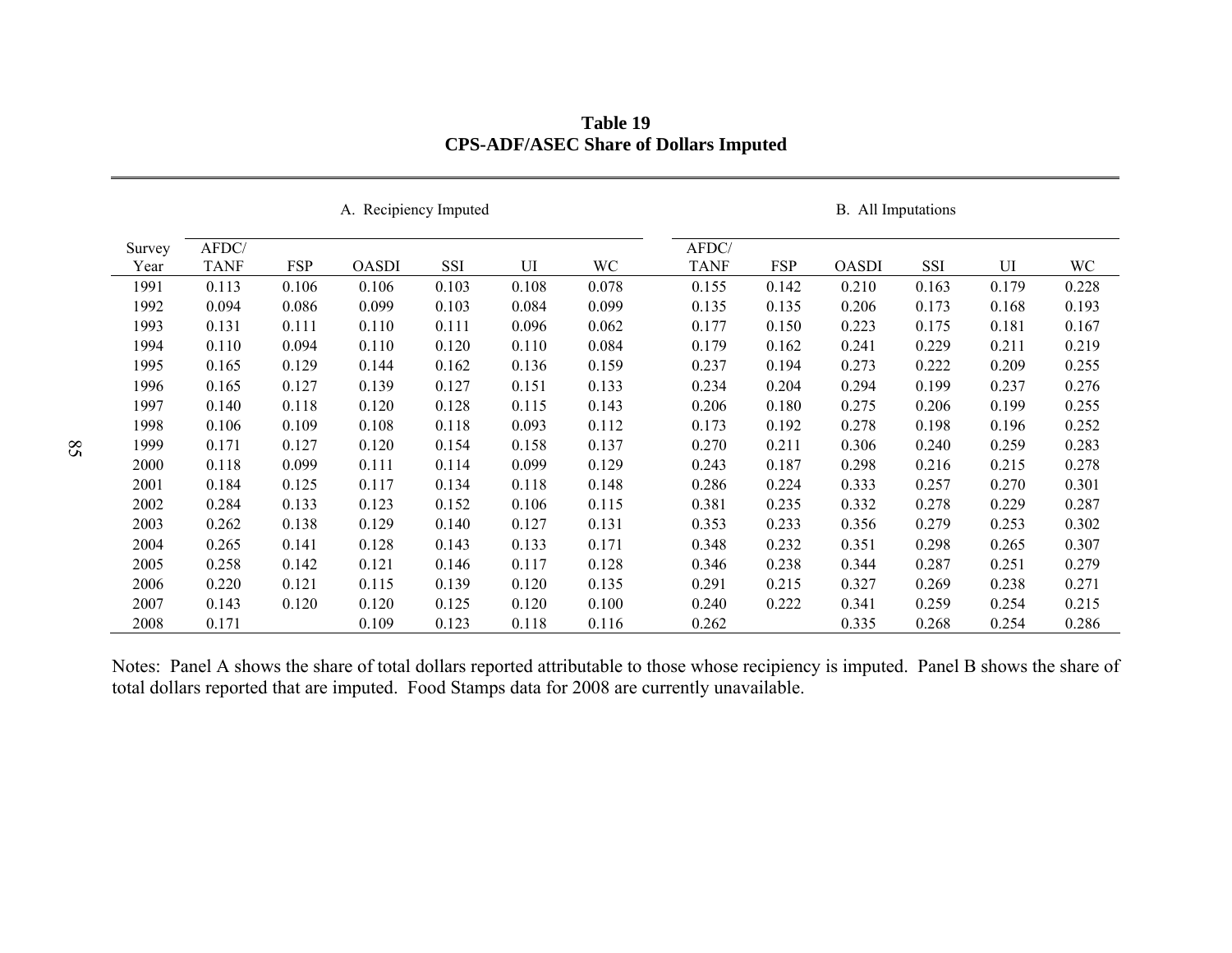**Table 19**
**CPS-ADF/ASEC Share of Dollars Imputed**

| | A. Recipiency Imputed | | | | | | B. All Imputations | | | | | |
|---|---|---|---|---|---|---|---|---|---|---|---|---|
| Survey Year | AFDC/ TANF | FSP | OASDI | SSI | UI | WC | AFDC/ TANF | FSP | OASDI | SSI | UI | WC |
| 1991 | 0.113 | 0.106 | 0.106 | 0.103 | 0.108 | 0.078 | 0.155 | 0.142 | 0.210 | 0.163 | 0.179 | 0.228 |
| 1992 | 0.094 | 0.086 | 0.099 | 0.103 | 0.084 | 0.099 | 0.135 | 0.135 | 0.206 | 0.173 | 0.168 | 0.193 |
| 1993 | 0.131 | 0.111 | 0.110 | 0.111 | 0.096 | 0.062 | 0.177 | 0.150 | 0.223 | 0.175 | 0.181 | 0.167 |
| 1994 | 0.110 | 0.094 | 0.110 | 0.120 | 0.110 | 0.084 | 0.179 | 0.162 | 0.241 | 0.229 | 0.211 | 0.219 |
| 1995 | 0.165 | 0.129 | 0.144 | 0.162 | 0.136 | 0.159 | 0.237 | 0.194 | 0.273 | 0.222 | 0.209 | 0.255 |
| 1996 | 0.165 | 0.127 | 0.139 | 0.127 | 0.151 | 0.133 | 0.234 | 0.204 | 0.294 | 0.199 | 0.237 | 0.276 |
| 1997 | 0.140 | 0.118 | 0.120 | 0.128 | 0.115 | 0.143 | 0.206 | 0.180 | 0.275 | 0.206 | 0.199 | 0.255 |
| 1998 | 0.106 | 0.109 | 0.108 | 0.118 | 0.093 | 0.112 | 0.173 | 0.192 | 0.278 | 0.198 | 0.196 | 0.252 |
| 1999 | 0.171 | 0.127 | 0.120 | 0.154 | 0.158 | 0.137 | 0.270 | 0.211 | 0.306 | 0.240 | 0.259 | 0.283 |
| 2000 | 0.118 | 0.099 | 0.111 | 0.114 | 0.099 | 0.129 | 0.243 | 0.187 | 0.298 | 0.216 | 0.215 | 0.278 |
| 2001 | 0.184 | 0.125 | 0.117 | 0.134 | 0.118 | 0.148 | 0.286 | 0.224 | 0.333 | 0.257 | 0.270 | 0.301 |
| 2002 | 0.284 | 0.133 | 0.123 | 0.152 | 0.106 | 0.115 | 0.381 | 0.235 | 0.332 | 0.278 | 0.229 | 0.287 |
| 2003 | 0.262 | 0.138 | 0.129 | 0.140 | 0.127 | 0.131 | 0.353 | 0.233 | 0.356 | 0.279 | 0.253 | 0.302 |
| 2004 | 0.265 | 0.141 | 0.128 | 0.143 | 0.133 | 0.171 | 0.348 | 0.232 | 0.351 | 0.298 | 0.265 | 0.307 |
| 2005 | 0.258 | 0.142 | 0.121 | 0.146 | 0.117 | 0.128 | 0.346 | 0.238 | 0.344 | 0.287 | 0.251 | 0.279 |
| 2006 | 0.220 | 0.121 | 0.115 | 0.139 | 0.120 | 0.135 | 0.291 | 0.215 | 0.327 | 0.269 | 0.238 | 0.271 |
| 2007 | 0.143 | 0.120 | 0.120 | 0.125 | 0.120 | 0.100 | 0.240 | 0.222 | 0.341 | 0.259 | 0.254 | 0.215 |
| 2008 | 0.171 | | 0.109 | 0.123 | 0.118 | 0.116 | 0.262 | | 0.335 | 0.268 | 0.254 | 0.286 |

Notes: Panel A shows the share of total dollars reported attributable to those whose recipiency is imputed. Panel B shows the share of total dollars reported that are imputed. Food Stamps data for 2008 are currently unavailable.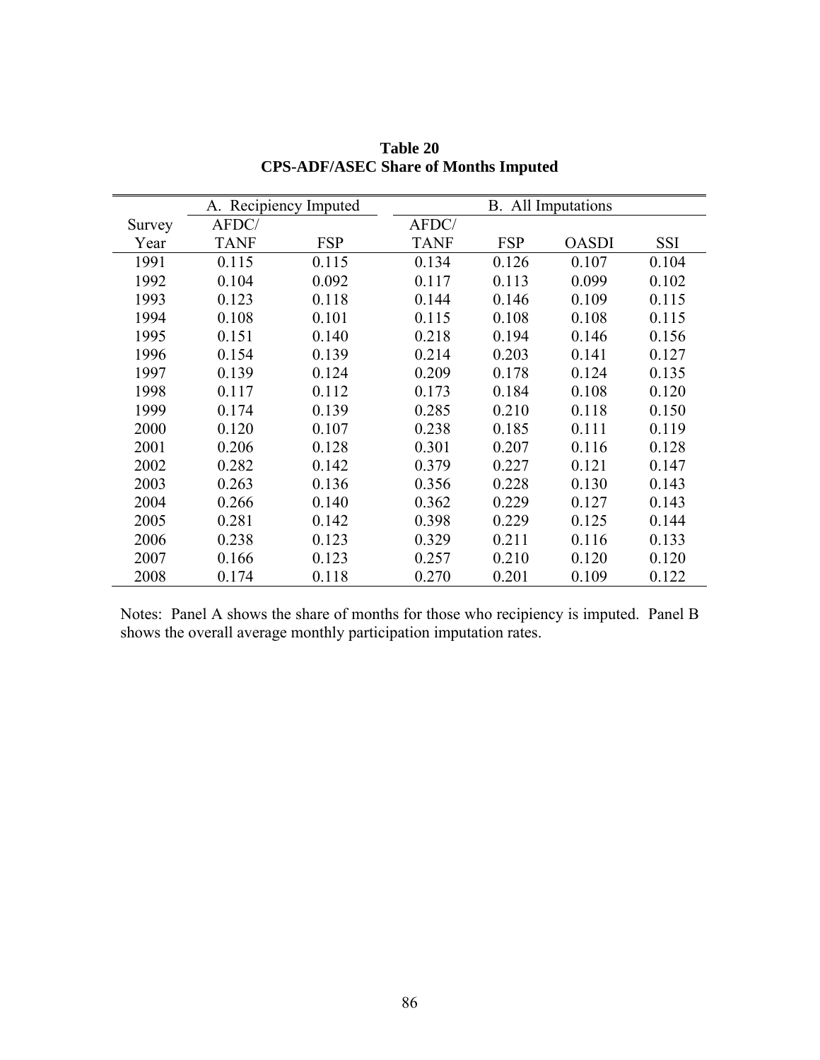**Table 20**
**CPS-ADF/ASEC Share of Months Imputed**

| | A. Recipiency Imputed | | B. All Imputations | | | |
|---|---|---|---|---|---|---|
| Survey Year | AFDC/ TANF | FSP | AFDC/ TANF | FSP | OASDI | SSI |
| 1991 | 0.115 | 0.115 | 0.134 | 0.126 | 0.107 | 0.104 |
| 1992 | 0.104 | 0.092 | 0.117 | 0.113 | 0.099 | 0.102 |
| 1993 | 0.123 | 0.118 | 0.144 | 0.146 | 0.109 | 0.115 |
| 1994 | 0.108 | 0.101 | 0.115 | 0.108 | 0.108 | 0.115 |
| 1995 | 0.151 | 0.140 | 0.218 | 0.194 | 0.146 | 0.156 |
| 1996 | 0.154 | 0.139 | 0.214 | 0.203 | 0.141 | 0.127 |
| 1997 | 0.139 | 0.124 | 0.209 | 0.178 | 0.124 | 0.135 |
| 1998 | 0.117 | 0.112 | 0.173 | 0.184 | 0.108 | 0.120 |
| 1999 | 0.174 | 0.139 | 0.285 | 0.210 | 0.118 | 0.150 |
| 2000 | 0.120 | 0.107 | 0.238 | 0.185 | 0.111 | 0.119 |
| 2001 | 0.206 | 0.128 | 0.301 | 0.207 | 0.116 | 0.128 |
| 2002 | 0.282 | 0.142 | 0.379 | 0.227 | 0.121 | 0.147 |
| 2003 | 0.263 | 0.136 | 0.356 | 0.228 | 0.130 | 0.143 |
| 2004 | 0.266 | 0.140 | 0.362 | 0.229 | 0.127 | 0.143 |
| 2005 | 0.281 | 0.142 | 0.398 | 0.229 | 0.125 | 0.144 |
| 2006 | 0.238 | 0.123 | 0.329 | 0.211 | 0.116 | 0.133 |
| 2007 | 0.166 | 0.123 | 0.257 | 0.210 | 0.120 | 0.120 |
| 2008 | 0.174 | 0.118 | 0.270 | 0.201 | 0.109 | 0.122 |

Notes: Panel A shows the share of months for those who recipiency is imputed. Panel B shows the overall average monthly participation imputation rates.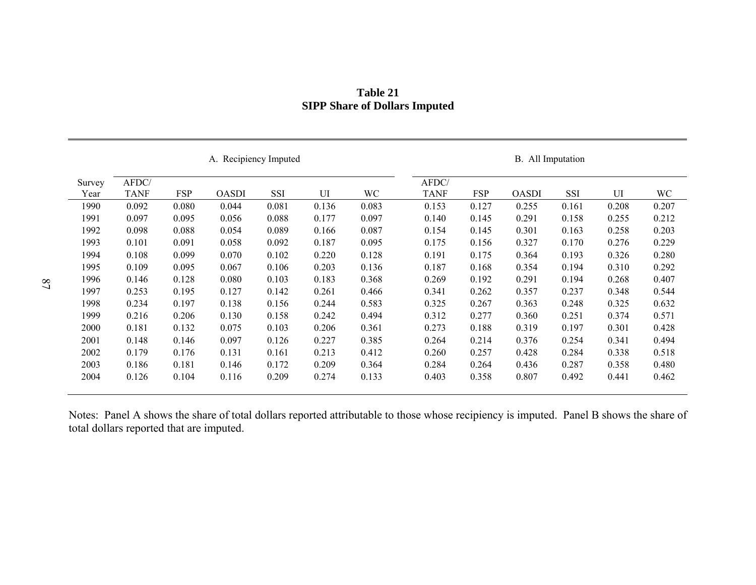**Table 21**
**SIPP Share of Dollars Imputed**

| | A. Recipiency Imputed | | | | | | B. All Imputation | | | | | |
|---|---|---|---|---|---|---|---|---|---|---|---|---|
| Survey Year | AFDC/ TANF | FSP | OASDI | SSI | UI | WC | AFDC/ TANF | FSP | OASDI | SSI | UI | WC |
| 1990 | 0.092 | 0.080 | 0.044 | 0.081 | 0.136 | 0.083 | 0.153 | 0.127 | 0.255 | 0.161 | 0.208 | 0.207 |
| 1991 | 0.097 | 0.095 | 0.056 | 0.088 | 0.177 | 0.097 | 0.140 | 0.145 | 0.291 | 0.158 | 0.255 | 0.212 |
| 1992 | 0.098 | 0.088 | 0.054 | 0.089 | 0.166 | 0.087 | 0.154 | 0.145 | 0.301 | 0.163 | 0.258 | 0.203 |
| 1993 | 0.101 | 0.091 | 0.058 | 0.092 | 0.187 | 0.095 | 0.175 | 0.156 | 0.327 | 0.170 | 0.276 | 0.229 |
| 1994 | 0.108 | 0.099 | 0.070 | 0.102 | 0.220 | 0.128 | 0.191 | 0.175 | 0.364 | 0.193 | 0.326 | 0.280 |
| 1995 | 0.109 | 0.095 | 0.067 | 0.106 | 0.203 | 0.136 | 0.187 | 0.168 | 0.354 | 0.194 | 0.310 | 0.292 |
| 1996 | 0.146 | 0.128 | 0.080 | 0.103 | 0.183 | 0.368 | 0.269 | 0.192 | 0.291 | 0.194 | 0.268 | 0.407 |
| 1997 | 0.253 | 0.195 | 0.127 | 0.142 | 0.261 | 0.466 | 0.341 | 0.262 | 0.357 | 0.237 | 0.348 | 0.544 |
| 1998 | 0.234 | 0.197 | 0.138 | 0.156 | 0.244 | 0.583 | 0.325 | 0.267 | 0.363 | 0.248 | 0.325 | 0.632 |
| 1999 | 0.216 | 0.206 | 0.130 | 0.158 | 0.242 | 0.494 | 0.312 | 0.277 | 0.360 | 0.251 | 0.374 | 0.571 |
| 2000 | 0.181 | 0.132 | 0.075 | 0.103 | 0.206 | 0.361 | 0.273 | 0.188 | 0.319 | 0.197 | 0.301 | 0.428 |
| 2001 | 0.148 | 0.146 | 0.097 | 0.126 | 0.227 | 0.385 | 0.264 | 0.214 | 0.376 | 0.254 | 0.341 | 0.494 |
| 2002 | 0.179 | 0.176 | 0.131 | 0.161 | 0.213 | 0.412 | 0.260 | 0.257 | 0.428 | 0.284 | 0.338 | 0.518 |
| 2003 | 0.186 | 0.181 | 0.146 | 0.172 | 0.209 | 0.364 | 0.284 | 0.264 | 0.436 | 0.287 | 0.358 | 0.480 |
| 2004 | 0.126 | 0.104 | 0.116 | 0.209 | 0.274 | 0.133 | 0.403 | 0.358 | 0.807 | 0.492 | 0.441 | 0.462 |

Notes: Panel A shows the share of total dollars reported attributable to those whose recipiency is imputed. Panel B shows the share of total dollars reported that are imputed.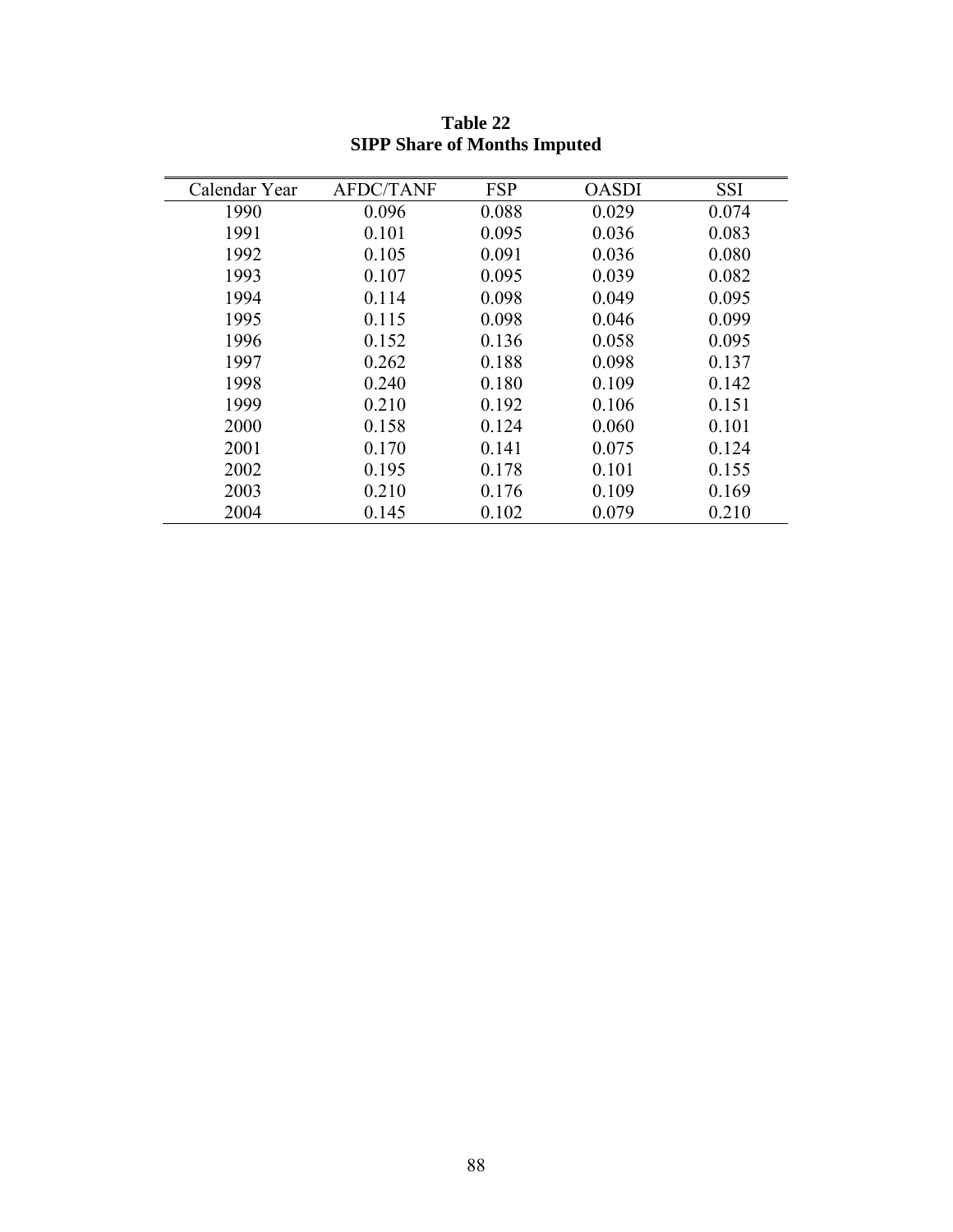**Table 22**
**SIPP Share of Months Imputed**

| Calendar Year | AFDC/TANF | FSP | OASDI | SSI |
|---|---|---|---|---|
| 1990 | 0.096 | 0.088 | 0.029 | 0.074 |
| 1991 | 0.101 | 0.095 | 0.036 | 0.083 |
| 1992 | 0.105 | 0.091 | 0.036 | 0.080 |
| 1993 | 0.107 | 0.095 | 0.039 | 0.082 |
| 1994 | 0.114 | 0.098 | 0.049 | 0.095 |
| 1995 | 0.115 | 0.098 | 0.046 | 0.099 |
| 1996 | 0.152 | 0.136 | 0.058 | 0.095 |
| 1997 | 0.262 | 0.188 | 0.098 | 0.137 |
| 1998 | 0.240 | 0.180 | 0.109 | 0.142 |
| 1999 | 0.210 | 0.192 | 0.106 | 0.151 |
| 2000 | 0.158 | 0.124 | 0.060 | 0.101 |
| 2001 | 0.170 | 0.141 | 0.075 | 0.124 |
| 2002 | 0.195 | 0.178 | 0.101 | 0.155 |
| 2003 | 0.210 | 0.176 | 0.109 | 0.169 |
| 2004 | 0.145 | 0.102 | 0.079 | 0.210 |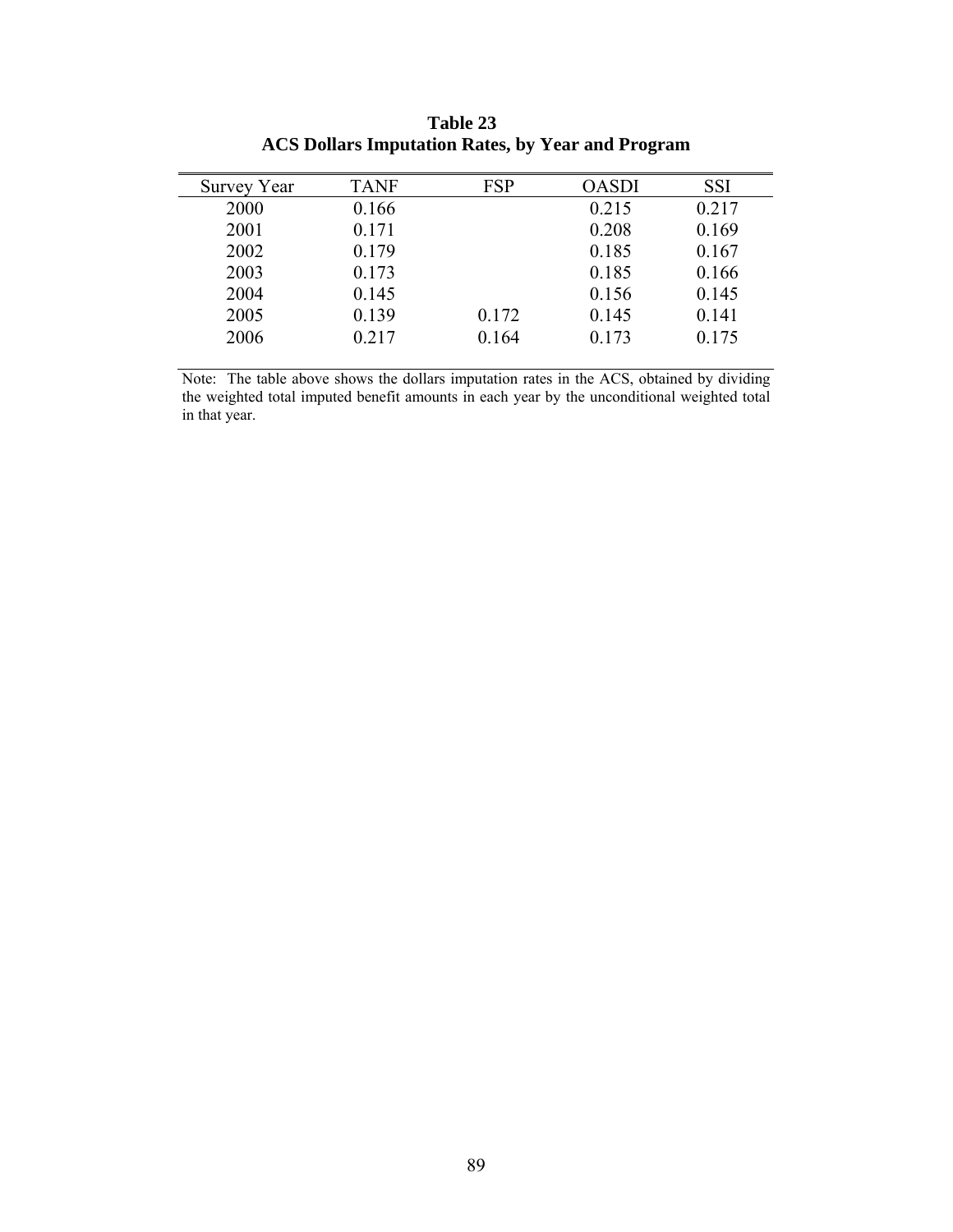**Table 23**
**ACS Dollars Imputation Rates, by Year and Program**

| Survey Year | TANF | FSP | OASDI | SSI |
|---|---|---|---|---|
| 2000 | 0.166 | | 0.215 | 0.217 |
| 2001 | 0.171 | | 0.208 | 0.169 |
| 2002 | 0.179 | | 0.185 | 0.167 |
| 2003 | 0.173 | | 0.185 | 0.166 |
| 2004 | 0.145 | | 0.156 | 0.145 |
| 2005 | 0.139 | 0.172 | 0.145 | 0.141 |
| 2006 | 0.217 | 0.164 | 0.173 | 0.175 |

Note: The table above shows the dollars imputation rates in the ACS, obtained by dividing the weighted total imputed benefit amounts in each year by the unconditional weighted total in that year.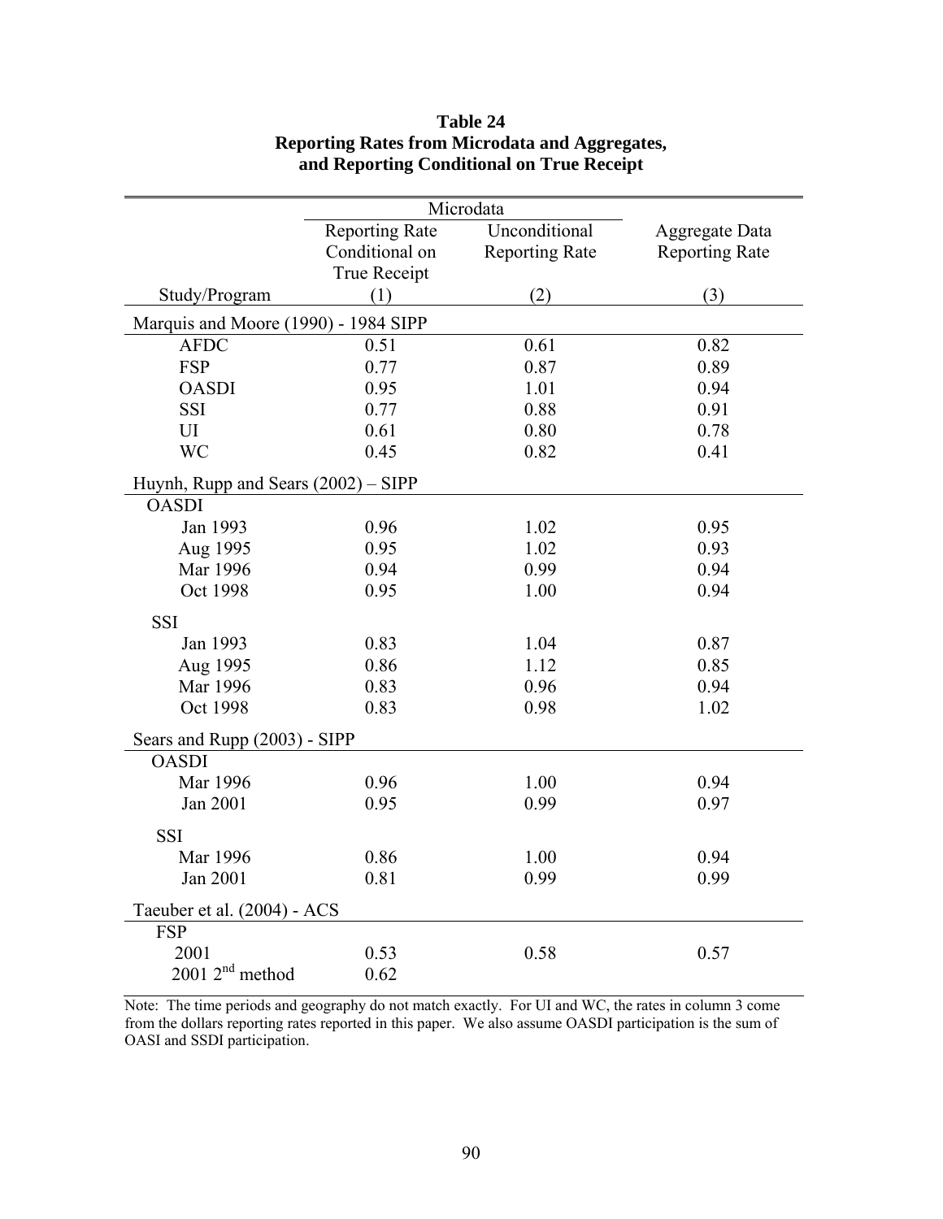**Table 24**
**Reporting Rates from Microdata and Aggregates, and Reporting Conditional on True Receipt**

| Study/Program | Microdata: Reporting Rate Conditional on True Receipt (1) | Microdata: Unconditional Reporting Rate (2) | Aggregate Data Reporting Rate (3) |
|---|---|---|---|
| **Marquis and Moore (1990) - 1984 SIPP** | | | |
| AFDC | 0.51 | 0.61 | 0.82 |
| FSP | 0.77 | 0.87 | 0.89 |
| OASDI | 0.95 | 1.01 | 0.94 |
| SSI | 0.77 | 0.88 | 0.91 |
| UI | 0.61 | 0.80 | 0.78 |
| WC | 0.45 | 0.82 | 0.41 |
| **Huynh, Rupp and Sears (2002) – SIPP** | | | |
| OASDI | | | |
| Jan 1993 | 0.96 | 1.02 | 0.95 |
| Aug 1995 | 0.95 | 1.02 | 0.93 |
| Mar 1996 | 0.94 | 0.99 | 0.94 |
| Oct 1998 | 0.95 | 1.00 | 0.94 |
| SSI | | | |
| Jan 1993 | 0.83 | 1.04 | 0.87 |
| Aug 1995 | 0.86 | 1.12 | 0.85 |
| Mar 1996 | 0.83 | 0.96 | 0.94 |
| Oct 1998 | 0.83 | 0.98 | 1.02 |
| **Sears and Rupp (2003) - SIPP** | | | |
| OASDI | | | |
| Mar 1996 | 0.96 | 1.00 | 0.94 |
| Jan 2001 | 0.95 | 0.99 | 0.97 |
| SSI | | | |
| Mar 1996 | 0.86 | 1.00 | 0.94 |
| Jan 2001 | 0.81 | 0.99 | 0.99 |
| **Taeuber et al. (2004) - ACS** | | | |
| FSP | | | |
| 2001 | 0.53 | 0.58 | 0.57 |
| 2001 2nd method | 0.62 | | |

Note: The time periods and geography do not match exactly. For UI and WC, the rates in column 3 come from the dollars reporting rates reported in this paper. We also assume OASDI participation is the sum of OASI and SSDI participation.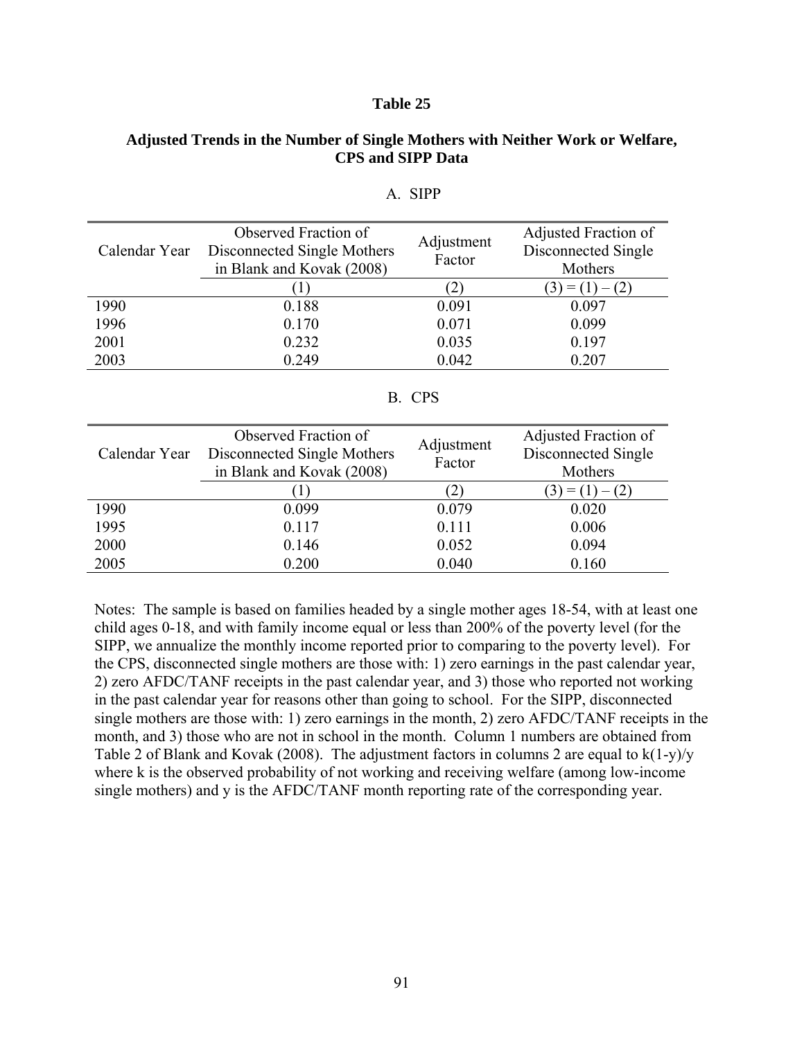**Table 25**

**Adjusted Trends in the Number of Single Mothers with Neither Work or Welfare, CPS and SIPP Data**

A. SIPP

| Calendar Year | Observed Fraction of Disconnected Single Mothers in Blank and Kovak (2008) | Adjustment Factor | Adjusted Fraction of Disconnected Single Mothers |
|---|---|---|---|
| | (1) | (2) | (3) = (1) – (2) |
| 1990 | 0.188 | 0.091 | 0.097 |
| 1996 | 0.170 | 0.071 | 0.099 |
| 2001 | 0.232 | 0.035 | 0.197 |
| 2003 | 0.249 | 0.042 | 0.207 |

B. CPS

| Calendar Year | Observed Fraction of Disconnected Single Mothers in Blank and Kovak (2008) | Adjustment Factor | Adjusted Fraction of Disconnected Single Mothers |
|---|---|---|---|
| | (1) | (2) | (3) = (1) – (2) |
| 1990 | 0.099 | 0.079 | 0.020 |
| 1995 | 0.117 | 0.111 | 0.006 |
| 2000 | 0.146 | 0.052 | 0.094 |
| 2005 | 0.200 | 0.040 | 0.160 |

Notes: The sample is based on families headed by a single mother ages 18-54, with at least one child ages 0-18, and with family income equal or less than 200% of the poverty level (for the SIPP, we annualize the monthly income reported prior to comparing to the poverty level). For the CPS, disconnected single mothers are those with: 1) zero earnings in the past calendar year, 2) zero AFDC/TANF receipts in the past calendar year, and 3) those who reported not working in the past calendar year for reasons other than going to school. For the SIPP, disconnected single mothers are those with: 1) zero earnings in the month, 2) zero AFDC/TANF receipts in the month, and 3) those who are not in school in the month. Column 1 numbers are obtained from Table 2 of Blank and Kovak (2008). The adjustment factors in columns 2 are equal to $k(1-y)/y$ where $k$ is the observed probability of not working and receiving welfare (among low-income single mothers) and $y$ is the AFDC/TANF month reporting rate of the corresponding year.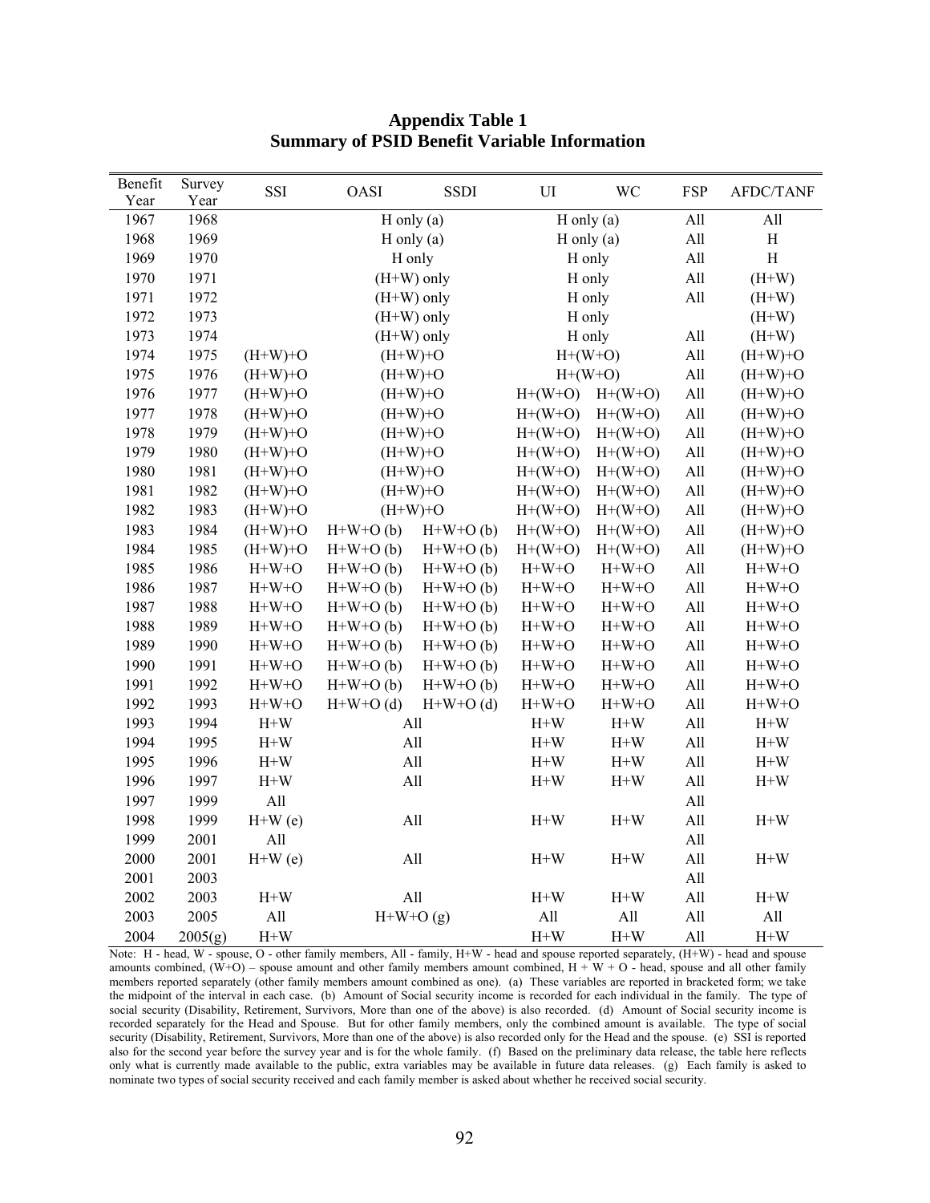# Appendix Table 1
## Summary of PSID Benefit Variable Information

| Benefit Year | Survey Year | SSI | OASI | SSDI | UI | WC | FSP | AFDC/TANF |
|---|---|---|---|---|---|---|---|---|
| 1967 | 1968 | | H only (a) | | H only (a) | | All | All |
| 1968 | 1969 | | H only (a) | | H only (a) | | All | H |
| 1969 | 1970 | | H only | | H only | | All | H |
| 1970 | 1971 | | (H+W) only | | H only | | All | (H+W) |
| 1971 | 1972 | | (H+W) only | | H only | | All | (H+W) |
| 1972 | 1973 | | (H+W) only | | H only | | | (H+W) |
| 1973 | 1974 | | (H+W) only | | H only | | All | (H+W) |
| 1974 | 1975 | (H+W)+O | (H+W)+O | | H+(W+O) | | All | (H+W)+O |
| 1975 | 1976 | (H+W)+O | (H+W)+O | | H+(W+O) | | All | (H+W)+O |
| 1976 | 1977 | (H+W)+O | (H+W)+O | | H+(W+O) | H+(W+O) | All | (H+W)+O |
| 1977 | 1978 | (H+W)+O | (H+W)+O | | H+(W+O) | H+(W+O) | All | (H+W)+O |
| 1978 | 1979 | (H+W)+O | (H+W)+O | | H+(W+O) | H+(W+O) | All | (H+W)+O |
| 1979 | 1980 | (H+W)+O | (H+W)+O | | H+(W+O) | H+(W+O) | All | (H+W)+O |
| 1980 | 1981 | (H+W)+O | (H+W)+O | | H+(W+O) | H+(W+O) | All | (H+W)+O |
| 1981 | 1982 | (H+W)+O | (H+W)+O | | H+(W+O) | H+(W+O) | All | (H+W)+O |
| 1982 | 1983 | (H+W)+O | (H+W)+O | | H+(W+O) | H+(W+O) | All | (H+W)+O |
| 1983 | 1984 | (H+W)+O | H+W+O (b) | H+W+O (b) | H+(W+O) | H+(W+O) | All | (H+W)+O |
| 1984 | 1985 | (H+W)+O | H+W+O (b) | H+W+O (b) | H+(W+O) | H+(W+O) | All | (H+W)+O |
| 1985 | 1986 | H+W+O | H+W+O (b) | H+W+O (b) | H+W+O | H+W+O | All | H+W+O |
| 1986 | 1987 | H+W+O | H+W+O (b) | H+W+O (b) | H+W+O | H+W+O | All | H+W+O |
| 1987 | 1988 | H+W+O | H+W+O (b) | H+W+O (b) | H+W+O | H+W+O | All | H+W+O |
| 1988 | 1989 | H+W+O | H+W+O (b) | H+W+O (b) | H+W+O | H+W+O | All | H+W+O |
| 1989 | 1990 | H+W+O | H+W+O (b) | H+W+O (b) | H+W+O | H+W+O | All | H+W+O |
| 1990 | 1991 | H+W+O | H+W+O (b) | H+W+O (b) | H+W+O | H+W+O | All | H+W+O |
| 1991 | 1992 | H+W+O | H+W+O (b) | H+W+O (b) | H+W+O | H+W+O | All | H+W+O |
| 1992 | 1993 | H+W+O | H+W+O (d) | H+W+O (d) | H+W+O | H+W+O | All | H+W+O |
| 1993 | 1994 | H+W | All | | H+W | H+W | All | H+W |
| 1994 | 1995 | H+W | All | | H+W | H+W | All | H+W |
| 1995 | 1996 | H+W | All | | H+W | H+W | All | H+W |
| 1996 | 1997 | H+W | All | | H+W | H+W | All | H+W |
| 1997 | 1999 | All | | | | | All | |
| 1998 | 1999 | H+W (e) | All | | H+W | H+W | All | H+W |
| 1999 | 2001 | All | | | | | All | |
| 2000 | 2001 | H+W (e) | All | | H+W | H+W | All | H+W |
| 2001 | 2003 | | | | | | All | |
| 2002 | 2003 | H+W | All | | H+W | H+W | All | H+W |
| 2003 | 2005 | All | H+W+O (g) | | All | All | All | All |
| 2004 | 2005(g) | H+W | | | H+W | H+W | All | H+W |

Note: H - head, W - spouse, O - other family members, All - family, H+W - head and spouse reported separately, (H+W) - head and spouse amounts combined, (W+O) – spouse amount and other family members amount combined, H + W + O - head, spouse and all other family members reported separately (other family members amount combined as one). (a) These variables are reported in bracketed form; we take the midpoint of the interval in each case. (b) Amount of Social security income is recorded for each individual in the family. The type of social security (Disability, Retirement, Survivors, More than one of the above) is also recorded. (d) Amount of Social security income is recorded separately for the Head and Spouse. But for other family members, only the combined amount is available. The type of social security (Disability, Retirement, Survivors, More than one of the above) is also recorded only for the Head and the spouse. (e) SSI is reported also for the second year before the survey year and is for the whole family. (f) Based on the preliminary data release, the table here reflects only what is currently made available to the public, extra variables may be available in future data releases. (g) Each family is asked to nominate two types of social security received and each family member is asked about whether he received social security.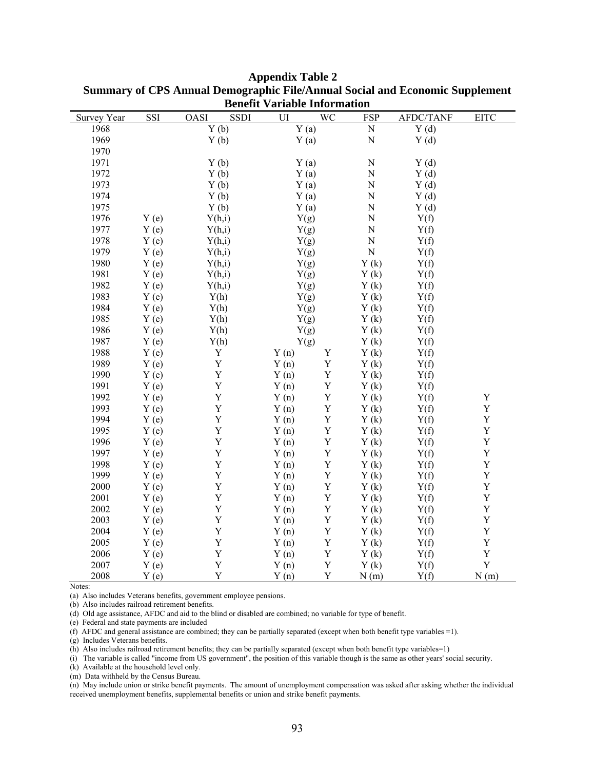**Appendix Table 2**
**Summary of CPS Annual Demographic File/Annual Social and Economic Supplement Benefit Variable Information**

| Survey Year | SSI | OASI | SSDI | UI | WC | FSP | AFDC/TANF | EITC |
|---|---|---|---|---|---|---|---|---|
| 1968 | | Y (b) | | Y (a) | | N | Y (d) | |
| 1969 | | Y (b) | | Y (a) | | N | Y (d) | |
| 1970 | | | | | | | | |
| 1971 | | Y (b) | | Y (a) | | N | Y (d) | |
| 1972 | | Y (b) | | Y (a) | | N | Y (d) | |
| 1973 | | Y (b) | | Y (a) | | N | Y (d) | |
| 1974 | | Y (b) | | Y (a) | | N | Y (d) | |
| 1975 | | Y (b) | | Y (a) | | N | Y (d) | |
| 1976 | Y (e) | Y(h,i) | | Y(g) | | N | Y(f) | |
| 1977 | Y (e) | Y(h,i) | | Y(g) | | N | Y(f) | |
| 1978 | Y (e) | Y(h,i) | | Y(g) | | N | Y(f) | |
| 1979 | Y (e) | Y(h,i) | | Y(g) | | N | Y(f) | |
| 1980 | Y (e) | Y(h,i) | | Y(g) | | Y (k) | Y(f) | |
| 1981 | Y (e) | Y(h,i) | | Y(g) | | Y (k) | Y(f) | |
| 1982 | Y (e) | Y(h,i) | | Y(g) | | Y (k) | Y(f) | |
| 1983 | Y (e) | Y(h) | | Y(g) | | Y (k) | Y(f) | |
| 1984 | Y (e) | Y(h) | | Y(g) | | Y (k) | Y(f) | |
| 1985 | Y (e) | Y(h) | | Y(g) | | Y (k) | Y(f) | |
| 1986 | Y (e) | Y(h) | | Y(g) | | Y (k) | Y(f) | |
| 1987 | Y (e) | Y(h) | | Y(g) | | Y (k) | Y(f) | |
| 1988 | Y (e) | Y | | Y (n) | Y | Y (k) | Y(f) | |
| 1989 | Y (e) | Y | | Y (n) | Y | Y (k) | Y(f) | |
| 1990 | Y (e) | Y | | Y (n) | Y | Y (k) | Y(f) | |
| 1991 | Y (e) | Y | | Y (n) | Y | Y (k) | Y(f) | |
| 1992 | Y (e) | Y | | Y (n) | Y | Y (k) | Y(f) | Y |
| 1993 | Y (e) | Y | | Y (n) | Y | Y (k) | Y(f) | Y |
| 1994 | Y (e) | Y | | Y (n) | Y | Y (k) | Y(f) | Y |
| 1995 | Y (e) | Y | | Y (n) | Y | Y (k) | Y(f) | Y |
| 1996 | Y (e) | Y | | Y (n) | Y | Y (k) | Y(f) | Y |
| 1997 | Y (e) | Y | | Y (n) | Y | Y (k) | Y(f) | Y |
| 1998 | Y (e) | Y | | Y (n) | Y | Y (k) | Y(f) | Y |
| 1999 | Y (e) | Y | | Y (n) | Y | Y (k) | Y(f) | Y |
| 2000 | Y (e) | Y | | Y (n) | Y | Y (k) | Y(f) | Y |
| 2001 | Y (e) | Y | | Y (n) | Y | Y (k) | Y(f) | Y |
| 2002 | Y (e) | Y | | Y (n) | Y | Y (k) | Y(f) | Y |
| 2003 | Y (e) | Y | | Y (n) | Y | Y (k) | Y(f) | Y |
| 2004 | Y (e) | Y | | Y (n) | Y | Y (k) | Y(f) | Y |
| 2005 | Y (e) | Y | | Y (n) | Y | Y (k) | Y(f) | Y |
| 2006 | Y (e) | Y | | Y (n) | Y | Y (k) | Y(f) | Y |
| 2007 | Y (e) | Y | | Y (n) | Y | Y (k) | Y(f) | Y |
| 2008 | Y (e) | Y | | Y (n) | Y | N (m) | Y(f) | N (m) |

Notes:

(a) Also includes Veterans benefits, government employee pensions.

(b) Also includes railroad retirement benefits.

(d) Old age assistance, AFDC and aid to the blind or disabled are combined; no variable for type of benefit.

(e) Federal and state payments are included

(f) AFDC and general assistance are combined; they can be partially separated (except when both benefit type variables =1).

(g) Includes Veterans benefits.

(h) Also includes railroad retirement benefits; they can be partially separated (except when both benefit type variables=1)

(i) The variable is called "income from US government", the position of this variable though is the same as other years' social security.

(k) Available at the household level only.

(m) Data withheld by the Census Bureau.

(n) May include union or strike benefit payments. The amount of unemployment compensation was asked after asking whether the individual received unemployment benefits, supplemental benefits or union and strike benefit payments.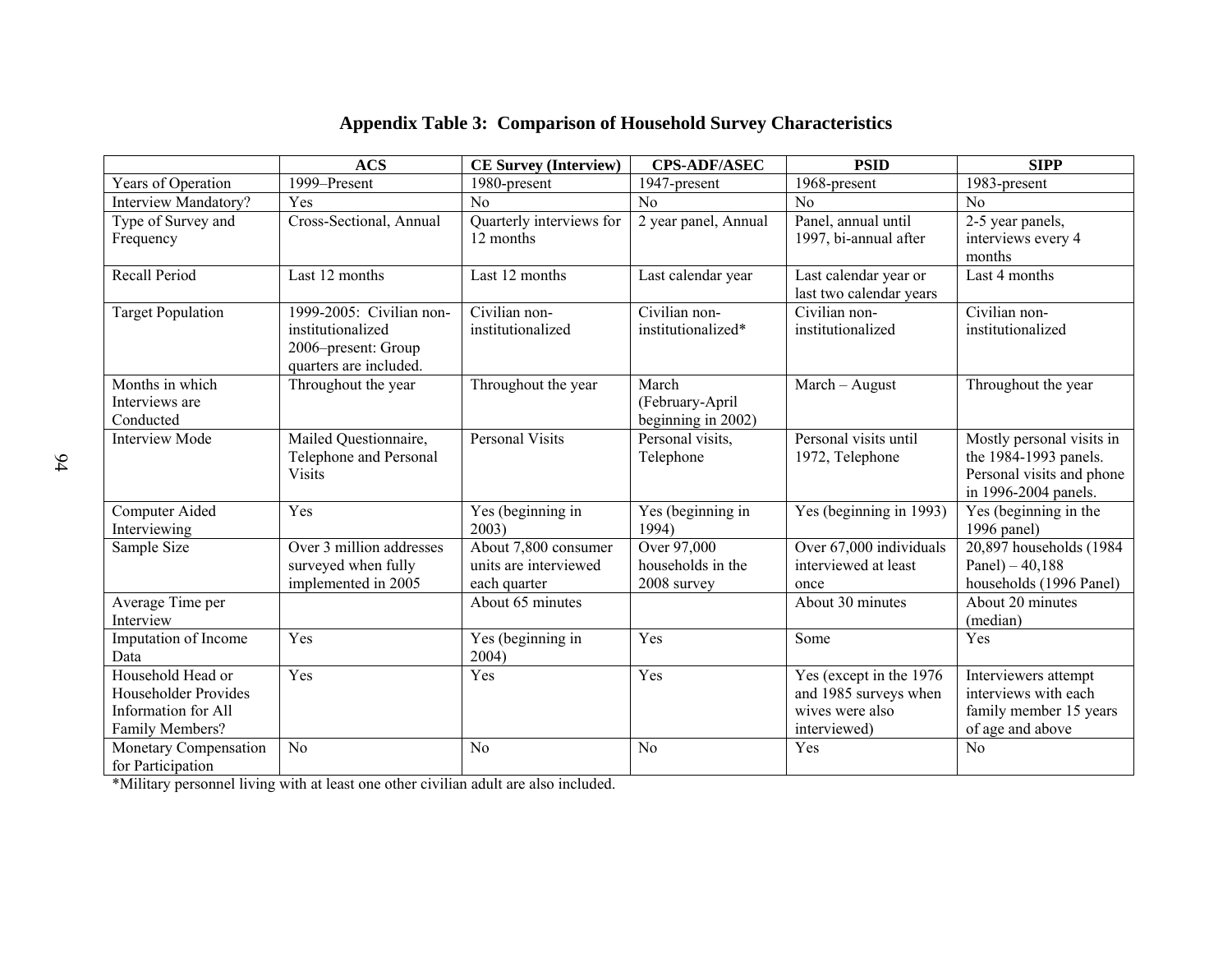## Appendix Table 3: Comparison of Household Survey Characteristics

| | ACS | CE Survey (Interview) | CPS-ADF/ASEC | PSID | SIPP |
|---|---|---|---|---|---|
| Years of Operation | 1999–Present | 1980-present | 1947-present | 1968-present | 1983-present |
| Interview Mandatory? | Yes | No | No | No | No |
| Type of Survey and Frequency | Cross-Sectional, Annual | Quarterly interviews for 12 months | 2 year panel, Annual | Panel, annual until 1997, bi-annual after | 2-5 year panels, interviews every 4 months |
| Recall Period | Last 12 months | Last 12 months | Last calendar year | Last calendar year or last two calendar years | Last 4 months |
| Target Population | 1999-2005: Civilian non-institutionalized 2006–present: Group quarters are included. | Civilian non-institutionalized | Civilian non-institutionalized* | Civilian non-institutionalized | Civilian non-institutionalized |
| Months in which Interviews are Conducted | Throughout the year | Throughout the year | March (February-April beginning in 2002) | March – August | Throughout the year |
| Interview Mode | Mailed Questionnaire, Telephone and Personal Visits | Personal Visits | Personal visits, Telephone | Personal visits until 1972, Telephone | Mostly personal visits in the 1984-1993 panels. Personal visits and phone in 1996-2004 panels. |
| Computer Aided Interviewing | Yes | Yes (beginning in 2003) | Yes (beginning in 1994) | Yes (beginning in 1993) | Yes (beginning in the 1996 panel) |
| Sample Size | Over 3 million addresses surveyed when fully implemented in 2005 | About 7,800 consumer units are interviewed each quarter | Over 97,000 households in the 2008 survey | Over 67,000 individuals interviewed at least once | 20,897 households (1984 Panel) – 40,188 households (1996 Panel) |
| Average Time per Interview | | About 65 minutes | | About 30 minutes | About 20 minutes (median) |
| Imputation of Income Data | Yes | Yes (beginning in 2004) | Yes | Some | Yes |
| Household Head or Householder Provides Information for All Family Members? | Yes | Yes | Yes | Yes (except in the 1976 and 1985 surveys when wives were also interviewed) | Interviewers attempt interviews with each family member 15 years of age and above |
| Monetary Compensation for Participation | No | No | No | Yes | No |

*Military personnel living with at least one other civilian adult are also included.